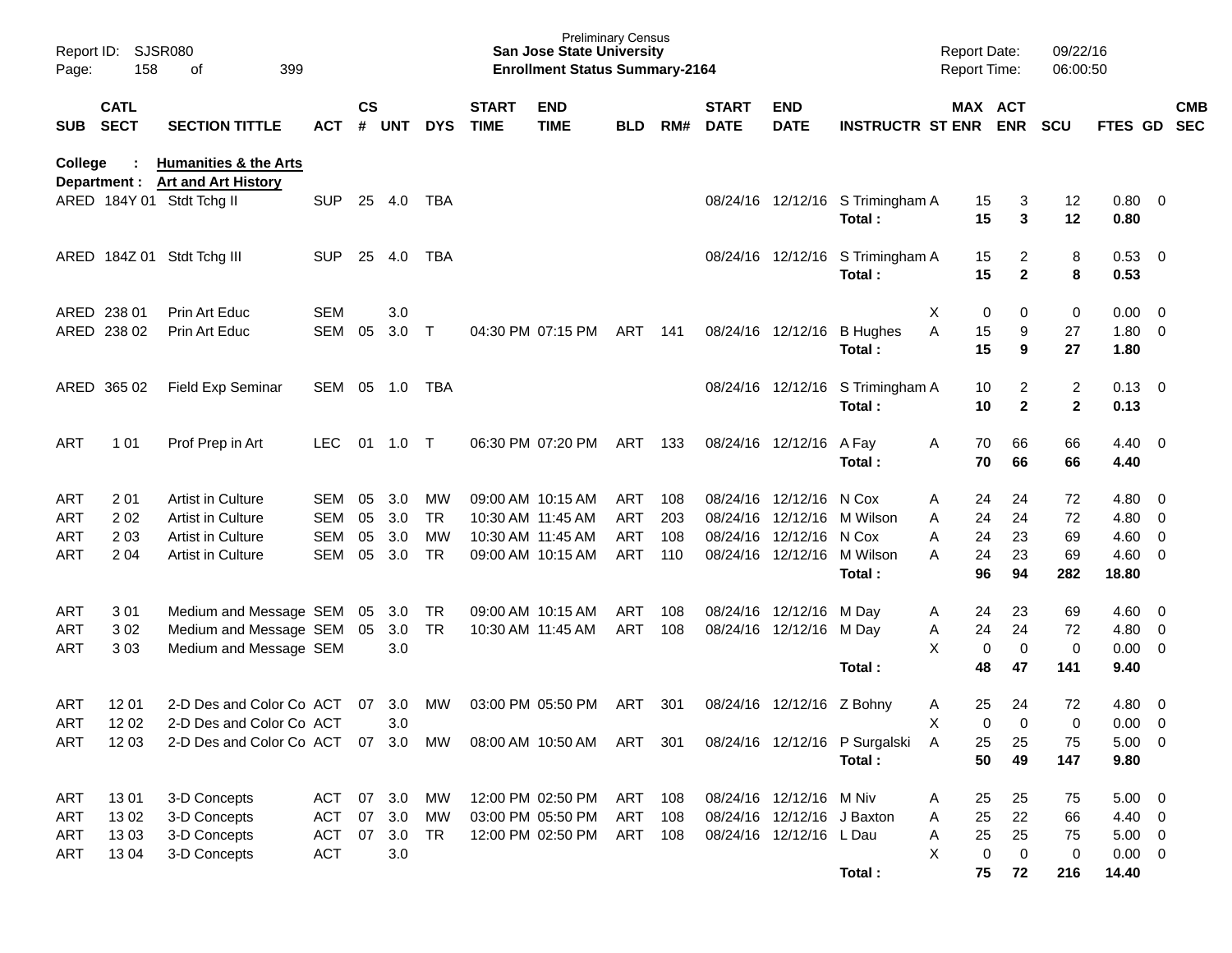Preliminary Census
**San Jose State University**
**Enrollment Status Summary-2164**

Report ID: SJSR080
Page: 158 of 399

Report Date: 09/22/16
Report Time: 06:00:50

**College : Humanities & the Arts**
**Department : Art and Art History**

| SUB | CATL SECT | SECTION TITTLE | ACT | CS # | UNT | DYS | START TIME | END TIME | BLD | RM# | START DATE | END DATE | INSTRUCTR | ST | MAX ENR | ACT ENR | SCU | FTES | GD | CMB SEC |
|---|---|---|---|---|---|---|---|---|---|---|---|---|---|---|---|---|---|---|---|---|
| ARED | 184Y 01 | Stdt Tchg II | SUP | 25 | 4.0 | TBA | | | | | 08/24/16 | 12/12/16 | S Trimingham | A | 15 | 3 | 12 | 0.80 | 0 | |
| | | | | | | | | | | | | | **Total :** | | **15** | **3** | **12** | **0.80** | | |
| ARED | 184Z 01 | Stdt Tchg III | SUP | 25 | 4.0 | TBA | | | | | 08/24/16 | 12/12/16 | S Trimingham | A | 15 | 2 | 8 | 0.53 | 0 | |
| | | | | | | | | | | | | | **Total :** | | **15** | **2** | **8** | **0.53** | | |
| ARED | 238 01 | Prin Art Educ | SEM | | 3.0 | | | | | | | | | X | 0 | 0 | 0 | 0.00 | 0 | |
| ARED | 238 02 | Prin Art Educ | SEM | 05 | 3.0 | T | 04:30 PM | 07:15 PM | ART | 141 | 08/24/16 | 12/12/16 | B Hughes | A | 15 | 9 | 27 | 1.80 | 0 | |
| | | | | | | | | | | | | | **Total :** | | **15** | **9** | **27** | **1.80** | | |
| ARED | 365 02 | Field Exp Seminar | SEM | 05 | 1.0 | TBA | | | | | 08/24/16 | 12/12/16 | S Trimingham | A | 10 | 2 | 2 | 0.13 | 0 | |
| | | | | | | | | | | | | | **Total :** | | **10** | **2** | **2** | **0.13** | | |
| ART | 1 01 | Prof Prep in Art | LEC | 01 | 1.0 | T | 06:30 PM | 07:20 PM | ART | 133 | 08/24/16 | 12/12/16 | A Fay | A | 70 | 66 | 66 | 4.40 | 0 | |
| | | | | | | | | | | | | | **Total :** | | **70** | **66** | **66** | **4.40** | | |
| ART | 2 01 | Artist in Culture | SEM | 05 | 3.0 | MW | 09:00 AM | 10:15 AM | ART | 108 | 08/24/16 | 12/12/16 | N Cox | A | 24 | 24 | 72 | 4.80 | 0 | |
| ART | 2 02 | Artist in Culture | SEM | 05 | 3.0 | TR | 10:30 AM | 11:45 AM | ART | 203 | 08/24/16 | 12/12/16 | M Wilson | A | 24 | 24 | 72 | 4.80 | 0 | |
| ART | 2 03 | Artist in Culture | SEM | 05 | 3.0 | MW | 10:30 AM | 11:45 AM | ART | 108 | 08/24/16 | 12/12/16 | N Cox | A | 24 | 23 | 69 | 4.60 | 0 | |
| ART | 2 04 | Artist in Culture | SEM | 05 | 3.0 | TR | 09:00 AM | 10:15 AM | ART | 110 | 08/24/16 | 12/12/16 | M Wilson | A | 24 | 23 | 69 | 4.60 | 0 | |
| | | | | | | | | | | | | | **Total :** | | **96** | **94** | **282** | **18.80** | | |
| ART | 3 01 | Medium and Message | SEM | 05 | 3.0 | TR | 09:00 AM | 10:15 AM | ART | 108 | 08/24/16 | 12/12/16 | M Day | A | 24 | 23 | 69 | 4.60 | 0 | |
| ART | 3 02 | Medium and Message | SEM | 05 | 3.0 | TR | 10:30 AM | 11:45 AM | ART | 108 | 08/24/16 | 12/12/16 | M Day | A | 24 | 24 | 72 | 4.80 | 0 | |
| ART | 3 03 | Medium and Message | SEM | | 3.0 | | | | | | | | | X | 0 | 0 | 0 | 0.00 | 0 | |
| | | | | | | | | | | | | | **Total :** | | **48** | **47** | **141** | **9.40** | | |
| ART | 12 01 | 2-D Des and Color Co | ACT | 07 | 3.0 | MW | 03:00 PM | 05:50 PM | ART | 301 | 08/24/16 | 12/12/16 | Z Bohny | A | 25 | 24 | 72 | 4.80 | 0 | |
| ART | 12 02 | 2-D Des and Color Co | ACT | | 3.0 | | | | | | | | | X | 0 | 0 | 0 | 0.00 | 0 | |
| ART | 12 03 | 2-D Des and Color Co | ACT | 07 | 3.0 | MW | 08:00 AM | 10:50 AM | ART | 301 | 08/24/16 | 12/12/16 | P Surgalski | A | 25 | 25 | 75 | 5.00 | 0 | |
| | | | | | | | | | | | | | **Total :** | | **50** | **49** | **147** | **9.80** | | |
| ART | 13 01 | 3-D Concepts | ACT | 07 | 3.0 | MW | 12:00 PM | 02:50 PM | ART | 108 | 08/24/16 | 12/12/16 | M Niv | A | 25 | 25 | 75 | 5.00 | 0 | |
| ART | 13 02 | 3-D Concepts | ACT | 07 | 3.0 | MW | 03:00 PM | 05:50 PM | ART | 108 | 08/24/16 | 12/12/16 | J Baxton | A | 25 | 22 | 66 | 4.40 | 0 | |
| ART | 13 03 | 3-D Concepts | ACT | 07 | 3.0 | TR | 12:00 PM | 02:50 PM | ART | 108 | 08/24/16 | 12/12/16 | L Dau | A | 25 | 25 | 75 | 5.00 | 0 | |
| ART | 13 04 | 3-D Concepts | ACT | | 3.0 | | | | | | | | | X | 0 | 0 | 0 | 0.00 | 0 | |
| | | | | | | | | | | | | | **Total :** | | **75** | **72** | **216** | **14.40** | | |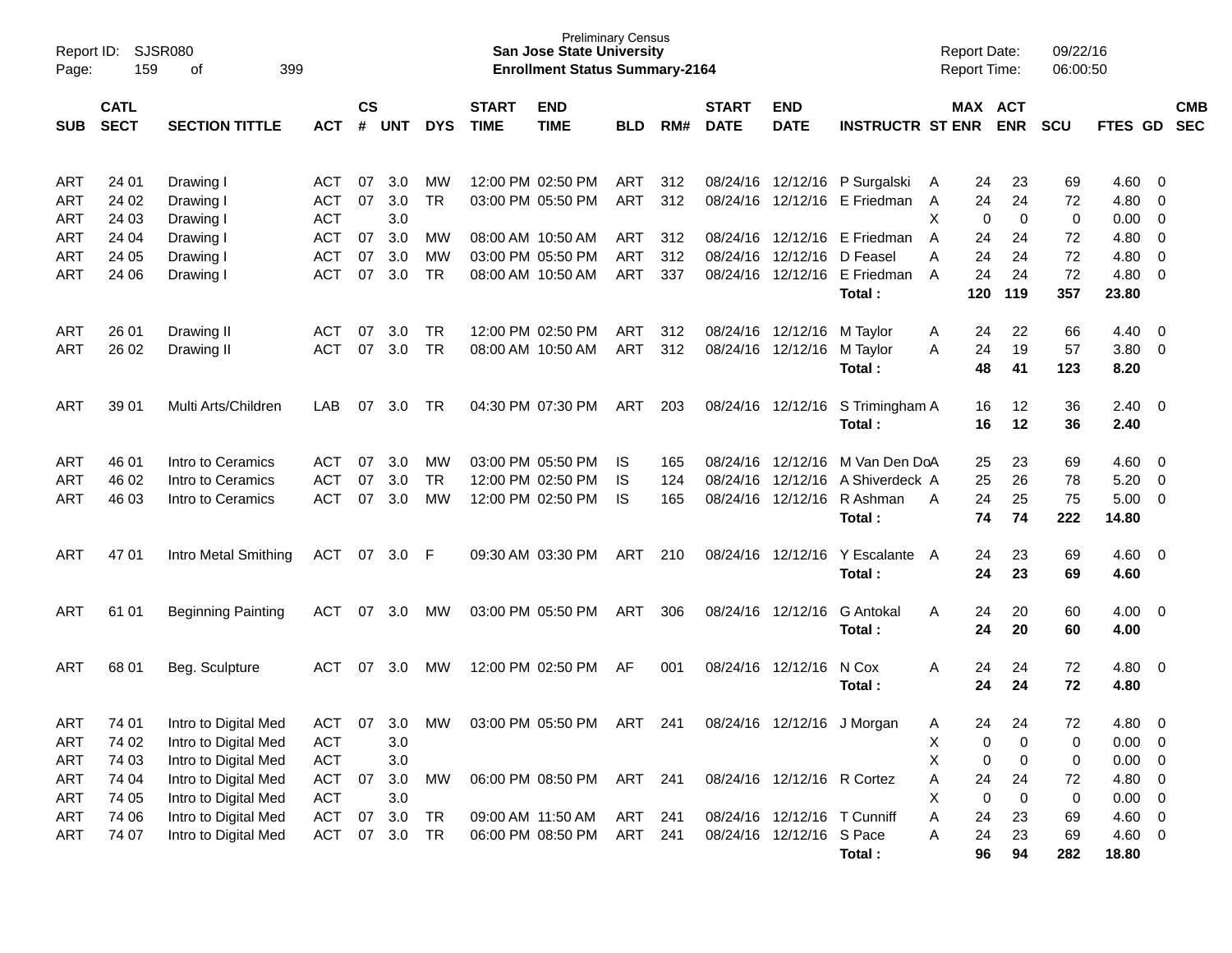Preliminary Census
**San Jose State University**
**Enrollment Status Summary-2164**

Report ID: SJSR080
Page: 159 of 399

Report Date: 09/22/16
Report Time: 06:00:50

| SUB | CATL SECT | SECTION TITTLE | ACT | CS # | UNT | DYS | START TIME | END TIME | BLD | RM# | START DATE | END DATE | INSTRUCTR | ST | MAX ENR | ACT ENR | SCU | FTES | GD | CMB SEC |
|---|---|---|---|---|---|---|---|---|---|---|---|---|---|---|---|---|---|---|---|---|
| ART | 24 01 | Drawing I | ACT | 07 | 3.0 | MW | 12:00 PM | 02:50 PM | ART | 312 | 08/24/16 | 12/12/16 | P Surgalski | A | 24 | 23 | 69 | 4.60 | 0 | |
| ART | 24 02 | Drawing I | ACT | 07 | 3.0 | TR | 03:00 PM | 05:50 PM | ART | 312 | 08/24/16 | 12/12/16 | E Friedman | A | 24 | 24 | 72 | 4.80 | 0 | |
| ART | 24 03 | Drawing I | ACT | | 3.0 | | | | | | | | | X | 0 | 0 | 0 | 0.00 | 0 | |
| ART | 24 04 | Drawing I | ACT | 07 | 3.0 | MW | 08:00 AM | 10:50 AM | ART | 312 | 08/24/16 | 12/12/16 | E Friedman | A | 24 | 24 | 72 | 4.80 | 0 | |
| ART | 24 05 | Drawing I | ACT | 07 | 3.0 | MW | 03:00 PM | 05:50 PM | ART | 312 | 08/24/16 | 12/12/16 | D Feasel | A | 24 | 24 | 72 | 4.80 | 0 | |
| ART | 24 06 | Drawing I | ACT | 07 | 3.0 | TR | 08:00 AM | 10:50 AM | ART | 337 | 08/24/16 | 12/12/16 | E Friedman | A | 24 | 24 | 72 | 4.80 | 0 | |
| | | | | | | | | | | | | | **Total :** | | **120** | **119** | **357** | **23.80** | | |
| ART | 26 01 | Drawing II | ACT | 07 | 3.0 | TR | 12:00 PM | 02:50 PM | ART | 312 | 08/24/16 | 12/12/16 | M Taylor | A | 24 | 22 | 66 | 4.40 | 0 | |
| ART | 26 02 | Drawing II | ACT | 07 | 3.0 | TR | 08:00 AM | 10:50 AM | ART | 312 | 08/24/16 | 12/12/16 | M Taylor | A | 24 | 19 | 57 | 3.80 | 0 | |
| | | | | | | | | | | | | | **Total :** | | **48** | **41** | **123** | **8.20** | | |
| ART | 39 01 | Multi Arts/Children | LAB | 07 | 3.0 | TR | 04:30 PM | 07:30 PM | ART | 203 | 08/24/16 | 12/12/16 | S Trimingham | A | 16 | 12 | 36 | 2.40 | 0 | |
| | | | | | | | | | | | | | **Total :** | | **16** | **12** | **36** | **2.40** | | |
| ART | 46 01 | Intro to Ceramics | ACT | 07 | 3.0 | MW | 03:00 PM | 05:50 PM | IS | 165 | 08/24/16 | 12/12/16 | M Van Den Do | A | 25 | 23 | 69 | 4.60 | 0 | |
| ART | 46 02 | Intro to Ceramics | ACT | 07 | 3.0 | TR | 12:00 PM | 02:50 PM | IS | 124 | 08/24/16 | 12/12/16 | A Shiverdeck | A | 25 | 26 | 78 | 5.20 | 0 | |
| ART | 46 03 | Intro to Ceramics | ACT | 07 | 3.0 | MW | 12:00 PM | 02:50 PM | IS | 165 | 08/24/16 | 12/12/16 | R Ashman | A | 24 | 25 | 75 | 5.00 | 0 | |
| | | | | | | | | | | | | | **Total :** | | **74** | **74** | **222** | **14.80** | | |
| ART | 47 01 | Intro Metal Smithing | ACT | 07 | 3.0 | F | 09:30 AM | 03:30 PM | ART | 210 | 08/24/16 | 12/12/16 | Y Escalante | A | 24 | 23 | 69 | 4.60 | 0 | |
| | | | | | | | | | | | | | **Total :** | | **24** | **23** | **69** | **4.60** | | |
| ART | 61 01 | Beginning Painting | ACT | 07 | 3.0 | MW | 03:00 PM | 05:50 PM | ART | 306 | 08/24/16 | 12/12/16 | G Antokal | A | 24 | 20 | 60 | 4.00 | 0 | |
| | | | | | | | | | | | | | **Total :** | | **24** | **20** | **60** | **4.00** | | |
| ART | 68 01 | Beg. Sculpture | ACT | 07 | 3.0 | MW | 12:00 PM | 02:50 PM | AF | 001 | 08/24/16 | 12/12/16 | N Cox | A | 24 | 24 | 72 | 4.80 | 0 | |
| | | | | | | | | | | | | | **Total :** | | **24** | **24** | **72** | **4.80** | | |
| ART | 74 01 | Intro to Digital Med | ACT | 07 | 3.0 | MW | 03:00 PM | 05:50 PM | ART | 241 | 08/24/16 | 12/12/16 | J Morgan | A | 24 | 24 | 72 | 4.80 | 0 | |
| ART | 74 02 | Intro to Digital Med | ACT | | 3.0 | | | | | | | | | X | 0 | 0 | 0 | 0.00 | 0 | |
| ART | 74 03 | Intro to Digital Med | ACT | | 3.0 | | | | | | | | | X | 0 | 0 | 0 | 0.00 | 0 | |
| ART | 74 04 | Intro to Digital Med | ACT | 07 | 3.0 | MW | 06:00 PM | 08:50 PM | ART | 241 | 08/24/16 | 12/12/16 | R Cortez | A | 24 | 24 | 72 | 4.80 | 0 | |
| ART | 74 05 | Intro to Digital Med | ACT | | 3.0 | | | | | | | | | X | 0 | 0 | 0 | 0.00 | 0 | |
| ART | 74 06 | Intro to Digital Med | ACT | 07 | 3.0 | TR | 09:00 AM | 11:50 AM | ART | 241 | 08/24/16 | 12/12/16 | T Cunniff | A | 24 | 23 | 69 | 4.60 | 0 | |
| ART | 74 07 | Intro to Digital Med | ACT | 07 | 3.0 | TR | 06:00 PM | 08:50 PM | ART | 241 | 08/24/16 | 12/12/16 | S Pace | A | 24 | 23 | 69 | 4.60 | 0 | |
| | | | | | | | | | | | | | **Total :** | | **96** | **94** | **282** | **18.80** | | |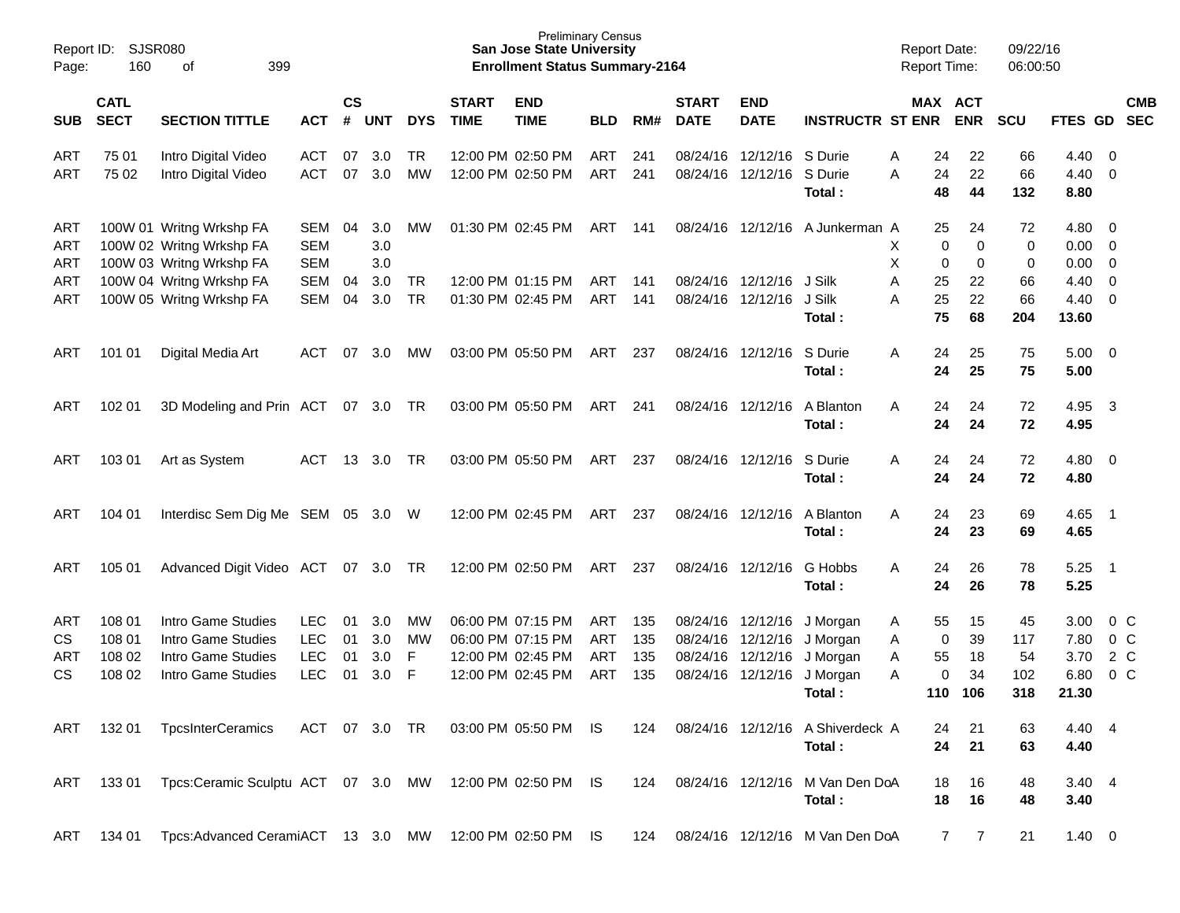Preliminary Census
**San Jose State University**
**Enrollment Status Summary-2164**

Report ID: SJSR080
Report Date: 09/22/16
Report Time: 06:00:50

| SUB | CATL SECT | SECTION TITTLE | ACT | CS # | UNT | DYS | START TIME | END TIME | BLD | RM# | START DATE | END DATE | INSTRUCTR | ST | MAX ENR | ACT ENR | SCU | FTES | GD | CMB SEC |
|---|---|---|---|---|---|---|---|---|---|---|---|---|---|---|---|---|---|---|---|---|
| ART | 75 01 | Intro Digital Video | ACT | 07 | 3.0 | TR | 12:00 PM | 02:50 PM | ART | 241 | 08/24/16 | 12/12/16 | S Durie | A | 24 | 22 | 66 | 4.40 | 0 | |
| ART | 75 02 | Intro Digital Video | ACT | 07 | 3.0 | MW | 12:00 PM | 02:50 PM | ART | 241 | 08/24/16 | 12/12/16 | S Durie | A | 24 | 22 | 66 | 4.40 | 0 | |
| | | | | | | | | | | | | | **Total :** | | **48** | **44** | **132** | **8.80** | | |
| ART | 100W 01 | Writng Wrkshp FA | SEM | 04 | 3.0 | MW | 01:30 PM | 02:45 PM | ART | 141 | 08/24/16 | 12/12/16 | A Junkerman | A | 25 | 24 | 72 | 4.80 | 0 | |
| ART | 100W 02 | Writng Wrkshp FA | SEM | | 3.0 | | | | | | | | | X | 0 | 0 | 0 | 0.00 | 0 | |
| ART | 100W 03 | Writng Wrkshp FA | SEM | | 3.0 | | | | | | | | | X | 0 | 0 | 0 | 0.00 | 0 | |
| ART | 100W 04 | Writng Wrkshp FA | SEM | 04 | 3.0 | TR | 12:00 PM | 01:15 PM | ART | 141 | 08/24/16 | 12/12/16 | J Silk | A | 25 | 22 | 66 | 4.40 | 0 | |
| ART | 100W 05 | Writng Wrkshp FA | SEM | 04 | 3.0 | TR | 01:30 PM | 02:45 PM | ART | 141 | 08/24/16 | 12/12/16 | J Silk | A | 25 | 22 | 66 | 4.40 | 0 | |
| | | | | | | | | | | | | | **Total :** | | **75** | **68** | **204** | **13.60** | | |
| ART | 101 01 | Digital Media Art | ACT | 07 | 3.0 | MW | 03:00 PM | 05:50 PM | ART | 237 | 08/24/16 | 12/12/16 | S Durie | A | 24 | 25 | 75 | 5.00 | 0 | |
| | | | | | | | | | | | | | **Total :** | | **24** | **25** | **75** | **5.00** | | |
| ART | 102 01 | 3D Modeling and Prin | ACT | 07 | 3.0 | TR | 03:00 PM | 05:50 PM | ART | 241 | 08/24/16 | 12/12/16 | A Blanton | A | 24 | 24 | 72 | 4.95 | 3 | |
| | | | | | | | | | | | | | **Total :** | | **24** | **24** | **72** | **4.95** | | |
| ART | 103 01 | Art as System | ACT | 13 | 3.0 | TR | 03:00 PM | 05:50 PM | ART | 237 | 08/24/16 | 12/12/16 | S Durie | A | 24 | 24 | 72 | 4.80 | 0 | |
| | | | | | | | | | | | | | **Total :** | | **24** | **24** | **72** | **4.80** | | |
| ART | 104 01 | Interdisc Sem Dig Me | SEM | 05 | 3.0 | W | 12:00 PM | 02:45 PM | ART | 237 | 08/24/16 | 12/12/16 | A Blanton | A | 24 | 23 | 69 | 4.65 | 1 | |
| | | | | | | | | | | | | | **Total :** | | **24** | **23** | **69** | **4.65** | | |
| ART | 105 01 | Advanced Digit Video | ACT | 07 | 3.0 | TR | 12:00 PM | 02:50 PM | ART | 237 | 08/24/16 | 12/12/16 | G Hobbs | A | 24 | 26 | 78 | 5.25 | 1 | |
| | | | | | | | | | | | | | **Total :** | | **24** | **26** | **78** | **5.25** | | |
| ART | 108 01 | Intro Game Studies | LEC | 01 | 3.0 | MW | 06:00 PM | 07:15 PM | ART | 135 | 08/24/16 | 12/12/16 | J Morgan | A | 55 | 15 | 45 | 3.00 | 0 | C |
| CS | 108 01 | Intro Game Studies | LEC | 01 | 3.0 | MW | 06:00 PM | 07:15 PM | ART | 135 | 08/24/16 | 12/12/16 | J Morgan | A | 0 | 39 | 117 | 7.80 | 0 | C |
| ART | 108 02 | Intro Game Studies | LEC | 01 | 3.0 | F | 12:00 PM | 02:45 PM | ART | 135 | 08/24/16 | 12/12/16 | J Morgan | A | 55 | 18 | 54 | 3.70 | 2 | C |
| CS | 108 02 | Intro Game Studies | LEC | 01 | 3.0 | F | 12:00 PM | 02:45 PM | ART | 135 | 08/24/16 | 12/12/16 | J Morgan | A | 0 | 34 | 102 | 6.80 | 0 | C |
| | | | | | | | | | | | | | **Total :** | | **110** | **106** | **318** | **21.30** | | |
| ART | 132 01 | TpcsInterCeramics | ACT | 07 | 3.0 | TR | 03:00 PM | 05:50 PM | IS | 124 | 08/24/16 | 12/12/16 | A Shiverdeck | A | 24 | 21 | 63 | 4.40 | 4 | |
| | | | | | | | | | | | | | **Total :** | | **24** | **21** | **63** | **4.40** | | |
| ART | 133 01 | Tpcs:Ceramic Sculptu | ACT | 07 | 3.0 | MW | 12:00 PM | 02:50 PM | IS | 124 | 08/24/16 | 12/12/16 | M Van Den Do | A | 18 | 16 | 48 | 3.40 | 4 | |
| | | | | | | | | | | | | | **Total :** | | **18** | **16** | **48** | **3.40** | | |
| ART | 134 01 | Tpcs:Advanced Cerami | ACT | 13 | 3.0 | MW | 12:00 PM | 02:50 PM | IS | 124 | 08/24/16 | 12/12/16 | M Van Den Do | A | 7 | 7 | 21 | 1.40 | 0 | |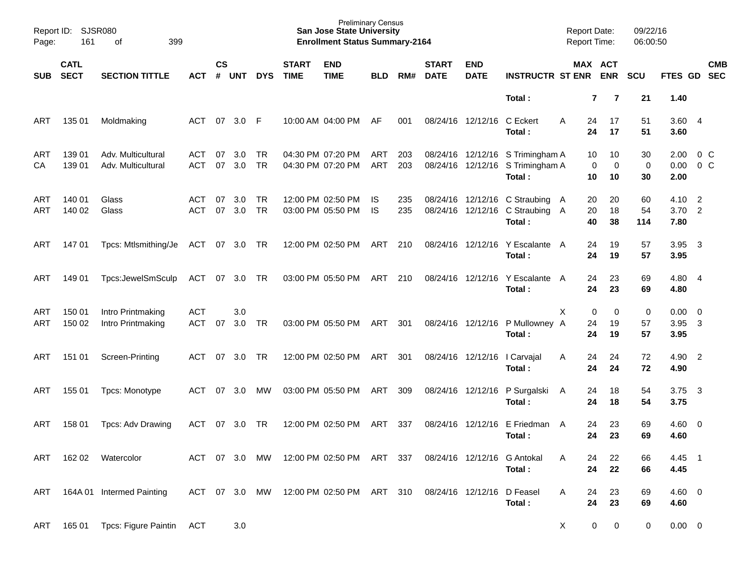Preliminary Census
**San Jose State University**
**Enrollment Status Summary-2164**

Report ID: SJSR080
Report Date: 09/22/16
Report Time: 06:00:50

| SUB | CATL SECT | SECTION TITTLE | ACT | CS # | UNT | DYS | START TIME | END TIME | BLD | RM# | START DATE | END DATE | INSTRUCTR | ST | MAX ENR | ACT ENR | SCU | FTES | GD | CMB SEC |
|---|---|---|---|---|---|---|---|---|---|---|---|---|---|---|---|---|---|---|---|---|
| | | | | | | | | | | | | | **Total :** | | **7** | **7** | **21** | **1.40** | | |
| ART | 135 01 | Moldmaking | ACT | 07 | 3.0 | F | 10:00 AM | 04:00 PM | AF | 001 | 08/24/16 | 12/12/16 | C Eckert | A | 24 | 17 | 51 | 3.60 | 4 | |
| | | | | | | | | | | | | | **Total :** | | **24** | **17** | **51** | **3.60** | | |
| ART | 139 01 | Adv. Multicultural | ACT | 07 | 3.0 | TR | 04:30 PM | 07:20 PM | ART | 203 | 08/24/16 | 12/12/16 | S Trimingham | A | 10 | 10 | 30 | 2.00 | 0 | C |
| CA | 139 01 | Adv. Multicultural | ACT | 07 | 3.0 | TR | 04:30 PM | 07:20 PM | ART | 203 | 08/24/16 | 12/12/16 | S Trimingham | A | 0 | 0 | 0 | 0.00 | 0 | C |
| | | | | | | | | | | | | | **Total :** | | **10** | **10** | **30** | **2.00** | | |
| ART | 140 01 | Glass | ACT | 07 | 3.0 | TR | 12:00 PM | 02:50 PM | IS | 235 | 08/24/16 | 12/12/16 | C Straubing | A | 20 | 20 | 60 | 4.10 | 2 | |
| ART | 140 02 | Glass | ACT | 07 | 3.0 | TR | 03:00 PM | 05:50 PM | IS | 235 | 08/24/16 | 12/12/16 | C Straubing | A | 20 | 18 | 54 | 3.70 | 2 | |
| | | | | | | | | | | | | | **Total :** | | **40** | **38** | **114** | **7.80** | | |
| ART | 147 01 | Tpcs: Mtlsmithing/Je | ACT | 07 | 3.0 | TR | 12:00 PM | 02:50 PM | ART | 210 | 08/24/16 | 12/12/16 | Y Escalante | A | 24 | 19 | 57 | 3.95 | 3 | |
| | | | | | | | | | | | | | **Total :** | | **24** | **19** | **57** | **3.95** | | |
| ART | 149 01 | Tpcs:JewelSmSculp | ACT | 07 | 3.0 | TR | 03:00 PM | 05:50 PM | ART | 210 | 08/24/16 | 12/12/16 | Y Escalante | A | 24 | 23 | 69 | 4.80 | 4 | |
| | | | | | | | | | | | | | **Total :** | | **24** | **23** | **69** | **4.80** | | |
| ART | 150 01 | Intro Printmaking | ACT | | 3.0 | | | | | | | | | X | 0 | 0 | 0 | 0.00 | 0 | |
| ART | 150 02 | Intro Printmaking | ACT | 07 | 3.0 | TR | 03:00 PM | 05:50 PM | ART | 301 | 08/24/16 | 12/12/16 | P Mullowney | A | 24 | 19 | 57 | 3.95 | 3 | |
| | | | | | | | | | | | | | **Total :** | | **24** | **19** | **57** | **3.95** | | |
| ART | 151 01 | Screen-Printing | ACT | 07 | 3.0 | TR | 12:00 PM | 02:50 PM | ART | 301 | 08/24/16 | 12/12/16 | I Carvajal | A | 24 | 24 | 72 | 4.90 | 2 | |
| | | | | | | | | | | | | | **Total :** | | **24** | **24** | **72** | **4.90** | | |
| ART | 155 01 | Tpcs: Monotype | ACT | 07 | 3.0 | MW | 03:00 PM | 05:50 PM | ART | 309 | 08/24/16 | 12/12/16 | P Surgalski | A | 24 | 18 | 54 | 3.75 | 3 | |
| | | | | | | | | | | | | | **Total :** | | **24** | **18** | **54** | **3.75** | | |
| ART | 158 01 | Tpcs: Adv Drawing | ACT | 07 | 3.0 | TR | 12:00 PM | 02:50 PM | ART | 337 | 08/24/16 | 12/12/16 | E Friedman | A | 24 | 23 | 69 | 4.60 | 0 | |
| | | | | | | | | | | | | | **Total :** | | **24** | **23** | **69** | **4.60** | | |
| ART | 162 02 | Watercolor | ACT | 07 | 3.0 | MW | 12:00 PM | 02:50 PM | ART | 337 | 08/24/16 | 12/12/16 | G Antokal | A | 24 | 22 | 66 | 4.45 | 1 | |
| | | | | | | | | | | | | | **Total :** | | **24** | **22** | **66** | **4.45** | | |
| ART | 164A 01 | Intermed Painting | ACT | 07 | 3.0 | MW | 12:00 PM | 02:50 PM | ART | 310 | 08/24/16 | 12/12/16 | D Feasel | A | 24 | 23 | 69 | 4.60 | 0 | |
| | | | | | | | | | | | | | **Total :** | | **24** | **23** | **69** | **4.60** | | |
| ART | 165 01 | Tpcs: Figure Paintin | ACT | | 3.0 | | | | | | | | | X | 0 | 0 | 0 | 0.00 | 0 | |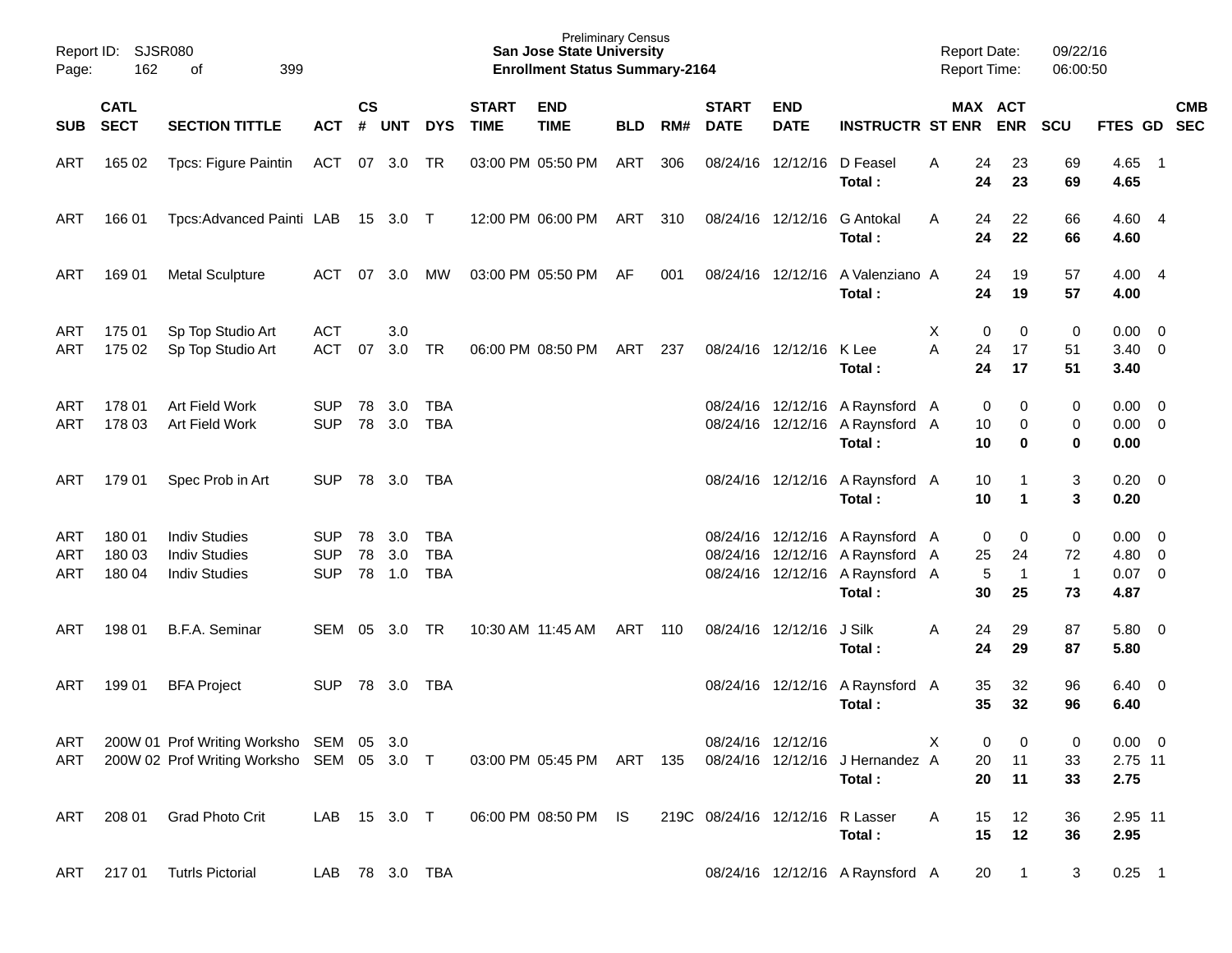Preliminary Census
**San Jose State University**
**Enrollment Status Summary-2164**

Report ID: SJSR080
Report Date: 09/22/16
Report Time: 06:00:50

| SUB | CATL SECT | SECTION TITTLE | ACT | CS # | UNT | DYS | START TIME | END TIME | BLD | RM# | START DATE | END DATE | INSTRUCTR | ST | MAX ENR | ACT ENR | SCU | FTES | GD | CMB SEC |
|---|---|---|---|---|---|---|---|---|---|---|---|---|---|---|---|---|---|---|---|---|
| ART | 165 02 | Tpcs: Figure Paintin | ACT | 07 | 3.0 | TR | 03:00 PM | 05:50 PM | ART | 306 | 08/24/16 | 12/12/16 | D Feasel | A | 24 | 23 | 69 | 4.65 | 1 | |
| | | | | | | | | | | | | | **Total :** | | **24** | **23** | **69** | **4.65** | | |
| ART | 166 01 | Tpcs:Advanced Painti | LAB | 15 | 3.0 | T | 12:00 PM | 06:00 PM | ART | 310 | 08/24/16 | 12/12/16 | G Antokal | A | 24 | 22 | 66 | 4.60 | 4 | |
| | | | | | | | | | | | | | **Total :** | | **24** | **22** | **66** | **4.60** | | |
| ART | 169 01 | Metal Sculpture | ACT | 07 | 3.0 | MW | 03:00 PM | 05:50 PM | AF | 001 | 08/24/16 | 12/12/16 | A Valenziano | A | 24 | 19 | 57 | 4.00 | 4 | |
| | | | | | | | | | | | | | **Total :** | | **24** | **19** | **57** | **4.00** | | |
| ART | 175 01 | Sp Top Studio Art | ACT | | 3.0 | | | | | | | | | X | 0 | 0 | 0 | 0.00 | 0 | |
| ART | 175 02 | Sp Top Studio Art | ACT | 07 | 3.0 | TR | 06:00 PM | 08:50 PM | ART | 237 | 08/24/16 | 12/12/16 | K Lee | A | 24 | 17 | 51 | 3.40 | 0 | |
| | | | | | | | | | | | | | **Total :** | | **24** | **17** | **51** | **3.40** | | |
| ART | 178 01 | Art Field Work | SUP | 78 | 3.0 | TBA | | | | | 08/24/16 | 12/12/16 | A Raynsford | A | 0 | 0 | 0 | 0.00 | 0 | |
| ART | 178 03 | Art Field Work | SUP | 78 | 3.0 | TBA | | | | | 08/24/16 | 12/12/16 | A Raynsford | A | 10 | 0 | 0 | 0.00 | 0 | |
| | | | | | | | | | | | | | **Total :** | | **10** | **0** | **0** | **0.00** | | |
| ART | 179 01 | Spec Prob in Art | SUP | 78 | 3.0 | TBA | | | | | 08/24/16 | 12/12/16 | A Raynsford | A | 10 | 1 | 3 | 0.20 | 0 | |
| | | | | | | | | | | | | | **Total :** | | **10** | **1** | **3** | **0.20** | | |
| ART | 180 01 | Indiv Studies | SUP | 78 | 3.0 | TBA | | | | | 08/24/16 | 12/12/16 | A Raynsford | A | 0 | 0 | 0 | 0.00 | 0 | |
| ART | 180 03 | Indiv Studies | SUP | 78 | 3.0 | TBA | | | | | 08/24/16 | 12/12/16 | A Raynsford | A | 25 | 24 | 72 | 4.80 | 0 | |
| ART | 180 04 | Indiv Studies | SUP | 78 | 1.0 | TBA | | | | | 08/24/16 | 12/12/16 | A Raynsford | A | 5 | 1 | 1 | 0.07 | 0 | |
| | | | | | | | | | | | | | **Total :** | | **30** | **25** | **73** | **4.87** | | |
| ART | 198 01 | B.F.A. Seminar | SEM | 05 | 3.0 | TR | 10:30 AM | 11:45 AM | ART | 110 | 08/24/16 | 12/12/16 | J Silk | A | 24 | 29 | 87 | 5.80 | 0 | |
| | | | | | | | | | | | | | **Total :** | | **24** | **29** | **87** | **5.80** | | |
| ART | 199 01 | BFA Project | SUP | 78 | 3.0 | TBA | | | | | 08/24/16 | 12/12/16 | A Raynsford | A | 35 | 32 | 96 | 6.40 | 0 | |
| | | | | | | | | | | | | | **Total :** | | **35** | **32** | **96** | **6.40** | | |
| ART | 200W 01 | Prof Writing Worksho | SEM | 05 | 3.0 | | | | | | 08/24/16 | 12/12/16 | | X | 0 | 0 | 0 | 0.00 | 0 | |
| ART | 200W 02 | Prof Writing Worksho | SEM | 05 | 3.0 | T | 03:00 PM | 05:45 PM | ART | 135 | 08/24/16 | 12/12/16 | J Hernandez | A | 20 | 11 | 33 | 2.75 | 11 | |
| | | | | | | | | | | | | | **Total :** | | **20** | **11** | **33** | **2.75** | | |
| ART | 208 01 | Grad Photo Crit | LAB | 15 | 3.0 | T | 06:00 PM | 08:50 PM | IS | 219C | 08/24/16 | 12/12/16 | R Lasser | A | 15 | 12 | 36 | 2.95 | 11 | |
| | | | | | | | | | | | | | **Total :** | | **15** | **12** | **36** | **2.95** | | |
| ART | 217 01 | Tutrls Pictorial | LAB | 78 | 3.0 | TBA | | | | | 08/24/16 | 12/12/16 | A Raynsford | A | 20 | 1 | 3 | 0.25 | 1 | |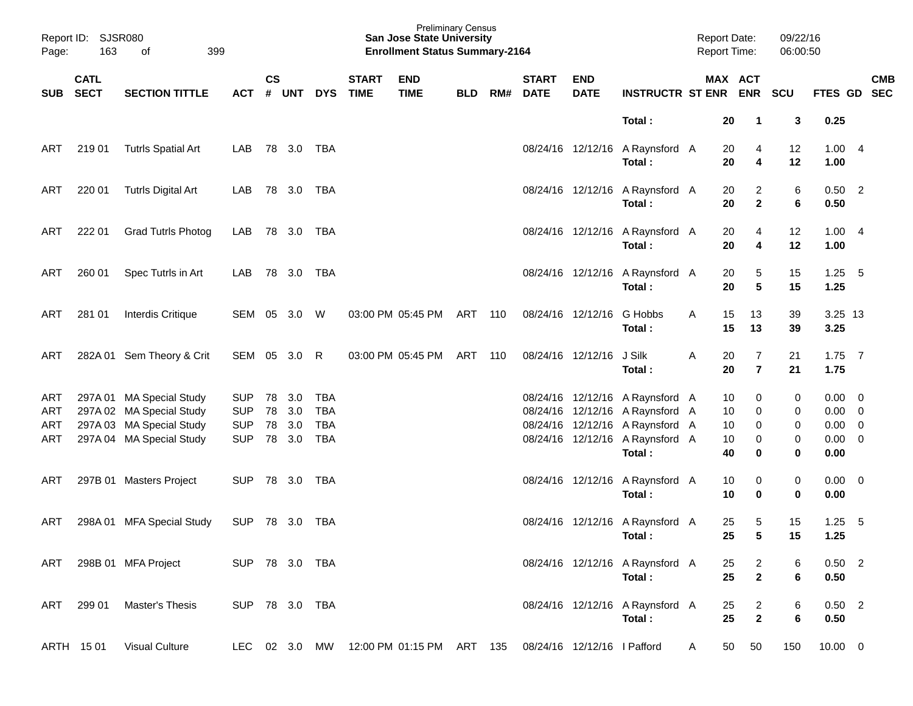Preliminary Census
**San Jose State University**
**Enrollment Status Summary-2164**

Report ID: SJSR080
Report Date: 09/22/16
Report Time: 06:00:50

| SUB | CATL SECT | SECTION TITTLE | ACT | CS # | UNT | DYS | START TIME | END TIME | BLD | RM# | START DATE | END DATE | INSTRUCTR | ST | MAX ENR | ACT ENR | SCU | FTES | GD | CMB SEC |
|---|---|---|---|---|---|---|---|---|---|---|---|---|---|---|---|---|---|---|---|---|
| | | | | | | | | | | | | | **Total :** | | **20** | **1** | **3** | **0.25** | | |
| ART | 219 01 | Tutrls Spatial Art | LAB | 78 | 3.0 | TBA | | | | | 08/24/16 | 12/12/16 | A Raynsford | A | 20 | 4 | 12 | 1.00 | 4 | |
| | | | | | | | | | | | | | **Total :** | | **20** | **4** | **12** | **1.00** | | |
| ART | 220 01 | Tutrls Digital Art | LAB | 78 | 3.0 | TBA | | | | | 08/24/16 | 12/12/16 | A Raynsford | A | 20 | 2 | 6 | 0.50 | 2 | |
| | | | | | | | | | | | | | **Total :** | | **20** | **2** | **6** | **0.50** | | |
| ART | 222 01 | Grad Tutrls Photog | LAB | 78 | 3.0 | TBA | | | | | 08/24/16 | 12/12/16 | A Raynsford | A | 20 | 4 | 12 | 1.00 | 4 | |
| | | | | | | | | | | | | | **Total :** | | **20** | **4** | **12** | **1.00** | | |
| ART | 260 01 | Spec Tutrls in Art | LAB | 78 | 3.0 | TBA | | | | | 08/24/16 | 12/12/16 | A Raynsford | A | 20 | 5 | 15 | 1.25 | 5 | |
| | | | | | | | | | | | | | **Total :** | | **20** | **5** | **15** | **1.25** | | |
| ART | 281 01 | Interdis Critique | SEM | 05 | 3.0 | W | 03:00 PM | 05:45 PM | ART | 110 | 08/24/16 | 12/12/16 | G Hobbs | A | 15 | 13 | 39 | 3.25 | 13 | |
| | | | | | | | | | | | | | **Total :** | | **15** | **13** | **39** | **3.25** | | |
| ART | 282A 01 | Sem Theory & Crit | SEM | 05 | 3.0 | R | 03:00 PM | 05:45 PM | ART | 110 | 08/24/16 | 12/12/16 | J Silk | A | 20 | 7 | 21 | 1.75 | 7 | |
| | | | | | | | | | | | | | **Total :** | | **20** | **7** | **21** | **1.75** | | |
| ART | 297A 01 | MA Special Study | SUP | 78 | 3.0 | TBA | | | | | 08/24/16 | 12/12/16 | A Raynsford | A | 10 | 0 | 0 | 0.00 | 0 | |
| ART | 297A 02 | MA Special Study | SUP | 78 | 3.0 | TBA | | | | | 08/24/16 | 12/12/16 | A Raynsford | A | 10 | 0 | 0 | 0.00 | 0 | |
| ART | 297A 03 | MA Special Study | SUP | 78 | 3.0 | TBA | | | | | 08/24/16 | 12/12/16 | A Raynsford | A | 10 | 0 | 0 | 0.00 | 0 | |
| ART | 297A 04 | MA Special Study | SUP | 78 | 3.0 | TBA | | | | | 08/24/16 | 12/12/16 | A Raynsford | A | 10 | 0 | 0 | 0.00 | 0 | |
| | | | | | | | | | | | | | **Total :** | | **40** | **0** | **0** | **0.00** | | |
| ART | 297B 01 | Masters Project | SUP | 78 | 3.0 | TBA | | | | | 08/24/16 | 12/12/16 | A Raynsford | A | 10 | 0 | 0 | 0.00 | 0 | |
| | | | | | | | | | | | | | **Total :** | | **10** | **0** | **0** | **0.00** | | |
| ART | 298A 01 | MFA Special Study | SUP | 78 | 3.0 | TBA | | | | | 08/24/16 | 12/12/16 | A Raynsford | A | 25 | 5 | 15 | 1.25 | 5 | |
| | | | | | | | | | | | | | **Total :** | | **25** | **5** | **15** | **1.25** | | |
| ART | 298B 01 | MFA Project | SUP | 78 | 3.0 | TBA | | | | | 08/24/16 | 12/12/16 | A Raynsford | A | 25 | 2 | 6 | 0.50 | 2 | |
| | | | | | | | | | | | | | **Total :** | | **25** | **2** | **6** | **0.50** | | |
| ART | 299 01 | Master's Thesis | SUP | 78 | 3.0 | TBA | | | | | 08/24/16 | 12/12/16 | A Raynsford | A | 25 | 2 | 6 | 0.50 | 2 | |
| | | | | | | | | | | | | | **Total :** | | **25** | **2** | **6** | **0.50** | | |
| ARTH | 15 01 | Visual Culture | LEC | 02 | 3.0 | MW | 12:00 PM | 01:15 PM | ART | 135 | 08/24/16 | 12/12/16 | I Pafford | A | 50 | 50 | 150 | 10.00 | 0 | |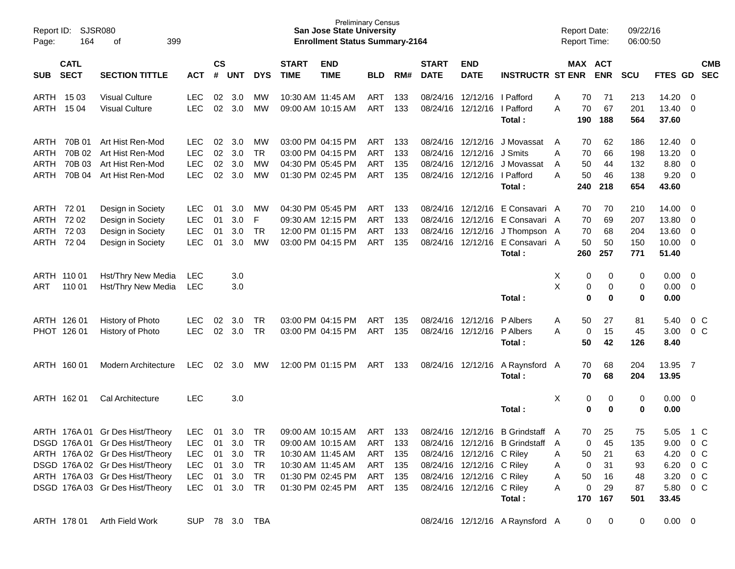Preliminary Census
**San Jose State University**
**Enrollment Status Summary-2164**

Report ID: SJSR080
Report Date: 09/22/16
Report Time: 06:00:50

| SUB | CATL SECT | SECTION TITTLE | ACT | CS # | UNT | DYS | START TIME | END TIME | BLD | RM# | START DATE | END DATE | INSTRUCTR | ST | MAX ENR | ACT ENR | SCU | FTES | GD | CMB SEC |
|---|---|---|---|---|---|---|---|---|---|---|---|---|---|---|---|---|---|---|---|---|
| ARTH | 15 03 | Visual Culture | LEC | 02 | 3.0 | MW | 10:30 AM | 11:45 AM | ART | 133 | 08/24/16 | 12/12/16 | I Pafford | A | 70 | 71 | 213 | 14.20 | 0 | |
| ARTH | 15 04 | Visual Culture | LEC | 02 | 3.0 | MW | 09:00 AM | 10:15 AM | ART | 133 | 08/24/16 | 12/12/16 | I Pafford | A | 70 | 67 | 201 | 13.40 | 0 | |
| | | | | | | | | | | | | | **Total :** | | **190** | **188** | **564** | **37.60** | | |
| ARTH | 70B 01 | Art Hist Ren-Mod | LEC | 02 | 3.0 | MW | 03:00 PM | 04:15 PM | ART | 133 | 08/24/16 | 12/12/16 | J Movassat | A | 70 | 62 | 186 | 12.40 | 0 | |
| ARTH | 70B 02 | Art Hist Ren-Mod | LEC | 02 | 3.0 | TR | 03:00 PM | 04:15 PM | ART | 133 | 08/24/16 | 12/12/16 | J Smits | A | 70 | 66 | 198 | 13.20 | 0 | |
| ARTH | 70B 03 | Art Hist Ren-Mod | LEC | 02 | 3.0 | MW | 04:30 PM | 05:45 PM | ART | 135 | 08/24/16 | 12/12/16 | J Movassat | A | 50 | 44 | 132 | 8.80 | 0 | |
| ARTH | 70B 04 | Art Hist Ren-Mod | LEC | 02 | 3.0 | MW | 01:30 PM | 02:45 PM | ART | 135 | 08/24/16 | 12/12/16 | I Pafford | A | 50 | 46 | 138 | 9.20 | 0 | |
| | | | | | | | | | | | | | **Total :** | | **240** | **218** | **654** | **43.60** | | |
| ARTH | 72 01 | Design in Society | LEC | 01 | 3.0 | MW | 04:30 PM | 05:45 PM | ART | 133 | 08/24/16 | 12/12/16 | E Consavari | A | 70 | 70 | 210 | 14.00 | 0 | |
| ARTH | 72 02 | Design in Society | LEC | 01 | 3.0 | F | 09:30 AM | 12:15 PM | ART | 133 | 08/24/16 | 12/12/16 | E Consavari | A | 70 | 69 | 207 | 13.80 | 0 | |
| ARTH | 72 03 | Design in Society | LEC | 01 | 3.0 | TR | 12:00 PM | 01:15 PM | ART | 133 | 08/24/16 | 12/12/16 | J Thompson | A | 70 | 68 | 204 | 13.60 | 0 | |
| ARTH | 72 04 | Design in Society | LEC | 01 | 3.0 | MW | 03:00 PM | 04:15 PM | ART | 135 | 08/24/16 | 12/12/16 | E Consavari | A | 50 | 50 | 150 | 10.00 | 0 | |
| | | | | | | | | | | | | | **Total :** | | **260** | **257** | **771** | **51.40** | | |
| ARTH | 110 01 | Hst/Thry New Media | LEC | | 3.0 | | | | | | | | | X | 0 | 0 | 0 | 0.00 | 0 | |
| ART | 110 01 | Hst/Thry New Media | LEC | | 3.0 | | | | | | | | | X | 0 | 0 | 0 | 0.00 | 0 | |
| | | | | | | | | | | | | | **Total :** | | **0** | **0** | **0** | **0.00** | | |
| ARTH | 126 01 | History of Photo | LEC | 02 | 3.0 | TR | 03:00 PM | 04:15 PM | ART | 135 | 08/24/16 | 12/12/16 | P Albers | A | 50 | 27 | 81 | 5.40 | 0 | C |
| PHOT | 126 01 | History of Photo | LEC | 02 | 3.0 | TR | 03:00 PM | 04:15 PM | ART | 135 | 08/24/16 | 12/12/16 | P Albers | A | 0 | 15 | 45 | 3.00 | 0 | C |
| | | | | | | | | | | | | | **Total :** | | **50** | **42** | **126** | **8.40** | | |
| ARTH | 160 01 | Modern Architecture | LEC | 02 | 3.0 | MW | 12:00 PM | 01:15 PM | ART | 133 | 08/24/16 | 12/12/16 | A Raynsford | A | 70 | 68 | 204 | 13.95 | 7 | |
| | | | | | | | | | | | | | **Total :** | | **70** | **68** | **204** | **13.95** | | |
| ARTH | 162 01 | Cal Architecture | LEC | | 3.0 | | | | | | | | | X | 0 | 0 | 0 | 0.00 | 0 | |
| | | | | | | | | | | | | | **Total :** | | **0** | **0** | **0** | **0.00** | | |
| ARTH | 176A 01 | Gr Des Hist/Theory | LEC | 01 | 3.0 | TR | 09:00 AM | 10:15 AM | ART | 133 | 08/24/16 | 12/12/16 | B Grindstaff | A | 70 | 25 | 75 | 5.05 | 1 | C |
| DSGD | 176A 01 | Gr Des Hist/Theory | LEC | 01 | 3.0 | TR | 09:00 AM | 10:15 AM | ART | 133 | 08/24/16 | 12/12/16 | B Grindstaff | A | 0 | 45 | 135 | 9.00 | 0 | C |
| ARTH | 176A 02 | Gr Des Hist/Theory | LEC | 01 | 3.0 | TR | 10:30 AM | 11:45 AM | ART | 135 | 08/24/16 | 12/12/16 | C Riley | A | 50 | 21 | 63 | 4.20 | 0 | C |
| DSGD | 176A 02 | Gr Des Hist/Theory | LEC | 01 | 3.0 | TR | 10:30 AM | 11:45 AM | ART | 135 | 08/24/16 | 12/12/16 | C Riley | A | 0 | 31 | 93 | 6.20 | 0 | C |
| ARTH | 176A 03 | Gr Des Hist/Theory | LEC | 01 | 3.0 | TR | 01:30 PM | 02:45 PM | ART | 135 | 08/24/16 | 12/12/16 | C Riley | A | 50 | 16 | 48 | 3.20 | 0 | C |
| DSGD | 176A 03 | Gr Des Hist/Theory | LEC | 01 | 3.0 | TR | 01:30 PM | 02:45 PM | ART | 135 | 08/24/16 | 12/12/16 | C Riley | A | 0 | 29 | 87 | 5.80 | 0 | C |
| | | | | | | | | | | | | | **Total :** | | **170** | **167** | **501** | **33.45** | | |
| ARTH | 178 01 | Arth Field Work | SUP | 78 | 3.0 | TBA | | | | | 08/24/16 | 12/12/16 | A Raynsford | A | 0 | 0 | 0 | 0.00 | 0 | |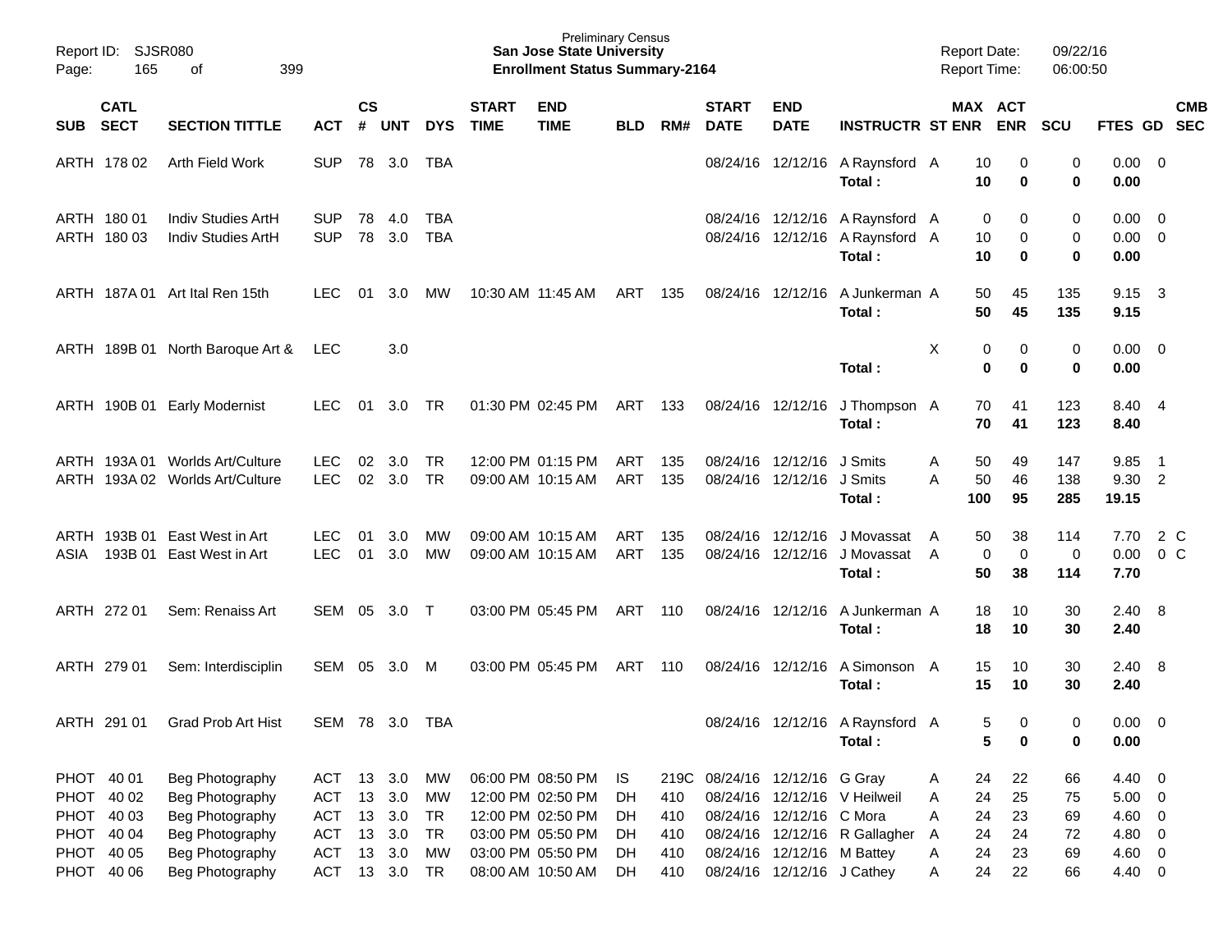Preliminary Census
**San Jose State University**
**Enrollment Status Summary-2164**

Report ID: SJSR080
Report Date: 09/22/16
Report Time: 06:00:50

| SUB | CATL SECT | SECTION TITTLE | ACT | CS # | UNT | DYS | START TIME | END TIME | BLD | RM# | START DATE | END DATE | INSTRUCTR | ST | MAX ENR | ACT ENR | SCU | FTES | GD | CMB SEC |
|---|---|---|---|---|---|---|---|---|---|---|---|---|---|---|---|---|---|---|---|---|
| ARTH | 178 02 | Arth Field Work | SUP | 78 | 3.0 | TBA | | | | | 08/24/16 | 12/12/16 | A Raynsford | A | 10 | 0 | 0 | 0.00 | 0 | |
| | | | | | | | | | | | | | **Total :** | | **10** | **0** | **0** | **0.00** | | |
| ARTH | 180 01 | Indiv Studies ArtH | SUP | 78 | 4.0 | TBA | | | | | 08/24/16 | 12/12/16 | A Raynsford | A | 0 | 0 | 0 | 0.00 | 0 | |
| ARTH | 180 03 | Indiv Studies ArtH | SUP | 78 | 3.0 | TBA | | | | | 08/24/16 | 12/12/16 | A Raynsford | A | 10 | 0 | 0 | 0.00 | 0 | |
| | | | | | | | | | | | | | **Total :** | | **10** | **0** | **0** | **0.00** | | |
| ARTH | 187A 01 | Art Ital Ren 15th | LEC | 01 | 3.0 | MW | 10:30 AM | 11:45 AM | ART | 135 | 08/24/16 | 12/12/16 | A Junkerman | A | 50 | 45 | 135 | 9.15 | 3 | |
| | | | | | | | | | | | | | **Total :** | | **50** | **45** | **135** | **9.15** | | |
| ARTH | 189B 01 | North Baroque Art & | LEC | | 3.0 | | | | | | | | | X | 0 | 0 | 0 | 0.00 | 0 | |
| | | | | | | | | | | | | | **Total :** | | **0** | **0** | **0** | **0.00** | | |
| ARTH | 190B 01 | Early Modernist | LEC | 01 | 3.0 | TR | 01:30 PM | 02:45 PM | ART | 133 | 08/24/16 | 12/12/16 | J Thompson | A | 70 | 41 | 123 | 8.40 | 4 | |
| | | | | | | | | | | | | | **Total :** | | **70** | **41** | **123** | **8.40** | | |
| ARTH | 193A 01 | Worlds Art/Culture | LEC | 02 | 3.0 | TR | 12:00 PM | 01:15 PM | ART | 135 | 08/24/16 | 12/12/16 | J Smits | A | 50 | 49 | 147 | 9.85 | 1 | |
| ARTH | 193A 02 | Worlds Art/Culture | LEC | 02 | 3.0 | TR | 09:00 AM | 10:15 AM | ART | 135 | 08/24/16 | 12/12/16 | J Smits | A | 50 | 46 | 138 | 9.30 | 2 | |
| | | | | | | | | | | | | | **Total :** | | **100** | **95** | **285** | **19.15** | | |
| ARTH | 193B 01 | East West in Art | LEC | 01 | 3.0 | MW | 09:00 AM | 10:15 AM | ART | 135 | 08/24/16 | 12/12/16 | J Movassat | A | 50 | 38 | 114 | 7.70 | 2 | C |
| ASIA | 193B 01 | East West in Art | LEC | 01 | 3.0 | MW | 09:00 AM | 10:15 AM | ART | 135 | 08/24/16 | 12/12/16 | J Movassat | A | 0 | 0 | 0 | 0.00 | 0 | C |
| | | | | | | | | | | | | | **Total :** | | **50** | **38** | **114** | **7.70** | | |
| ARTH | 272 01 | Sem: Renaiss Art | SEM | 05 | 3.0 | T | 03:00 PM | 05:45 PM | ART | 110 | 08/24/16 | 12/12/16 | A Junkerman | A | 18 | 10 | 30 | 2.40 | 8 | |
| | | | | | | | | | | | | | **Total :** | | **18** | **10** | **30** | **2.40** | | |
| ARTH | 279 01 | Sem: Interdisciplin | SEM | 05 | 3.0 | M | 03:00 PM | 05:45 PM | ART | 110 | 08/24/16 | 12/12/16 | A Simonson | A | 15 | 10 | 30 | 2.40 | 8 | |
| | | | | | | | | | | | | | **Total :** | | **15** | **10** | **30** | **2.40** | | |
| ARTH | 291 01 | Grad Prob Art Hist | SEM | 78 | 3.0 | TBA | | | | | 08/24/16 | 12/12/16 | A Raynsford | A | 5 | 0 | 0 | 0.00 | 0 | |
| | | | | | | | | | | | | | **Total :** | | **5** | **0** | **0** | **0.00** | | |
| PHOT | 40 01 | Beg Photography | ACT | 13 | 3.0 | MW | 06:00 PM | 08:50 PM | IS | 219C | 08/24/16 | 12/12/16 | G Gray | A | 24 | 22 | 66 | 4.40 | 0 | |
| PHOT | 40 02 | Beg Photography | ACT | 13 | 3.0 | MW | 12:00 PM | 02:50 PM | DH | 410 | 08/24/16 | 12/12/16 | V Heilweil | A | 24 | 25 | 75 | 5.00 | 0 | |
| PHOT | 40 03 | Beg Photography | ACT | 13 | 3.0 | TR | 12:00 PM | 02:50 PM | DH | 410 | 08/24/16 | 12/12/16 | C Mora | A | 24 | 23 | 69 | 4.60 | 0 | |
| PHOT | 40 04 | Beg Photography | ACT | 13 | 3.0 | TR | 03:00 PM | 05:50 PM | DH | 410 | 08/24/16 | 12/12/16 | R Gallagher | A | 24 | 24 | 72 | 4.80 | 0 | |
| PHOT | 40 05 | Beg Photography | ACT | 13 | 3.0 | MW | 03:00 PM | 05:50 PM | DH | 410 | 08/24/16 | 12/12/16 | M Battey | A | 24 | 23 | 69 | 4.60 | 0 | |
| PHOT | 40 06 | Beg Photography | ACT | 13 | 3.0 | TR | 08:00 AM | 10:50 AM | DH | 410 | 08/24/16 | 12/12/16 | J Cathey | A | 24 | 22 | 66 | 4.40 | 0 | |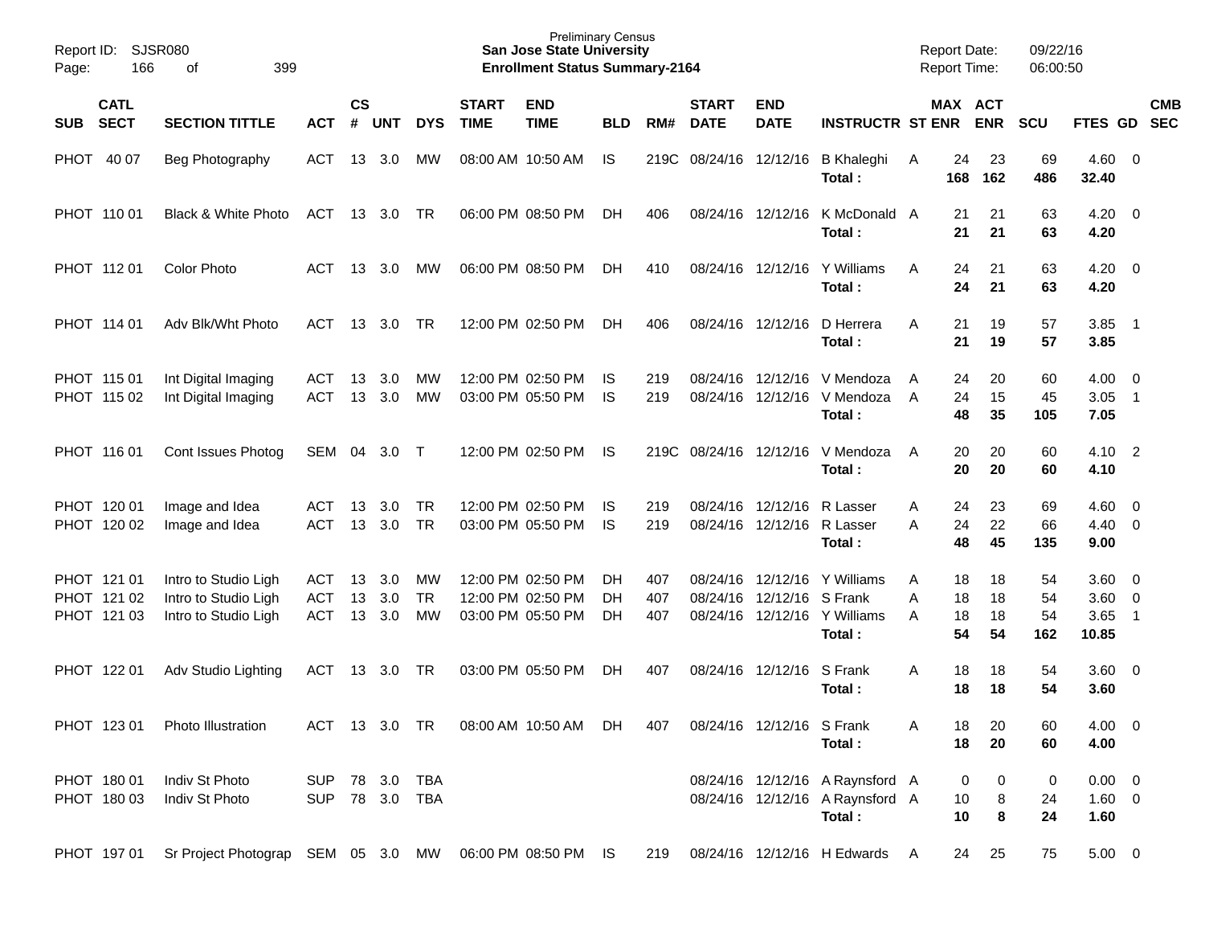Preliminary Census
**San Jose State University**
**Enrollment Status Summary-2164**

Report ID: SJSR080
Report Date: 09/22/16
Report Time: 06:00:50

| SUB | CATL SECT | SECTION TITTLE | ACT | CS # | UNT | DYS | START TIME | END TIME | BLD | RM# | START DATE | END DATE | INSTRUCTR | ST | MAX ENR | ACT ENR | SCU | FTES | GD | CMB SEC |
|---|---|---|---|---|---|---|---|---|---|---|---|---|---|---|---|---|---|---|---|---|
| PHOT | 40 07 | Beg Photography | ACT | 13 | 3.0 | MW | 08:00 AM | 10:50 AM | IS | 219C | 08/24/16 | 12/12/16 | B Khaleghi | A | 24 | 23 | 69 | 4.60 | 0 | |
| | | | | | | | | | | | | | **Total :** | | **168** | **162** | **486** | **32.40** | | |
| PHOT | 110 01 | Black & White Photo | ACT | 13 | 3.0 | TR | 06:00 PM | 08:50 PM | DH | 406 | 08/24/16 | 12/12/16 | K McDonald | A | 21 | 21 | 63 | 4.20 | 0 | |
| | | | | | | | | | | | | | **Total :** | | **21** | **21** | **63** | **4.20** | | |
| PHOT | 112 01 | Color Photo | ACT | 13 | 3.0 | MW | 06:00 PM | 08:50 PM | DH | 410 | 08/24/16 | 12/12/16 | Y Williams | A | 24 | 21 | 63 | 4.20 | 0 | |
| | | | | | | | | | | | | | **Total :** | | **24** | **21** | **63** | **4.20** | | |
| PHOT | 114 01 | Adv Blk/Wht Photo | ACT | 13 | 3.0 | TR | 12:00 PM | 02:50 PM | DH | 406 | 08/24/16 | 12/12/16 | D Herrera | A | 21 | 19 | 57 | 3.85 | 1 | |
| | | | | | | | | | | | | | **Total :** | | **21** | **19** | **57** | **3.85** | | |
| PHOT | 115 01 | Int Digital Imaging | ACT | 13 | 3.0 | MW | 12:00 PM | 02:50 PM | IS | 219 | 08/24/16 | 12/12/16 | V Mendoza | A | 24 | 20 | 60 | 4.00 | 0 | |
| PHOT | 115 02 | Int Digital Imaging | ACT | 13 | 3.0 | MW | 03:00 PM | 05:50 PM | IS | 219 | 08/24/16 | 12/12/16 | V Mendoza | A | 24 | 15 | 45 | 3.05 | 1 | |
| | | | | | | | | | | | | | **Total :** | | **48** | **35** | **105** | **7.05** | | |
| PHOT | 116 01 | Cont Issues Photog | SEM | 04 | 3.0 | T | 12:00 PM | 02:50 PM | IS | 219C | 08/24/16 | 12/12/16 | V Mendoza | A | 20 | 20 | 60 | 4.10 | 2 | |
| | | | | | | | | | | | | | **Total :** | | **20** | **20** | **60** | **4.10** | | |
| PHOT | 120 01 | Image and Idea | ACT | 13 | 3.0 | TR | 12:00 PM | 02:50 PM | IS | 219 | 08/24/16 | 12/12/16 | R Lasser | A | 24 | 23 | 69 | 4.60 | 0 | |
| PHOT | 120 02 | Image and Idea | ACT | 13 | 3.0 | TR | 03:00 PM | 05:50 PM | IS | 219 | 08/24/16 | 12/12/16 | R Lasser | A | 24 | 22 | 66 | 4.40 | 0 | |
| | | | | | | | | | | | | | **Total :** | | **48** | **45** | **135** | **9.00** | | |
| PHOT | 121 01 | Intro to Studio Ligh | ACT | 13 | 3.0 | MW | 12:00 PM | 02:50 PM | DH | 407 | 08/24/16 | 12/12/16 | Y Williams | A | 18 | 18 | 54 | 3.60 | 0 | |
| PHOT | 121 02 | Intro to Studio Ligh | ACT | 13 | 3.0 | TR | 12:00 PM | 02:50 PM | DH | 407 | 08/24/16 | 12/12/16 | S Frank | A | 18 | 18 | 54 | 3.60 | 0 | |
| PHOT | 121 03 | Intro to Studio Ligh | ACT | 13 | 3.0 | MW | 03:00 PM | 05:50 PM | DH | 407 | 08/24/16 | 12/12/16 | Y Williams | A | 18 | 18 | 54 | 3.65 | 1 | |
| | | | | | | | | | | | | | **Total :** | | **54** | **54** | **162** | **10.85** | | |
| PHOT | 122 01 | Adv Studio Lighting | ACT | 13 | 3.0 | TR | 03:00 PM | 05:50 PM | DH | 407 | 08/24/16 | 12/12/16 | S Frank | A | 18 | 18 | 54 | 3.60 | 0 | |
| | | | | | | | | | | | | | **Total :** | | **18** | **18** | **54** | **3.60** | | |
| PHOT | 123 01 | Photo Illustration | ACT | 13 | 3.0 | TR | 08:00 AM | 10:50 AM | DH | 407 | 08/24/16 | 12/12/16 | S Frank | A | 18 | 20 | 60 | 4.00 | 0 | |
| | | | | | | | | | | | | | **Total :** | | **18** | **20** | **60** | **4.00** | | |
| PHOT | 180 01 | Indiv St Photo | SUP | 78 | 3.0 | TBA | | | | | 08/24/16 | 12/12/16 | A Raynsford | A | 0 | 0 | 0 | 0.00 | 0 | |
| PHOT | 180 03 | Indiv St Photo | SUP | 78 | 3.0 | TBA | | | | | 08/24/16 | 12/12/16 | A Raynsford | A | 10 | 8 | 24 | 1.60 | 0 | |
| | | | | | | | | | | | | | **Total :** | | **10** | **8** | **24** | **1.60** | | |
| PHOT | 197 01 | Sr Project Photograp | SEM | 05 | 3.0 | MW | 06:00 PM | 08:50 PM | IS | 219 | 08/24/16 | 12/12/16 | H Edwards | A | 24 | 25 | 75 | 5.00 | 0 | |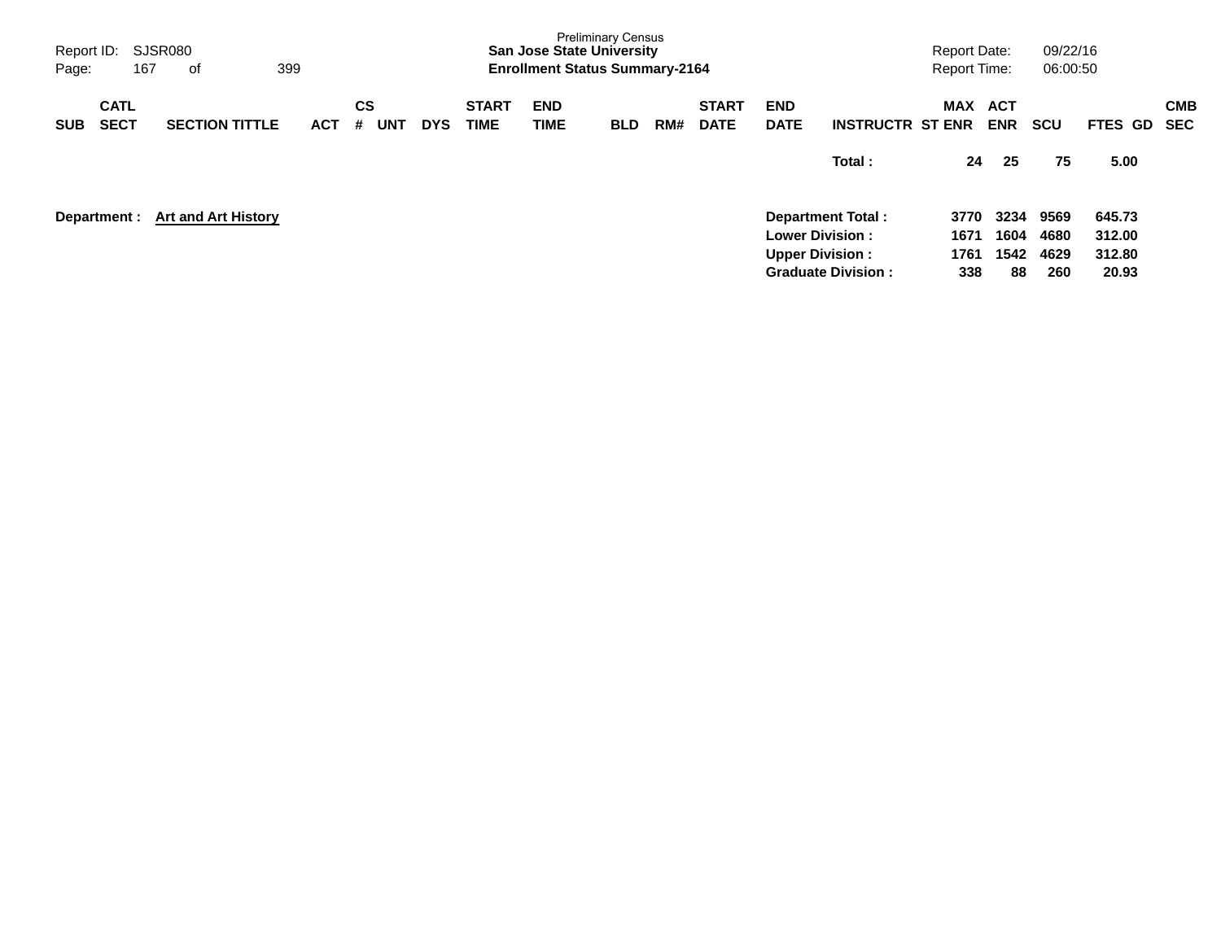Preliminary Census
**San Jose State University**
**Enrollment Status Summary-2164**

Report ID: SJSR080
Report Date: 09/22/16
Report Time: 06:00:50

| SUB | CATL SECT | SECTION TITTLE | ACT | CS # | UNT | DYS | START TIME | END TIME | BLD | RM# | START DATE | END DATE | INSTRUCTR | MAX ST ENR | ACT ENR | SCU | FTES | GD | CMB SEC |
|---|---|---|---|---|---|---|---|---|---|---|---|---|---|---|---|---|---|---|---|
| | | | | | | | | | | | | | **Total :** | **24** | **25** | **75** | **5.00** | | |

**Department :** **Art and Art History**

| | MAX ST ENR | ACT ENR | SCU | FTES |
|---|---|---|---|---|
| **Department Total :** | **3770** | **3234** | **9569** | **645.73** |
| **Lower Division :** | **1671** | **1604** | **4680** | **312.00** |
| **Upper Division :** | **1761** | **1542** | **4629** | **312.80** |
| **Graduate Division :** | **338** | **88** | **260** | **20.93** |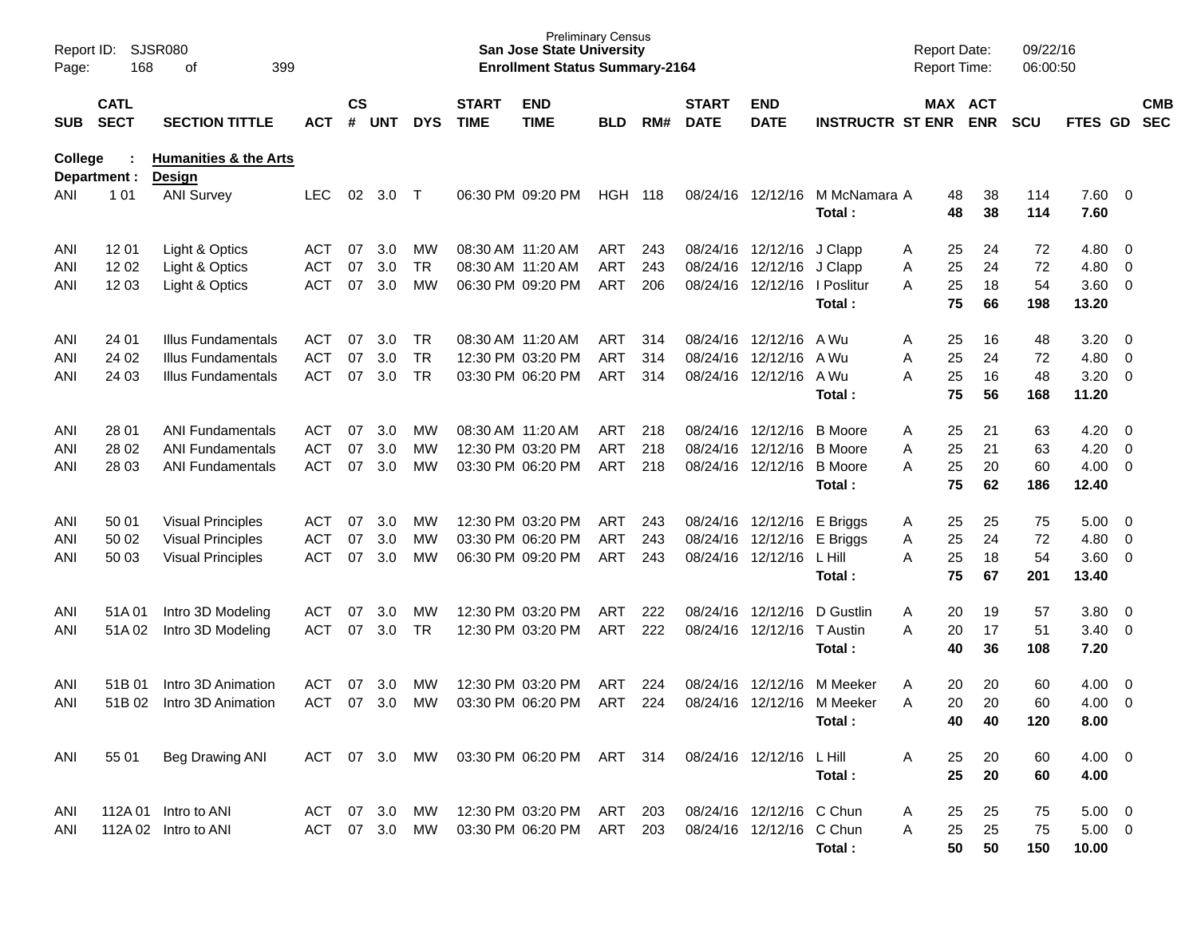Preliminary Census
**San Jose State University**
**Enrollment Status Summary-2164**

Report ID: SJSR080
Page: 168 of 399

Report Date: 09/22/16
Report Time: 06:00:50

**College : Humanities & the Arts**
**Department : Design**

| SUB | CATL SECT | SECTION TITTLE | ACT | CS # | UNT | DYS | START TIME | END TIME | BLD | RM# | START DATE | END DATE | INSTRUCTR | ST | MAX ENR | ACT ENR | SCU | FTES | GD | CMB SEC |
|---|---|---|---|---|---|---|---|---|---|---|---|---|---|---|---|---|---|---|---|---|
| ANI | 1 01 | ANI Survey | LEC | 02 | 3.0 | T | 06:30 PM | 09:20 PM | HGH | 118 | 08/24/16 | 12/12/16 | M McNamara | A | 48 | 38 | 114 | 7.60 | 0 | |
| | | | | | | | | | | | | | **Total :** | | **48** | **38** | **114** | **7.60** | | |
| ANI | 12 01 | Light & Optics | ACT | 07 | 3.0 | MW | 08:30 AM | 11:20 AM | ART | 243 | 08/24/16 | 12/12/16 | J Clapp | A | 25 | 24 | 72 | 4.80 | 0 | |
| ANI | 12 02 | Light & Optics | ACT | 07 | 3.0 | TR | 08:30 AM | 11:20 AM | ART | 243 | 08/24/16 | 12/12/16 | J Clapp | A | 25 | 24 | 72 | 4.80 | 0 | |
| ANI | 12 03 | Light & Optics | ACT | 07 | 3.0 | MW | 06:30 PM | 09:20 PM | ART | 206 | 08/24/16 | 12/12/16 | I Poslitur | A | 25 | 18 | 54 | 3.60 | 0 | |
| | | | | | | | | | | | | | **Total :** | | **75** | **66** | **198** | **13.20** | | |
| ANI | 24 01 | Illus Fundamentals | ACT | 07 | 3.0 | TR | 08:30 AM | 11:20 AM | ART | 314 | 08/24/16 | 12/12/16 | A Wu | A | 25 | 16 | 48 | 3.20 | 0 | |
| ANI | 24 02 | Illus Fundamentals | ACT | 07 | 3.0 | TR | 12:30 PM | 03:20 PM | ART | 314 | 08/24/16 | 12/12/16 | A Wu | A | 25 | 24 | 72 | 4.80 | 0 | |
| ANI | 24 03 | Illus Fundamentals | ACT | 07 | 3.0 | TR | 03:30 PM | 06:20 PM | ART | 314 | 08/24/16 | 12/12/16 | A Wu | A | 25 | 16 | 48 | 3.20 | 0 | |
| | | | | | | | | | | | | | **Total :** | | **75** | **56** | **168** | **11.20** | | |
| ANI | 28 01 | ANI Fundamentals | ACT | 07 | 3.0 | MW | 08:30 AM | 11:20 AM | ART | 218 | 08/24/16 | 12/12/16 | B Moore | A | 25 | 21 | 63 | 4.20 | 0 | |
| ANI | 28 02 | ANI Fundamentals | ACT | 07 | 3.0 | MW | 12:30 PM | 03:20 PM | ART | 218 | 08/24/16 | 12/12/16 | B Moore | A | 25 | 21 | 63 | 4.20 | 0 | |
| ANI | 28 03 | ANI Fundamentals | ACT | 07 | 3.0 | MW | 03:30 PM | 06:20 PM | ART | 218 | 08/24/16 | 12/12/16 | B Moore | A | 25 | 20 | 60 | 4.00 | 0 | |
| | | | | | | | | | | | | | **Total :** | | **75** | **62** | **186** | **12.40** | | |
| ANI | 50 01 | Visual Principles | ACT | 07 | 3.0 | MW | 12:30 PM | 03:20 PM | ART | 243 | 08/24/16 | 12/12/16 | E Briggs | A | 25 | 25 | 75 | 5.00 | 0 | |
| ANI | 50 02 | Visual Principles | ACT | 07 | 3.0 | MW | 03:30 PM | 06:20 PM | ART | 243 | 08/24/16 | 12/12/16 | E Briggs | A | 25 | 24 | 72 | 4.80 | 0 | |
| ANI | 50 03 | Visual Principles | ACT | 07 | 3.0 | MW | 06:30 PM | 09:20 PM | ART | 243 | 08/24/16 | 12/12/16 | L Hill | A | 25 | 18 | 54 | 3.60 | 0 | |
| | | | | | | | | | | | | | **Total :** | | **75** | **67** | **201** | **13.40** | | |
| ANI | 51A 01 | Intro 3D Modeling | ACT | 07 | 3.0 | MW | 12:30 PM | 03:20 PM | ART | 222 | 08/24/16 | 12/12/16 | D Gustlin | A | 20 | 19 | 57 | 3.80 | 0 | |
| ANI | 51A 02 | Intro 3D Modeling | ACT | 07 | 3.0 | TR | 12:30 PM | 03:20 PM | ART | 222 | 08/24/16 | 12/12/16 | T Austin | A | 20 | 17 | 51 | 3.40 | 0 | |
| | | | | | | | | | | | | | **Total :** | | **40** | **36** | **108** | **7.20** | | |
| ANI | 51B 01 | Intro 3D Animation | ACT | 07 | 3.0 | MW | 12:30 PM | 03:20 PM | ART | 224 | 08/24/16 | 12/12/16 | M Meeker | A | 20 | 20 | 60 | 4.00 | 0 | |
| ANI | 51B 02 | Intro 3D Animation | ACT | 07 | 3.0 | MW | 03:30 PM | 06:20 PM | ART | 224 | 08/24/16 | 12/12/16 | M Meeker | A | 20 | 20 | 60 | 4.00 | 0 | |
| | | | | | | | | | | | | | **Total :** | | **40** | **40** | **120** | **8.00** | | |
| ANI | 55 01 | Beg Drawing ANI | ACT | 07 | 3.0 | MW | 03:30 PM | 06:20 PM | ART | 314 | 08/24/16 | 12/12/16 | L Hill | A | 25 | 20 | 60 | 4.00 | 0 | |
| | | | | | | | | | | | | | **Total :** | | **25** | **20** | **60** | **4.00** | | |
| ANI | 112A 01 | Intro to ANI | ACT | 07 | 3.0 | MW | 12:30 PM | 03:20 PM | ART | 203 | 08/24/16 | 12/12/16 | C Chun | A | 25 | 25 | 75 | 5.00 | 0 | |
| ANI | 112A 02 | Intro to ANI | ACT | 07 | 3.0 | MW | 03:30 PM | 06:20 PM | ART | 203 | 08/24/16 | 12/12/16 | C Chun | A | 25 | 25 | 75 | 5.00 | 0 | |
| | | | | | | | | | | | | | **Total :** | | **50** | **50** | **150** | **10.00** | | |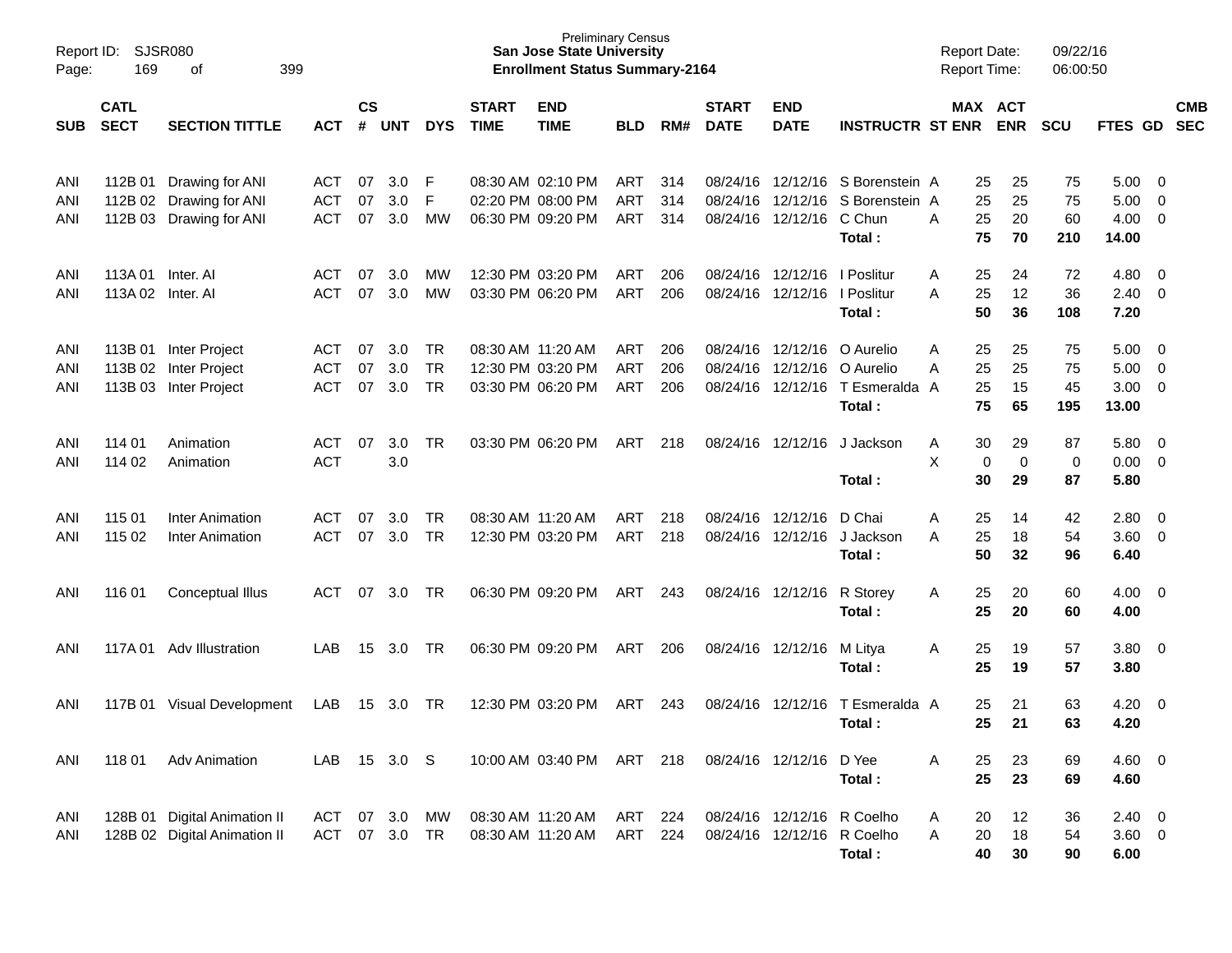Preliminary Census
**San Jose State University**
**Enrollment Status Summary-2164**

Report ID: SJSR080
Report Date: 09/22/16
Report Time: 06:00:50

| SUB | CATL SECT | SECTION TITTLE | ACT | CS # | UNT | DYS | START TIME | END TIME | BLD | RM# | START DATE | END DATE | INSTRUCTR | ST | MAX ENR | ACT ENR | SCU | FTES | GD | CMB SEC |
|---|---|---|---|---|---|---|---|---|---|---|---|---|---|---|---|---|---|---|---|---|
| ANI | 112B 01 | Drawing for ANI | ACT | 07 | 3.0 | F | 08:30 AM | 02:10 PM | ART | 314 | 08/24/16 | 12/12/16 | S Borenstein | A | 25 | 25 | 75 | 5.00 | 0 | |
| ANI | 112B 02 | Drawing for ANI | ACT | 07 | 3.0 | F | 02:20 PM | 08:00 PM | ART | 314 | 08/24/16 | 12/12/16 | S Borenstein | A | 25 | 25 | 75 | 5.00 | 0 | |
| ANI | 112B 03 | Drawing for ANI | ACT | 07 | 3.0 | MW | 06:30 PM | 09:20 PM | ART | 314 | 08/24/16 | 12/12/16 | C Chun | A | 25 | 20 | 60 | 4.00 | 0 | |
| | | | | | | | | | | | | | **Total :** | | **75** | **70** | **210** | **14.00** | | |
| ANI | 113A 01 | Inter. AI | ACT | 07 | 3.0 | MW | 12:30 PM | 03:20 PM | ART | 206 | 08/24/16 | 12/12/16 | I Poslitur | A | 25 | 24 | 72 | 4.80 | 0 | |
| ANI | 113A 02 | Inter. AI | ACT | 07 | 3.0 | MW | 03:30 PM | 06:20 PM | ART | 206 | 08/24/16 | 12/12/16 | I Poslitur | A | 25 | 12 | 36 | 2.40 | 0 | |
| | | | | | | | | | | | | | **Total :** | | **50** | **36** | **108** | **7.20** | | |
| ANI | 113B 01 | Inter Project | ACT | 07 | 3.0 | TR | 08:30 AM | 11:20 AM | ART | 206 | 08/24/16 | 12/12/16 | O Aurelio | A | 25 | 25 | 75 | 5.00 | 0 | |
| ANI | 113B 02 | Inter Project | ACT | 07 | 3.0 | TR | 12:30 PM | 03:20 PM | ART | 206 | 08/24/16 | 12/12/16 | O Aurelio | A | 25 | 25 | 75 | 5.00 | 0 | |
| ANI | 113B 03 | Inter Project | ACT | 07 | 3.0 | TR | 03:30 PM | 06:20 PM | ART | 206 | 08/24/16 | 12/12/16 | T Esmeralda | A | 25 | 15 | 45 | 3.00 | 0 | |
| | | | | | | | | | | | | | **Total :** | | **75** | **65** | **195** | **13.00** | | |
| ANI | 114 01 | Animation | ACT | 07 | 3.0 | TR | 03:30 PM | 06:20 PM | ART | 218 | 08/24/16 | 12/12/16 | J Jackson | A | 30 | 29 | 87 | 5.80 | 0 | |
| ANI | 114 02 | Animation | ACT | | 3.0 | | | | | | | | | X | 0 | 0 | 0 | 0.00 | 0 | |
| | | | | | | | | | | | | | **Total :** | | **30** | **29** | **87** | **5.80** | | |
| ANI | 115 01 | Inter Animation | ACT | 07 | 3.0 | TR | 08:30 AM | 11:20 AM | ART | 218 | 08/24/16 | 12/12/16 | D Chai | A | 25 | 14 | 42 | 2.80 | 0 | |
| ANI | 115 02 | Inter Animation | ACT | 07 | 3.0 | TR | 12:30 PM | 03:20 PM | ART | 218 | 08/24/16 | 12/12/16 | J Jackson | A | 25 | 18 | 54 | 3.60 | 0 | |
| | | | | | | | | | | | | | **Total :** | | **50** | **32** | **96** | **6.40** | | |
| ANI | 116 01 | Conceptual Illus | ACT | 07 | 3.0 | TR | 06:30 PM | 09:20 PM | ART | 243 | 08/24/16 | 12/12/16 | R Storey | A | 25 | 20 | 60 | 4.00 | 0 | |
| | | | | | | | | | | | | | **Total :** | | **25** | **20** | **60** | **4.00** | | |
| ANI | 117A 01 | Adv Illustration | LAB | 15 | 3.0 | TR | 06:30 PM | 09:20 PM | ART | 206 | 08/24/16 | 12/12/16 | M Litya | A | 25 | 19 | 57 | 3.80 | 0 | |
| | | | | | | | | | | | | | **Total :** | | **25** | **19** | **57** | **3.80** | | |
| ANI | 117B 01 | Visual Development | LAB | 15 | 3.0 | TR | 12:30 PM | 03:20 PM | ART | 243 | 08/24/16 | 12/12/16 | T Esmeralda | A | 25 | 21 | 63 | 4.20 | 0 | |
| | | | | | | | | | | | | | **Total :** | | **25** | **21** | **63** | **4.20** | | |
| ANI | 118 01 | Adv Animation | LAB | 15 | 3.0 | S | 10:00 AM | 03:40 PM | ART | 218 | 08/24/16 | 12/12/16 | D Yee | A | 25 | 23 | 69 | 4.60 | 0 | |
| | | | | | | | | | | | | | **Total :** | | **25** | **23** | **69** | **4.60** | | |
| ANI | 128B 01 | Digital Animation II | ACT | 07 | 3.0 | MW | 08:30 AM | 11:20 AM | ART | 224 | 08/24/16 | 12/12/16 | R Coelho | A | 20 | 12 | 36 | 2.40 | 0 | |
| ANI | 128B 02 | Digital Animation II | ACT | 07 | 3.0 | TR | 08:30 AM | 11:20 AM | ART | 224 | 08/24/16 | 12/12/16 | R Coelho | A | 20 | 18 | 54 | 3.60 | 0 | |
| | | | | | | | | | | | | | **Total :** | | **40** | **30** | **90** | **6.00** | | |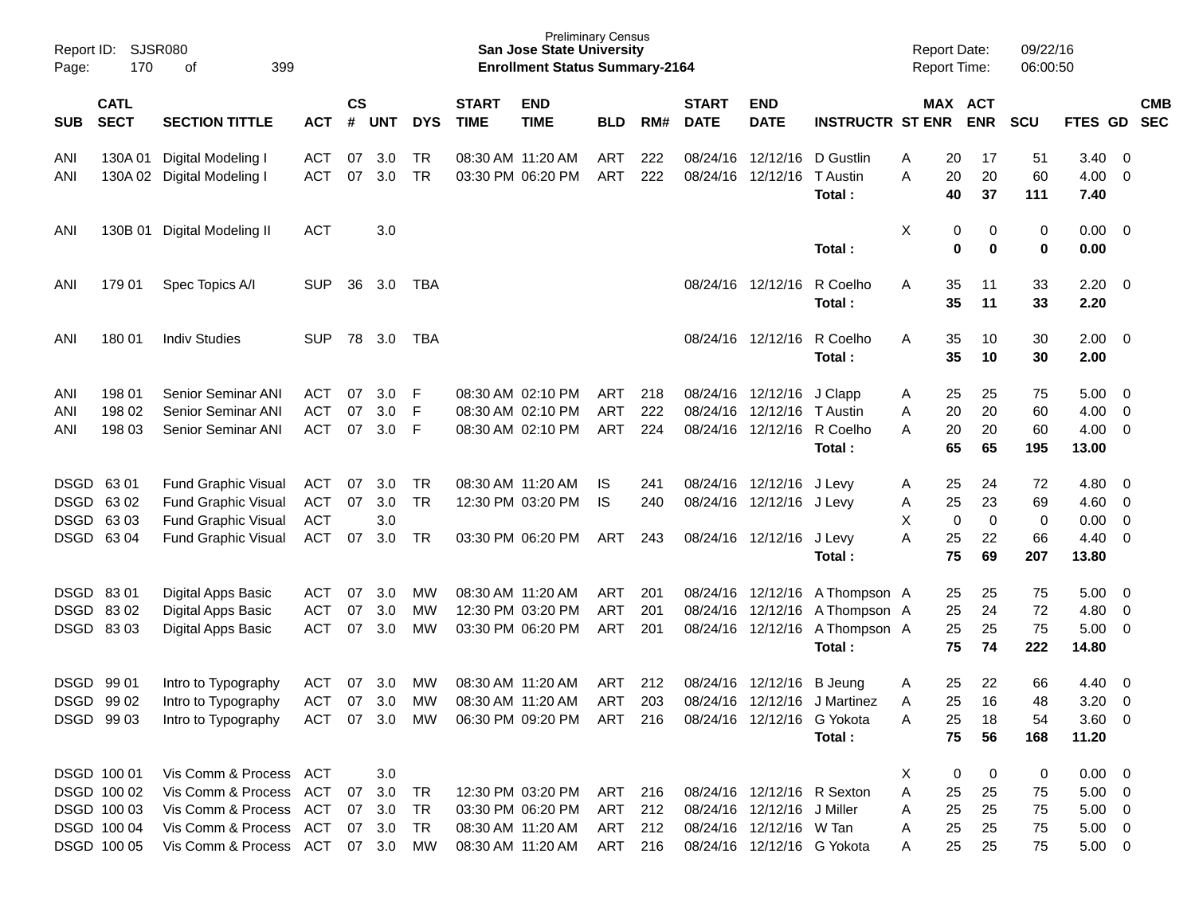Report ID: SJSR080
Page: 170 of 399

**Preliminary Census**
**San Jose State University**
**Enrollment Status Summary-2164**

Report Date: 09/22/16
Report Time: 06:00:50

| SUB | CATL SECT | SECTION TITTLE | ACT | CS # | UNT | DYS | START TIME | END TIME | BLD | RM# | START DATE | END DATE | INSTRUCTR | ST | MAX ENR | ACT ENR | SCU | FTES | GD | CMB SEC |
|---|---|---|---|---|---|---|---|---|---|---|---|---|---|---|---|---|---|---|---|---|
| ANI | 130A 01 | Digital Modeling I | ACT | 07 | 3.0 | TR | 08:30 AM | 11:20 AM | ART | 222 | 08/24/16 | 12/12/16 | D Gustlin | A | 20 | 17 | 51 | 3.40 | 0 | |
| ANI | 130A 02 | Digital Modeling I | ACT | 07 | 3.0 | TR | 03:30 PM | 06:20 PM | ART | 222 | 08/24/16 | 12/12/16 | T Austin | A | 20 | 20 | 60 | 4.00 | 0 | |
| | | | | | | | | | | | | | **Total :** | | **40** | **37** | **111** | **7.40** | | |
| ANI | 130B 01 | Digital Modeling II | ACT | | 3.0 | | | | | | | | | X | 0 | 0 | 0 | 0.00 | 0 | |
| | | | | | | | | | | | | | **Total :** | | **0** | **0** | **0** | **0.00** | | |
| ANI | 179 01 | Spec Topics A/I | SUP | 36 | 3.0 | TBA | | | | | 08/24/16 | 12/12/16 | R Coelho | A | 35 | 11 | 33 | 2.20 | 0 | |
| | | | | | | | | | | | | | **Total :** | | **35** | **11** | **33** | **2.20** | | |
| ANI | 180 01 | Indiv Studies | SUP | 78 | 3.0 | TBA | | | | | 08/24/16 | 12/12/16 | R Coelho | A | 35 | 10 | 30 | 2.00 | 0 | |
| | | | | | | | | | | | | | **Total :** | | **35** | **10** | **30** | **2.00** | | |
| ANI | 198 01 | Senior Seminar ANI | ACT | 07 | 3.0 | F | 08:30 AM | 02:10 PM | ART | 218 | 08/24/16 | 12/12/16 | J Clapp | A | 25 | 25 | 75 | 5.00 | 0 | |
| ANI | 198 02 | Senior Seminar ANI | ACT | 07 | 3.0 | F | 08:30 AM | 02:10 PM | ART | 222 | 08/24/16 | 12/12/16 | T Austin | A | 20 | 20 | 60 | 4.00 | 0 | |
| ANI | 198 03 | Senior Seminar ANI | ACT | 07 | 3.0 | F | 08:30 AM | 02:10 PM | ART | 224 | 08/24/16 | 12/12/16 | R Coelho | A | 20 | 20 | 60 | 4.00 | 0 | |
| | | | | | | | | | | | | | **Total :** | | **65** | **65** | **195** | **13.00** | | |
| DSGD | 63 01 | Fund Graphic Visual | ACT | 07 | 3.0 | TR | 08:30 AM | 11:20 AM | IS | 241 | 08/24/16 | 12/12/16 | J Levy | A | 25 | 24 | 72 | 4.80 | 0 | |
| DSGD | 63 02 | Fund Graphic Visual | ACT | 07 | 3.0 | TR | 12:30 PM | 03:20 PM | IS | 240 | 08/24/16 | 12/12/16 | J Levy | A | 25 | 23 | 69 | 4.60 | 0 | |
| DSGD | 63 03 | Fund Graphic Visual | ACT | | 3.0 | | | | | | | | | X | 0 | 0 | 0 | 0.00 | 0 | |
| DSGD | 63 04 | Fund Graphic Visual | ACT | 07 | 3.0 | TR | 03:30 PM | 06:20 PM | ART | 243 | 08/24/16 | 12/12/16 | J Levy | A | 25 | 22 | 66 | 4.40 | 0 | |
| | | | | | | | | | | | | | **Total :** | | **75** | **69** | **207** | **13.80** | | |
| DSGD | 83 01 | Digital Apps Basic | ACT | 07 | 3.0 | MW | 08:30 AM | 11:20 AM | ART | 201 | 08/24/16 | 12/12/16 | A Thompson | A | 25 | 25 | 75 | 5.00 | 0 | |
| DSGD | 83 02 | Digital Apps Basic | ACT | 07 | 3.0 | MW | 12:30 PM | 03:20 PM | ART | 201 | 08/24/16 | 12/12/16 | A Thompson | A | 25 | 24 | 72 | 4.80 | 0 | |
| DSGD | 83 03 | Digital Apps Basic | ACT | 07 | 3.0 | MW | 03:30 PM | 06:20 PM | ART | 201 | 08/24/16 | 12/12/16 | A Thompson | A | 25 | 25 | 75 | 5.00 | 0 | |
| | | | | | | | | | | | | | **Total :** | | **75** | **74** | **222** | **14.80** | | |
| DSGD | 99 01 | Intro to Typography | ACT | 07 | 3.0 | MW | 08:30 AM | 11:20 AM | ART | 212 | 08/24/16 | 12/12/16 | B Jeung | A | 25 | 22 | 66 | 4.40 | 0 | |
| DSGD | 99 02 | Intro to Typography | ACT | 07 | 3.0 | MW | 08:30 AM | 11:20 AM | ART | 203 | 08/24/16 | 12/12/16 | J Martinez | A | 25 | 16 | 48 | 3.20 | 0 | |
| DSGD | 99 03 | Intro to Typography | ACT | 07 | 3.0 | MW | 06:30 PM | 09:20 PM | ART | 216 | 08/24/16 | 12/12/16 | G Yokota | A | 25 | 18 | 54 | 3.60 | 0 | |
| | | | | | | | | | | | | | **Total :** | | **75** | **56** | **168** | **11.20** | | |
| DSGD | 100 01 | Vis Comm & Process | ACT | | 3.0 | | | | | | | | | X | 0 | 0 | 0 | 0.00 | 0 | |
| DSGD | 100 02 | Vis Comm & Process | ACT | 07 | 3.0 | TR | 12:30 PM | 03:20 PM | ART | 216 | 08/24/16 | 12/12/16 | R Sexton | A | 25 | 25 | 75 | 5.00 | 0 | |
| DSGD | 100 03 | Vis Comm & Process | ACT | 07 | 3.0 | TR | 03:30 PM | 06:20 PM | ART | 212 | 08/24/16 | 12/12/16 | J Miller | A | 25 | 25 | 75 | 5.00 | 0 | |
| DSGD | 100 04 | Vis Comm & Process | ACT | 07 | 3.0 | TR | 08:30 AM | 11:20 AM | ART | 212 | 08/24/16 | 12/12/16 | W Tan | A | 25 | 25 | 75 | 5.00 | 0 | |
| DSGD | 100 05 | Vis Comm & Process | ACT | 07 | 3.0 | MW | 08:30 AM | 11:20 AM | ART | 216 | 08/24/16 | 12/12/16 | G Yokota | A | 25 | 25 | 75 | 5.00 | 0 | |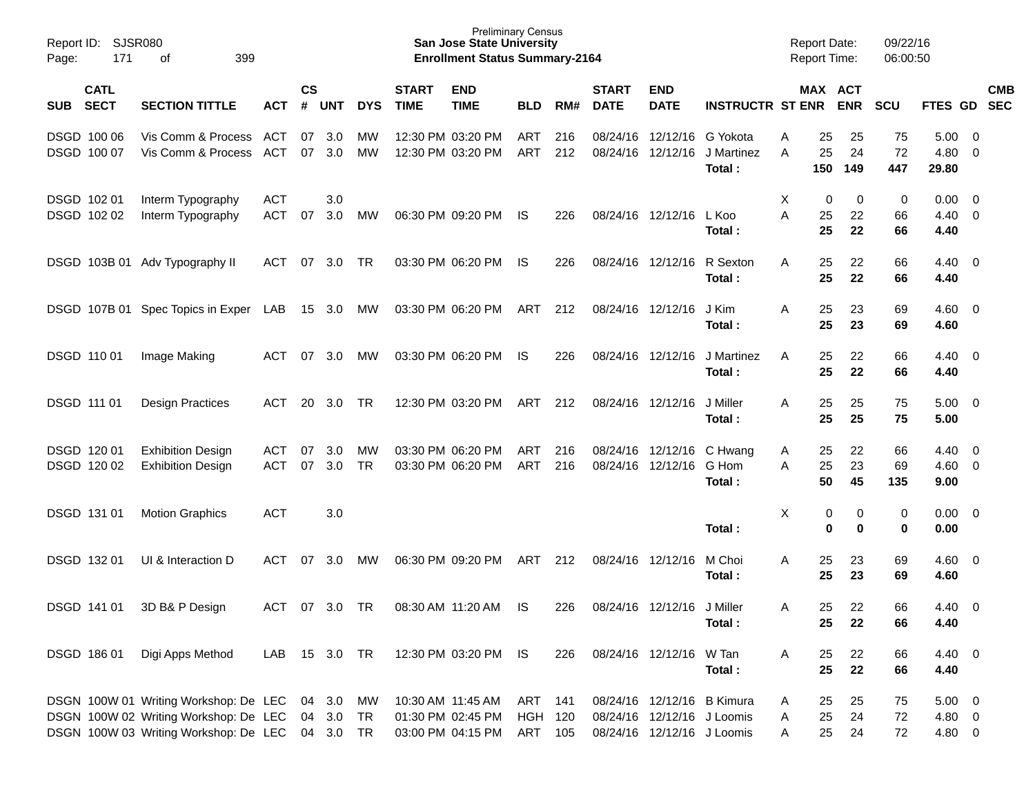Preliminary Census
**San Jose State University**
**Enrollment Status Summary-2164**

Report ID: SJSR080
Report Date: 09/22/16
Report Time: 06:00:50

| SUB | CATL SECT | SECTION TITTLE | ACT | CS # | UNT | DYS | START TIME | END TIME | BLD | RM# | START DATE | END DATE | INSTRUCTR | ST | MAX ENR | ACT ENR | SCU | FTES | GD | CMB SEC |
|---|---|---|---|---|---|---|---|---|---|---|---|---|---|---|---|---|---|---|---|---|
| DSGD | 100 06 | Vis Comm & Process | ACT | 07 | 3.0 | MW | 12:30 PM | 03:20 PM | ART | 216 | 08/24/16 | 12/12/16 | G Yokota | A | 25 | 25 | 75 | 5.00 | 0 | |
| DSGD | 100 07 | Vis Comm & Process | ACT | 07 | 3.0 | MW | 12:30 PM | 03:20 PM | ART | 212 | 08/24/16 | 12/12/16 | J Martinez | A | 25 | 24 | 72 | 4.80 | 0 | |
| | | | | | | | | | | | | | **Total :** | | **150** | **149** | **447** | **29.80** | | |
| DSGD | 102 01 | Interm Typography | ACT | | 3.0 | | | | | | | | | X | 0 | 0 | 0 | 0.00 | 0 | |
| DSGD | 102 02 | Interm Typography | ACT | 07 | 3.0 | MW | 06:30 PM | 09:20 PM | IS | 226 | 08/24/16 | 12/12/16 | L Koo | A | 25 | 22 | 66 | 4.40 | 0 | |
| | | | | | | | | | | | | | **Total :** | | **25** | **22** | **66** | **4.40** | | |
| DSGD | 103B 01 | Adv Typography II | ACT | 07 | 3.0 | TR | 03:30 PM | 06:20 PM | IS | 226 | 08/24/16 | 12/12/16 | R Sexton | A | 25 | 22 | 66 | 4.40 | 0 | |
| | | | | | | | | | | | | | **Total :** | | **25** | **22** | **66** | **4.40** | | |
| DSGD | 107B 01 | Spec Topics in Exper | LAB | 15 | 3.0 | MW | 03:30 PM | 06:20 PM | ART | 212 | 08/24/16 | 12/12/16 | J Kim | A | 25 | 23 | 69 | 4.60 | 0 | |
| | | | | | | | | | | | | | **Total :** | | **25** | **23** | **69** | **4.60** | | |
| DSGD | 110 01 | Image Making | ACT | 07 | 3.0 | MW | 03:30 PM | 06:20 PM | IS | 226 | 08/24/16 | 12/12/16 | J Martinez | A | 25 | 22 | 66 | 4.40 | 0 | |
| | | | | | | | | | | | | | **Total :** | | **25** | **22** | **66** | **4.40** | | |
| DSGD | 111 01 | Design Practices | ACT | 20 | 3.0 | TR | 12:30 PM | 03:20 PM | ART | 212 | 08/24/16 | 12/12/16 | J Miller | A | 25 | 25 | 75 | 5.00 | 0 | |
| | | | | | | | | | | | | | **Total :** | | **25** | **25** | **75** | **5.00** | | |
| DSGD | 120 01 | Exhibition Design | ACT | 07 | 3.0 | MW | 03:30 PM | 06:20 PM | ART | 216 | 08/24/16 | 12/12/16 | C Hwang | A | 25 | 22 | 66 | 4.40 | 0 | |
| DSGD | 120 02 | Exhibition Design | ACT | 07 | 3.0 | TR | 03:30 PM | 06:20 PM | ART | 216 | 08/24/16 | 12/12/16 | G Hom | A | 25 | 23 | 69 | 4.60 | 0 | |
| | | | | | | | | | | | | | **Total :** | | **50** | **45** | **135** | **9.00** | | |
| DSGD | 131 01 | Motion Graphics | ACT | | 3.0 | | | | | | | | | X | 0 | 0 | 0 | 0.00 | 0 | |
| | | | | | | | | | | | | | **Total :** | | **0** | **0** | **0** | **0.00** | | |
| DSGD | 132 01 | UI & Interaction D | ACT | 07 | 3.0 | MW | 06:30 PM | 09:20 PM | ART | 212 | 08/24/16 | 12/12/16 | M Choi | A | 25 | 23 | 69 | 4.60 | 0 | |
| | | | | | | | | | | | | | **Total :** | | **25** | **23** | **69** | **4.60** | | |
| DSGD | 141 01 | 3D B& P Design | ACT | 07 | 3.0 | TR | 08:30 AM | 11:20 AM | IS | 226 | 08/24/16 | 12/12/16 | J Miller | A | 25 | 22 | 66 | 4.40 | 0 | |
| | | | | | | | | | | | | | **Total :** | | **25** | **22** | **66** | **4.40** | | |
| DSGD | 186 01 | Digi Apps Method | LAB | 15 | 3.0 | TR | 12:30 PM | 03:20 PM | IS | 226 | 08/24/16 | 12/12/16 | W Tan | A | 25 | 22 | 66 | 4.40 | 0 | |
| | | | | | | | | | | | | | **Total :** | | **25** | **22** | **66** | **4.40** | | |
| DSGN | 100W 01 | Writing Workshop: De | LEC | 04 | 3.0 | MW | 10:30 AM | 11:45 AM | ART | 141 | 08/24/16 | 12/12/16 | B Kimura | A | 25 | 25 | 75 | 5.00 | 0 | |
| DSGN | 100W 02 | Writing Workshop: De | LEC | 04 | 3.0 | TR | 01:30 PM | 02:45 PM | HGH | 120 | 08/24/16 | 12/12/16 | J Loomis | A | 25 | 24 | 72 | 4.80 | 0 | |
| DSGN | 100W 03 | Writing Workshop: De | LEC | 04 | 3.0 | TR | 03:00 PM | 04:15 PM | ART | 105 | 08/24/16 | 12/12/16 | J Loomis | A | 25 | 24 | 72 | 4.80 | 0 | |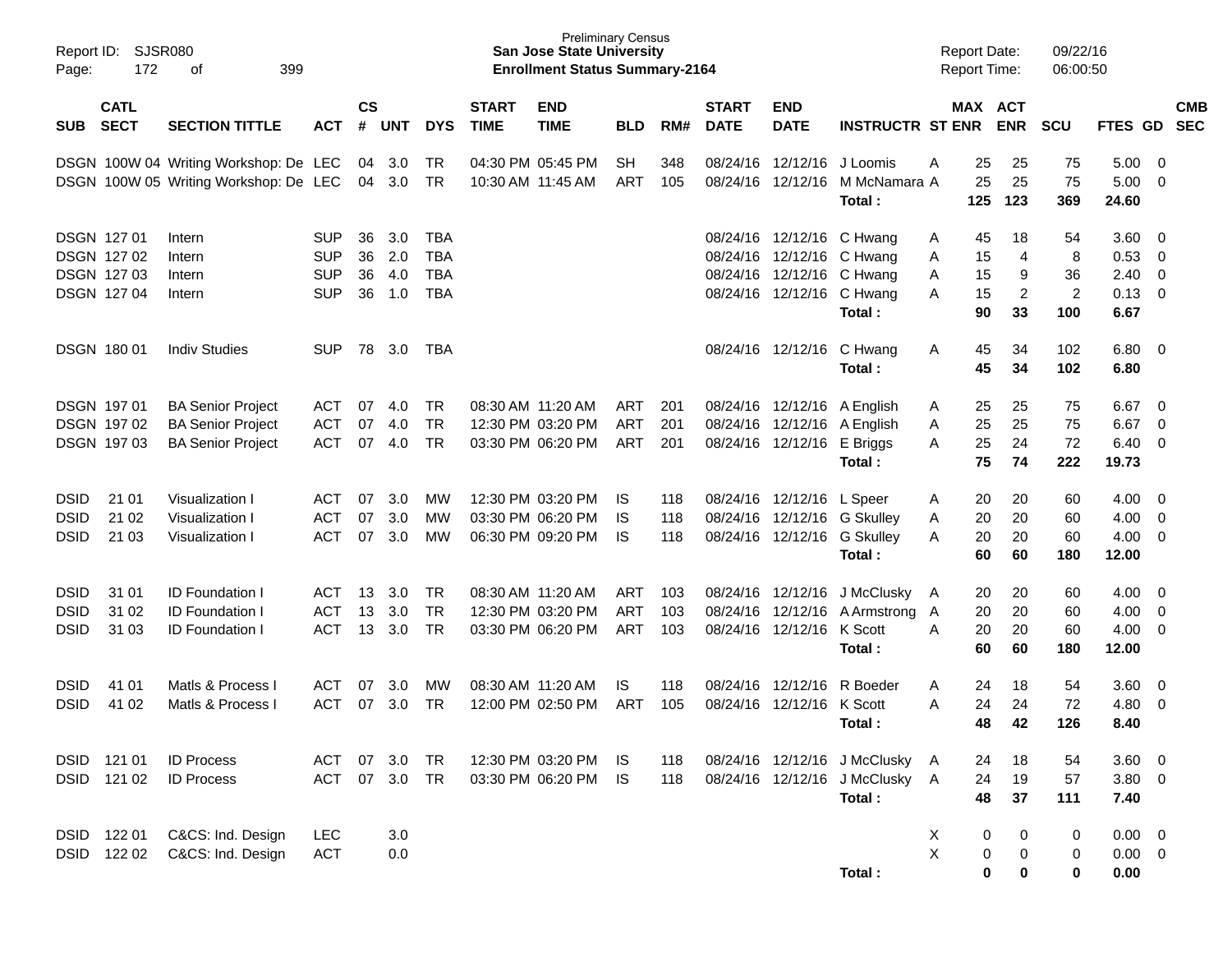Preliminary Census
**San Jose State University**
**Enrollment Status Summary-2164**

Report ID: SJSR080
Report Date: 09/22/16
Report Time: 06:00:50

| SUB | CATL SECT | SECTION TITTLE | ACT | CS # | UNT | DYS | START TIME | END TIME | BLD | RM# | START DATE | END DATE | INSTRUCTR | ST | MAX ENR | ACT ENR | SCU | FTES | GD | CMB SEC |
|---|---|---|---|---|---|---|---|---|---|---|---|---|---|---|---|---|---|---|---|---|
| DSGN | 100W 04 | Writing Workshop: De | LEC | 04 | 3.0 | TR | 04:30 PM | 05:45 PM | SH | 348 | 08/24/16 | 12/12/16 | J Loomis | A | 25 | 25 | 75 | 5.00 | 0 | |
| DSGN | 100W 05 | Writing Workshop: De | LEC | 04 | 3.0 | TR | 10:30 AM | 11:45 AM | ART | 105 | 08/24/16 | 12/12/16 | M McNamara | A | 25 | 25 | 75 | 5.00 | 0 | |
| | | | | | | | | | | | | | **Total :** | | **125** | **123** | **369** | **24.60** | | |
| DSGN | 127 01 | Intern | SUP | 36 | 3.0 | TBA | | | | | 08/24/16 | 12/12/16 | C Hwang | A | 45 | 18 | 54 | 3.60 | 0 | |
| DSGN | 127 02 | Intern | SUP | 36 | 2.0 | TBA | | | | | 08/24/16 | 12/12/16 | C Hwang | A | 15 | 4 | 8 | 0.53 | 0 | |
| DSGN | 127 03 | Intern | SUP | 36 | 4.0 | TBA | | | | | 08/24/16 | 12/12/16 | C Hwang | A | 15 | 9 | 36 | 2.40 | 0 | |
| DSGN | 127 04 | Intern | SUP | 36 | 1.0 | TBA | | | | | 08/24/16 | 12/12/16 | C Hwang | A | 15 | 2 | 2 | 0.13 | 0 | |
| | | | | | | | | | | | | | **Total :** | | **90** | **33** | **100** | **6.67** | | |
| DSGN | 180 01 | Indiv Studies | SUP | 78 | 3.0 | TBA | | | | | 08/24/16 | 12/12/16 | C Hwang | A | 45 | 34 | 102 | 6.80 | 0 | |
| | | | | | | | | | | | | | **Total :** | | **45** | **34** | **102** | **6.80** | | |
| DSGN | 197 01 | BA Senior Project | ACT | 07 | 4.0 | TR | 08:30 AM | 11:20 AM | ART | 201 | 08/24/16 | 12/12/16 | A English | A | 25 | 25 | 75 | 6.67 | 0 | |
| DSGN | 197 02 | BA Senior Project | ACT | 07 | 4.0 | TR | 12:30 PM | 03:20 PM | ART | 201 | 08/24/16 | 12/12/16 | A English | A | 25 | 25 | 75 | 6.67 | 0 | |
| DSGN | 197 03 | BA Senior Project | ACT | 07 | 4.0 | TR | 03:30 PM | 06:20 PM | ART | 201 | 08/24/16 | 12/12/16 | E Briggs | A | 25 | 24 | 72 | 6.40 | 0 | |
| | | | | | | | | | | | | | **Total :** | | **75** | **74** | **222** | **19.73** | | |
| DSID | 21 01 | Visualization I | ACT | 07 | 3.0 | MW | 12:30 PM | 03:20 PM | IS | 118 | 08/24/16 | 12/12/16 | L Speer | A | 20 | 20 | 60 | 4.00 | 0 | |
| DSID | 21 02 | Visualization I | ACT | 07 | 3.0 | MW | 03:30 PM | 06:20 PM | IS | 118 | 08/24/16 | 12/12/16 | G Skulley | A | 20 | 20 | 60 | 4.00 | 0 | |
| DSID | 21 03 | Visualization I | ACT | 07 | 3.0 | MW | 06:30 PM | 09:20 PM | IS | 118 | 08/24/16 | 12/12/16 | G Skulley | A | 20 | 20 | 60 | 4.00 | 0 | |
| | | | | | | | | | | | | | **Total :** | | **60** | **60** | **180** | **12.00** | | |
| DSID | 31 01 | ID Foundation I | ACT | 13 | 3.0 | TR | 08:30 AM | 11:20 AM | ART | 103 | 08/24/16 | 12/12/16 | J McClusky | A | 20 | 20 | 60 | 4.00 | 0 | |
| DSID | 31 02 | ID Foundation I | ACT | 13 | 3.0 | TR | 12:30 PM | 03:20 PM | ART | 103 | 08/24/16 | 12/12/16 | A Armstrong | A | 20 | 20 | 60 | 4.00 | 0 | |
| DSID | 31 03 | ID Foundation I | ACT | 13 | 3.0 | TR | 03:30 PM | 06:20 PM | ART | 103 | 08/24/16 | 12/12/16 | K Scott | A | 20 | 20 | 60 | 4.00 | 0 | |
| | | | | | | | | | | | | | **Total :** | | **60** | **60** | **180** | **12.00** | | |
| DSID | 41 01 | Matls & Process I | ACT | 07 | 3.0 | MW | 08:30 AM | 11:20 AM | IS | 118 | 08/24/16 | 12/12/16 | R Boeder | A | 24 | 18 | 54 | 3.60 | 0 | |
| DSID | 41 02 | Matls & Process I | ACT | 07 | 3.0 | TR | 12:00 PM | 02:50 PM | ART | 105 | 08/24/16 | 12/12/16 | K Scott | A | 24 | 24 | 72 | 4.80 | 0 | |
| | | | | | | | | | | | | | **Total :** | | **48** | **42** | **126** | **8.40** | | |
| DSID | 121 01 | ID Process | ACT | 07 | 3.0 | TR | 12:30 PM | 03:20 PM | IS | 118 | 08/24/16 | 12/12/16 | J McClusky | A | 24 | 18 | 54 | 3.60 | 0 | |
| DSID | 121 02 | ID Process | ACT | 07 | 3.0 | TR | 03:30 PM | 06:20 PM | IS | 118 | 08/24/16 | 12/12/16 | J McClusky | A | 24 | 19 | 57 | 3.80 | 0 | |
| | | | | | | | | | | | | | **Total :** | | **48** | **37** | **111** | **7.40** | | |
| DSID | 122 01 | C&CS: Ind. Design | LEC | | 3.0 | | | | | | | | | X | 0 | 0 | 0 | 0.00 | 0 | |
| DSID | 122 02 | C&CS: Ind. Design | ACT | | 0.0 | | | | | | | | | X | 0 | 0 | 0 | 0.00 | 0 | |
| | | | | | | | | | | | | | **Total :** | | **0** | **0** | **0** | **0.00** | | |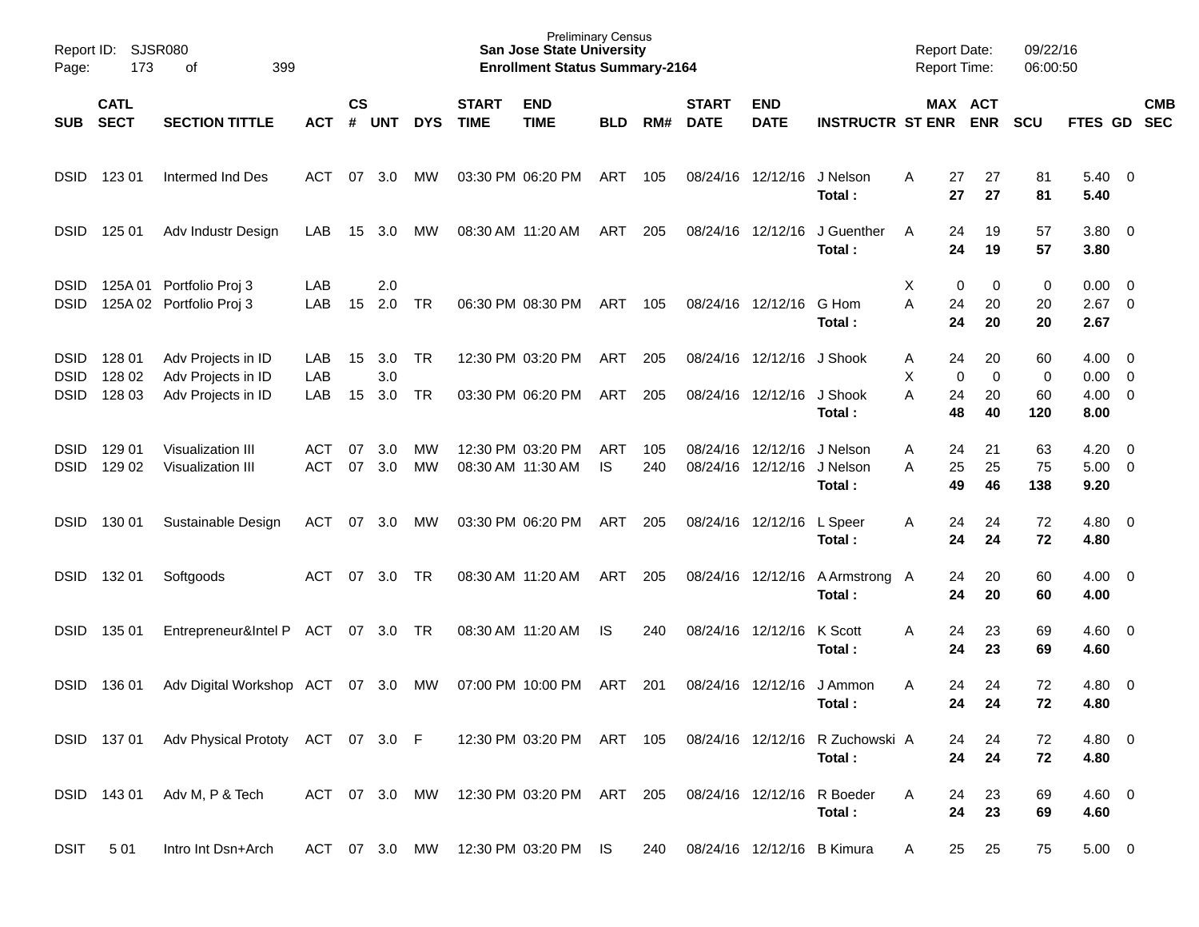Preliminary Census
**San Jose State University**
**Enrollment Status Summary-2164**

Report ID: SJSR080
Report Date: 09/22/16
Report Time: 06:00:50

| SUB | CATL SECT | SECTION TITTLE | ACT | CS # | UNT | DYS | START TIME | END TIME | BLD | RM# | START DATE | END DATE | INSTRUCTR | ST | MAX ENR | ACT ENR | SCU | FTES | GD | CMB SEC |
|---|---|---|---|---|---|---|---|---|---|---|---|---|---|---|---|---|---|---|---|---|
| DSID | 123 01 | Intermed Ind Des | ACT | 07 | 3.0 | MW | 03:30 PM | 06:20 PM | ART | 105 | 08/24/16 | 12/12/16 | J Nelson | A | 27 | 27 | 81 | 5.40 | 0 | |
| | | | | | | | | | | | | | **Total :** | | **27** | **27** | **81** | **5.40** | | |
| DSID | 125 01 | Adv Industr Design | LAB | 15 | 3.0 | MW | 08:30 AM | 11:20 AM | ART | 205 | 08/24/16 | 12/12/16 | J Guenther | A | 24 | 19 | 57 | 3.80 | 0 | |
| | | | | | | | | | | | | | **Total :** | | **24** | **19** | **57** | **3.80** | | |
| DSID | 125A 01 | Portfolio Proj 3 | LAB | | 2.0 | | | | | | | | | X | 0 | 0 | 0 | 0.00 | 0 | |
| DSID | 125A 02 | Portfolio Proj 3 | LAB | 15 | 2.0 | TR | 06:30 PM | 08:30 PM | ART | 105 | 08/24/16 | 12/12/16 | G Hom | A | 24 | 20 | 20 | 2.67 | 0 | |
| | | | | | | | | | | | | | **Total :** | | **24** | **20** | **20** | **2.67** | | |
| DSID | 128 01 | Adv Projects in ID | LAB | 15 | 3.0 | TR | 12:30 PM | 03:20 PM | ART | 205 | 08/24/16 | 12/12/16 | J Shook | A | 24 | 20 | 60 | 4.00 | 0 | |
| DSID | 128 02 | Adv Projects in ID | LAB | | 3.0 | | | | | | | | | X | 0 | 0 | 0 | 0.00 | 0 | |
| DSID | 128 03 | Adv Projects in ID | LAB | 15 | 3.0 | TR | 03:30 PM | 06:20 PM | ART | 205 | 08/24/16 | 12/12/16 | J Shook | A | 24 | 20 | 60 | 4.00 | 0 | |
| | | | | | | | | | | | | | **Total :** | | **48** | **40** | **120** | **8.00** | | |
| DSID | 129 01 | Visualization III | ACT | 07 | 3.0 | MW | 12:30 PM | 03:20 PM | ART | 105 | 08/24/16 | 12/12/16 | J Nelson | A | 24 | 21 | 63 | 4.20 | 0 | |
| DSID | 129 02 | Visualization III | ACT | 07 | 3.0 | MW | 08:30 AM | 11:30 AM | IS | 240 | 08/24/16 | 12/12/16 | J Nelson | A | 25 | 25 | 75 | 5.00 | 0 | |
| | | | | | | | | | | | | | **Total :** | | **49** | **46** | **138** | **9.20** | | |
| DSID | 130 01 | Sustainable Design | ACT | 07 | 3.0 | MW | 03:30 PM | 06:20 PM | ART | 205 | 08/24/16 | 12/12/16 | L Speer | A | 24 | 24 | 72 | 4.80 | 0 | |
| | | | | | | | | | | | | | **Total :** | | **24** | **24** | **72** | **4.80** | | |
| DSID | 132 01 | Softgoods | ACT | 07 | 3.0 | TR | 08:30 AM | 11:20 AM | ART | 205 | 08/24/16 | 12/12/16 | A Armstrong | A | 24 | 20 | 60 | 4.00 | 0 | |
| | | | | | | | | | | | | | **Total :** | | **24** | **20** | **60** | **4.00** | | |
| DSID | 135 01 | Entrepreneur&Intel P | ACT | 07 | 3.0 | TR | 08:30 AM | 11:20 AM | IS | 240 | 08/24/16 | 12/12/16 | K Scott | A | 24 | 23 | 69 | 4.60 | 0 | |
| | | | | | | | | | | | | | **Total :** | | **24** | **23** | **69** | **4.60** | | |
| DSID | 136 01 | Adv Digital Workshop | ACT | 07 | 3.0 | MW | 07:00 PM | 10:00 PM | ART | 201 | 08/24/16 | 12/12/16 | J Ammon | A | 24 | 24 | 72 | 4.80 | 0 | |
| | | | | | | | | | | | | | **Total :** | | **24** | **24** | **72** | **4.80** | | |
| DSID | 137 01 | Adv Physical Prototy | ACT | 07 | 3.0 | F | 12:30 PM | 03:20 PM | ART | 105 | 08/24/16 | 12/12/16 | R Zuchowski | A | 24 | 24 | 72 | 4.80 | 0 | |
| | | | | | | | | | | | | | **Total :** | | **24** | **24** | **72** | **4.80** | | |
| DSID | 143 01 | Adv M, P & Tech | ACT | 07 | 3.0 | MW | 12:30 PM | 03:20 PM | ART | 205 | 08/24/16 | 12/12/16 | R Boeder | A | 24 | 23 | 69 | 4.60 | 0 | |
| | | | | | | | | | | | | | **Total :** | | **24** | **23** | **69** | **4.60** | | |
| DSIT | 5 01 | Intro Int Dsn+Arch | ACT | 07 | 3.0 | MW | 12:30 PM | 03:20 PM | IS | 240 | 08/24/16 | 12/12/16 | B Kimura | A | 25 | 25 | 75 | 5.00 | 0 | |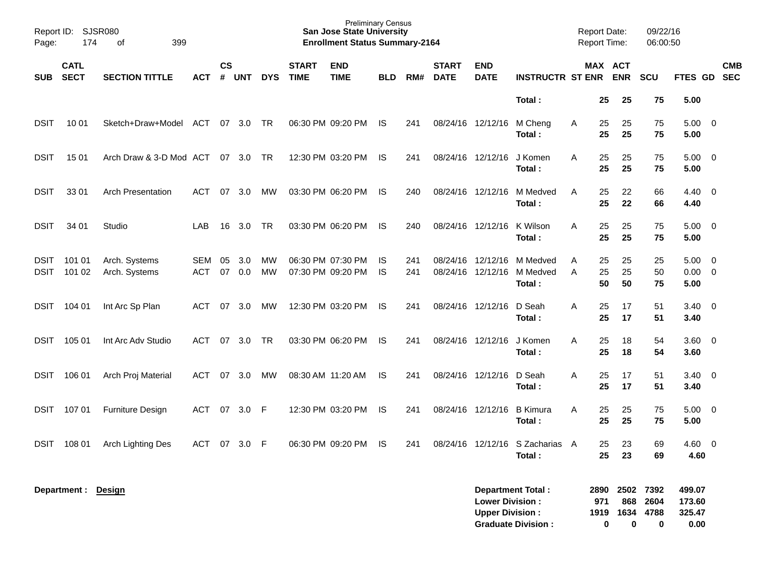Preliminary Census
**San Jose State University**
**Enrollment Status Summary-2164**

Report ID: SJSR080
Page: 174 of 399

Report Date: 09/22/16
Report Time: 06:00:50

| SUB | CATL SECT | SECTION TITTLE | ACT | CS # | UNT | DYS | START TIME | END TIME | BLD | RM# | START DATE | END DATE | INSTRUCTR | ST | MAX ENR | ACT ENR | SCU | FTES | GD | CMB SEC |
|---|---|---|---|---|---|---|---|---|---|---|---|---|---|---|---|---|---|---|---|---|
| | | | | | | | | | | | | | **Total :** | | **25** | **25** | **75** | **5.00** | | |
| DSIT | 10 01 | Sketch+Draw+Model | ACT | 07 | 3.0 | TR | 06:30 PM | 09:20 PM | IS | 241 | 08/24/16 | 12/12/16 | M Cheng | A | 25 | 25 | 75 | 5.00 | 0 | |
| | | | | | | | | | | | | | **Total :** | | **25** | **25** | **75** | **5.00** | | |
| DSIT | 15 01 | Arch Draw & 3-D Mod | ACT | 07 | 3.0 | TR | 12:30 PM | 03:20 PM | IS | 241 | 08/24/16 | 12/12/16 | J Komen | A | 25 | 25 | 75 | 5.00 | 0 | |
| | | | | | | | | | | | | | **Total :** | | **25** | **25** | **75** | **5.00** | | |
| DSIT | 33 01 | Arch Presentation | ACT | 07 | 3.0 | MW | 03:30 PM | 06:20 PM | IS | 240 | 08/24/16 | 12/12/16 | M Medved | A | 25 | 22 | 66 | 4.40 | 0 | |
| | | | | | | | | | | | | | **Total :** | | **25** | **22** | **66** | **4.40** | | |
| DSIT | 34 01 | Studio | LAB | 16 | 3.0 | TR | 03:30 PM | 06:20 PM | IS | 240 | 08/24/16 | 12/12/16 | K Wilson | A | 25 | 25 | 75 | 5.00 | 0 | |
| | | | | | | | | | | | | | **Total :** | | **25** | **25** | **75** | **5.00** | | |
| DSIT | 101 01 | Arch. Systems | SEM | 05 | 3.0 | MW | 06:30 PM | 07:30 PM | IS | 241 | 08/24/16 | 12/12/16 | M Medved | A | 25 | 25 | 25 | 5.00 | 0 | |
| DSIT | 101 02 | Arch. Systems | ACT | 07 | 0.0 | MW | 07:30 PM | 09:20 PM | IS | 241 | 08/24/16 | 12/12/16 | M Medved | A | 25 | 25 | 50 | 0.00 | 0 | |
| | | | | | | | | | | | | | **Total :** | | **50** | **50** | **75** | **5.00** | | |
| DSIT | 104 01 | Int Arc Sp Plan | ACT | 07 | 3.0 | MW | 12:30 PM | 03:20 PM | IS | 241 | 08/24/16 | 12/12/16 | D Seah | A | 25 | 17 | 51 | 3.40 | 0 | |
| | | | | | | | | | | | | | **Total :** | | **25** | **17** | **51** | **3.40** | | |
| DSIT | 105 01 | Int Arc Adv Studio | ACT | 07 | 3.0 | TR | 03:30 PM | 06:20 PM | IS | 241 | 08/24/16 | 12/12/16 | J Komen | A | 25 | 18 | 54 | 3.60 | 0 | |
| | | | | | | | | | | | | | **Total :** | | **25** | **18** | **54** | **3.60** | | |
| DSIT | 106 01 | Arch Proj Material | ACT | 07 | 3.0 | MW | 08:30 AM | 11:20 AM | IS | 241 | 08/24/16 | 12/12/16 | D Seah | A | 25 | 17 | 51 | 3.40 | 0 | |
| | | | | | | | | | | | | | **Total :** | | **25** | **17** | **51** | **3.40** | | |
| DSIT | 107 01 | Furniture Design | ACT | 07 | 3.0 | F | 12:30 PM | 03:20 PM | IS | 241 | 08/24/16 | 12/12/16 | B Kimura | A | 25 | 25 | 75 | 5.00 | 0 | |
| | | | | | | | | | | | | | **Total :** | | **25** | **25** | **75** | **5.00** | | |
| DSIT | 108 01 | Arch Lighting Des | ACT | 07 | 3.0 | F | 06:30 PM | 09:20 PM | IS | 241 | 08/24/16 | 12/12/16 | S Zacharias | A | 25 | 23 | 69 | 4.60 | 0 | |
| | | | | | | | | | | | | | **Total :** | | **25** | **23** | **69** | **4.60** | | |

**Department : Design**

| | MAX ENR | ACT ENR | SCU | FTES |
|---|---|---|---|---|
| **Department Total :** | **2890** | **2502** | **7392** | **499.07** |
| **Lower Division :** | **971** | **868** | **2604** | **173.60** |
| **Upper Division :** | **1919** | **1634** | **4788** | **325.47** |
| **Graduate Division :** | **0** | **0** | **0** | **0.00** |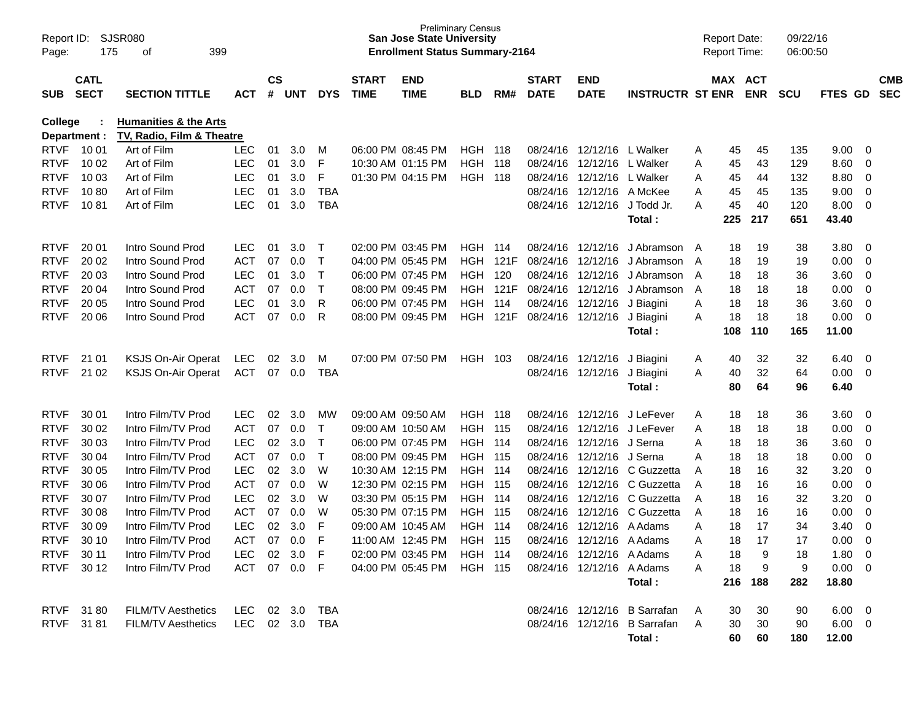Preliminary Census
**San Jose State University**
**Enrollment Status Summary-2164**

Report ID: SJSR080
Report Date: 09/22/16
Report Time: 06:00:50

| SUB | CATL SECT | SECTION TITTLE | ACT | CS # | UNT | DYS | START TIME | END TIME | BLD | RM# | START DATE | END DATE | INSTRUCTR | ST | MAX ENR | ACT ENR | SCU | FTES | GD | CMB SEC |
|---|---|---|---|---|---|---|---|---|---|---|---|---|---|---|---|---|---|---|---|---|
| **College :** | | **Humanities & the Arts** | | | | | | | | | | | | | | | | | | |
| **Department :** | | **TV, Radio, Film & Theatre** | | | | | | | | | | | | | | | | | | |
| RTVF | 10 01 | Art of Film | LEC | 01 | 3.0 | M | 06:00 PM | 08:45 PM | HGH | 118 | 08/24/16 | 12/12/16 | L Walker | A | 45 | 45 | 135 | 9.00 | 0 | |
| RTVF | 10 02 | Art of Film | LEC | 01 | 3.0 | F | 10:30 AM | 01:15 PM | HGH | 118 | 08/24/16 | 12/12/16 | L Walker | A | 45 | 43 | 129 | 8.60 | 0 | |
| RTVF | 10 03 | Art of Film | LEC | 01 | 3.0 | F | 01:30 PM | 04:15 PM | HGH | 118 | 08/24/16 | 12/12/16 | L Walker | A | 45 | 44 | 132 | 8.80 | 0 | |
| RTVF | 10 80 | Art of Film | LEC | 01 | 3.0 | TBA | | | | | 08/24/16 | 12/12/16 | A McKee | A | 45 | 45 | 135 | 9.00 | 0 | |
| RTVF | 10 81 | Art of Film | LEC | 01 | 3.0 | TBA | | | | | 08/24/16 | 12/12/16 | J Todd Jr. | A | 45 | 40 | 120 | 8.00 | 0 | |
| | | | | | | | | | | | | | **Total :** | | **225** | **217** | **651** | **43.40** | | |
| RTVF | 20 01 | Intro Sound Prod | LEC | 01 | 3.0 | T | 02:00 PM | 03:45 PM | HGH | 114 | 08/24/16 | 12/12/16 | J Abramson | A | 18 | 19 | 38 | 3.80 | 0 | |
| RTVF | 20 02 | Intro Sound Prod | ACT | 07 | 0.0 | T | 04:00 PM | 05:45 PM | HGH | 121F | 08/24/16 | 12/12/16 | J Abramson | A | 18 | 19 | 19 | 0.00 | 0 | |
| RTVF | 20 03 | Intro Sound Prod | LEC | 01 | 3.0 | T | 06:00 PM | 07:45 PM | HGH | 120 | 08/24/16 | 12/12/16 | J Abramson | A | 18 | 18 | 36 | 3.60 | 0 | |
| RTVF | 20 04 | Intro Sound Prod | ACT | 07 | 0.0 | T | 08:00 PM | 09:45 PM | HGH | 121F | 08/24/16 | 12/12/16 | J Abramson | A | 18 | 18 | 18 | 0.00 | 0 | |
| RTVF | 20 05 | Intro Sound Prod | LEC | 01 | 3.0 | R | 06:00 PM | 07:45 PM | HGH | 114 | 08/24/16 | 12/12/16 | J Biagini | A | 18 | 18 | 36 | 3.60 | 0 | |
| RTVF | 20 06 | Intro Sound Prod | ACT | 07 | 0.0 | R | 08:00 PM | 09:45 PM | HGH | 121F | 08/24/16 | 12/12/16 | J Biagini | A | 18 | 18 | 18 | 0.00 | 0 | |
| | | | | | | | | | | | | | **Total :** | | **108** | **110** | **165** | **11.00** | | |
| RTVF | 21 01 | KSJS On-Air Operat | LEC | 02 | 3.0 | M | 07:00 PM | 07:50 PM | HGH | 103 | 08/24/16 | 12/12/16 | J Biagini | A | 40 | 32 | 32 | 6.40 | 0 | |
| RTVF | 21 02 | KSJS On-Air Operat | ACT | 07 | 0.0 | TBA | | | | | 08/24/16 | 12/12/16 | J Biagini | A | 40 | 32 | 64 | 0.00 | 0 | |
| | | | | | | | | | | | | | **Total :** | | **80** | **64** | **96** | **6.40** | | |
| RTVF | 30 01 | Intro Film/TV Prod | LEC | 02 | 3.0 | MW | 09:00 AM | 09:50 AM | HGH | 118 | 08/24/16 | 12/12/16 | J LeFever | A | 18 | 18 | 36 | 3.60 | 0 | |
| RTVF | 30 02 | Intro Film/TV Prod | ACT | 07 | 0.0 | T | 09:00 AM | 10:50 AM | HGH | 115 | 08/24/16 | 12/12/16 | J LeFever | A | 18 | 18 | 18 | 0.00 | 0 | |
| RTVF | 30 03 | Intro Film/TV Prod | LEC | 02 | 3.0 | T | 06:00 PM | 07:45 PM | HGH | 114 | 08/24/16 | 12/12/16 | J Serna | A | 18 | 18 | 36 | 3.60 | 0 | |
| RTVF | 30 04 | Intro Film/TV Prod | ACT | 07 | 0.0 | T | 08:00 PM | 09:45 PM | HGH | 115 | 08/24/16 | 12/12/16 | J Serna | A | 18 | 18 | 18 | 0.00 | 0 | |
| RTVF | 30 05 | Intro Film/TV Prod | LEC | 02 | 3.0 | W | 10:30 AM | 12:15 PM | HGH | 114 | 08/24/16 | 12/12/16 | C Guzzetta | A | 18 | 16 | 32 | 3.20 | 0 | |
| RTVF | 30 06 | Intro Film/TV Prod | ACT | 07 | 0.0 | W | 12:30 PM | 02:15 PM | HGH | 115 | 08/24/16 | 12/12/16 | C Guzzetta | A | 18 | 16 | 16 | 0.00 | 0 | |
| RTVF | 30 07 | Intro Film/TV Prod | LEC | 02 | 3.0 | W | 03:30 PM | 05:15 PM | HGH | 114 | 08/24/16 | 12/12/16 | C Guzzetta | A | 18 | 16 | 32 | 3.20 | 0 | |
| RTVF | 30 08 | Intro Film/TV Prod | ACT | 07 | 0.0 | W | 05:30 PM | 07:15 PM | HGH | 115 | 08/24/16 | 12/12/16 | C Guzzetta | A | 18 | 16 | 16 | 0.00 | 0 | |
| RTVF | 30 09 | Intro Film/TV Prod | LEC | 02 | 3.0 | F | 09:00 AM | 10:45 AM | HGH | 114 | 08/24/16 | 12/12/16 | A Adams | A | 18 | 17 | 34 | 3.40 | 0 | |
| RTVF | 30 10 | Intro Film/TV Prod | ACT | 07 | 0.0 | F | 11:00 AM | 12:45 PM | HGH | 115 | 08/24/16 | 12/12/16 | A Adams | A | 18 | 17 | 17 | 0.00 | 0 | |
| RTVF | 30 11 | Intro Film/TV Prod | LEC | 02 | 3.0 | F | 02:00 PM | 03:45 PM | HGH | 114 | 08/24/16 | 12/12/16 | A Adams | A | 18 | 9 | 18 | 1.80 | 0 | |
| RTVF | 30 12 | Intro Film/TV Prod | ACT | 07 | 0.0 | F | 04:00 PM | 05:45 PM | HGH | 115 | 08/24/16 | 12/12/16 | A Adams | A | 18 | 9 | 9 | 0.00 | 0 | |
| | | | | | | | | | | | | | **Total :** | | **216** | **188** | **282** | **18.80** | | |
| RTVF | 31 80 | FILM/TV Aesthetics | LEC | 02 | 3.0 | TBA | | | | | 08/24/16 | 12/12/16 | B Sarrafan | A | 30 | 30 | 90 | 6.00 | 0 | |
| RTVF | 31 81 | FILM/TV Aesthetics | LEC | 02 | 3.0 | TBA | | | | | 08/24/16 | 12/12/16 | B Sarrafan | A | 30 | 30 | 90 | 6.00 | 0 | |
| | | | | | | | | | | | | | **Total :** | | **60** | **60** | **180** | **12.00** | | |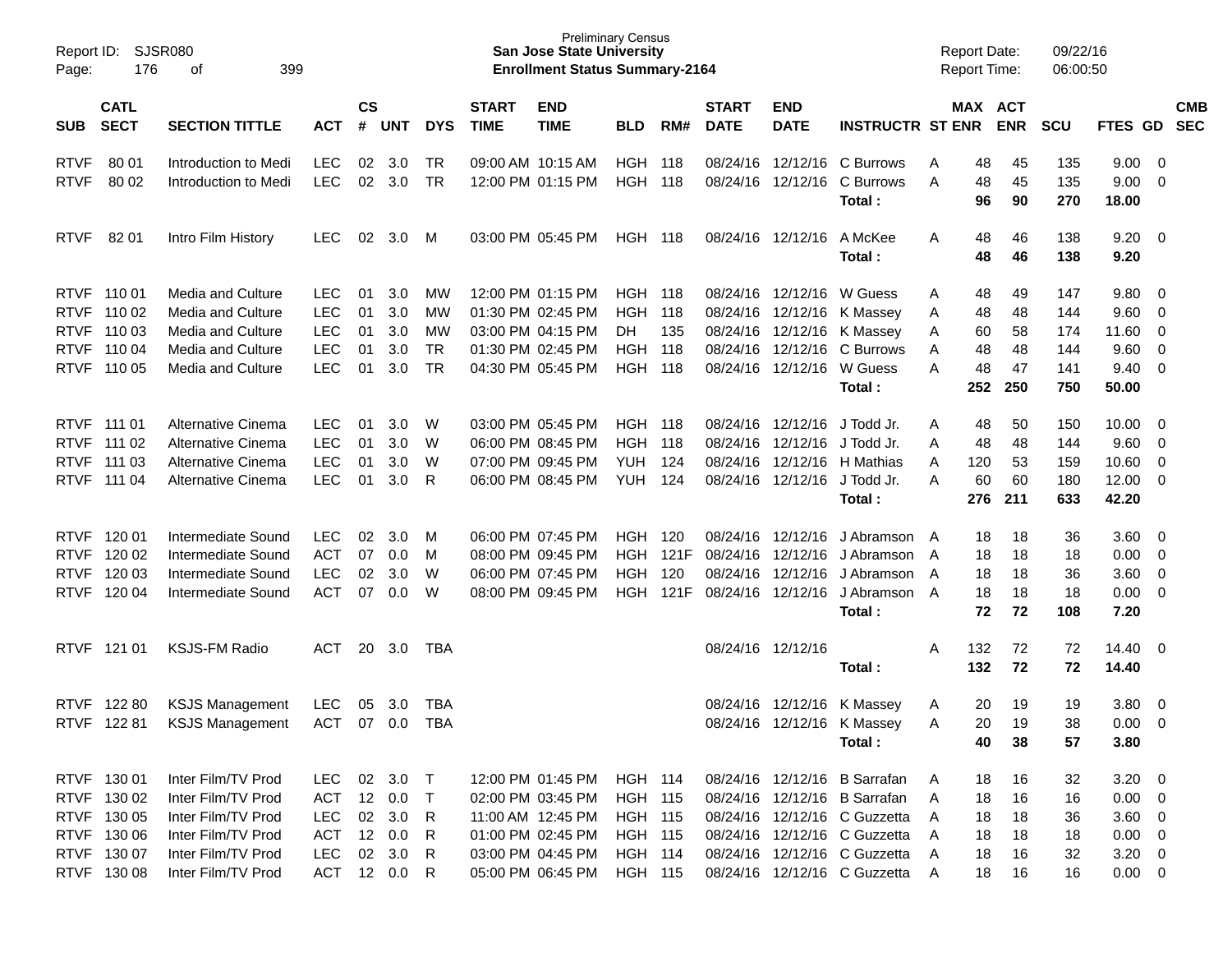Preliminary Census
**San Jose State University**
**Enrollment Status Summary-2164**

Report ID: SJSR080
Page: 176 of 399

Report Date: 09/22/16
Report Time: 06:00:50

| SUB | CATL SECT | SECTION TITTLE | ACT | CS # | UNT | DYS | START TIME | END TIME | BLD | RM# | START DATE | END DATE | INSTRUCTR | ST | MAX ENR | ACT ENR | SCU | FTES | GD | CMB SEC |
|---|---|---|---|---|---|---|---|---|---|---|---|---|---|---|---|---|---|---|---|---|
| RTVF | 80 01 | Introduction to Medi | LEC | 02 | 3.0 | TR | 09:00 AM | 10:15 AM | HGH | 118 | 08/24/16 | 12/12/16 | C Burrows | A | 48 | 45 | 135 | 9.00 | 0 | |
| RTVF | 80 02 | Introduction to Medi | LEC | 02 | 3.0 | TR | 12:00 PM | 01:15 PM | HGH | 118 | 08/24/16 | 12/12/16 | C Burrows | A | 48 | 45 | 135 | 9.00 | 0 | |
| | | | | | | | | | | | | | **Total :** | | **96** | **90** | **270** | **18.00** | | |
| RTVF | 82 01 | Intro Film History | LEC | 02 | 3.0 | M | 03:00 PM | 05:45 PM | HGH | 118 | 08/24/16 | 12/12/16 | A McKee | A | 48 | 46 | 138 | 9.20 | 0 | |
| | | | | | | | | | | | | | **Total :** | | **48** | **46** | **138** | **9.20** | | |
| RTVF | 110 01 | Media and Culture | LEC | 01 | 3.0 | MW | 12:00 PM | 01:15 PM | HGH | 118 | 08/24/16 | 12/12/16 | W Guess | A | 48 | 49 | 147 | 9.80 | 0 | |
| RTVF | 110 02 | Media and Culture | LEC | 01 | 3.0 | MW | 01:30 PM | 02:45 PM | HGH | 118 | 08/24/16 | 12/12/16 | K Massey | A | 48 | 48 | 144 | 9.60 | 0 | |
| RTVF | 110 03 | Media and Culture | LEC | 01 | 3.0 | MW | 03:00 PM | 04:15 PM | DH | 135 | 08/24/16 | 12/12/16 | K Massey | A | 60 | 58 | 174 | 11.60 | 0 | |
| RTVF | 110 04 | Media and Culture | LEC | 01 | 3.0 | TR | 01:30 PM | 02:45 PM | HGH | 118 | 08/24/16 | 12/12/16 | C Burrows | A | 48 | 48 | 144 | 9.60 | 0 | |
| RTVF | 110 05 | Media and Culture | LEC | 01 | 3.0 | TR | 04:30 PM | 05:45 PM | HGH | 118 | 08/24/16 | 12/12/16 | W Guess | A | 48 | 47 | 141 | 9.40 | 0 | |
| | | | | | | | | | | | | | **Total :** | | **252** | **250** | **750** | **50.00** | | |
| RTVF | 111 01 | Alternative Cinema | LEC | 01 | 3.0 | W | 03:00 PM | 05:45 PM | HGH | 118 | 08/24/16 | 12/12/16 | J Todd Jr. | A | 48 | 50 | 150 | 10.00 | 0 | |
| RTVF | 111 02 | Alternative Cinema | LEC | 01 | 3.0 | W | 06:00 PM | 08:45 PM | HGH | 118 | 08/24/16 | 12/12/16 | J Todd Jr. | A | 48 | 48 | 144 | 9.60 | 0 | |
| RTVF | 111 03 | Alternative Cinema | LEC | 01 | 3.0 | W | 07:00 PM | 09:45 PM | YUH | 124 | 08/24/16 | 12/12/16 | H Mathias | A | 120 | 53 | 159 | 10.60 | 0 | |
| RTVF | 111 04 | Alternative Cinema | LEC | 01 | 3.0 | R | 06:00 PM | 08:45 PM | YUH | 124 | 08/24/16 | 12/12/16 | J Todd Jr. | A | 60 | 60 | 180 | 12.00 | 0 | |
| | | | | | | | | | | | | | **Total :** | | **276** | **211** | **633** | **42.20** | | |
| RTVF | 120 01 | Intermediate Sound | LEC | 02 | 3.0 | M | 06:00 PM | 07:45 PM | HGH | 120 | 08/24/16 | 12/12/16 | J Abramson | A | 18 | 18 | 36 | 3.60 | 0 | |
| RTVF | 120 02 | Intermediate Sound | ACT | 07 | 0.0 | M | 08:00 PM | 09:45 PM | HGH | 121F | 08/24/16 | 12/12/16 | J Abramson | A | 18 | 18 | 18 | 0.00 | 0 | |
| RTVF | 120 03 | Intermediate Sound | LEC | 02 | 3.0 | W | 06:00 PM | 07:45 PM | HGH | 120 | 08/24/16 | 12/12/16 | J Abramson | A | 18 | 18 | 36 | 3.60 | 0 | |
| RTVF | 120 04 | Intermediate Sound | ACT | 07 | 0.0 | W | 08:00 PM | 09:45 PM | HGH | 121F | 08/24/16 | 12/12/16 | J Abramson | A | 18 | 18 | 18 | 0.00 | 0 | |
| | | | | | | | | | | | | | **Total :** | | **72** | **72** | **108** | **7.20** | | |
| RTVF | 121 01 | KSJS-FM Radio | ACT | 20 | 3.0 | TBA | | | | | 08/24/16 | 12/12/16 | | A | 132 | 72 | 72 | 14.40 | 0 | |
| | | | | | | | | | | | | | **Total :** | | **132** | **72** | **72** | **14.40** | | |
| RTVF | 122 80 | KSJS Management | LEC | 05 | 3.0 | TBA | | | | | 08/24/16 | 12/12/16 | K Massey | A | 20 | 19 | 19 | 3.80 | 0 | |
| RTVF | 122 81 | KSJS Management | ACT | 07 | 0.0 | TBA | | | | | 08/24/16 | 12/12/16 | K Massey | A | 20 | 19 | 38 | 0.00 | 0 | |
| | | | | | | | | | | | | | **Total :** | | **40** | **38** | **57** | **3.80** | | |
| RTVF | 130 01 | Inter Film/TV Prod | LEC | 02 | 3.0 | T | 12:00 PM | 01:45 PM | HGH | 114 | 08/24/16 | 12/12/16 | B Sarrafan | A | 18 | 16 | 32 | 3.20 | 0 | |
| RTVF | 130 02 | Inter Film/TV Prod | ACT | 12 | 0.0 | T | 02:00 PM | 03:45 PM | HGH | 115 | 08/24/16 | 12/12/16 | B Sarrafan | A | 18 | 16 | 16 | 0.00 | 0 | |
| RTVF | 130 05 | Inter Film/TV Prod | LEC | 02 | 3.0 | R | 11:00 AM | 12:45 PM | HGH | 115 | 08/24/16 | 12/12/16 | C Guzzetta | A | 18 | 18 | 36 | 3.60 | 0 | |
| RTVF | 130 06 | Inter Film/TV Prod | ACT | 12 | 0.0 | R | 01:00 PM | 02:45 PM | HGH | 115 | 08/24/16 | 12/12/16 | C Guzzetta | A | 18 | 18 | 18 | 0.00 | 0 | |
| RTVF | 130 07 | Inter Film/TV Prod | LEC | 02 | 3.0 | R | 03:00 PM | 04:45 PM | HGH | 114 | 08/24/16 | 12/12/16 | C Guzzetta | A | 18 | 16 | 32 | 3.20 | 0 | |
| RTVF | 130 08 | Inter Film/TV Prod | ACT | 12 | 0.0 | R | 05:00 PM | 06:45 PM | HGH | 115 | 08/24/16 | 12/12/16 | C Guzzetta | A | 18 | 16 | 16 | 0.00 | 0 | |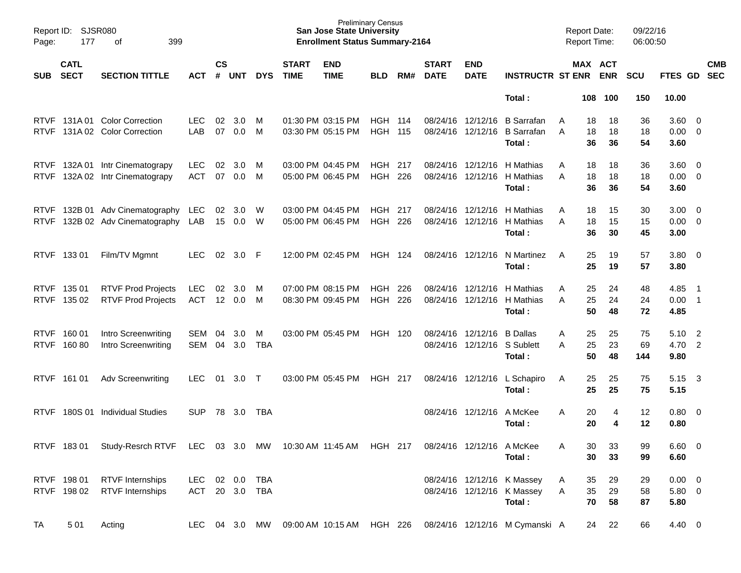Preliminary Census
**San Jose State University**
**Enrollment Status Summary-2164**

Report ID: SJSR080
Report Date: 09/22/16
Report Time: 06:00:50

| SUB | CATL SECT | SECTION TITTLE | ACT | CS # | UNT | DYS | START TIME | END TIME | BLD | RM# | START DATE | END DATE | INSTRUCTR | ST | MAX ENR | ACT ENR | SCU | FTES | GD | CMB SEC |
|---|---|---|---|---|---|---|---|---|---|---|---|---|---|---|---|---|---|---|---|---|
| | | | | | | | | | | | | | **Total :** | | **108** | **100** | **150** | **10.00** | | |
| RTVF | 131A 01 | Color Correction | LEC | 02 | 3.0 | M | 01:30 PM | 03:15 PM | HGH | 114 | 08/24/16 | 12/12/16 | B Sarrafan | A | 18 | 18 | 36 | 3.60 | 0 | |
| RTVF | 131A 02 | Color Correction | LAB | 07 | 0.0 | M | 03:30 PM | 05:15 PM | HGH | 115 | 08/24/16 | 12/12/16 | B Sarrafan | A | 18 | 18 | 18 | 0.00 | 0 | |
| | | | | | | | | | | | | | **Total :** | | **36** | **36** | **54** | **3.60** | | |
| RTVF | 132A 01 | Intr Cinematograpy | LEC | 02 | 3.0 | M | 03:00 PM | 04:45 PM | HGH | 217 | 08/24/16 | 12/12/16 | H Mathias | A | 18 | 18 | 36 | 3.60 | 0 | |
| RTVF | 132A 02 | Intr Cinematograpy | ACT | 07 | 0.0 | M | 05:00 PM | 06:45 PM | HGH | 226 | 08/24/16 | 12/12/16 | H Mathias | A | 18 | 18 | 18 | 0.00 | 0 | |
| | | | | | | | | | | | | | **Total :** | | **36** | **36** | **54** | **3.60** | | |
| RTVF | 132B 01 | Adv Cinematography | LEC | 02 | 3.0 | W | 03:00 PM | 04:45 PM | HGH | 217 | 08/24/16 | 12/12/16 | H Mathias | A | 18 | 15 | 30 | 3.00 | 0 | |
| RTVF | 132B 02 | Adv Cinematography | LAB | 15 | 0.0 | W | 05:00 PM | 06:45 PM | HGH | 226 | 08/24/16 | 12/12/16 | H Mathias | A | 18 | 15 | 15 | 0.00 | 0 | |
| | | | | | | | | | | | | | **Total :** | | **36** | **30** | **45** | **3.00** | | |
| RTVF | 133 01 | Film/TV Mgmnt | LEC | 02 | 3.0 | F | 12:00 PM | 02:45 PM | HGH | 124 | 08/24/16 | 12/12/16 | N Martinez | A | 25 | 19 | 57 | 3.80 | 0 | |
| | | | | | | | | | | | | | **Total :** | | **25** | **19** | **57** | **3.80** | | |
| RTVF | 135 01 | RTVF Prod Projects | LEC | 02 | 3.0 | M | 07:00 PM | 08:15 PM | HGH | 226 | 08/24/16 | 12/12/16 | H Mathias | A | 25 | 24 | 48 | 4.85 | 1 | |
| RTVF | 135 02 | RTVF Prod Projects | ACT | 12 | 0.0 | M | 08:30 PM | 09:45 PM | HGH | 226 | 08/24/16 | 12/12/16 | H Mathias | A | 25 | 24 | 24 | 0.00 | 1 | |
| | | | | | | | | | | | | | **Total :** | | **50** | **48** | **72** | **4.85** | | |
| RTVF | 160 01 | Intro Screenwriting | SEM | 04 | 3.0 | M | 03:00 PM | 05:45 PM | HGH | 120 | 08/24/16 | 12/12/16 | B Dallas | A | 25 | 25 | 75 | 5.10 | 2 | |
| RTVF | 160 80 | Intro Screenwriting | SEM | 04 | 3.0 | TBA | | | | | 08/24/16 | 12/12/16 | S Sublett | A | 25 | 23 | 69 | 4.70 | 2 | |
| | | | | | | | | | | | | | **Total :** | | **50** | **48** | **144** | **9.80** | | |
| RTVF | 161 01 | Adv Screenwriting | LEC | 01 | 3.0 | T | 03:00 PM | 05:45 PM | HGH | 217 | 08/24/16 | 12/12/16 | L Schapiro | A | 25 | 25 | 75 | 5.15 | 3 | |
| | | | | | | | | | | | | | **Total :** | | **25** | **25** | **75** | **5.15** | | |
| RTVF | 180S 01 | Individual Studies | SUP | 78 | 3.0 | TBA | | | | | 08/24/16 | 12/12/16 | A McKee | A | 20 | 4 | 12 | 0.80 | 0 | |
| | | | | | | | | | | | | | **Total :** | | **20** | **4** | **12** | **0.80** | | |
| RTVF | 183 01 | Study-Resrch RTVF | LEC | 03 | 3.0 | MW | 10:30 AM | 11:45 AM | HGH | 217 | 08/24/16 | 12/12/16 | A McKee | A | 30 | 33 | 99 | 6.60 | 0 | |
| | | | | | | | | | | | | | **Total :** | | **30** | **33** | **99** | **6.60** | | |
| RTVF | 198 01 | RTVF Internships | LEC | 02 | 0.0 | TBA | | | | | 08/24/16 | 12/12/16 | K Massey | A | 35 | 29 | 29 | 0.00 | 0 | |
| RTVF | 198 02 | RTVF Internships | ACT | 20 | 3.0 | TBA | | | | | 08/24/16 | 12/12/16 | K Massey | A | 35 | 29 | 58 | 5.80 | 0 | |
| | | | | | | | | | | | | | **Total :** | | **70** | **58** | **87** | **5.80** | | |
| TA | 5 01 | Acting | LEC | 04 | 3.0 | MW | 09:00 AM | 10:15 AM | HGH | 226 | 08/24/16 | 12/12/16 | M Cymanski | A | 24 | 22 | 66 | 4.40 | 0 | |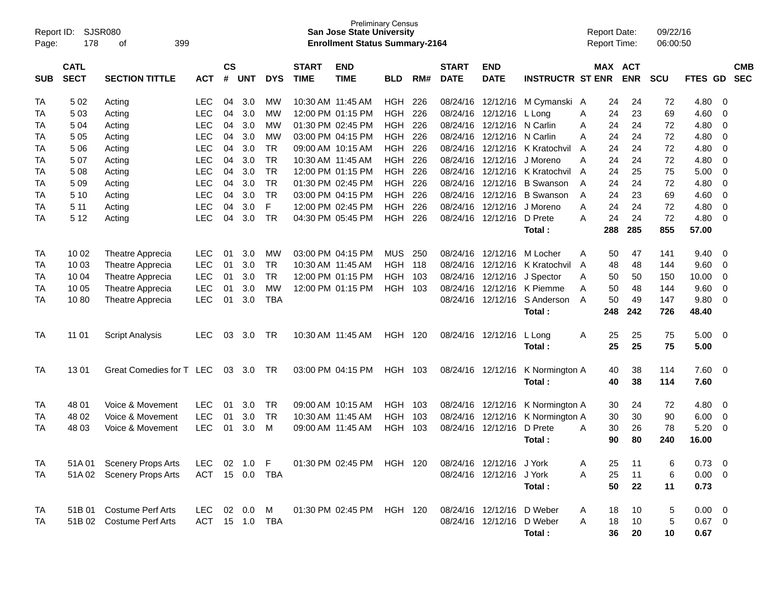Report ID: SJSR080
Page: 178 of 399

Preliminary Census
**San Jose State University**
**Enrollment Status Summary-2164**

Report Date: 09/22/16
Report Time: 06:00:50

| SUB | CATL SECT | SECTION TITTLE | ACT | CS # | UNT | DYS | START TIME | END TIME | BLD | RM# | START DATE | END DATE | INSTRUCTR | ST | MAX ENR | ACT ENR | SCU | FTES | GD | CMB SEC |
|---|---|---|---|---|---|---|---|---|---|---|---|---|---|---|---|---|---|---|---|---|
| TA | 5 02 | Acting | LEC | 04 | 3.0 | MW | 10:30 AM | 11:45 AM | HGH | 226 | 08/24/16 | 12/12/16 | M Cymanski | A | 24 | 24 | 72 | 4.80 | 0 | |
| TA | 5 03 | Acting | LEC | 04 | 3.0 | MW | 12:00 PM | 01:15 PM | HGH | 226 | 08/24/16 | 12/12/16 | L Long | A | 24 | 23 | 69 | 4.60 | 0 | |
| TA | 5 04 | Acting | LEC | 04 | 3.0 | MW | 01:30 PM | 02:45 PM | HGH | 226 | 08/24/16 | 12/12/16 | N Carlin | A | 24 | 24 | 72 | 4.80 | 0 | |
| TA | 5 05 | Acting | LEC | 04 | 3.0 | MW | 03:00 PM | 04:15 PM | HGH | 226 | 08/24/16 | 12/12/16 | N Carlin | A | 24 | 24 | 72 | 4.80 | 0 | |
| TA | 5 06 | Acting | LEC | 04 | 3.0 | TR | 09:00 AM | 10:15 AM | HGH | 226 | 08/24/16 | 12/12/16 | K Kratochvil | A | 24 | 24 | 72 | 4.80 | 0 | |
| TA | 5 07 | Acting | LEC | 04 | 3.0 | TR | 10:30 AM | 11:45 AM | HGH | 226 | 08/24/16 | 12/12/16 | J Moreno | A | 24 | 24 | 72 | 4.80 | 0 | |
| TA | 5 08 | Acting | LEC | 04 | 3.0 | TR | 12:00 PM | 01:15 PM | HGH | 226 | 08/24/16 | 12/12/16 | K Kratochvil | A | 24 | 25 | 75 | 5.00 | 0 | |
| TA | 5 09 | Acting | LEC | 04 | 3.0 | TR | 01:30 PM | 02:45 PM | HGH | 226 | 08/24/16 | 12/12/16 | B Swanson | A | 24 | 24 | 72 | 4.80 | 0 | |
| TA | 5 10 | Acting | LEC | 04 | 3.0 | TR | 03:00 PM | 04:15 PM | HGH | 226 | 08/24/16 | 12/12/16 | B Swanson | A | 24 | 23 | 69 | 4.60 | 0 | |
| TA | 5 11 | Acting | LEC | 04 | 3.0 | F | 12:00 PM | 02:45 PM | HGH | 226 | 08/24/16 | 12/12/16 | J Moreno | A | 24 | 24 | 72 | 4.80 | 0 | |
| TA | 5 12 | Acting | LEC | 04 | 3.0 | TR | 04:30 PM | 05:45 PM | HGH | 226 | 08/24/16 | 12/12/16 | D Prete | A | 24 | 24 | 72 | 4.80 | 0 | |
| | | | | | | | | | | | | | **Total :** | | **288** | **285** | **855** | **57.00** | | |
| TA | 10 02 | Theatre Apprecia | LEC | 01 | 3.0 | MW | 03:00 PM | 04:15 PM | MUS | 250 | 08/24/16 | 12/12/16 | M Locher | A | 50 | 47 | 141 | 9.40 | 0 | |
| TA | 10 03 | Theatre Apprecia | LEC | 01 | 3.0 | TR | 10:30 AM | 11:45 AM | HGH | 118 | 08/24/16 | 12/12/16 | K Kratochvil | A | 48 | 48 | 144 | 9.60 | 0 | |
| TA | 10 04 | Theatre Apprecia | LEC | 01 | 3.0 | TR | 12:00 PM | 01:15 PM | HGH | 103 | 08/24/16 | 12/12/16 | J Spector | A | 50 | 50 | 150 | 10.00 | 0 | |
| TA | 10 05 | Theatre Apprecia | LEC | 01 | 3.0 | MW | 12:00 PM | 01:15 PM | HGH | 103 | 08/24/16 | 12/12/16 | K Piemme | A | 50 | 48 | 144 | 9.60 | 0 | |
| TA | 10 80 | Theatre Apprecia | LEC | 01 | 3.0 | TBA | | | | | 08/24/16 | 12/12/16 | S Anderson | A | 50 | 49 | 147 | 9.80 | 0 | |
| | | | | | | | | | | | | | **Total :** | | **248** | **242** | **726** | **48.40** | | |
| TA | 11 01 | Script Analysis | LEC | 03 | 3.0 | TR | 10:30 AM | 11:45 AM | HGH | 120 | 08/24/16 | 12/12/16 | L Long | A | 25 | 25 | 75 | 5.00 | 0 | |
| | | | | | | | | | | | | | **Total :** | | **25** | **25** | **75** | **5.00** | | |
| TA | 13 01 | Great Comedies for T | LEC | 03 | 3.0 | TR | 03:00 PM | 04:15 PM | HGH | 103 | 08/24/16 | 12/12/16 | K Normington | A | 40 | 38 | 114 | 7.60 | 0 | |
| | | | | | | | | | | | | | **Total :** | | **40** | **38** | **114** | **7.60** | | |
| TA | 48 01 | Voice & Movement | LEC | 01 | 3.0 | TR | 09:00 AM | 10:15 AM | HGH | 103 | 08/24/16 | 12/12/16 | K Normington | A | 30 | 24 | 72 | 4.80 | 0 | |
| TA | 48 02 | Voice & Movement | LEC | 01 | 3.0 | TR | 10:30 AM | 11:45 AM | HGH | 103 | 08/24/16 | 12/12/16 | K Normington | A | 30 | 30 | 90 | 6.00 | 0 | |
| TA | 48 03 | Voice & Movement | LEC | 01 | 3.0 | M | 09:00 AM | 11:45 AM | HGH | 103 | 08/24/16 | 12/12/16 | D Prete | A | 30 | 26 | 78 | 5.20 | 0 | |
| | | | | | | | | | | | | | **Total :** | | **90** | **80** | **240** | **16.00** | | |
| TA | 51A 01 | Scenery Props Arts | LEC | 02 | 1.0 | F | 01:30 PM | 02:45 PM | HGH | 120 | 08/24/16 | 12/12/16 | J York | A | 25 | 11 | 6 | 0.73 | 0 | |
| TA | 51A 02 | Scenery Props Arts | ACT | 15 | 0.0 | TBA | | | | | 08/24/16 | 12/12/16 | J York | A | 25 | 11 | 6 | 0.00 | 0 | |
| | | | | | | | | | | | | | **Total :** | | **50** | **22** | **11** | **0.73** | | |
| TA | 51B 01 | Costume Perf Arts | LEC | 02 | 0.0 | M | 01:30 PM | 02:45 PM | HGH | 120 | 08/24/16 | 12/12/16 | D Weber | A | 18 | 10 | 5 | 0.00 | 0 | |
| TA | 51B 02 | Costume Perf Arts | ACT | 15 | 1.0 | TBA | | | | | 08/24/16 | 12/12/16 | D Weber | A | 18 | 10 | 5 | 0.67 | 0 | |
| | | | | | | | | | | | | | **Total :** | | **36** | **20** | **10** | **0.67** | | |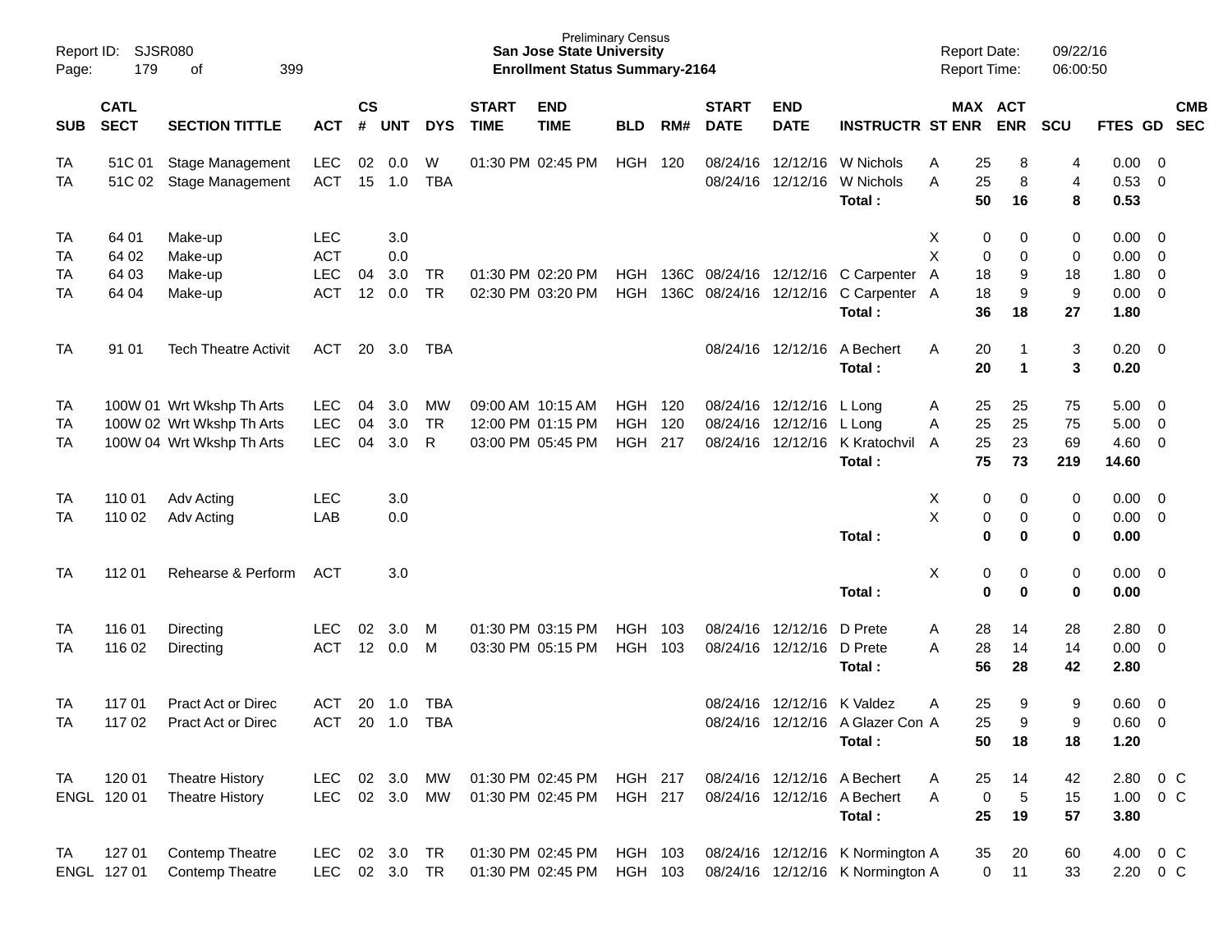Preliminary Census
**San Jose State University**
**Enrollment Status Summary-2164**

Report ID: SJSR080
Report Date: 09/22/16
Report Time: 06:00:50

| SUB | CATL SECT | SECTION TITTLE | ACT | CS # | UNT | DYS | START TIME | END TIME | BLD | RM# | START DATE | END DATE | INSTRUCTR | ST | MAX ENR | ACT ENR | SCU | FTES | GD | CMB SEC |
|---|---|---|---|---|---|---|---|---|---|---|---|---|---|---|---|---|---|---|---|---|
| TA | 51C 01 | Stage Management | LEC | 02 | 0.0 | W | 01:30 PM | 02:45 PM | HGH | 120 | 08/24/16 | 12/12/16 | W Nichols | A | 25 | 8 | 4 | 0.00 | 0 | |
| TA | 51C 02 | Stage Management | ACT | 15 | 1.0 | TBA | | | | | 08/24/16 | 12/12/16 | W Nichols | A | 25 | 8 | 4 | 0.53 | 0 | |
| | | | | | | | | | | | | | **Total :** | | **50** | **16** | **8** | **0.53** | | |
| TA | 64 01 | Make-up | LEC | | 3.0 | | | | | | | | | X | 0 | 0 | 0 | 0.00 | 0 | |
| TA | 64 02 | Make-up | ACT | | 0.0 | | | | | | | | | X | 0 | 0 | 0 | 0.00 | 0 | |
| TA | 64 03 | Make-up | LEC | 04 | 3.0 | TR | 01:30 PM | 02:20 PM | HGH | 136C | 08/24/16 | 12/12/16 | C Carpenter | A | 18 | 9 | 18 | 1.80 | 0 | |
| TA | 64 04 | Make-up | ACT | 12 | 0.0 | TR | 02:30 PM | 03:20 PM | HGH | 136C | 08/24/16 | 12/12/16 | C Carpenter | A | 18 | 9 | 9 | 0.00 | 0 | |
| | | | | | | | | | | | | | **Total :** | | **36** | **18** | **27** | **1.80** | | |
| TA | 91 01 | Tech Theatre Activit | ACT | 20 | 3.0 | TBA | | | | | 08/24/16 | 12/12/16 | A Bechert | A | 20 | 1 | 3 | 0.20 | 0 | |
| | | | | | | | | | | | | | **Total :** | | **20** | **1** | **3** | **0.20** | | |
| TA | 100W 01 | Wrt Wkshp Th Arts | LEC | 04 | 3.0 | MW | 09:00 AM | 10:15 AM | HGH | 120 | 08/24/16 | 12/12/16 | L Long | A | 25 | 25 | 75 | 5.00 | 0 | |
| TA | 100W 02 | Wrt Wkshp Th Arts | LEC | 04 | 3.0 | TR | 12:00 PM | 01:15 PM | HGH | 120 | 08/24/16 | 12/12/16 | L Long | A | 25 | 25 | 75 | 5.00 | 0 | |
| TA | 100W 04 | Wrt Wkshp Th Arts | LEC | 04 | 3.0 | R | 03:00 PM | 05:45 PM | HGH | 217 | 08/24/16 | 12/12/16 | K Kratochvil | A | 25 | 23 | 69 | 4.60 | 0 | |
| | | | | | | | | | | | | | **Total :** | | **75** | **73** | **219** | **14.60** | | |
| TA | 110 01 | Adv Acting | LEC | | 3.0 | | | | | | | | | X | 0 | 0 | 0 | 0.00 | 0 | |
| TA | 110 02 | Adv Acting | LAB | | 0.0 | | | | | | | | | X | 0 | 0 | 0 | 0.00 | 0 | |
| | | | | | | | | | | | | | **Total :** | | **0** | **0** | **0** | **0.00** | | |
| TA | 112 01 | Rehearse & Perform | ACT | | 3.0 | | | | | | | | | X | 0 | 0 | 0 | 0.00 | 0 | |
| | | | | | | | | | | | | | **Total :** | | **0** | **0** | **0** | **0.00** | | |
| TA | 116 01 | Directing | LEC | 02 | 3.0 | M | 01:30 PM | 03:15 PM | HGH | 103 | 08/24/16 | 12/12/16 | D Prete | A | 28 | 14 | 28 | 2.80 | 0 | |
| TA | 116 02 | Directing | ACT | 12 | 0.0 | M | 03:30 PM | 05:15 PM | HGH | 103 | 08/24/16 | 12/12/16 | D Prete | A | 28 | 14 | 14 | 0.00 | 0 | |
| | | | | | | | | | | | | | **Total :** | | **56** | **28** | **42** | **2.80** | | |
| TA | 117 01 | Pract Act or Direc | ACT | 20 | 1.0 | TBA | | | | | 08/24/16 | 12/12/16 | K Valdez | A | 25 | 9 | 9 | 0.60 | 0 | |
| TA | 117 02 | Pract Act or Direc | ACT | 20 | 1.0 | TBA | | | | | 08/24/16 | 12/12/16 | A Glazer Con | A | 25 | 9 | 9 | 0.60 | 0 | |
| | | | | | | | | | | | | | **Total :** | | **50** | **18** | **18** | **1.20** | | |
| TA | 120 01 | Theatre History | LEC | 02 | 3.0 | MW | 01:30 PM | 02:45 PM | HGH | 217 | 08/24/16 | 12/12/16 | A Bechert | A | 25 | 14 | 42 | 2.80 | 0 | C |
| ENGL | 120 01 | Theatre History | LEC | 02 | 3.0 | MW | 01:30 PM | 02:45 PM | HGH | 217 | 08/24/16 | 12/12/16 | A Bechert | A | 0 | 5 | 15 | 1.00 | 0 | C |
| | | | | | | | | | | | | | **Total :** | | **25** | **19** | **57** | **3.80** | | |
| TA | 127 01 | Contemp Theatre | LEC | 02 | 3.0 | TR | 01:30 PM | 02:45 PM | HGH | 103 | 08/24/16 | 12/12/16 | K Normington | A | 35 | 20 | 60 | 4.00 | 0 | C |
| ENGL | 127 01 | Contemp Theatre | LEC | 02 | 3.0 | TR | 01:30 PM | 02:45 PM | HGH | 103 | 08/24/16 | 12/12/16 | K Normington | A | 0 | 11 | 33 | 2.20 | 0 | C |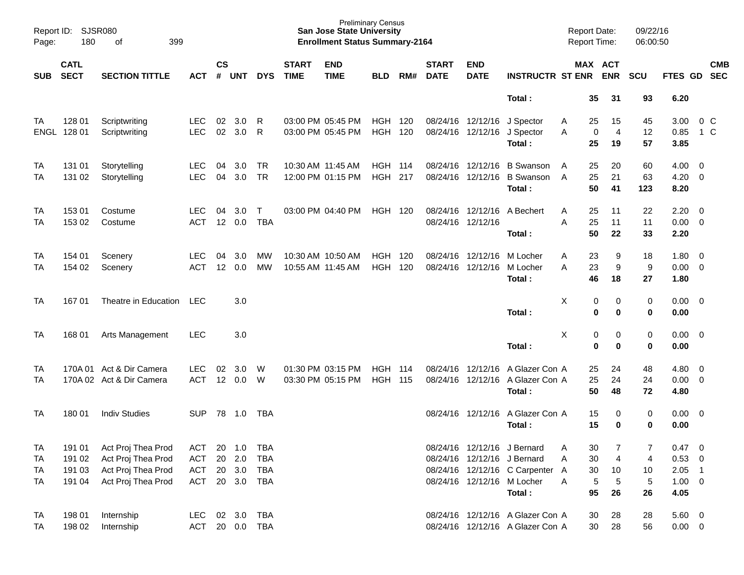Preliminary Census
**San Jose State University**
**Enrollment Status Summary-2164**

| SUB | CATL SECT | SECTION TITTLE | ACT | CS # | UNT | DYS | START TIME | END TIME | BLD | RM# | START DATE | END DATE | INSTRUCTR | ST | MAX ENR | ACT ENR | SCU | FTES | GD | CMB SEC |
|---|---|---|---|---|---|---|---|---|---|---|---|---|---|---|---|---|---|---|---|---|
| | | | | | | | | | | | | | **Total :** | | **35** | **31** | **93** | **6.20** | | |
| TA | 128 01 | Scriptwriting | LEC | 02 | 3.0 | R | 03:00 PM | 05:45 PM | HGH | 120 | 08/24/16 | 12/12/16 | J Spector | A | 25 | 15 | 45 | 3.00 | 0 | C |
| ENGL | 128 01 | Scriptwriting | LEC | 02 | 3.0 | R | 03:00 PM | 05:45 PM | HGH | 120 | 08/24/16 | 12/12/16 | J Spector | A | 0 | 4 | 12 | 0.85 | 1 | C |
| | | | | | | | | | | | | | **Total :** | | **25** | **19** | **57** | **3.85** | | |
| TA | 131 01 | Storytelling | LEC | 04 | 3.0 | TR | 10:30 AM | 11:45 AM | HGH | 114 | 08/24/16 | 12/12/16 | B Swanson | A | 25 | 20 | 60 | 4.00 | 0 | |
| TA | 131 02 | Storytelling | LEC | 04 | 3.0 | TR | 12:00 PM | 01:15 PM | HGH | 217 | 08/24/16 | 12/12/16 | B Swanson | A | 25 | 21 | 63 | 4.20 | 0 | |
| | | | | | | | | | | | | | **Total :** | | **50** | **41** | **123** | **8.20** | | |
| TA | 153 01 | Costume | LEC | 04 | 3.0 | T | 03:00 PM | 04:40 PM | HGH | 120 | 08/24/16 | 12/12/16 | A Bechert | A | 25 | 11 | 22 | 2.20 | 0 | |
| TA | 153 02 | Costume | ACT | 12 | 0.0 | TBA | | | | | 08/24/16 | 12/12/16 | | A | 25 | 11 | 11 | 0.00 | 0 | |
| | | | | | | | | | | | | | **Total :** | | **50** | **22** | **33** | **2.20** | | |
| TA | 154 01 | Scenery | LEC | 04 | 3.0 | MW | 10:30 AM | 10:50 AM | HGH | 120 | 08/24/16 | 12/12/16 | M Locher | A | 23 | 9 | 18 | 1.80 | 0 | |
| TA | 154 02 | Scenery | ACT | 12 | 0.0 | MW | 10:55 AM | 11:45 AM | HGH | 120 | 08/24/16 | 12/12/16 | M Locher | A | 23 | 9 | 9 | 0.00 | 0 | |
| | | | | | | | | | | | | | **Total :** | | **46** | **18** | **27** | **1.80** | | |
| TA | 167 01 | Theatre in Education | LEC | | 3.0 | | | | | | | | | X | 0 | 0 | 0 | 0.00 | 0 | |
| | | | | | | | | | | | | | **Total :** | | **0** | **0** | **0** | **0.00** | | |
| TA | 168 01 | Arts Management | LEC | | 3.0 | | | | | | | | | X | 0 | 0 | 0 | 0.00 | 0 | |
| | | | | | | | | | | | | | **Total :** | | **0** | **0** | **0** | **0.00** | | |
| TA | 170A 01 | Act & Dir Camera | LEC | 02 | 3.0 | W | 01:30 PM | 03:15 PM | HGH | 114 | 08/24/16 | 12/12/16 | A Glazer Con | A | 25 | 24 | 48 | 4.80 | 0 | |
| TA | 170A 02 | Act & Dir Camera | ACT | 12 | 0.0 | W | 03:30 PM | 05:15 PM | HGH | 115 | 08/24/16 | 12/12/16 | A Glazer Con | A | 25 | 24 | 24 | 0.00 | 0 | |
| | | | | | | | | | | | | | **Total :** | | **50** | **48** | **72** | **4.80** | | |
| TA | 180 01 | Indiv Studies | SUP | 78 | 1.0 | TBA | | | | | 08/24/16 | 12/12/16 | A Glazer Con | A | 15 | 0 | 0 | 0.00 | 0 | |
| | | | | | | | | | | | | | **Total :** | | **15** | **0** | **0** | **0.00** | | |
| TA | 191 01 | Act Proj Thea Prod | ACT | 20 | 1.0 | TBA | | | | | 08/24/16 | 12/12/16 | J Bernard | A | 30 | 7 | 7 | 0.47 | 0 | |
| TA | 191 02 | Act Proj Thea Prod | ACT | 20 | 2.0 | TBA | | | | | 08/24/16 | 12/12/16 | J Bernard | A | 30 | 4 | 4 | 0.53 | 0 | |
| TA | 191 03 | Act Proj Thea Prod | ACT | 20 | 3.0 | TBA | | | | | 08/24/16 | 12/12/16 | C Carpenter | A | 30 | 10 | 10 | 2.05 | 1 | |
| TA | 191 04 | Act Proj Thea Prod | ACT | 20 | 3.0 | TBA | | | | | 08/24/16 | 12/12/16 | M Locher | A | 5 | 5 | 5 | 1.00 | 0 | |
| | | | | | | | | | | | | | **Total :** | | **95** | **26** | **26** | **4.05** | | |
| TA | 198 01 | Internship | LEC | 02 | 3.0 | TBA | | | | | 08/24/16 | 12/12/16 | A Glazer Con | A | 30 | 28 | 28 | 5.60 | 0 | |
| TA | 198 02 | Internship | ACT | 20 | 0.0 | TBA | | | | | 08/24/16 | 12/12/16 | A Glazer Con | A | 30 | 28 | 56 | 0.00 | 0 | |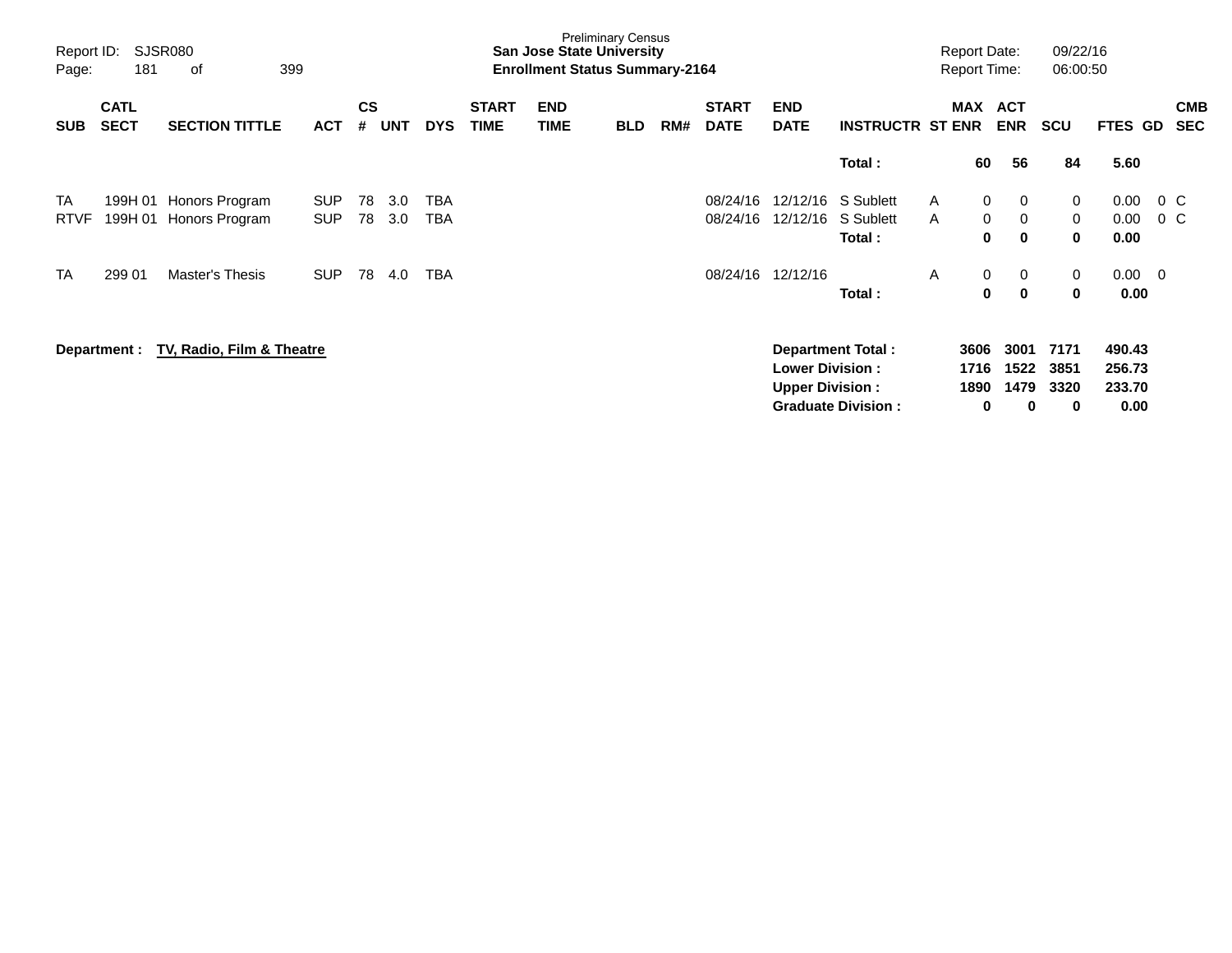Preliminary Census
**San Jose State University**
**Enrollment Status Summary-2164**

Report ID: SJSR080
Report Date: 09/22/16
Report Time: 06:00:50

| SUB | CATL SECT | SECTION TITTLE | ACT | CS # | UNT | DYS | START TIME | END TIME | BLD | RM# | START DATE | END DATE | INSTRUCTR | ST | MAX ENR | ACT ENR | SCU | FTES | GD | CMB SEC |
|---|---|---|---|---|---|---|---|---|---|---|---|---|---|---|---|---|---|---|---|---|
| | | | | | | | | | | | | | **Total :** | | **60** | **56** | **84** | **5.60** | | |
| TA | 199H 01 | Honors Program | SUP | 78 | 3.0 | TBA | | | | | 08/24/16 | 12/12/16 | S Sublett | A | 0 | 0 | 0 | 0.00 | 0 | C |
| RTVF | 199H 01 | Honors Program | SUP | 78 | 3.0 | TBA | | | | | 08/24/16 | 12/12/16 | S Sublett | A | 0 | 0 | 0 | 0.00 | 0 | C |
| | | | | | | | | | | | | | **Total :** | | **0** | **0** | **0** | **0.00** | | |
| TA | 299 01 | Master's Thesis | SUP | 78 | 4.0 | TBA | | | | | 08/24/16 | 12/12/16 | | A | 0 | 0 | 0 | 0.00 | 0 | |
| | | | | | | | | | | | | | **Total :** | | **0** | **0** | **0** | **0.00** | | |

**Department : TV, Radio, Film & Theatre**

| | MAX ENR | ACT ENR | SCU | FTES |
|---|---|---|---|---|
| **Department Total :** | **3606** | **3001** | **7171** | **490.43** |
| **Lower Division :** | **1716** | **1522** | **3851** | **256.73** |
| **Upper Division :** | **1890** | **1479** | **3320** | **233.70** |
| **Graduate Division :** | **0** | **0** | **0** | **0.00** |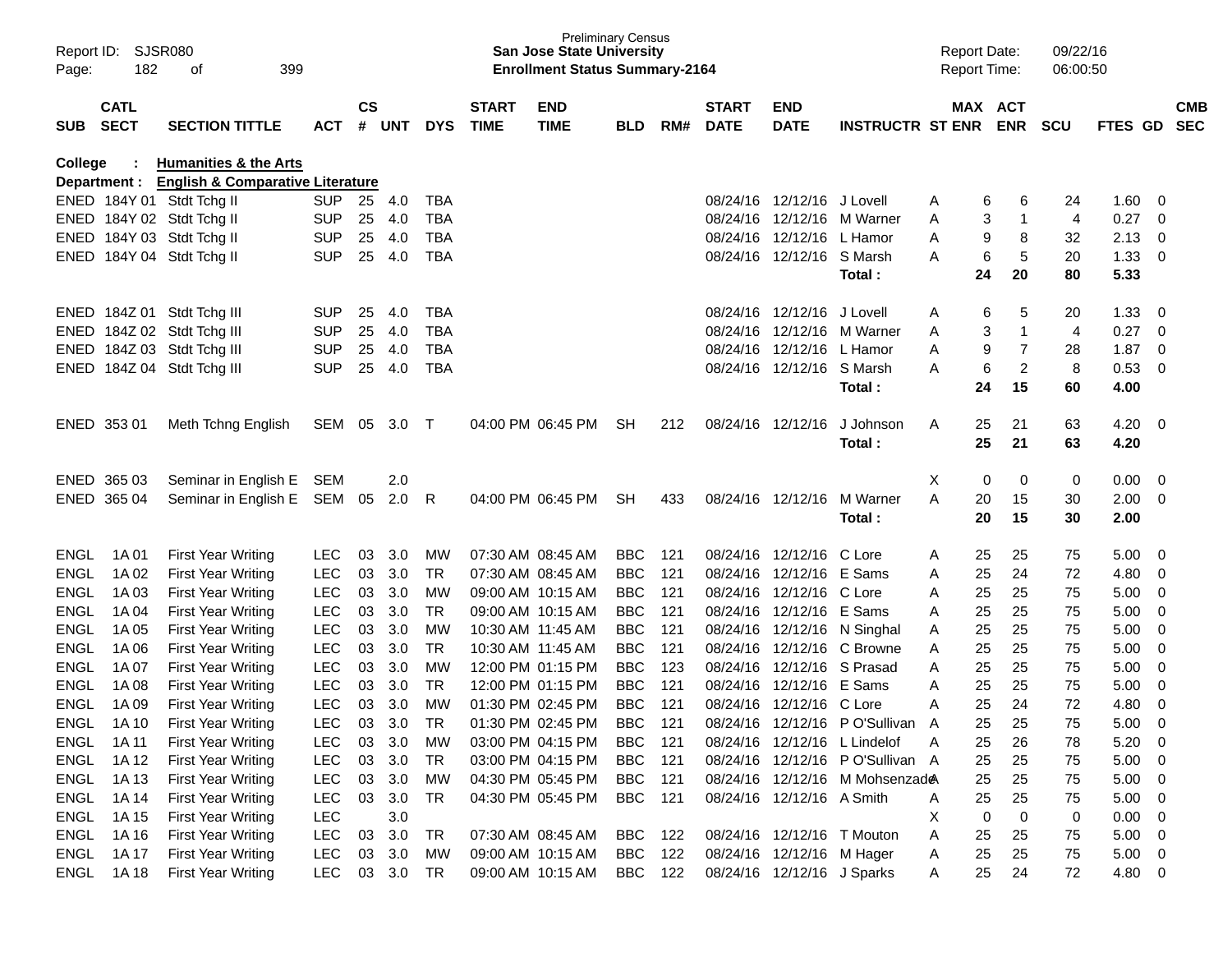Preliminary Census
**San Jose State University**
**Enrollment Status Summary-2164**

Report ID: SJSR080
Report Date: 09/22/16
Report Time: 06:00:50

**College : Humanities & the Arts**
**Department : English & Comparative Literature**

| SUB | CATL SECT | SECTION TITTLE | ACT | CS # | UNT | DYS | START TIME | END TIME | BLD | RM# | START DATE | END DATE | INSTRUCTR | ST | MAX ENR | ACT ENR | SCU | FTES | GD | CMB SEC |
|---|---|---|---|---|---|---|---|---|---|---|---|---|---|---|---|---|---|---|---|---|
| ENED | 184Y 01 | Stdt Tchg II | SUP | 25 | 4.0 | TBA | | | | | 08/24/16 | 12/12/16 | J Lovell | A | 6 | 6 | 24 | 1.60 | 0 | |
| ENED | 184Y 02 | Stdt Tchg II | SUP | 25 | 4.0 | TBA | | | | | 08/24/16 | 12/12/16 | M Warner | A | 3 | 1 | 4 | 0.27 | 0 | |
| ENED | 184Y 03 | Stdt Tchg II | SUP | 25 | 4.0 | TBA | | | | | 08/24/16 | 12/12/16 | L Hamor | A | 9 | 8 | 32 | 2.13 | 0 | |
| ENED | 184Y 04 | Stdt Tchg II | SUP | 25 | 4.0 | TBA | | | | | 08/24/16 | 12/12/16 | S Marsh | A | 6 | 5 | 20 | 1.33 | 0 | |
| | | | | | | | | | | | | | **Total :** | | **24** | **20** | **80** | **5.33** | | |
| ENED | 184Z 01 | Stdt Tchg III | SUP | 25 | 4.0 | TBA | | | | | 08/24/16 | 12/12/16 | J Lovell | A | 6 | 5 | 20 | 1.33 | 0 | |
| ENED | 184Z 02 | Stdt Tchg III | SUP | 25 | 4.0 | TBA | | | | | 08/24/16 | 12/12/16 | M Warner | A | 3 | 1 | 4 | 0.27 | 0 | |
| ENED | 184Z 03 | Stdt Tchg III | SUP | 25 | 4.0 | TBA | | | | | 08/24/16 | 12/12/16 | L Hamor | A | 9 | 7 | 28 | 1.87 | 0 | |
| ENED | 184Z 04 | Stdt Tchg III | SUP | 25 | 4.0 | TBA | | | | | 08/24/16 | 12/12/16 | S Marsh | A | 6 | 2 | 8 | 0.53 | 0 | |
| | | | | | | | | | | | | | **Total :** | | **24** | **15** | **60** | **4.00** | | |
| ENED | 353 01 | Meth Tchng English | SEM | 05 | 3.0 | T | 04:00 PM | 06:45 PM | SH | 212 | 08/24/16 | 12/12/16 | J Johnson | A | 25 | 21 | 63 | 4.20 | 0 | |
| | | | | | | | | | | | | | **Total :** | | **25** | **21** | **63** | **4.20** | | |
| ENED | 365 03 | Seminar in English E | SEM | | 2.0 | | | | | | | | | X | 0 | 0 | 0 | 0.00 | 0 | |
| ENED | 365 04 | Seminar in English E | SEM | 05 | 2.0 | R | 04:00 PM | 06:45 PM | SH | 433 | 08/24/16 | 12/12/16 | M Warner | A | 20 | 15 | 30 | 2.00 | 0 | |
| | | | | | | | | | | | | | **Total :** | | **20** | **15** | **30** | **2.00** | | |
| ENGL | 1A 01 | First Year Writing | LEC | 03 | 3.0 | MW | 07:30 AM | 08:45 AM | BBC | 121 | 08/24/16 | 12/12/16 | C Lore | A | 25 | 25 | 75 | 5.00 | 0 | |
| ENGL | 1A 02 | First Year Writing | LEC | 03 | 3.0 | TR | 07:30 AM | 08:45 AM | BBC | 121 | 08/24/16 | 12/12/16 | E Sams | A | 25 | 24 | 72 | 4.80 | 0 | |
| ENGL | 1A 03 | First Year Writing | LEC | 03 | 3.0 | MW | 09:00 AM | 10:15 AM | BBC | 121 | 08/24/16 | 12/12/16 | C Lore | A | 25 | 25 | 75 | 5.00 | 0 | |
| ENGL | 1A 04 | First Year Writing | LEC | 03 | 3.0 | TR | 09:00 AM | 10:15 AM | BBC | 121 | 08/24/16 | 12/12/16 | E Sams | A | 25 | 25 | 75 | 5.00 | 0 | |
| ENGL | 1A 05 | First Year Writing | LEC | 03 | 3.0 | MW | 10:30 AM | 11:45 AM | BBC | 121 | 08/24/16 | 12/12/16 | N Singhal | A | 25 | 25 | 75 | 5.00 | 0 | |
| ENGL | 1A 06 | First Year Writing | LEC | 03 | 3.0 | TR | 10:30 AM | 11:45 AM | BBC | 121 | 08/24/16 | 12/12/16 | C Browne | A | 25 | 25 | 75 | 5.00 | 0 | |
| ENGL | 1A 07 | First Year Writing | LEC | 03 | 3.0 | MW | 12:00 PM | 01:15 PM | BBC | 123 | 08/24/16 | 12/12/16 | S Prasad | A | 25 | 25 | 75 | 5.00 | 0 | |
| ENGL | 1A 08 | First Year Writing | LEC | 03 | 3.0 | TR | 12:00 PM | 01:15 PM | BBC | 121 | 08/24/16 | 12/12/16 | E Sams | A | 25 | 25 | 75 | 5.00 | 0 | |
| ENGL | 1A 09 | First Year Writing | LEC | 03 | 3.0 | MW | 01:30 PM | 02:45 PM | BBC | 121 | 08/24/16 | 12/12/16 | C Lore | A | 25 | 24 | 72 | 4.80 | 0 | |
| ENGL | 1A 10 | First Year Writing | LEC | 03 | 3.0 | TR | 01:30 PM | 02:45 PM | BBC | 121 | 08/24/16 | 12/12/16 | P O'Sullivan | A | 25 | 25 | 75 | 5.00 | 0 | |
| ENGL | 1A 11 | First Year Writing | LEC | 03 | 3.0 | MW | 03:00 PM | 04:15 PM | BBC | 121 | 08/24/16 | 12/12/16 | L Lindelof | A | 25 | 26 | 78 | 5.20 | 0 | |
| ENGL | 1A 12 | First Year Writing | LEC | 03 | 3.0 | TR | 03:00 PM | 04:15 PM | BBC | 121 | 08/24/16 | 12/12/16 | P O'Sullivan | A | 25 | 25 | 75 | 5.00 | 0 | |
| ENGL | 1A 13 | First Year Writing | LEC | 03 | 3.0 | MW | 04:30 PM | 05:45 PM | BBC | 121 | 08/24/16 | 12/12/16 | M Mohsenzade | A | 25 | 25 | 75 | 5.00 | 0 | |
| ENGL | 1A 14 | First Year Writing | LEC | 03 | 3.0 | TR | 04:30 PM | 05:45 PM | BBC | 121 | 08/24/16 | 12/12/16 | A Smith | A | 25 | 25 | 75 | 5.00 | 0 | |
| ENGL | 1A 15 | First Year Writing | LEC | | 3.0 | | | | | | | | | X | 0 | 0 | 0 | 0.00 | 0 | |
| ENGL | 1A 16 | First Year Writing | LEC | 03 | 3.0 | TR | 07:30 AM | 08:45 AM | BBC | 122 | 08/24/16 | 12/12/16 | T Mouton | A | 25 | 25 | 75 | 5.00 | 0 | |
| ENGL | 1A 17 | First Year Writing | LEC | 03 | 3.0 | MW | 09:00 AM | 10:15 AM | BBC | 122 | 08/24/16 | 12/12/16 | M Hager | A | 25 | 25 | 75 | 5.00 | 0 | |
| ENGL | 1A 18 | First Year Writing | LEC | 03 | 3.0 | TR | 09:00 AM | 10:15 AM | BBC | 122 | 08/24/16 | 12/12/16 | J Sparks | A | 25 | 24 | 72 | 4.80 | 0 | |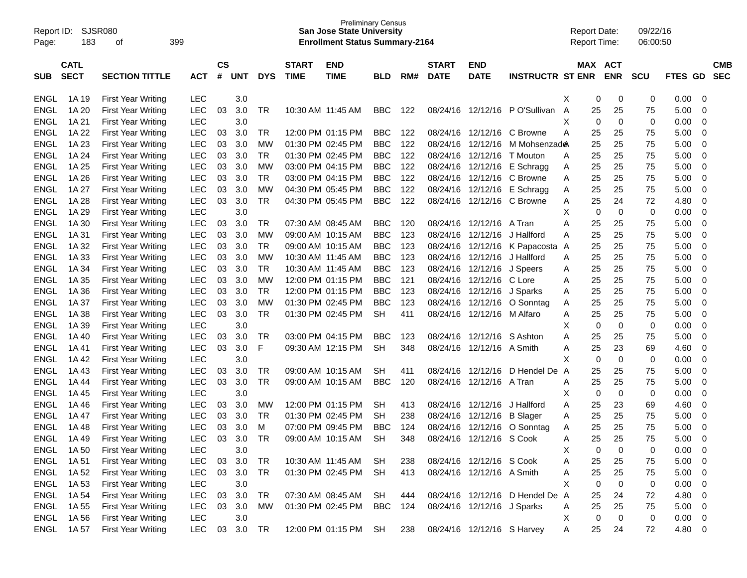Preliminary Census
**San Jose State University**
**Enrollment Status Summary-2164**

Report ID: SJSR080
Report Date: 09/22/16
Report Time: 06:00:50

| SUB | CATL SECT | SECTION TITTLE | ACT | CS # | UNT | DYS | START TIME | END TIME | BLD | RM# | START DATE | END DATE | INSTRUCTR | ST | MAX ENR | ACT ENR | SCU | FTES | GD | CMB SEC |
|---|---|---|---|---|---|---|---|---|---|---|---|---|---|---|---|---|---|---|---|---|
| ENGL | 1A 19 | First Year Writing | LEC | | 3.0 | | | | | | | | | X | 0 | 0 | 0 | 0.00 | 0 | |
| ENGL | 1A 20 | First Year Writing | LEC | 03 | 3.0 | TR | 10:30 AM | 11:45 AM | BBC | 122 | 08/24/16 | 12/12/16 | P O'Sullivan | A | 25 | 25 | 75 | 5.00 | 0 | |
| ENGL | 1A 21 | First Year Writing | LEC | | 3.0 | | | | | | | | | X | 0 | 0 | 0 | 0.00 | 0 | |
| ENGL | 1A 22 | First Year Writing | LEC | 03 | 3.0 | TR | 12:00 PM | 01:15 PM | BBC | 122 | 08/24/16 | 12/12/16 | C Browne | A | 25 | 25 | 75 | 5.00 | 0 | |
| ENGL | 1A 23 | First Year Writing | LEC | 03 | 3.0 | MW | 01:30 PM | 02:45 PM | BBC | 122 | 08/24/16 | 12/12/16 | M Mohsenzade | A | 25 | 25 | 75 | 5.00 | 0 | |
| ENGL | 1A 24 | First Year Writing | LEC | 03 | 3.0 | TR | 01:30 PM | 02:45 PM | BBC | 122 | 08/24/16 | 12/12/16 | T Mouton | A | 25 | 25 | 75 | 5.00 | 0 | |
| ENGL | 1A 25 | First Year Writing | LEC | 03 | 3.0 | MW | 03:00 PM | 04:15 PM | BBC | 122 | 08/24/16 | 12/12/16 | E Schragg | A | 25 | 25 | 75 | 5.00 | 0 | |
| ENGL | 1A 26 | First Year Writing | LEC | 03 | 3.0 | TR | 03:00 PM | 04:15 PM | BBC | 122 | 08/24/16 | 12/12/16 | C Browne | A | 25 | 25 | 75 | 5.00 | 0 | |
| ENGL | 1A 27 | First Year Writing | LEC | 03 | 3.0 | MW | 04:30 PM | 05:45 PM | BBC | 122 | 08/24/16 | 12/12/16 | E Schragg | A | 25 | 25 | 75 | 5.00 | 0 | |
| ENGL | 1A 28 | First Year Writing | LEC | 03 | 3.0 | TR | 04:30 PM | 05:45 PM | BBC | 122 | 08/24/16 | 12/12/16 | C Browne | A | 25 | 24 | 72 | 4.80 | 0 | |
| ENGL | 1A 29 | First Year Writing | LEC | | 3.0 | | | | | | | | | X | 0 | 0 | 0 | 0.00 | 0 | |
| ENGL | 1A 30 | First Year Writing | LEC | 03 | 3.0 | TR | 07:30 AM | 08:45 AM | BBC | 120 | 08/24/16 | 12/12/16 | A Tran | A | 25 | 25 | 75 | 5.00 | 0 | |
| ENGL | 1A 31 | First Year Writing | LEC | 03 | 3.0 | MW | 09:00 AM | 10:15 AM | BBC | 123 | 08/24/16 | 12/12/16 | J Hallford | A | 25 | 25 | 75 | 5.00 | 0 | |
| ENGL | 1A 32 | First Year Writing | LEC | 03 | 3.0 | TR | 09:00 AM | 10:15 AM | BBC | 123 | 08/24/16 | 12/12/16 | K Papacosta | A | 25 | 25 | 75 | 5.00 | 0 | |
| ENGL | 1A 33 | First Year Writing | LEC | 03 | 3.0 | MW | 10:30 AM | 11:45 AM | BBC | 123 | 08/24/16 | 12/12/16 | J Hallford | A | 25 | 25 | 75 | 5.00 | 0 | |
| ENGL | 1A 34 | First Year Writing | LEC | 03 | 3.0 | TR | 10:30 AM | 11:45 AM | BBC | 123 | 08/24/16 | 12/12/16 | J Speers | A | 25 | 25 | 75 | 5.00 | 0 | |
| ENGL | 1A 35 | First Year Writing | LEC | 03 | 3.0 | MW | 12:00 PM | 01:15 PM | BBC | 121 | 08/24/16 | 12/12/16 | C Lore | A | 25 | 25 | 75 | 5.00 | 0 | |
| ENGL | 1A 36 | First Year Writing | LEC | 03 | 3.0 | TR | 12:00 PM | 01:15 PM | BBC | 123 | 08/24/16 | 12/12/16 | J Sparks | A | 25 | 25 | 75 | 5.00 | 0 | |
| ENGL | 1A 37 | First Year Writing | LEC | 03 | 3.0 | MW | 01:30 PM | 02:45 PM | BBC | 123 | 08/24/16 | 12/12/16 | O Sonntag | A | 25 | 25 | 75 | 5.00 | 0 | |
| ENGL | 1A 38 | First Year Writing | LEC | 03 | 3.0 | TR | 01:30 PM | 02:45 PM | SH | 411 | 08/24/16 | 12/12/16 | M Alfaro | A | 25 | 25 | 75 | 5.00 | 0 | |
| ENGL | 1A 39 | First Year Writing | LEC | | 3.0 | | | | | | | | | X | 0 | 0 | 0 | 0.00 | 0 | |
| ENGL | 1A 40 | First Year Writing | LEC | 03 | 3.0 | TR | 03:00 PM | 04:15 PM | BBC | 123 | 08/24/16 | 12/12/16 | S Ashton | A | 25 | 25 | 75 | 5.00 | 0 | |
| ENGL | 1A 41 | First Year Writing | LEC | 03 | 3.0 | F | 09:30 AM | 12:15 PM | SH | 348 | 08/24/16 | 12/12/16 | A Smith | A | 25 | 23 | 69 | 4.60 | 0 | |
| ENGL | 1A 42 | First Year Writing | LEC | | 3.0 | | | | | | | | | X | 0 | 0 | 0 | 0.00 | 0 | |
| ENGL | 1A 43 | First Year Writing | LEC | 03 | 3.0 | TR | 09:00 AM | 10:15 AM | SH | 411 | 08/24/16 | 12/12/16 | D Hendel De | A | 25 | 25 | 75 | 5.00 | 0 | |
| ENGL | 1A 44 | First Year Writing | LEC | 03 | 3.0 | TR | 09:00 AM | 10:15 AM | BBC | 120 | 08/24/16 | 12/12/16 | A Tran | A | 25 | 25 | 75 | 5.00 | 0 | |
| ENGL | 1A 45 | First Year Writing | LEC | | 3.0 | | | | | | | | | X | 0 | 0 | 0 | 0.00 | 0 | |
| ENGL | 1A 46 | First Year Writing | LEC | 03 | 3.0 | MW | 12:00 PM | 01:15 PM | SH | 413 | 08/24/16 | 12/12/16 | J Hallford | A | 25 | 23 | 69 | 4.60 | 0 | |
| ENGL | 1A 47 | First Year Writing | LEC | 03 | 3.0 | TR | 01:30 PM | 02:45 PM | SH | 238 | 08/24/16 | 12/12/16 | B Slager | A | 25 | 25 | 75 | 5.00 | 0 | |
| ENGL | 1A 48 | First Year Writing | LEC | 03 | 3.0 | M | 07:00 PM | 09:45 PM | BBC | 124 | 08/24/16 | 12/12/16 | O Sonntag | A | 25 | 25 | 75 | 5.00 | 0 | |
| ENGL | 1A 49 | First Year Writing | LEC | 03 | 3.0 | TR | 09:00 AM | 10:15 AM | SH | 348 | 08/24/16 | 12/12/16 | S Cook | A | 25 | 25 | 75 | 5.00 | 0 | |
| ENGL | 1A 50 | First Year Writing | LEC | | 3.0 | | | | | | | | | X | 0 | 0 | 0 | 0.00 | 0 | |
| ENGL | 1A 51 | First Year Writing | LEC | 03 | 3.0 | TR | 10:30 AM | 11:45 AM | SH | 238 | 08/24/16 | 12/12/16 | S Cook | A | 25 | 25 | 75 | 5.00 | 0 | |
| ENGL | 1A 52 | First Year Writing | LEC | 03 | 3.0 | TR | 01:30 PM | 02:45 PM | SH | 413 | 08/24/16 | 12/12/16 | A Smith | A | 25 | 25 | 75 | 5.00 | 0 | |
| ENGL | 1A 53 | First Year Writing | LEC | | 3.0 | | | | | | | | | X | 0 | 0 | 0 | 0.00 | 0 | |
| ENGL | 1A 54 | First Year Writing | LEC | 03 | 3.0 | TR | 07:30 AM | 08:45 AM | SH | 444 | 08/24/16 | 12/12/16 | D Hendel De | A | 25 | 24 | 72 | 4.80 | 0 | |
| ENGL | 1A 55 | First Year Writing | LEC | 03 | 3.0 | MW | 01:30 PM | 02:45 PM | BBC | 124 | 08/24/16 | 12/12/16 | J Sparks | A | 25 | 25 | 75 | 5.00 | 0 | |
| ENGL | 1A 56 | First Year Writing | LEC | | 3.0 | | | | | | | | | X | 0 | 0 | 0 | 0.00 | 0 | |
| ENGL | 1A 57 | First Year Writing | LEC | 03 | 3.0 | TR | 12:00 PM | 01:15 PM | SH | 238 | 08/24/16 | 12/12/16 | S Harvey | A | 25 | 24 | 72 | 4.80 | 0 | |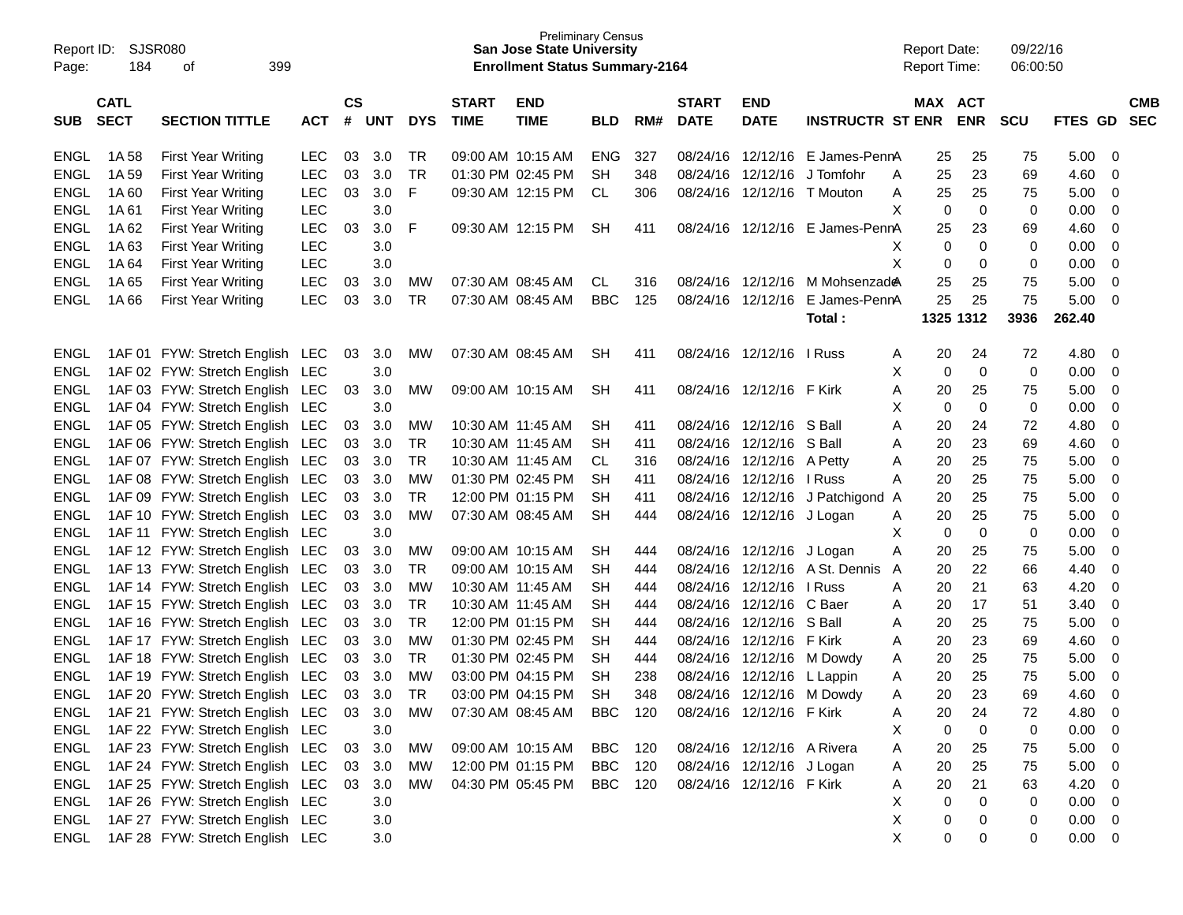Report ID: SJSR080
Page: 184 of 399

**Preliminary Census**
**San Jose State University**
**Enrollment Status Summary-2164**

Report Date: 09/22/16
Report Time: 06:00:50

| SUB | CATL SECT | SECTION TITTLE | ACT | CS # | UNT | DYS | START TIME | END TIME | BLD | RM# | START DATE | END DATE | INSTRUCTR | ST | MAX ENR | ACT ENR | SCU | FTES | GD | CMB SEC |
|---|---|---|---|---|---|---|---|---|---|---|---|---|---|---|---|---|---|---|---|---|
| ENGL | 1A 58 | First Year Writing | LEC | 03 | 3.0 | TR | 09:00 AM | 10:15 AM | ENG | 327 | 08/24/16 | 12/12/16 | E James-Penn | A | 25 | 25 | 75 | 5.00 | 0 | |
| ENGL | 1A 59 | First Year Writing | LEC | 03 | 3.0 | TR | 01:30 PM | 02:45 PM | SH | 348 | 08/24/16 | 12/12/16 | J Tomfohr | A | 25 | 23 | 69 | 4.60 | 0 | |
| ENGL | 1A 60 | First Year Writing | LEC | 03 | 3.0 | F | 09:30 AM | 12:15 PM | CL | 306 | 08/24/16 | 12/12/16 | T Mouton | A | 25 | 25 | 75 | 5.00 | 0 | |
| ENGL | 1A 61 | First Year Writing | LEC | | 3.0 | | | | | | | | | X | 0 | 0 | 0 | 0.00 | 0 | |
| ENGL | 1A 62 | First Year Writing | LEC | 03 | 3.0 | F | 09:30 AM | 12:15 PM | SH | 411 | 08/24/16 | 12/12/16 | E James-Penn | A | 25 | 23 | 69 | 4.60 | 0 | |
| ENGL | 1A 63 | First Year Writing | LEC | | 3.0 | | | | | | | | | X | 0 | 0 | 0 | 0.00 | 0 | |
| ENGL | 1A 64 | First Year Writing | LEC | | 3.0 | | | | | | | | | X | 0 | 0 | 0 | 0.00 | 0 | |
| ENGL | 1A 65 | First Year Writing | LEC | 03 | 3.0 | MW | 07:30 AM | 08:45 AM | CL | 316 | 08/24/16 | 12/12/16 | M Mohsenzade | A | 25 | 25 | 75 | 5.00 | 0 | |
| ENGL | 1A 66 | First Year Writing | LEC | 03 | 3.0 | TR | 07:30 AM | 08:45 AM | BBC | 125 | 08/24/16 | 12/12/16 | E James-Penn | A | 25 | 25 | 75 | 5.00 | 0 | |
| | | | | | | | | | | | | | Total : | | 1325 | 1312 | 3936 | 262.40 | | |
| ENGL | 1AF 01 | FYW: Stretch English | LEC | 03 | 3.0 | MW | 07:30 AM | 08:45 AM | SH | 411 | 08/24/16 | 12/12/16 | I Russ | A | 20 | 24 | 72 | 4.80 | 0 | |
| ENGL | 1AF 02 | FYW: Stretch English | LEC | | 3.0 | | | | | | | | | X | 0 | 0 | 0 | 0.00 | 0 | |
| ENGL | 1AF 03 | FYW: Stretch English | LEC | 03 | 3.0 | MW | 09:00 AM | 10:15 AM | SH | 411 | 08/24/16 | 12/12/16 | F Kirk | A | 20 | 25 | 75 | 5.00 | 0 | |
| ENGL | 1AF 04 | FYW: Stretch English | LEC | | 3.0 | | | | | | | | | X | 0 | 0 | 0 | 0.00 | 0 | |
| ENGL | 1AF 05 | FYW: Stretch English | LEC | 03 | 3.0 | MW | 10:30 AM | 11:45 AM | SH | 411 | 08/24/16 | 12/12/16 | S Ball | A | 20 | 24 | 72 | 4.80 | 0 | |
| ENGL | 1AF 06 | FYW: Stretch English | LEC | 03 | 3.0 | TR | 10:30 AM | 11:45 AM | SH | 411 | 08/24/16 | 12/12/16 | S Ball | A | 20 | 23 | 69 | 4.60 | 0 | |
| ENGL | 1AF 07 | FYW: Stretch English | LEC | 03 | 3.0 | TR | 10:30 AM | 11:45 AM | CL | 316 | 08/24/16 | 12/12/16 | A Petty | A | 20 | 25 | 75 | 5.00 | 0 | |
| ENGL | 1AF 08 | FYW: Stretch English | LEC | 03 | 3.0 | MW | 01:30 PM | 02:45 PM | SH | 411 | 08/24/16 | 12/12/16 | I Russ | A | 20 | 25 | 75 | 5.00 | 0 | |
| ENGL | 1AF 09 | FYW: Stretch English | LEC | 03 | 3.0 | TR | 12:00 PM | 01:15 PM | SH | 411 | 08/24/16 | 12/12/16 | J Patchigond | A | 20 | 25 | 75 | 5.00 | 0 | |
| ENGL | 1AF 10 | FYW: Stretch English | LEC | 03 | 3.0 | MW | 07:30 AM | 08:45 AM | SH | 444 | 08/24/16 | 12/12/16 | J Logan | A | 20 | 25 | 75 | 5.00 | 0 | |
| ENGL | 1AF 11 | FYW: Stretch English | LEC | | 3.0 | | | | | | | | | X | 0 | 0 | 0 | 0.00 | 0 | |
| ENGL | 1AF 12 | FYW: Stretch English | LEC | 03 | 3.0 | MW | 09:00 AM | 10:15 AM | SH | 444 | 08/24/16 | 12/12/16 | J Logan | A | 20 | 25 | 75 | 5.00 | 0 | |
| ENGL | 1AF 13 | FYW: Stretch English | LEC | 03 | 3.0 | TR | 09:00 AM | 10:15 AM | SH | 444 | 08/24/16 | 12/12/16 | A St. Dennis | A | 20 | 22 | 66 | 4.40 | 0 | |
| ENGL | 1AF 14 | FYW: Stretch English | LEC | 03 | 3.0 | MW | 10:30 AM | 11:45 AM | SH | 444 | 08/24/16 | 12/12/16 | I Russ | A | 20 | 21 | 63 | 4.20 | 0 | |
| ENGL | 1AF 15 | FYW: Stretch English | LEC | 03 | 3.0 | TR | 10:30 AM | 11:45 AM | SH | 444 | 08/24/16 | 12/12/16 | C Baer | A | 20 | 17 | 51 | 3.40 | 0 | |
| ENGL | 1AF 16 | FYW: Stretch English | LEC | 03 | 3.0 | TR | 12:00 PM | 01:15 PM | SH | 444 | 08/24/16 | 12/12/16 | S Ball | A | 20 | 25 | 75 | 5.00 | 0 | |
| ENGL | 1AF 17 | FYW: Stretch English | LEC | 03 | 3.0 | MW | 01:30 PM | 02:45 PM | SH | 444 | 08/24/16 | 12/12/16 | F Kirk | A | 20 | 23 | 69 | 4.60 | 0 | |
| ENGL | 1AF 18 | FYW: Stretch English | LEC | 03 | 3.0 | TR | 01:30 PM | 02:45 PM | SH | 444 | 08/24/16 | 12/12/16 | M Dowdy | A | 20 | 25 | 75 | 5.00 | 0 | |
| ENGL | 1AF 19 | FYW: Stretch English | LEC | 03 | 3.0 | MW | 03:00 PM | 04:15 PM | SH | 238 | 08/24/16 | 12/12/16 | L Lappin | A | 20 | 25 | 75 | 5.00 | 0 | |
| ENGL | 1AF 20 | FYW: Stretch English | LEC | 03 | 3.0 | TR | 03:00 PM | 04:15 PM | SH | 348 | 08/24/16 | 12/12/16 | M Dowdy | A | 20 | 23 | 69 | 4.60 | 0 | |
| ENGL | 1AF 21 | FYW: Stretch English | LEC | 03 | 3.0 | MW | 07:30 AM | 08:45 AM | BBC | 120 | 08/24/16 | 12/12/16 | F Kirk | A | 20 | 24 | 72 | 4.80 | 0 | |
| ENGL | 1AF 22 | FYW: Stretch English | LEC | | 3.0 | | | | | | | | | X | 0 | 0 | 0 | 0.00 | 0 | |
| ENGL | 1AF 23 | FYW: Stretch English | LEC | 03 | 3.0 | MW | 09:00 AM | 10:15 AM | BBC | 120 | 08/24/16 | 12/12/16 | A Rivera | A | 20 | 25 | 75 | 5.00 | 0 | |
| ENGL | 1AF 24 | FYW: Stretch English | LEC | 03 | 3.0 | MW | 12:00 PM | 01:15 PM | BBC | 120 | 08/24/16 | 12/12/16 | J Logan | A | 20 | 25 | 75 | 5.00 | 0 | |
| ENGL | 1AF 25 | FYW: Stretch English | LEC | 03 | 3.0 | MW | 04:30 PM | 05:45 PM | BBC | 120 | 08/24/16 | 12/12/16 | F Kirk | A | 20 | 21 | 63 | 4.20 | 0 | |
| ENGL | 1AF 26 | FYW: Stretch English | LEC | | 3.0 | | | | | | | | | X | 0 | 0 | 0 | 0.00 | 0 | |
| ENGL | 1AF 27 | FYW: Stretch English | LEC | | 3.0 | | | | | | | | | X | 0 | 0 | 0 | 0.00 | 0 | |
| ENGL | 1AF 28 | FYW: Stretch English | LEC | | 3.0 | | | | | | | | | X | 0 | 0 | 0 | 0.00 | 0 | |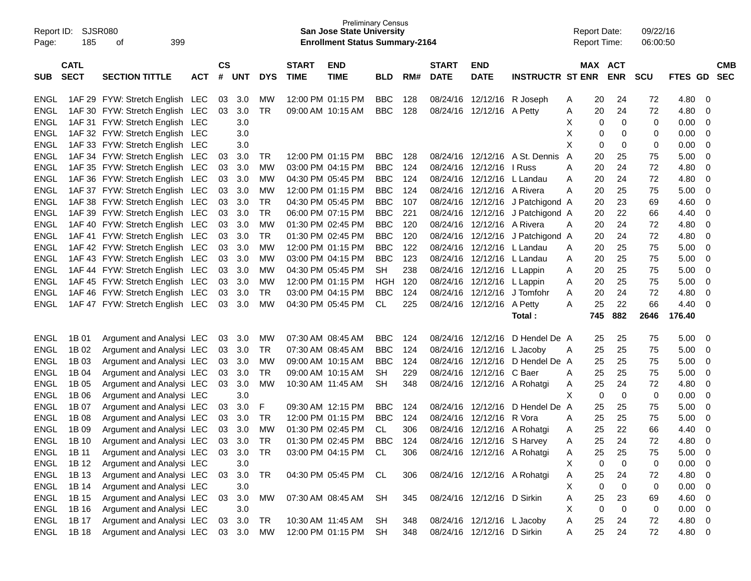| SUB | CATL SECT | SECTION TITTLE | ACT | CS # | UNT | DYS | START TIME | END TIME | BLD | RM# | START DATE | END DATE | INSTRUCTR | ST | MAX ENR | ACT ENR | SCU | FTES | GD | CMB SEC |
|---|---|---|---|---|---|---|---|---|---|---|---|---|---|---|---|---|---|---|---|---|
| ENGL | 1AF 29 | FYW: Stretch English | LEC | 03 | 3.0 | MW | 12:00 PM | 01:15 PM | BBC | 128 | 08/24/16 | 12/12/16 | R Joseph | A | 20 | 24 | 72 | 4.80 | 0 | |
| ENGL | 1AF 30 | FYW: Stretch English | LEC | 03 | 3.0 | TR | 09:00 AM | 10:15 AM | BBC | 128 | 08/24/16 | 12/12/16 | A Petty | A | 20 | 24 | 72 | 4.80 | 0 | |
| ENGL | 1AF 31 | FYW: Stretch English | LEC | | 3.0 | | | | | | | | | X | 0 | 0 | 0 | 0.00 | 0 | |
| ENGL | 1AF 32 | FYW: Stretch English | LEC | | 3.0 | | | | | | | | | X | 0 | 0 | 0 | 0.00 | 0 | |
| ENGL | 1AF 33 | FYW: Stretch English | LEC | | 3.0 | | | | | | | | | X | 0 | 0 | 0 | 0.00 | 0 | |
| ENGL | 1AF 34 | FYW: Stretch English | LEC | 03 | 3.0 | TR | 12:00 PM | 01:15 PM | BBC | 128 | 08/24/16 | 12/12/16 | A St. Dennis | A | 20 | 25 | 75 | 5.00 | 0 | |
| ENGL | 1AF 35 | FYW: Stretch English | LEC | 03 | 3.0 | MW | 03:00 PM | 04:15 PM | BBC | 124 | 08/24/16 | 12/12/16 | I Russ | A | 20 | 24 | 72 | 4.80 | 0 | |
| ENGL | 1AF 36 | FYW: Stretch English | LEC | 03 | 3.0 | MW | 04:30 PM | 05:45 PM | BBC | 124 | 08/24/16 | 12/12/16 | L Landau | A | 20 | 24 | 72 | 4.80 | 0 | |
| ENGL | 1AF 37 | FYW: Stretch English | LEC | 03 | 3.0 | MW | 12:00 PM | 01:15 PM | BBC | 124 | 08/24/16 | 12/12/16 | A Rivera | A | 20 | 25 | 75 | 5.00 | 0 | |
| ENGL | 1AF 38 | FYW: Stretch English | LEC | 03 | 3.0 | TR | 04:30 PM | 05:45 PM | BBC | 107 | 08/24/16 | 12/12/16 | J Patchigond | A | 20 | 23 | 69 | 4.60 | 0 | |
| ENGL | 1AF 39 | FYW: Stretch English | LEC | 03 | 3.0 | TR | 06:00 PM | 07:15 PM | BBC | 221 | 08/24/16 | 12/12/16 | J Patchigond | A | 20 | 22 | 66 | 4.40 | 0 | |
| ENGL | 1AF 40 | FYW: Stretch English | LEC | 03 | 3.0 | MW | 01:30 PM | 02:45 PM | BBC | 120 | 08/24/16 | 12/12/16 | A Rivera | A | 20 | 24 | 72 | 4.80 | 0 | |
| ENGL | 1AF 41 | FYW: Stretch English | LEC | 03 | 3.0 | TR | 01:30 PM | 02:45 PM | BBC | 120 | 08/24/16 | 12/12/16 | J Patchigond | A | 20 | 24 | 72 | 4.80 | 0 | |
| ENGL | 1AF 42 | FYW: Stretch English | LEC | 03 | 3.0 | MW | 12:00 PM | 01:15 PM | BBC | 122 | 08/24/16 | 12/12/16 | L Landau | A | 20 | 25 | 75 | 5.00 | 0 | |
| ENGL | 1AF 43 | FYW: Stretch English | LEC | 03 | 3.0 | MW | 03:00 PM | 04:15 PM | BBC | 123 | 08/24/16 | 12/12/16 | L Landau | A | 20 | 25 | 75 | 5.00 | 0 | |
| ENGL | 1AF 44 | FYW: Stretch English | LEC | 03 | 3.0 | MW | 04:30 PM | 05:45 PM | SH | 238 | 08/24/16 | 12/12/16 | L Lappin | A | 20 | 25 | 75 | 5.00 | 0 | |
| ENGL | 1AF 45 | FYW: Stretch English | LEC | 03 | 3.0 | MW | 12:00 PM | 01:15 PM | HGH | 120 | 08/24/16 | 12/12/16 | L Lappin | A | 20 | 25 | 75 | 5.00 | 0 | |
| ENGL | 1AF 46 | FYW: Stretch English | LEC | 03 | 3.0 | TR | 03:00 PM | 04:15 PM | BBC | 124 | 08/24/16 | 12/12/16 | J Tomfohr | A | 20 | 24 | 72 | 4.80 | 0 | |
| ENGL | 1AF 47 | FYW: Stretch English | LEC | 03 | 3.0 | MW | 04:30 PM | 05:45 PM | CL | 225 | 08/24/16 | 12/12/16 | A Petty | A | 25 | 22 | 66 | 4.40 | 0 | |
| | | | | | | | | | | | | | Total : | | 745 | 882 | 2646 | 176.40 | | |
| ENGL | 1B 01 | Argument and Analysi | LEC | 03 | 3.0 | MW | 07:30 AM | 08:45 AM | BBC | 124 | 08/24/16 | 12/12/16 | D Hendel De | A | 25 | 25 | 75 | 5.00 | 0 | |
| ENGL | 1B 02 | Argument and Analysi | LEC | 03 | 3.0 | TR | 07:30 AM | 08:45 AM | BBC | 124 | 08/24/16 | 12/12/16 | L Jacoby | A | 25 | 25 | 75 | 5.00 | 0 | |
| ENGL | 1B 03 | Argument and Analysi | LEC | 03 | 3.0 | MW | 09:00 AM | 10:15 AM | BBC | 124 | 08/24/16 | 12/12/16 | D Hendel De | A | 25 | 25 | 75 | 5.00 | 0 | |
| ENGL | 1B 04 | Argument and Analysi | LEC | 03 | 3.0 | TR | 09:00 AM | 10:15 AM | SH | 229 | 08/24/16 | 12/12/16 | C Baer | A | 25 | 25 | 75 | 5.00 | 0 | |
| ENGL | 1B 05 | Argument and Analysi | LEC | 03 | 3.0 | MW | 10:30 AM | 11:45 AM | SH | 348 | 08/24/16 | 12/12/16 | A Rohatgi | A | 25 | 24 | 72 | 4.80 | 0 | |
| ENGL | 1B 06 | Argument and Analysi | LEC | | 3.0 | | | | | | | | | X | 0 | 0 | 0 | 0.00 | 0 | |
| ENGL | 1B 07 | Argument and Analysi | LEC | 03 | 3.0 | F | 09:30 AM | 12:15 PM | BBC | 124 | 08/24/16 | 12/12/16 | D Hendel De | A | 25 | 25 | 75 | 5.00 | 0 | |
| ENGL | 1B 08 | Argument and Analysi | LEC | 03 | 3.0 | TR | 12:00 PM | 01:15 PM | BBC | 124 | 08/24/16 | 12/12/16 | R Vora | A | 25 | 25 | 75 | 5.00 | 0 | |
| ENGL | 1B 09 | Argument and Analysi | LEC | 03 | 3.0 | MW | 01:30 PM | 02:45 PM | CL | 306 | 08/24/16 | 12/12/16 | A Rohatgi | A | 25 | 22 | 66 | 4.40 | 0 | |
| ENGL | 1B 10 | Argument and Analysi | LEC | 03 | 3.0 | TR | 01:30 PM | 02:45 PM | BBC | 124 | 08/24/16 | 12/12/16 | S Harvey | A | 25 | 24 | 72 | 4.80 | 0 | |
| ENGL | 1B 11 | Argument and Analysi | LEC | 03 | 3.0 | TR | 03:00 PM | 04:15 PM | CL | 306 | 08/24/16 | 12/12/16 | A Rohatgi | A | 25 | 25 | 75 | 5.00 | 0 | |
| ENGL | 1B 12 | Argument and Analysi | LEC | | 3.0 | | | | | | | | | X | 0 | 0 | 0 | 0.00 | 0 | |
| ENGL | 1B 13 | Argument and Analysi | LEC | 03 | 3.0 | TR | 04:30 PM | 05:45 PM | CL | 306 | 08/24/16 | 12/12/16 | A Rohatgi | A | 25 | 24 | 72 | 4.80 | 0 | |
| ENGL | 1B 14 | Argument and Analysi | LEC | | 3.0 | | | | | | | | | X | 0 | 0 | 0 | 0.00 | 0 | |
| ENGL | 1B 15 | Argument and Analysi | LEC | 03 | 3.0 | MW | 07:30 AM | 08:45 AM | SH | 345 | 08/24/16 | 12/12/16 | D Sirkin | A | 25 | 23 | 69 | 4.60 | 0 | |
| ENGL | 1B 16 | Argument and Analysi | LEC | | 3.0 | | | | | | | | | X | 0 | 0 | 0 | 0.00 | 0 | |
| ENGL | 1B 17 | Argument and Analysi | LEC | 03 | 3.0 | TR | 10:30 AM | 11:45 AM | SH | 348 | 08/24/16 | 12/12/16 | L Jacoby | A | 25 | 24 | 72 | 4.80 | 0 | |
| ENGL | 1B 18 | Argument and Analysi | LEC | 03 | 3.0 | MW | 12:00 PM | 01:15 PM | SH | 348 | 08/24/16 | 12/12/16 | D Sirkin | A | 25 | 24 | 72 | 4.80 | 0 | |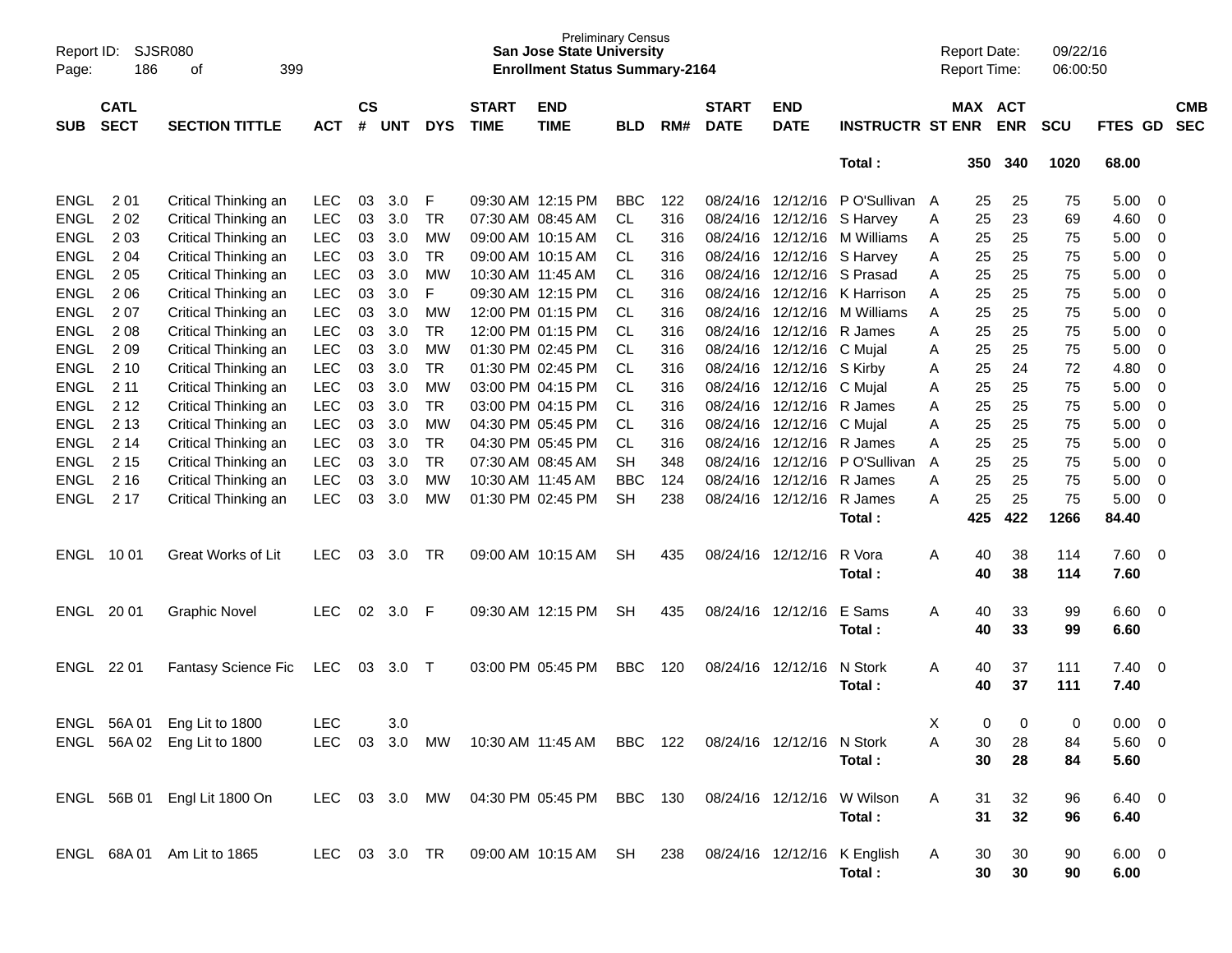Preliminary Census
**San Jose State University**
**Enrollment Status Summary-2164**

Report ID: SJSR080
Report Date: 09/22/16
Report Time: 06:00:50

| SUB | CATL SECT | SECTION TITTLE | ACT | CS # | UNT | DYS | START TIME | END TIME | BLD | RM# | START DATE | END DATE | INSTRUCTR | ST | MAX ENR | ACT ENR | SCU | FTES | GD | CMB SEC |
|---|---|---|---|---|---|---|---|---|---|---|---|---|---|---|---|---|---|---|---|---|
| | | | | | | | | | | | | | **Total :** | | **350** | **340** | **1020** | **68.00** | | |
| ENGL | 2 01 | Critical Thinking an | LEC | 03 | 3.0 | F | 09:30 AM | 12:15 PM | BBC | 122 | 08/24/16 | 12/12/16 | P O'Sullivan | A | 25 | 25 | 75 | 5.00 | 0 | |
| ENGL | 2 02 | Critical Thinking an | LEC | 03 | 3.0 | TR | 07:30 AM | 08:45 AM | CL | 316 | 08/24/16 | 12/12/16 | S Harvey | A | 25 | 23 | 69 | 4.60 | 0 | |
| ENGL | 2 03 | Critical Thinking an | LEC | 03 | 3.0 | MW | 09:00 AM | 10:15 AM | CL | 316 | 08/24/16 | 12/12/16 | M Williams | A | 25 | 25 | 75 | 5.00 | 0 | |
| ENGL | 2 04 | Critical Thinking an | LEC | 03 | 3.0 | TR | 09:00 AM | 10:15 AM | CL | 316 | 08/24/16 | 12/12/16 | S Harvey | A | 25 | 25 | 75 | 5.00 | 0 | |
| ENGL | 2 05 | Critical Thinking an | LEC | 03 | 3.0 | MW | 10:30 AM | 11:45 AM | CL | 316 | 08/24/16 | 12/12/16 | S Prasad | A | 25 | 25 | 75 | 5.00 | 0 | |
| ENGL | 2 06 | Critical Thinking an | LEC | 03 | 3.0 | F | 09:30 AM | 12:15 PM | CL | 316 | 08/24/16 | 12/12/16 | K Harrison | A | 25 | 25 | 75 | 5.00 | 0 | |
| ENGL | 2 07 | Critical Thinking an | LEC | 03 | 3.0 | MW | 12:00 PM | 01:15 PM | CL | 316 | 08/24/16 | 12/12/16 | M Williams | A | 25 | 25 | 75 | 5.00 | 0 | |
| ENGL | 2 08 | Critical Thinking an | LEC | 03 | 3.0 | TR | 12:00 PM | 01:15 PM | CL | 316 | 08/24/16 | 12/12/16 | R James | A | 25 | 25 | 75 | 5.00 | 0 | |
| ENGL | 2 09 | Critical Thinking an | LEC | 03 | 3.0 | MW | 01:30 PM | 02:45 PM | CL | 316 | 08/24/16 | 12/12/16 | C Mujal | A | 25 | 25 | 75 | 5.00 | 0 | |
| ENGL | 2 10 | Critical Thinking an | LEC | 03 | 3.0 | TR | 01:30 PM | 02:45 PM | CL | 316 | 08/24/16 | 12/12/16 | S Kirby | A | 25 | 24 | 72 | 4.80 | 0 | |
| ENGL | 2 11 | Critical Thinking an | LEC | 03 | 3.0 | MW | 03:00 PM | 04:15 PM | CL | 316 | 08/24/16 | 12/12/16 | C Mujal | A | 25 | 25 | 75 | 5.00 | 0 | |
| ENGL | 2 12 | Critical Thinking an | LEC | 03 | 3.0 | TR | 03:00 PM | 04:15 PM | CL | 316 | 08/24/16 | 12/12/16 | R James | A | 25 | 25 | 75 | 5.00 | 0 | |
| ENGL | 2 13 | Critical Thinking an | LEC | 03 | 3.0 | MW | 04:30 PM | 05:45 PM | CL | 316 | 08/24/16 | 12/12/16 | C Mujal | A | 25 | 25 | 75 | 5.00 | 0 | |
| ENGL | 2 14 | Critical Thinking an | LEC | 03 | 3.0 | TR | 04:30 PM | 05:45 PM | CL | 316 | 08/24/16 | 12/12/16 | R James | A | 25 | 25 | 75 | 5.00 | 0 | |
| ENGL | 2 15 | Critical Thinking an | LEC | 03 | 3.0 | TR | 07:30 AM | 08:45 AM | SH | 348 | 08/24/16 | 12/12/16 | P O'Sullivan | A | 25 | 25 | 75 | 5.00 | 0 | |
| ENGL | 2 16 | Critical Thinking an | LEC | 03 | 3.0 | MW | 10:30 AM | 11:45 AM | BBC | 124 | 08/24/16 | 12/12/16 | R James | A | 25 | 25 | 75 | 5.00 | 0 | |
| ENGL | 2 17 | Critical Thinking an | LEC | 03 | 3.0 | MW | 01:30 PM | 02:45 PM | SH | 238 | 08/24/16 | 12/12/16 | R James | A | 25 | 25 | 75 | 5.00 | 0 | |
| | | | | | | | | | | | | | **Total :** | | **425** | **422** | **1266** | **84.40** | | |
| ENGL | 10 01 | Great Works of Lit | LEC | 03 | 3.0 | TR | 09:00 AM | 10:15 AM | SH | 435 | 08/24/16 | 12/12/16 | R Vora | A | 40 | 38 | 114 | 7.60 | 0 | |
| | | | | | | | | | | | | | **Total :** | | **40** | **38** | **114** | **7.60** | | |
| ENGL | 20 01 | Graphic Novel | LEC | 02 | 3.0 | F | 09:30 AM | 12:15 PM | SH | 435 | 08/24/16 | 12/12/16 | E Sams | A | 40 | 33 | 99 | 6.60 | 0 | |
| | | | | | | | | | | | | | **Total :** | | **40** | **33** | **99** | **6.60** | | |
| ENGL | 22 01 | Fantasy Science Fic | LEC | 03 | 3.0 | T | 03:00 PM | 05:45 PM | BBC | 120 | 08/24/16 | 12/12/16 | N Stork | A | 40 | 37 | 111 | 7.40 | 0 | |
| | | | | | | | | | | | | | **Total :** | | **40** | **37** | **111** | **7.40** | | |
| ENGL | 56A 01 | Eng Lit to 1800 | LEC | | 3.0 | | | | | | | | | X | 0 | 0 | 0 | 0.00 | 0 | |
| ENGL | 56A 02 | Eng Lit to 1800 | LEC | 03 | 3.0 | MW | 10:30 AM | 11:45 AM | BBC | 122 | 08/24/16 | 12/12/16 | N Stork | A | 30 | 28 | 84 | 5.60 | 0 | |
| | | | | | | | | | | | | | **Total :** | | **30** | **28** | **84** | **5.60** | | |
| ENGL | 56B 01 | Engl Lit 1800 On | LEC | 03 | 3.0 | MW | 04:30 PM | 05:45 PM | BBC | 130 | 08/24/16 | 12/12/16 | W Wilson | A | 31 | 32 | 96 | 6.40 | 0 | |
| | | | | | | | | | | | | | **Total :** | | **31** | **32** | **96** | **6.40** | | |
| ENGL | 68A 01 | Am Lit to 1865 | LEC | 03 | 3.0 | TR | 09:00 AM | 10:15 AM | SH | 238 | 08/24/16 | 12/12/16 | K English | A | 30 | 30 | 90 | 6.00 | 0 | |
| | | | | | | | | | | | | | **Total :** | | **30** | **30** | **90** | **6.00** | | |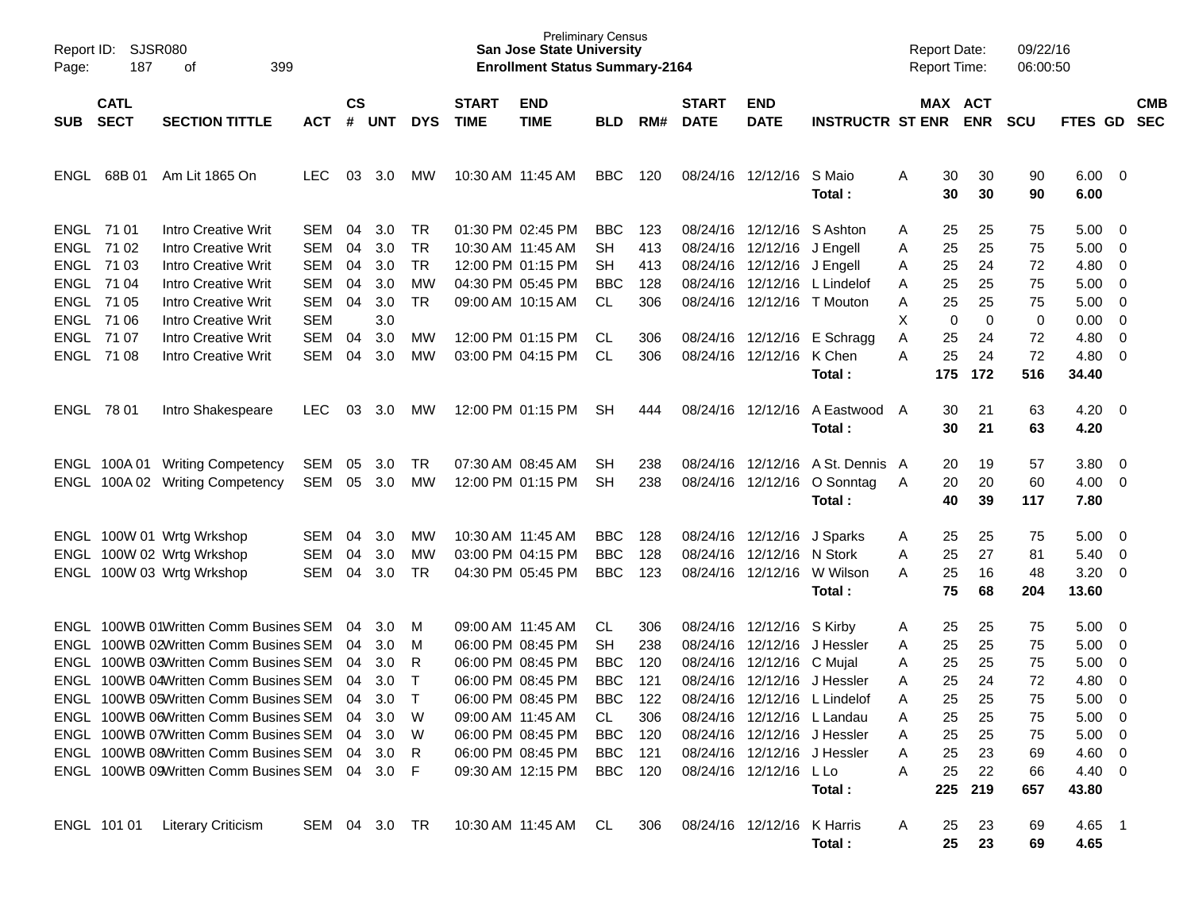Report ID: SJSR080
Page: 187 of 399

Preliminary Census
**San Jose State University**
**Enrollment Status Summary-2164**

Report Date: 09/22/16
Report Time: 06:00:50

| SUB | CATL SECT | SECTION TITTLE | ACT | CS # | UNT | DYS | START TIME | END TIME | BLD | RM# | START DATE | END DATE | INSTRUCTR | ST | MAX ENR | ACT ENR | SCU | FTES | GD | CMB SEC |
|---|---|---|---|---|---|---|---|---|---|---|---|---|---|---|---|---|---|---|---|---|
| ENGL | 68B 01 | Am Lit 1865 On | LEC | 03 | 3.0 | MW | 10:30 AM | 11:45 AM | BBC | 120 | 08/24/16 | 12/12/16 | S Maio | A | 30 | 30 | 90 | 6.00 | 0 | |
| | | | | | | | | | | | | | **Total :** | | **30** | **30** | **90** | **6.00** | | |
| ENGL | 71 01 | Intro Creative Writ | SEM | 04 | 3.0 | TR | 01:30 PM | 02:45 PM | BBC | 123 | 08/24/16 | 12/12/16 | S Ashton | A | 25 | 25 | 75 | 5.00 | 0 | |
| ENGL | 71 02 | Intro Creative Writ | SEM | 04 | 3.0 | TR | 10:30 AM | 11:45 AM | SH | 413 | 08/24/16 | 12/12/16 | J Engell | A | 25 | 25 | 75 | 5.00 | 0 | |
| ENGL | 71 03 | Intro Creative Writ | SEM | 04 | 3.0 | TR | 12:00 PM | 01:15 PM | SH | 413 | 08/24/16 | 12/12/16 | J Engell | A | 25 | 24 | 72 | 4.80 | 0 | |
| ENGL | 71 04 | Intro Creative Writ | SEM | 04 | 3.0 | MW | 04:30 PM | 05:45 PM | BBC | 128 | 08/24/16 | 12/12/16 | L Lindelof | A | 25 | 25 | 75 | 5.00 | 0 | |
| ENGL | 71 05 | Intro Creative Writ | SEM | 04 | 3.0 | TR | 09:00 AM | 10:15 AM | CL | 306 | 08/24/16 | 12/12/16 | T Mouton | A | 25 | 25 | 75 | 5.00 | 0 | |
| ENGL | 71 06 | Intro Creative Writ | SEM | | 3.0 | | | | | | | | | X | 0 | 0 | 0 | 0.00 | 0 | |
| ENGL | 71 07 | Intro Creative Writ | SEM | 04 | 3.0 | MW | 12:00 PM | 01:15 PM | CL | 306 | 08/24/16 | 12/12/16 | E Schragg | A | 25 | 24 | 72 | 4.80 | 0 | |
| ENGL | 71 08 | Intro Creative Writ | SEM | 04 | 3.0 | MW | 03:00 PM | 04:15 PM | CL | 306 | 08/24/16 | 12/12/16 | K Chen | A | 25 | 24 | 72 | 4.80 | 0 | |
| | | | | | | | | | | | | | **Total :** | | **175** | **172** | **516** | **34.40** | | |
| ENGL | 78 01 | Intro Shakespeare | LEC | 03 | 3.0 | MW | 12:00 PM | 01:15 PM | SH | 444 | 08/24/16 | 12/12/16 | A Eastwood | A | 30 | 21 | 63 | 4.20 | 0 | |
| | | | | | | | | | | | | | **Total :** | | **30** | **21** | **63** | **4.20** | | |
| ENGL | 100A 01 | Writing Competency | SEM | 05 | 3.0 | TR | 07:30 AM | 08:45 AM | SH | 238 | 08/24/16 | 12/12/16 | A St. Dennis | A | 20 | 19 | 57 | 3.80 | 0 | |
| ENGL | 100A 02 | Writing Competency | SEM | 05 | 3.0 | MW | 12:00 PM | 01:15 PM | SH | 238 | 08/24/16 | 12/12/16 | O Sonntag | A | 20 | 20 | 60 | 4.00 | 0 | |
| | | | | | | | | | | | | | **Total :** | | **40** | **39** | **117** | **7.80** | | |
| ENGL | 100W 01 | Wrtg Wrkshop | SEM | 04 | 3.0 | MW | 10:30 AM | 11:45 AM | BBC | 128 | 08/24/16 | 12/12/16 | J Sparks | A | 25 | 25 | 75 | 5.00 | 0 | |
| ENGL | 100W 02 | Wrtg Wrkshop | SEM | 04 | 3.0 | MW | 03:00 PM | 04:15 PM | BBC | 128 | 08/24/16 | 12/12/16 | N Stork | A | 25 | 27 | 81 | 5.40 | 0 | |
| ENGL | 100W 03 | Wrtg Wrkshop | SEM | 04 | 3.0 | TR | 04:30 PM | 05:45 PM | BBC | 123 | 08/24/16 | 12/12/16 | W Wilson | A | 25 | 16 | 48 | 3.20 | 0 | |
| | | | | | | | | | | | | | **Total :** | | **75** | **68** | **204** | **13.60** | | |
| ENGL | 100WB 01 | Written Comm Busines | SEM | 04 | 3.0 | M | 09:00 AM | 11:45 AM | CL | 306 | 08/24/16 | 12/12/16 | S Kirby | A | 25 | 25 | 75 | 5.00 | 0 | |
| ENGL | 100WB 02 | Written Comm Busines | SEM | 04 | 3.0 | M | 06:00 PM | 08:45 PM | SH | 238 | 08/24/16 | 12/12/16 | J Hessler | A | 25 | 25 | 75 | 5.00 | 0 | |
| ENGL | 100WB 03 | Written Comm Busines | SEM | 04 | 3.0 | R | 06:00 PM | 08:45 PM | BBC | 120 | 08/24/16 | 12/12/16 | C Mujal | A | 25 | 25 | 75 | 5.00 | 0 | |
| ENGL | 100WB 04 | Written Comm Busines | SEM | 04 | 3.0 | T | 06:00 PM | 08:45 PM | BBC | 121 | 08/24/16 | 12/12/16 | J Hessler | A | 25 | 24 | 72 | 4.80 | 0 | |
| ENGL | 100WB 05 | Written Comm Busines | SEM | 04 | 3.0 | T | 06:00 PM | 08:45 PM | BBC | 122 | 08/24/16 | 12/12/16 | L Lindelof | A | 25 | 25 | 75 | 5.00 | 0 | |
| ENGL | 100WB 06 | Written Comm Busines | SEM | 04 | 3.0 | W | 09:00 AM | 11:45 AM | CL | 306 | 08/24/16 | 12/12/16 | L Landau | A | 25 | 25 | 75 | 5.00 | 0 | |
| ENGL | 100WB 07 | Written Comm Busines | SEM | 04 | 3.0 | W | 06:00 PM | 08:45 PM | BBC | 120 | 08/24/16 | 12/12/16 | J Hessler | A | 25 | 25 | 75 | 5.00 | 0 | |
| ENGL | 100WB 08 | Written Comm Busines | SEM | 04 | 3.0 | R | 06:00 PM | 08:45 PM | BBC | 121 | 08/24/16 | 12/12/16 | J Hessler | A | 25 | 23 | 69 | 4.60 | 0 | |
| ENGL | 100WB 09 | Written Comm Busines | SEM | 04 | 3.0 | F | 09:30 AM | 12:15 PM | BBC | 120 | 08/24/16 | 12/12/16 | L Lo | A | 25 | 22 | 66 | 4.40 | 0 | |
| | | | | | | | | | | | | | **Total :** | | **225** | **219** | **657** | **43.80** | | |
| ENGL | 101 01 | Literary Criticism | SEM | 04 | 3.0 | TR | 10:30 AM | 11:45 AM | CL | 306 | 08/24/16 | 12/12/16 | K Harris | A | 25 | 23 | 69 | 4.65 | 1 | |
| | | | | | | | | | | | | | **Total :** | | **25** | **23** | **69** | **4.65** | | |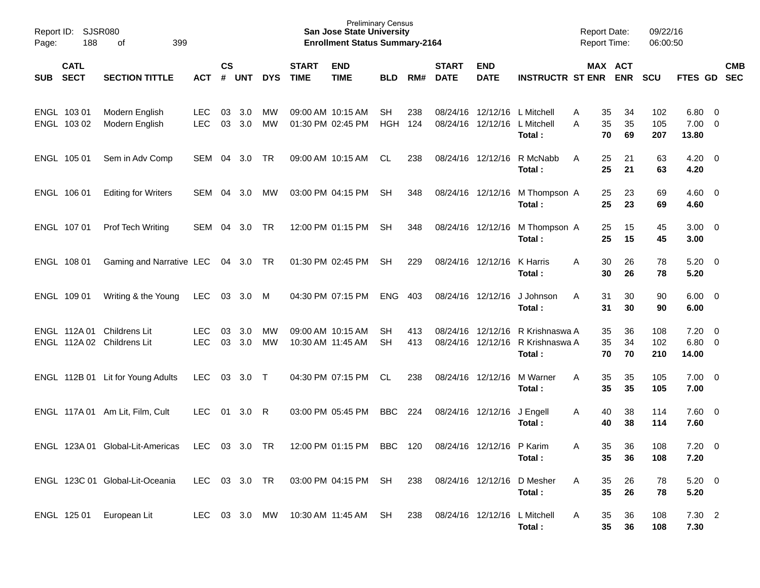Preliminary Census
**San Jose State University**
**Enrollment Status Summary-2164**

Report ID: SJSR080
Report Date: 09/22/16
Report Time: 06:00:50

| SUB | CATL SECT | SECTION TITTLE | ACT | CS # | UNT | DYS | START TIME | END TIME | BLD | RM# | START DATE | END DATE | INSTRUCTR | ST | MAX ENR | ACT ENR | SCU | FTES | GD | CMB SEC |
|---|---|---|---|---|---|---|---|---|---|---|---|---|---|---|---|---|---|---|---|---|
| ENGL | 103 01 | Modern English | LEC | 03 | 3.0 | MW | 09:00 AM | 10:15 AM | SH | 238 | 08/24/16 | 12/12/16 | L Mitchell | A | 35 | 34 | 102 | 6.80 | 0 | |
| ENGL | 103 02 | Modern English | LEC | 03 | 3.0 | MW | 01:30 PM | 02:45 PM | HGH | 124 | 08/24/16 | 12/12/16 | L Mitchell | A | 35 | 35 | 105 | 7.00 | 0 | |
| | | | | | | | | | | | | | **Total :** | | **70** | **69** | **207** | **13.80** | | |
| ENGL | 105 01 | Sem in Adv Comp | SEM | 04 | 3.0 | TR | 09:00 AM | 10:15 AM | CL | 238 | 08/24/16 | 12/12/16 | R McNabb | A | 25 | 21 | 63 | 4.20 | 0 | |
| | | | | | | | | | | | | | **Total :** | | **25** | **21** | **63** | **4.20** | | |
| ENGL | 106 01 | Editing for Writers | SEM | 04 | 3.0 | MW | 03:00 PM | 04:15 PM | SH | 348 | 08/24/16 | 12/12/16 | M Thompson | A | 25 | 23 | 69 | 4.60 | 0 | |
| | | | | | | | | | | | | | **Total :** | | **25** | **23** | **69** | **4.60** | | |
| ENGL | 107 01 | Prof Tech Writing | SEM | 04 | 3.0 | TR | 12:00 PM | 01:15 PM | SH | 348 | 08/24/16 | 12/12/16 | M Thompson | A | 25 | 15 | 45 | 3.00 | 0 | |
| | | | | | | | | | | | | | **Total :** | | **25** | **15** | **45** | **3.00** | | |
| ENGL | 108 01 | Gaming and Narrative | LEC | 04 | 3.0 | TR | 01:30 PM | 02:45 PM | SH | 229 | 08/24/16 | 12/12/16 | K Harris | A | 30 | 26 | 78 | 5.20 | 0 | |
| | | | | | | | | | | | | | **Total :** | | **30** | **26** | **78** | **5.20** | | |
| ENGL | 109 01 | Writing & the Young | LEC | 03 | 3.0 | M | 04:30 PM | 07:15 PM | ENG | 403 | 08/24/16 | 12/12/16 | J Johnson | A | 31 | 30 | 90 | 6.00 | 0 | |
| | | | | | | | | | | | | | **Total :** | | **31** | **30** | **90** | **6.00** | | |
| ENGL | 112A 01 | Childrens Lit | LEC | 03 | 3.0 | MW | 09:00 AM | 10:15 AM | SH | 413 | 08/24/16 | 12/12/16 | R Krishnaswa | A | 35 | 36 | 108 | 7.20 | 0 | |
| ENGL | 112A 02 | Childrens Lit | LEC | 03 | 3.0 | MW | 10:30 AM | 11:45 AM | SH | 413 | 08/24/16 | 12/12/16 | R Krishnaswa | A | 35 | 34 | 102 | 6.80 | 0 | |
| | | | | | | | | | | | | | **Total :** | | **70** | **70** | **210** | **14.00** | | |
| ENGL | 112B 01 | Lit for Young Adults | LEC | 03 | 3.0 | T | 04:30 PM | 07:15 PM | CL | 238 | 08/24/16 | 12/12/16 | M Warner | A | 35 | 35 | 105 | 7.00 | 0 | |
| | | | | | | | | | | | | | **Total :** | | **35** | **35** | **105** | **7.00** | | |
| ENGL | 117A 01 | Am Lit, Film, Cult | LEC | 01 | 3.0 | R | 03:00 PM | 05:45 PM | BBC | 224 | 08/24/16 | 12/12/16 | J Engell | A | 40 | 38 | 114 | 7.60 | 0 | |
| | | | | | | | | | | | | | **Total :** | | **40** | **38** | **114** | **7.60** | | |
| ENGL | 123A 01 | Global-Lit-Americas | LEC | 03 | 3.0 | TR | 12:00 PM | 01:15 PM | BBC | 120 | 08/24/16 | 12/12/16 | P Karim | A | 35 | 36 | 108 | 7.20 | 0 | |
| | | | | | | | | | | | | | **Total :** | | **35** | **36** | **108** | **7.20** | | |
| ENGL | 123C 01 | Global-Lit-Oceania | LEC | 03 | 3.0 | TR | 03:00 PM | 04:15 PM | SH | 238 | 08/24/16 | 12/12/16 | D Mesher | A | 35 | 26 | 78 | 5.20 | 0 | |
| | | | | | | | | | | | | | **Total :** | | **35** | **26** | **78** | **5.20** | | |
| ENGL | 125 01 | European Lit | LEC | 03 | 3.0 | MW | 10:30 AM | 11:45 AM | SH | 238 | 08/24/16 | 12/12/16 | L Mitchell | A | 35 | 36 | 108 | 7.30 | 2 | |
| | | | | | | | | | | | | | **Total :** | | **35** | **36** | **108** | **7.30** | | |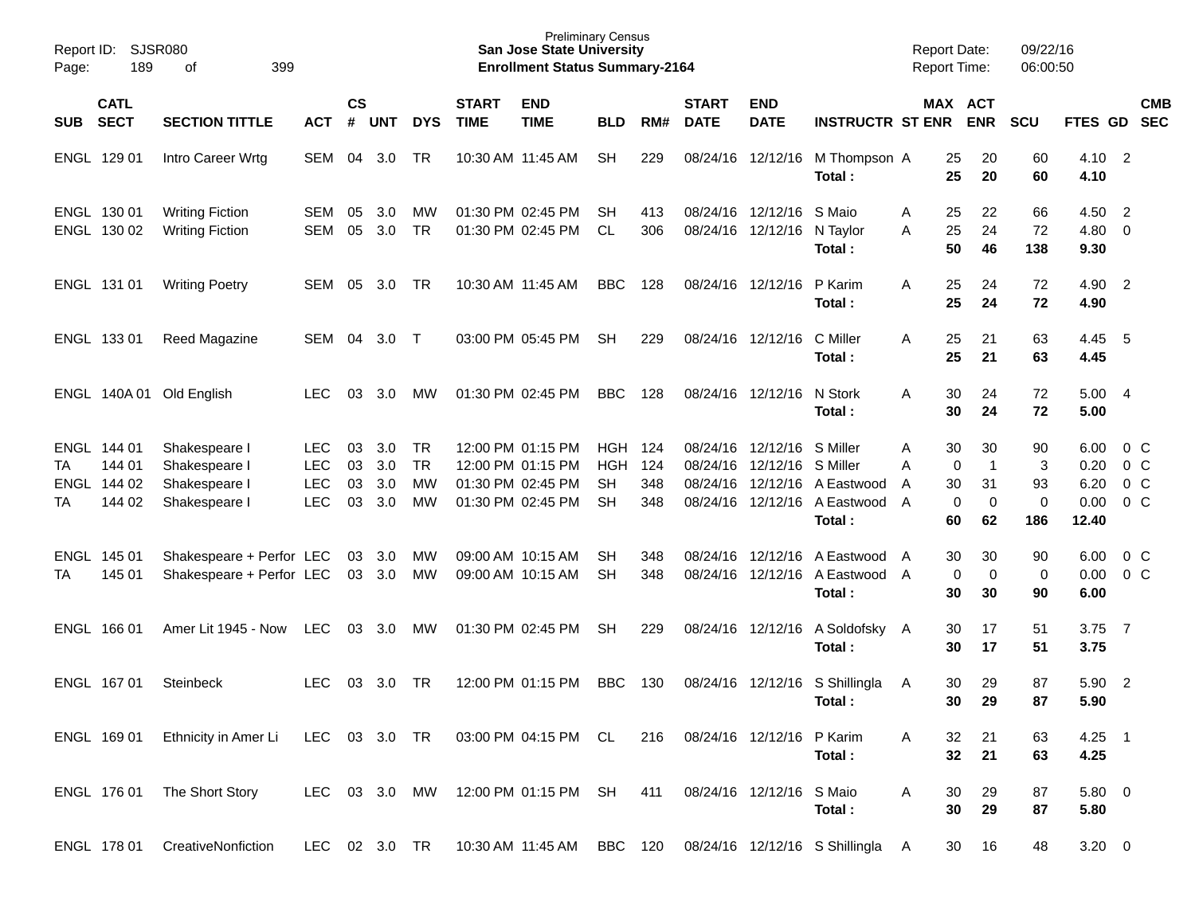Preliminary Census
**San Jose State University**
**Enrollment Status Summary-2164**

Report ID: SJSR080
Report Date: 09/22/16
Report Time: 06:00:50

| SUB | CATL SECT | SECTION TITTLE | ACT | CS # | UNT | DYS | START TIME | END TIME | BLD | RM# | START DATE | END DATE | INSTRUCTR | ST | MAX ENR | ACT ENR | SCU | FTES | GD | CMB SEC |
|---|---|---|---|---|---|---|---|---|---|---|---|---|---|---|---|---|---|---|---|---|
| ENGL | 129 01 | Intro Career Wrtg | SEM | 04 | 3.0 | TR | 10:30 AM | 11:45 AM | SH | 229 | 08/24/16 | 12/12/16 | M Thompson | A | 25 | 20 | 60 | 4.10 | 2 | |
| | | | | | | | | | | | | | **Total :** | | **25** | **20** | **60** | **4.10** | | |
| ENGL | 130 01 | Writing Fiction | SEM | 05 | 3.0 | MW | 01:30 PM | 02:45 PM | SH | 413 | 08/24/16 | 12/12/16 | S Maio | A | 25 | 22 | 66 | 4.50 | 2 | |
| ENGL | 130 02 | Writing Fiction | SEM | 05 | 3.0 | TR | 01:30 PM | 02:45 PM | CL | 306 | 08/24/16 | 12/12/16 | N Taylor | A | 25 | 24 | 72 | 4.80 | 0 | |
| | | | | | | | | | | | | | **Total :** | | **50** | **46** | **138** | **9.30** | | |
| ENGL | 131 01 | Writing Poetry | SEM | 05 | 3.0 | TR | 10:30 AM | 11:45 AM | BBC | 128 | 08/24/16 | 12/12/16 | P Karim | A | 25 | 24 | 72 | 4.90 | 2 | |
| | | | | | | | | | | | | | **Total :** | | **25** | **24** | **72** | **4.90** | | |
| ENGL | 133 01 | Reed Magazine | SEM | 04 | 3.0 | T | 03:00 PM | 05:45 PM | SH | 229 | 08/24/16 | 12/12/16 | C Miller | A | 25 | 21 | 63 | 4.45 | 5 | |
| | | | | | | | | | | | | | **Total :** | | **25** | **21** | **63** | **4.45** | | |
| ENGL | 140A 01 | Old English | LEC | 03 | 3.0 | MW | 01:30 PM | 02:45 PM | BBC | 128 | 08/24/16 | 12/12/16 | N Stork | A | 30 | 24 | 72 | 5.00 | 4 | |
| | | | | | | | | | | | | | **Total :** | | **30** | **24** | **72** | **5.00** | | |
| ENGL | 144 01 | Shakespeare I | LEC | 03 | 3.0 | TR | 12:00 PM | 01:15 PM | HGH | 124 | 08/24/16 | 12/12/16 | S Miller | A | 30 | 30 | 90 | 6.00 | 0 | C |
| TA | 144 01 | Shakespeare I | LEC | 03 | 3.0 | TR | 12:00 PM | 01:15 PM | HGH | 124 | 08/24/16 | 12/12/16 | S Miller | A | 0 | 1 | 3 | 0.20 | 0 | C |
| ENGL | 144 02 | Shakespeare I | LEC | 03 | 3.0 | MW | 01:30 PM | 02:45 PM | SH | 348 | 08/24/16 | 12/12/16 | A Eastwood | A | 30 | 31 | 93 | 6.20 | 0 | C |
| TA | 144 02 | Shakespeare I | LEC | 03 | 3.0 | MW | 01:30 PM | 02:45 PM | SH | 348 | 08/24/16 | 12/12/16 | A Eastwood | A | 0 | 0 | 0 | 0.00 | 0 | C |
| | | | | | | | | | | | | | **Total :** | | **60** | **62** | **186** | **12.40** | | |
| ENGL | 145 01 | Shakespeare + Perfor | LEC | 03 | 3.0 | MW | 09:00 AM | 10:15 AM | SH | 348 | 08/24/16 | 12/12/16 | A Eastwood | A | 30 | 30 | 90 | 6.00 | 0 | C |
| TA | 145 01 | Shakespeare + Perfor | LEC | 03 | 3.0 | MW | 09:00 AM | 10:15 AM | SH | 348 | 08/24/16 | 12/12/16 | A Eastwood | A | 0 | 0 | 0 | 0.00 | 0 | C |
| | | | | | | | | | | | | | **Total :** | | **30** | **30** | **90** | **6.00** | | |
| ENGL | 166 01 | Amer Lit 1945 - Now | LEC | 03 | 3.0 | MW | 01:30 PM | 02:45 PM | SH | 229 | 08/24/16 | 12/12/16 | A Soldofsky | A | 30 | 17 | 51 | 3.75 | 7 | |
| | | | | | | | | | | | | | **Total :** | | **30** | **17** | **51** | **3.75** | | |
| ENGL | 167 01 | Steinbeck | LEC | 03 | 3.0 | TR | 12:00 PM | 01:15 PM | BBC | 130 | 08/24/16 | 12/12/16 | S Shillingla | A | 30 | 29 | 87 | 5.90 | 2 | |
| | | | | | | | | | | | | | **Total :** | | **30** | **29** | **87** | **5.90** | | |
| ENGL | 169 01 | Ethnicity in Amer Li | LEC | 03 | 3.0 | TR | 03:00 PM | 04:15 PM | CL | 216 | 08/24/16 | 12/12/16 | P Karim | A | 32 | 21 | 63 | 4.25 | 1 | |
| | | | | | | | | | | | | | **Total :** | | **32** | **21** | **63** | **4.25** | | |
| ENGL | 176 01 | The Short Story | LEC | 03 | 3.0 | MW | 12:00 PM | 01:15 PM | SH | 411 | 08/24/16 | 12/12/16 | S Maio | A | 30 | 29 | 87 | 5.80 | 0 | |
| | | | | | | | | | | | | | **Total :** | | **30** | **29** | **87** | **5.80** | | |
| ENGL | 178 01 | CreativeNonfiction | LEC | 02 | 3.0 | TR | 10:30 AM | 11:45 AM | BBC | 120 | 08/24/16 | 12/12/16 | S Shillingla | A | 30 | 16 | 48 | 3.20 | 0 | |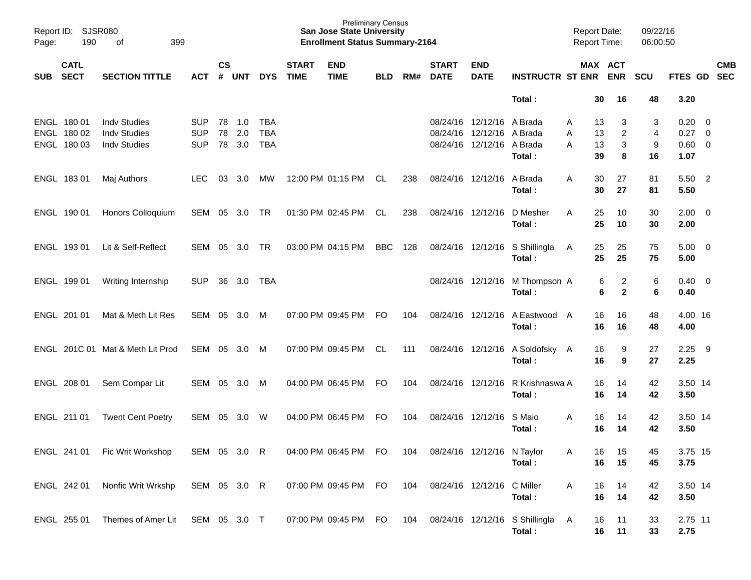Preliminary Census
**San Jose State University**
**Enrollment Status Summary-2164**

Report ID: SJSR080
Report Date: 09/22/16
Report Time: 06:00:50

| SUB | CATL SECT | SECTION TITTLE | ACT | CS # | UNT | DYS | START TIME | END TIME | BLD | RM# | START DATE | END DATE | INSTRUCTR | ST | MAX ENR | ACT ENR | SCU | FTES | GD | CMB SEC |
|---|---|---|---|---|---|---|---|---|---|---|---|---|---|---|---|---|---|---|---|---|
| | | | | | | | | | | | | | **Total :** | | **30** | **16** | **48** | **3.20** | | |
| ENGL | 180 01 | Indv Studies | SUP | 78 | 1.0 | TBA | | | | | 08/24/16 | 12/12/16 | A Brada | A | 13 | 3 | 3 | 0.20 | 0 | |
| ENGL | 180 02 | Indv Studies | SUP | 78 | 2.0 | TBA | | | | | 08/24/16 | 12/12/16 | A Brada | A | 13 | 2 | 4 | 0.27 | 0 | |
| ENGL | 180 03 | Indv Studies | SUP | 78 | 3.0 | TBA | | | | | 08/24/16 | 12/12/16 | A Brada | A | 13 | 3 | 9 | 0.60 | 0 | |
| | | | | | | | | | | | | | **Total :** | | **39** | **8** | **16** | **1.07** | | |
| ENGL | 183 01 | Maj Authors | LEC | 03 | 3.0 | MW | 12:00 PM | 01:15 PM | CL | 238 | 08/24/16 | 12/12/16 | A Brada | A | 30 | 27 | 81 | 5.50 | 2 | |
| | | | | | | | | | | | | | **Total :** | | **30** | **27** | **81** | **5.50** | | |
| ENGL | 190 01 | Honors Colloquium | SEM | 05 | 3.0 | TR | 01:30 PM | 02:45 PM | CL | 238 | 08/24/16 | 12/12/16 | D Mesher | A | 25 | 10 | 30 | 2.00 | 0 | |
| | | | | | | | | | | | | | **Total :** | | **25** | **10** | **30** | **2.00** | | |
| ENGL | 193 01 | Lit & Self-Reflect | SEM | 05 | 3.0 | TR | 03:00 PM | 04:15 PM | BBC | 128 | 08/24/16 | 12/12/16 | S Shillingla | A | 25 | 25 | 75 | 5.00 | 0 | |
| | | | | | | | | | | | | | **Total :** | | **25** | **25** | **75** | **5.00** | | |
| ENGL | 199 01 | Writing Internship | SUP | 36 | 3.0 | TBA | | | | | 08/24/16 | 12/12/16 | M Thompson | A | 6 | 2 | 6 | 0.40 | 0 | |
| | | | | | | | | | | | | | **Total :** | | **6** | **2** | **6** | **0.40** | | |
| ENGL | 201 01 | Mat & Meth Lit Res | SEM | 05 | 3.0 | M | 07:00 PM | 09:45 PM | FO | 104 | 08/24/16 | 12/12/16 | A Eastwood | A | 16 | 16 | 48 | 4.00 | 16 | |
| | | | | | | | | | | | | | **Total :** | | **16** | **16** | **48** | **4.00** | | |
| ENGL | 201C 01 | Mat & Meth Lit Prod | SEM | 05 | 3.0 | M | 07:00 PM | 09:45 PM | CL | 111 | 08/24/16 | 12/12/16 | A Soldofsky | A | 16 | 9 | 27 | 2.25 | 9 | |
| | | | | | | | | | | | | | **Total :** | | **16** | **9** | **27** | **2.25** | | |
| ENGL | 208 01 | Sem Compar Lit | SEM | 05 | 3.0 | M | 04:00 PM | 06:45 PM | FO | 104 | 08/24/16 | 12/12/16 | R Krishnaswa | A | 16 | 14 | 42 | 3.50 | 14 | |
| | | | | | | | | | | | | | **Total :** | | **16** | **14** | **42** | **3.50** | | |
| ENGL | 211 01 | Twent Cent Poetry | SEM | 05 | 3.0 | W | 04:00 PM | 06:45 PM | FO | 104 | 08/24/16 | 12/12/16 | S Maio | A | 16 | 14 | 42 | 3.50 | 14 | |
| | | | | | | | | | | | | | **Total :** | | **16** | **14** | **42** | **3.50** | | |
| ENGL | 241 01 | Fic Writ Workshop | SEM | 05 | 3.0 | R | 04:00 PM | 06:45 PM | FO | 104 | 08/24/16 | 12/12/16 | N Taylor | A | 16 | 15 | 45 | 3.75 | 15 | |
| | | | | | | | | | | | | | **Total :** | | **16** | **15** | **45** | **3.75** | | |
| ENGL | 242 01 | Nonfic Writ Wrkshp | SEM | 05 | 3.0 | R | 07:00 PM | 09:45 PM | FO | 104 | 08/24/16 | 12/12/16 | C Miller | A | 16 | 14 | 42 | 3.50 | 14 | |
| | | | | | | | | | | | | | **Total :** | | **16** | **14** | **42** | **3.50** | | |
| ENGL | 255 01 | Themes of Amer Lit | SEM | 05 | 3.0 | T | 07:00 PM | 09:45 PM | FO | 104 | 08/24/16 | 12/12/16 | S Shillingla | A | 16 | 11 | 33 | 2.75 | 11 | |
| | | | | | | | | | | | | | **Total :** | | **16** | **11** | **33** | **2.75** | | |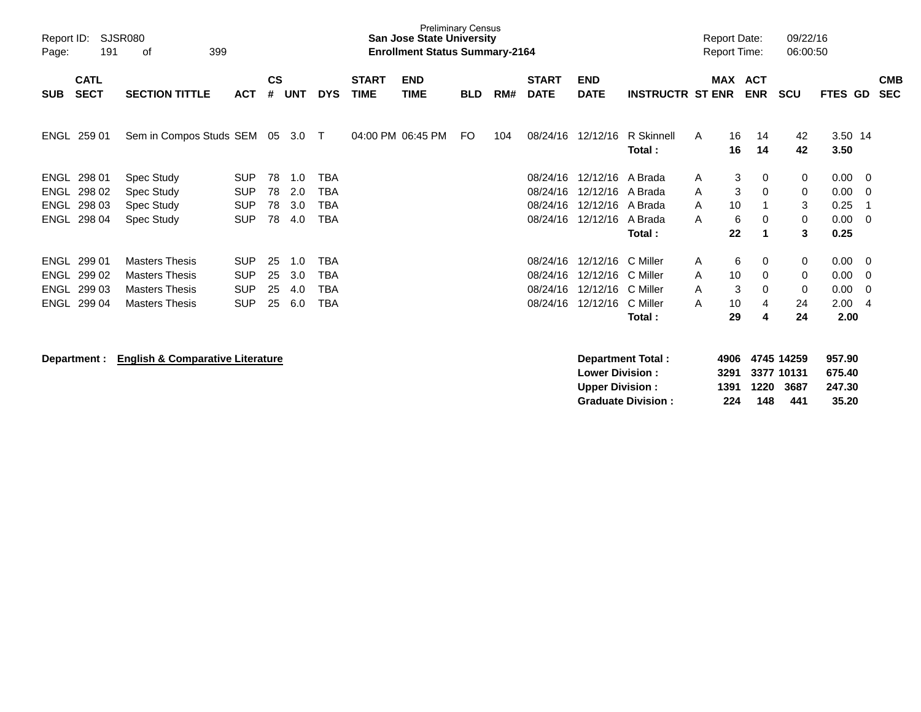Preliminary Census
**San Jose State University**
**Enrollment Status Summary-2164**

Report ID: SJSR080
Report Date: 09/22/16
Report Time: 06:00:50

| SUB | CATL SECT | SECTION TITTLE | ACT | CS # | UNT | DYS | START TIME | END TIME | BLD | RM# | START DATE | END DATE | INSTRUCTR | ST | MAX ENR | ACT ENR | SCU | FTES | GD | CMB SEC |
|---|---|---|---|---|---|---|---|---|---|---|---|---|---|---|---|---|---|---|---|---|
| ENGL | 259 01 | Sem in Compos Studs | SEM | 05 | 3.0 | T | 04:00 PM | 06:45 PM | FO | 104 | 08/24/16 | 12/12/16 | R Skinnell | A | 16 | 14 | 42 | 3.50 | 14 | |
| | | | | | | | | | | | | | **Total :** | | **16** | **14** | **42** | **3.50** | | |
| ENGL | 298 01 | Spec Study | SUP | 78 | 1.0 | TBA | | | | | 08/24/16 | 12/12/16 | A Brada | A | 3 | 0 | 0 | 0.00 | 0 | |
| ENGL | 298 02 | Spec Study | SUP | 78 | 2.0 | TBA | | | | | 08/24/16 | 12/12/16 | A Brada | A | 3 | 0 | 0 | 0.00 | 0 | |
| ENGL | 298 03 | Spec Study | SUP | 78 | 3.0 | TBA | | | | | 08/24/16 | 12/12/16 | A Brada | A | 10 | 1 | 3 | 0.25 | 1 | |
| ENGL | 298 04 | Spec Study | SUP | 78 | 4.0 | TBA | | | | | 08/24/16 | 12/12/16 | A Brada | A | 6 | 0 | 0 | 0.00 | 0 | |
| | | | | | | | | | | | | | **Total :** | | **22** | **1** | **3** | **0.25** | | |
| ENGL | 299 01 | Masters Thesis | SUP | 25 | 1.0 | TBA | | | | | 08/24/16 | 12/12/16 | C Miller | A | 6 | 0 | 0 | 0.00 | 0 | |
| ENGL | 299 02 | Masters Thesis | SUP | 25 | 3.0 | TBA | | | | | 08/24/16 | 12/12/16 | C Miller | A | 10 | 0 | 0 | 0.00 | 0 | |
| ENGL | 299 03 | Masters Thesis | SUP | 25 | 4.0 | TBA | | | | | 08/24/16 | 12/12/16 | C Miller | A | 3 | 0 | 0 | 0.00 | 0 | |
| ENGL | 299 04 | Masters Thesis | SUP | 25 | 6.0 | TBA | | | | | 08/24/16 | 12/12/16 | C Miller | A | 10 | 4 | 24 | 2.00 | 4 | |
| | | | | | | | | | | | | | **Total :** | | **29** | **4** | **24** | **2.00** | | |

**Department :** **English & Comparative Literature**

| | MAX ENR | ACT ENR | SCU | FTES |
|---|---|---|---|---|
| **Department Total :** | **4906** | **4745** | **14259** | **957.90** |
| **Lower Division :** | **3291** | **3377** | **10131** | **675.40** |
| **Upper Division :** | **1391** | **1220** | **3687** | **247.30** |
| **Graduate Division :** | **224** | **148** | **441** | **35.20** |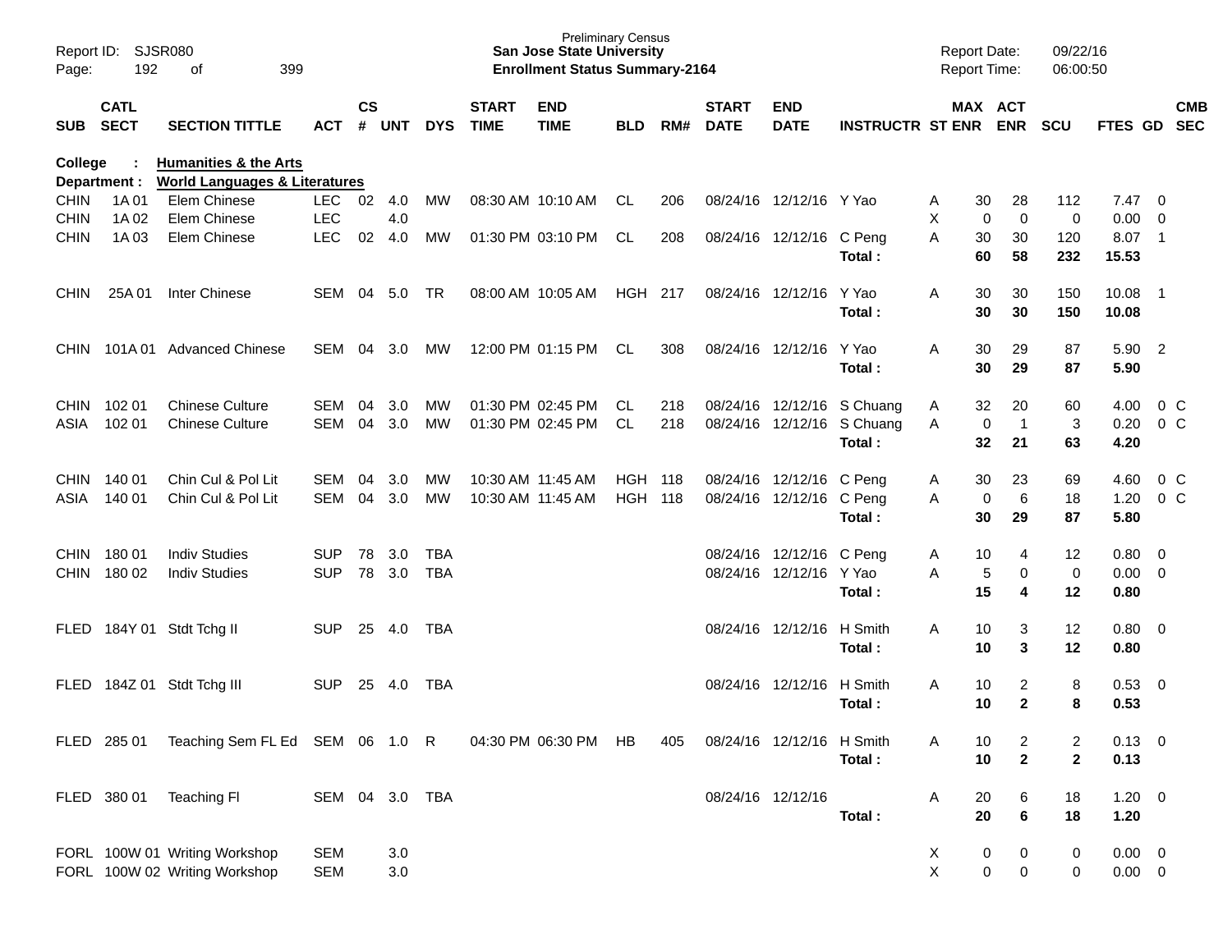Preliminary Census
**San Jose State University**
**Enrollment Status Summary-2164**

Report ID: SJSR080
Report Date: 09/22/16
Report Time: 06:00:50

College : **Humanities & the Arts**
Department : **World Languages & Literatures**

| SUB | CATL SECT | SECTION TITTLE | ACT | CS # | UNT | DYS | START TIME | END TIME | BLD | RM# | START DATE | END DATE | INSTRUCTR | ST | MAX ENR | ACT ENR | SCU | FTES | GD | CMB SEC |
|---|---|---|---|---|---|---|---|---|---|---|---|---|---|---|---|---|---|---|---|---|
| CHIN | 1A 01 | Elem Chinese | LEC | 02 | 4.0 | MW | 08:30 AM | 10:10 AM | CL | 206 | 08/24/16 | 12/12/16 | Y Yao | A | 30 | 28 | 112 | 7.47 | 0 | |
| CHIN | 1A 02 | Elem Chinese | LEC | | 4.0 | | | | | | | | | X | 0 | 0 | 0 | 0.00 | 0 | |
| CHIN | 1A 03 | Elem Chinese | LEC | 02 | 4.0 | MW | 01:30 PM | 03:10 PM | CL | 208 | 08/24/16 | 12/12/16 | C Peng | A | 30 | 30 | 120 | 8.07 | 1 | |
| | | | | | | | | | | | | | **Total :** | | **60** | **58** | **232** | **15.53** | | |
| CHIN | 25A 01 | Inter Chinese | SEM | 04 | 5.0 | TR | 08:00 AM | 10:05 AM | HGH | 217 | 08/24/16 | 12/12/16 | Y Yao | A | 30 | 30 | 150 | 10.08 | 1 | |
| | | | | | | | | | | | | | **Total :** | | **30** | **30** | **150** | **10.08** | | |
| CHIN | 101A 01 | Advanced Chinese | SEM | 04 | 3.0 | MW | 12:00 PM | 01:15 PM | CL | 308 | 08/24/16 | 12/12/16 | Y Yao | A | 30 | 29 | 87 | 5.90 | 2 | |
| | | | | | | | | | | | | | **Total :** | | **30** | **29** | **87** | **5.90** | | |
| CHIN | 102 01 | Chinese Culture | SEM | 04 | 3.0 | MW | 01:30 PM | 02:45 PM | CL | 218 | 08/24/16 | 12/12/16 | S Chuang | A | 32 | 20 | 60 | 4.00 | 0 | C |
| ASIA | 102 01 | Chinese Culture | SEM | 04 | 3.0 | MW | 01:30 PM | 02:45 PM | CL | 218 | 08/24/16 | 12/12/16 | S Chuang | A | 0 | 1 | 3 | 0.20 | 0 | C |
| | | | | | | | | | | | | | **Total :** | | **32** | **21** | **63** | **4.20** | | |
| CHIN | 140 01 | Chin Cul & Pol Lit | SEM | 04 | 3.0 | MW | 10:30 AM | 11:45 AM | HGH | 118 | 08/24/16 | 12/12/16 | C Peng | A | 30 | 23 | 69 | 4.60 | 0 | C |
| ASIA | 140 01 | Chin Cul & Pol Lit | SEM | 04 | 3.0 | MW | 10:30 AM | 11:45 AM | HGH | 118 | 08/24/16 | 12/12/16 | C Peng | A | 0 | 6 | 18 | 1.20 | 0 | C |
| | | | | | | | | | | | | | **Total :** | | **30** | **29** | **87** | **5.80** | | |
| CHIN | 180 01 | Indiv Studies | SUP | 78 | 3.0 | TBA | | | | | 08/24/16 | 12/12/16 | C Peng | A | 10 | 4 | 12 | 0.80 | 0 | |
| CHIN | 180 02 | Indiv Studies | SUP | 78 | 3.0 | TBA | | | | | 08/24/16 | 12/12/16 | Y Yao | A | 5 | 0 | 0 | 0.00 | 0 | |
| | | | | | | | | | | | | | **Total :** | | **15** | **4** | **12** | **0.80** | | |
| FLED | 184Y 01 | Stdt Tchg II | SUP | 25 | 4.0 | TBA | | | | | 08/24/16 | 12/12/16 | H Smith | A | 10 | 3 | 12 | 0.80 | 0 | |
| | | | | | | | | | | | | | **Total :** | | **10** | **3** | **12** | **0.80** | | |
| FLED | 184Z 01 | Stdt Tchg III | SUP | 25 | 4.0 | TBA | | | | | 08/24/16 | 12/12/16 | H Smith | A | 10 | 2 | 8 | 0.53 | 0 | |
| | | | | | | | | | | | | | **Total :** | | **10** | **2** | **8** | **0.53** | | |
| FLED | 285 01 | Teaching Sem FL Ed | SEM | 06 | 1.0 | R | 04:30 PM | 06:30 PM | HB | 405 | 08/24/16 | 12/12/16 | H Smith | A | 10 | 2 | 2 | 0.13 | 0 | |
| | | | | | | | | | | | | | **Total :** | | **10** | **2** | **2** | **0.13** | | |
| FLED | 380 01 | Teaching Fl | SEM | 04 | 3.0 | TBA | | | | | 08/24/16 | 12/12/16 | | A | 20 | 6 | 18 | 1.20 | 0 | |
| | | | | | | | | | | | | | **Total :** | | **20** | **6** | **18** | **1.20** | | |
| FORL | 100W 01 | Writing Workshop | SEM | | 3.0 | | | | | | | | | X | 0 | 0 | 0 | 0.00 | 0 | |
| FORL | 100W 02 | Writing Workshop | SEM | | 3.0 | | | | | | | | | X | 0 | 0 | 0 | 0.00 | 0 | |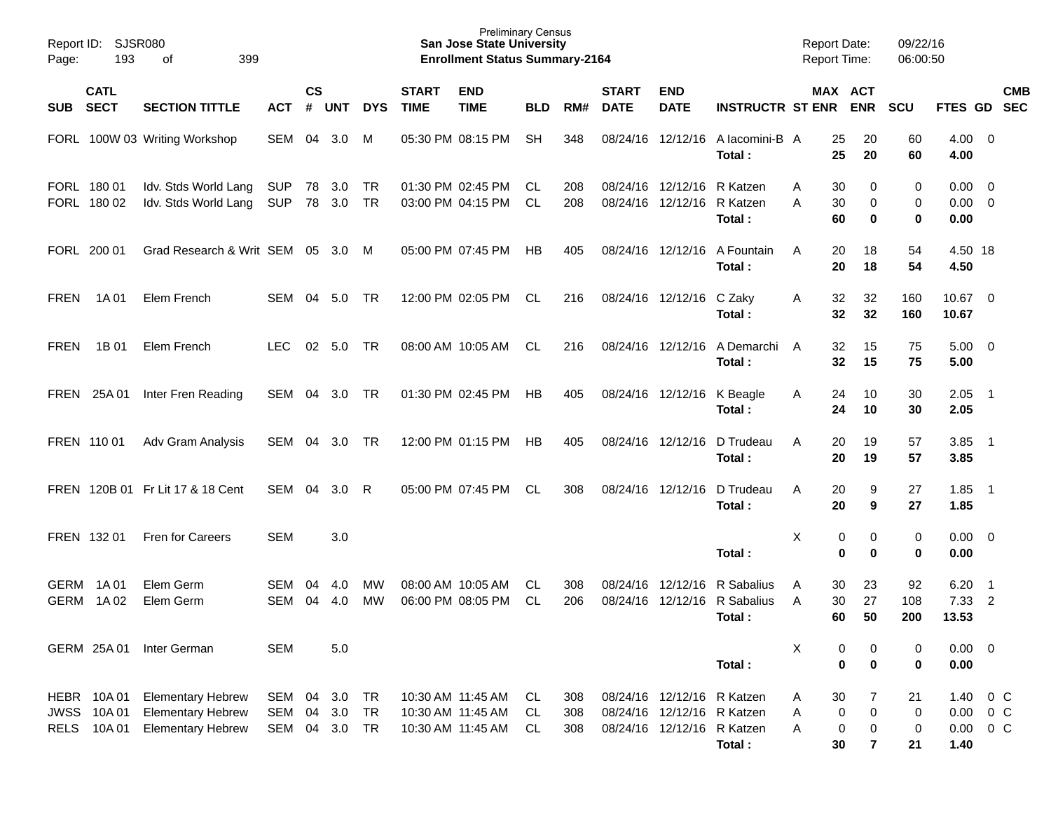Preliminary Census
**San Jose State University**
**Enrollment Status Summary-2164**

Report ID: SJSR080
Report Date: 09/22/16
Report Time: 06:00:50

| SUB | CATL SECT | SECTION TITTLE | ACT | CS # | UNT | DYS | START TIME | END TIME | BLD | RM# | START DATE | END DATE | INSTRUCTR | ST | MAX ENR | ACT ENR | SCU | FTES | GD | CMB SEC |
|---|---|---|---|---|---|---|---|---|---|---|---|---|---|---|---|---|---|---|---|---|
| FORL | 100W 03 | Writing Workshop | SEM | 04 | 3.0 | M | 05:30 PM | 08:15 PM | SH | 348 | 08/24/16 | 12/12/16 | A Iacomini-B | A | 25 | 20 | 60 | 4.00 | 0 | |
| | | | | | | | | | | | | | **Total :** | | **25** | **20** | **60** | **4.00** | | |
| FORL | 180 01 | Idv. Stds World Lang | SUP | 78 | 3.0 | TR | 01:30 PM | 02:45 PM | CL | 208 | 08/24/16 | 12/12/16 | R Katzen | A | 30 | 0 | 0 | 0.00 | 0 | |
| FORL | 180 02 | Idv. Stds World Lang | SUP | 78 | 3.0 | TR | 03:00 PM | 04:15 PM | CL | 208 | 08/24/16 | 12/12/16 | R Katzen | A | 30 | 0 | 0 | 0.00 | 0 | |
| | | | | | | | | | | | | | **Total :** | | **60** | **0** | **0** | **0.00** | | |
| FORL | 200 01 | Grad Research & Writ | SEM | 05 | 3.0 | M | 05:00 PM | 07:45 PM | HB | 405 | 08/24/16 | 12/12/16 | A Fountain | A | 20 | 18 | 54 | 4.50 | 18 | |
| | | | | | | | | | | | | | **Total :** | | **20** | **18** | **54** | **4.50** | | |
| FREN | 1A 01 | Elem French | SEM | 04 | 5.0 | TR | 12:00 PM | 02:05 PM | CL | 216 | 08/24/16 | 12/12/16 | C Zaky | A | 32 | 32 | 160 | 10.67 | 0 | |
| | | | | | | | | | | | | | **Total :** | | **32** | **32** | **160** | **10.67** | | |
| FREN | 1B 01 | Elem French | LEC | 02 | 5.0 | TR | 08:00 AM | 10:05 AM | CL | 216 | 08/24/16 | 12/12/16 | A Demarchi | A | 32 | 15 | 75 | 5.00 | 0 | |
| | | | | | | | | | | | | | **Total :** | | **32** | **15** | **75** | **5.00** | | |
| FREN | 25A 01 | Inter Fren Reading | SEM | 04 | 3.0 | TR | 01:30 PM | 02:45 PM | HB | 405 | 08/24/16 | 12/12/16 | K Beagle | A | 24 | 10 | 30 | 2.05 | 1 | |
| | | | | | | | | | | | | | **Total :** | | **24** | **10** | **30** | **2.05** | | |
| FREN | 110 01 | Adv Gram Analysis | SEM | 04 | 3.0 | TR | 12:00 PM | 01:15 PM | HB | 405 | 08/24/16 | 12/12/16 | D Trudeau | A | 20 | 19 | 57 | 3.85 | 1 | |
| | | | | | | | | | | | | | **Total :** | | **20** | **19** | **57** | **3.85** | | |
| FREN | 120B 01 | Fr Lit 17 & 18 Cent | SEM | 04 | 3.0 | R | 05:00 PM | 07:45 PM | CL | 308 | 08/24/16 | 12/12/16 | D Trudeau | A | 20 | 9 | 27 | 1.85 | 1 | |
| | | | | | | | | | | | | | **Total :** | | **20** | **9** | **27** | **1.85** | | |
| FREN | 132 01 | Fren for Careers | SEM | | 3.0 | | | | | | | | | X | 0 | 0 | 0 | 0.00 | 0 | |
| | | | | | | | | | | | | | **Total :** | | **0** | **0** | **0** | **0.00** | | |
| GERM | 1A 01 | Elem Germ | SEM | 04 | 4.0 | MW | 08:00 AM | 10:05 AM | CL | 308 | 08/24/16 | 12/12/16 | R Sabalius | A | 30 | 23 | 92 | 6.20 | 1 | |
| GERM | 1A 02 | Elem Germ | SEM | 04 | 4.0 | MW | 06:00 PM | 08:05 PM | CL | 206 | 08/24/16 | 12/12/16 | R Sabalius | A | 30 | 27 | 108 | 7.33 | 2 | |
| | | | | | | | | | | | | | **Total :** | | **60** | **50** | **200** | **13.53** | | |
| GERM | 25A 01 | Inter German | SEM | | 5.0 | | | | | | | | | X | 0 | 0 | 0 | 0.00 | 0 | |
| | | | | | | | | | | | | | **Total :** | | **0** | **0** | **0** | **0.00** | | |
| HEBR | 10A 01 | Elementary Hebrew | SEM | 04 | 3.0 | TR | 10:30 AM | 11:45 AM | CL | 308 | 08/24/16 | 12/12/16 | R Katzen | A | 30 | 7 | 21 | 1.40 | 0 | C |
| JWSS | 10A 01 | Elementary Hebrew | SEM | 04 | 3.0 | TR | 10:30 AM | 11:45 AM | CL | 308 | 08/24/16 | 12/12/16 | R Katzen | A | 0 | 0 | 0 | 0.00 | 0 | C |
| RELS | 10A 01 | Elementary Hebrew | SEM | 04 | 3.0 | TR | 10:30 AM | 11:45 AM | CL | 308 | 08/24/16 | 12/12/16 | R Katzen | A | 0 | 0 | 0 | 0.00 | 0 | C |
| | | | | | | | | | | | | | **Total :** | | **30** | **7** | **21** | **1.40** | | |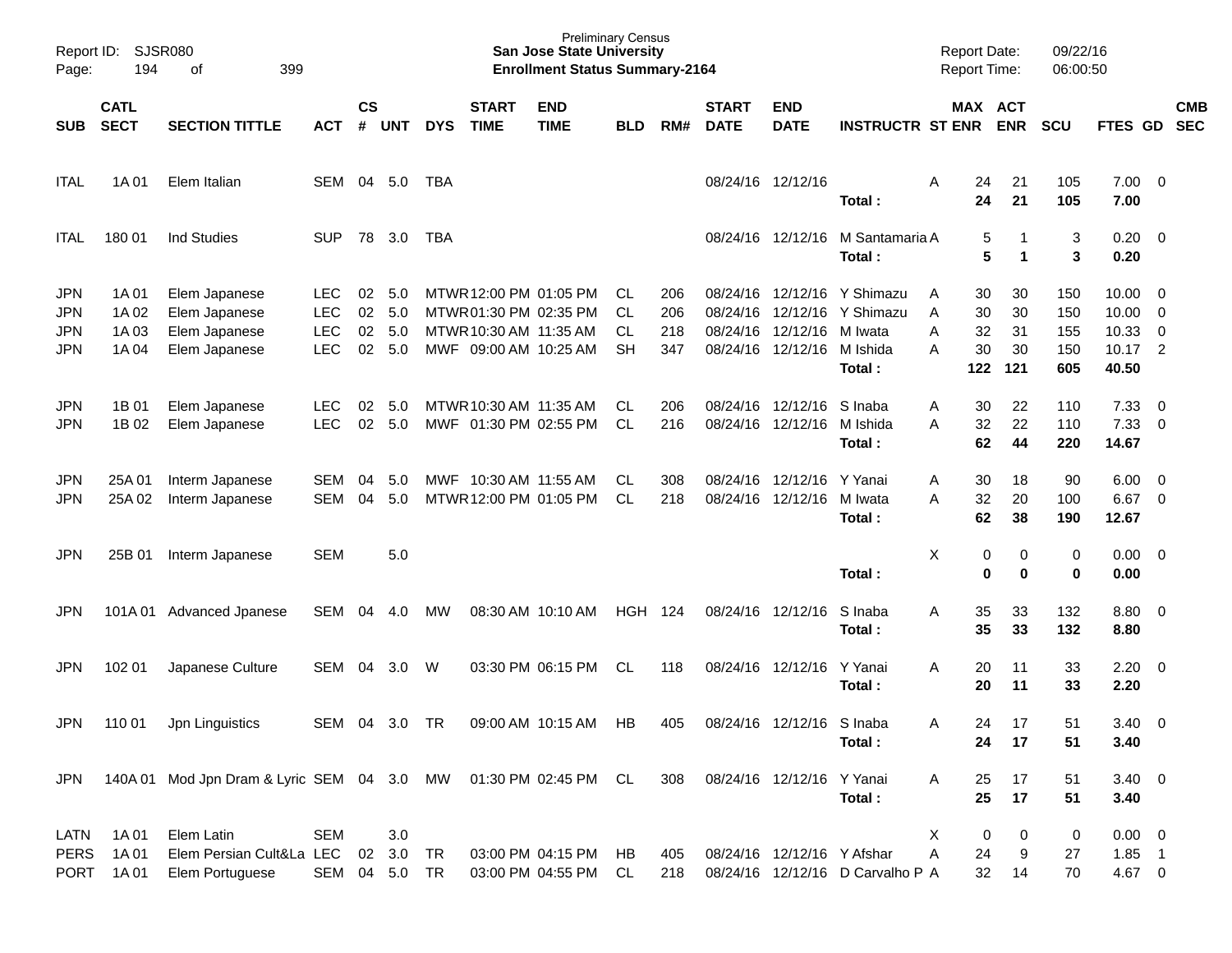Preliminary Census
**San Jose State University**
**Enrollment Status Summary-2164**

Report ID: SJSR080
Report Date: 09/22/16
Report Time: 06:00:50

| SUB | CATL SECT | SECTION TITTLE | ACT | CS # | UNT | DYS | START TIME | END TIME | BLD | RM# | START DATE | END DATE | INSTRUCTR | ST | MAX ENR | ACT ENR | SCU | FTES | GD | CMB SEC |
|---|---|---|---|---|---|---|---|---|---|---|---|---|---|---|---|---|---|---|---|---|
| ITAL | 1A 01 | Elem Italian | SEM | 04 | 5.0 | TBA | | | | | 08/24/16 | 12/12/16 | | A | 24 | 21 | 105 | 7.00 | 0 | |
| | | | | | | | | | | | | | **Total :** | | **24** | **21** | **105** | **7.00** | | |
| ITAL | 180 01 | Ind Studies | SUP | 78 | 3.0 | TBA | | | | | 08/24/16 | 12/12/16 | M Santamaria | A | 5 | 1 | 3 | 0.20 | 0 | |
| | | | | | | | | | | | | | **Total :** | | **5** | **1** | **3** | **0.20** | | |
| JPN | 1A 01 | Elem Japanese | LEC | 02 | 5.0 | MTWR | 12:00 PM | 01:05 PM | CL | 206 | 08/24/16 | 12/12/16 | Y Shimazu | A | 30 | 30 | 150 | 10.00 | 0 | |
| JPN | 1A 02 | Elem Japanese | LEC | 02 | 5.0 | MTWR | 01:30 PM | 02:35 PM | CL | 206 | 08/24/16 | 12/12/16 | Y Shimazu | A | 30 | 30 | 150 | 10.00 | 0 | |
| JPN | 1A 03 | Elem Japanese | LEC | 02 | 5.0 | MTWR | 10:30 AM | 11:35 AM | CL | 218 | 08/24/16 | 12/12/16 | M Iwata | A | 32 | 31 | 155 | 10.33 | 0 | |
| JPN | 1A 04 | Elem Japanese | LEC | 02 | 5.0 | MWF | 09:00 AM | 10:25 AM | SH | 347 | 08/24/16 | 12/12/16 | M Ishida | A | 30 | 30 | 150 | 10.17 | 2 | |
| | | | | | | | | | | | | | **Total :** | | **122** | **121** | **605** | **40.50** | | |
| JPN | 1B 01 | Elem Japanese | LEC | 02 | 5.0 | MTWR | 10:30 AM | 11:35 AM | CL | 206 | 08/24/16 | 12/12/16 | S Inaba | A | 30 | 22 | 110 | 7.33 | 0 | |
| JPN | 1B 02 | Elem Japanese | LEC | 02 | 5.0 | MWF | 01:30 PM | 02:55 PM | CL | 216 | 08/24/16 | 12/12/16 | M Ishida | A | 32 | 22 | 110 | 7.33 | 0 | |
| | | | | | | | | | | | | | **Total :** | | **62** | **44** | **220** | **14.67** | | |
| JPN | 25A 01 | Interm Japanese | SEM | 04 | 5.0 | MWF | 10:30 AM | 11:55 AM | CL | 308 | 08/24/16 | 12/12/16 | Y Yanai | A | 30 | 18 | 90 | 6.00 | 0 | |
| JPN | 25A 02 | Interm Japanese | SEM | 04 | 5.0 | MTWR | 12:00 PM | 01:05 PM | CL | 218 | 08/24/16 | 12/12/16 | M Iwata | A | 32 | 20 | 100 | 6.67 | 0 | |
| | | | | | | | | | | | | | **Total :** | | **62** | **38** | **190** | **12.67** | | |
| JPN | 25B 01 | Interm Japanese | SEM | | 5.0 | | | | | | | | | X | 0 | 0 | 0 | 0.00 | 0 | |
| | | | | | | | | | | | | | **Total :** | | **0** | **0** | **0** | **0.00** | | |
| JPN | 101A 01 | Advanced Jpanese | SEM | 04 | 4.0 | MW | 08:30 AM | 10:10 AM | HGH | 124 | 08/24/16 | 12/12/16 | S Inaba | A | 35 | 33 | 132 | 8.80 | 0 | |
| | | | | | | | | | | | | | **Total :** | | **35** | **33** | **132** | **8.80** | | |
| JPN | 102 01 | Japanese Culture | SEM | 04 | 3.0 | W | 03:30 PM | 06:15 PM | CL | 118 | 08/24/16 | 12/12/16 | Y Yanai | A | 20 | 11 | 33 | 2.20 | 0 | |
| | | | | | | | | | | | | | **Total :** | | **20** | **11** | **33** | **2.20** | | |
| JPN | 110 01 | Jpn Linguistics | SEM | 04 | 3.0 | TR | 09:00 AM | 10:15 AM | HB | 405 | 08/24/16 | 12/12/16 | S Inaba | A | 24 | 17 | 51 | 3.40 | 0 | |
| | | | | | | | | | | | | | **Total :** | | **24** | **17** | **51** | **3.40** | | |
| JPN | 140A 01 | Mod Jpn Dram & Lyric | SEM | 04 | 3.0 | MW | 01:30 PM | 02:45 PM | CL | 308 | 08/24/16 | 12/12/16 | Y Yanai | A | 25 | 17 | 51 | 3.40 | 0 | |
| | | | | | | | | | | | | | **Total :** | | **25** | **17** | **51** | **3.40** | | |
| LATN | 1A 01 | Elem Latin | SEM | | 3.0 | | | | | | | | | X | 0 | 0 | 0 | 0.00 | 0 | |
| PERS | 1A 01 | Elem Persian Cult&La | LEC | 02 | 3.0 | TR | 03:00 PM | 04:15 PM | HB | 405 | 08/24/16 | 12/12/16 | Y Afshar | A | 24 | 9 | 27 | 1.85 | 1 | |
| PORT | 1A 01 | Elem Portuguese | SEM | 04 | 5.0 | TR | 03:00 PM | 04:55 PM | CL | 218 | 08/24/16 | 12/12/16 | D Carvalho P | A | 32 | 14 | 70 | 4.67 | 0 | |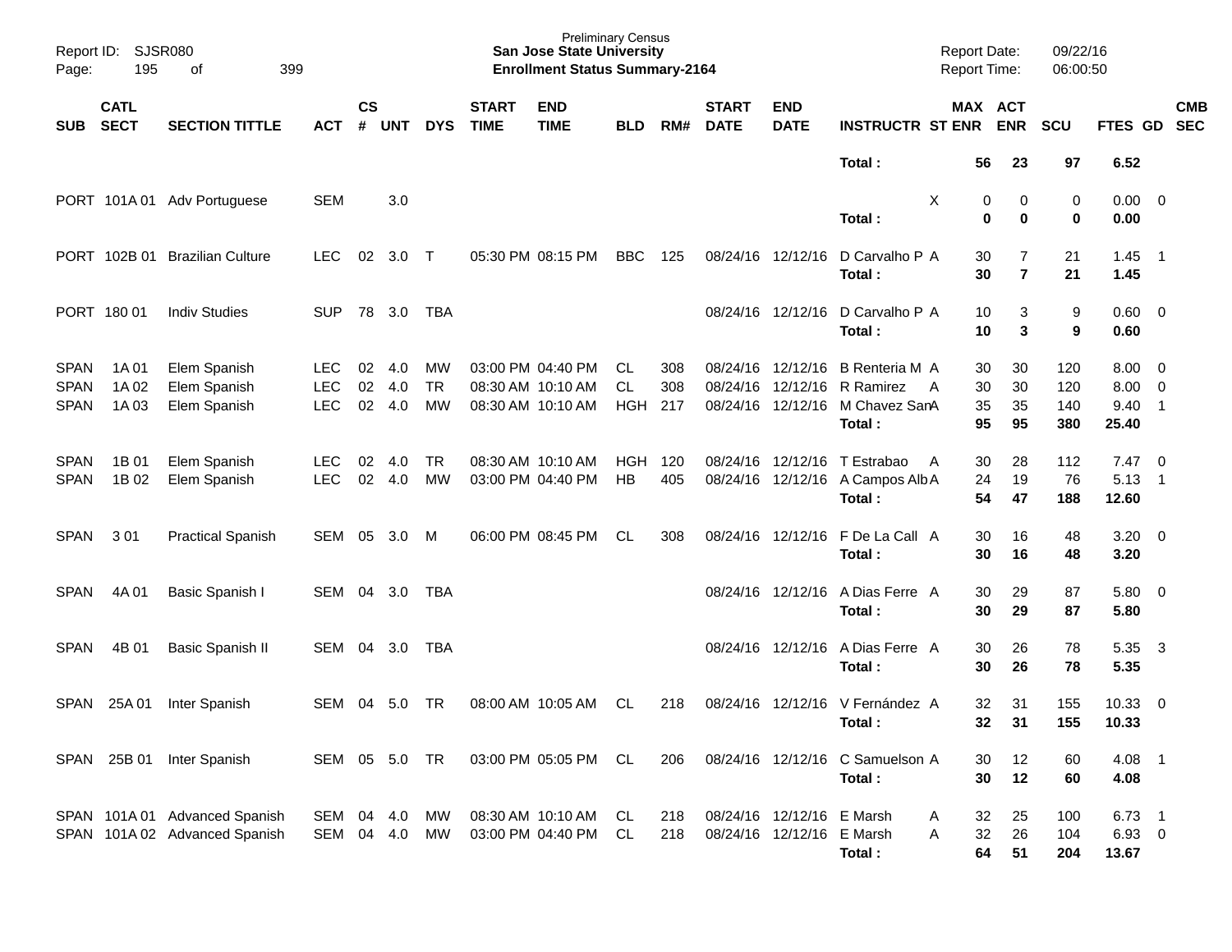Preliminary Census
**San Jose State University**
**Enrollment Status Summary-2164**

Report ID: SJSR080
Report Date: 09/22/16
Report Time: 06:00:50

| SUB | CATL SECT | SECTION TITTLE | ACT | CS # | UNT | DYS | START TIME | END TIME | BLD | RM# | START DATE | END DATE | INSTRUCTR | ST | MAX ENR | ACT ENR | SCU | FTES | GD | CMB SEC |
|---|---|---|---|---|---|---|---|---|---|---|---|---|---|---|---|---|---|---|---|---|
| | | | | | | | | | | | | | **Total :** | | **56** | **23** | **97** | **6.52** | | |
| PORT | 101A 01 | Adv Portuguese | SEM | | 3.0 | | | | | | | | | X | 0 | 0 | 0 | 0.00 | 0 | |
| | | | | | | | | | | | | | **Total :** | | **0** | **0** | **0** | **0.00** | | |
| PORT | 102B 01 | Brazilian Culture | LEC | 02 | 3.0 | T | 05:30 PM | 08:15 PM | BBC | 125 | 08/24/16 | 12/12/16 | D Carvalho P | A | 30 | 7 | 21 | 1.45 | 1 | |
| | | | | | | | | | | | | | **Total :** | | **30** | **7** | **21** | **1.45** | | |
| PORT | 180 01 | Indiv Studies | SUP | 78 | 3.0 | TBA | | | | | 08/24/16 | 12/12/16 | D Carvalho P | A | 10 | 3 | 9 | 0.60 | 0 | |
| | | | | | | | | | | | | | **Total :** | | **10** | **3** | **9** | **0.60** | | |
| SPAN | 1A 01 | Elem Spanish | LEC | 02 | 4.0 | MW | 03:00 PM | 04:40 PM | CL | 308 | 08/24/16 | 12/12/16 | B Renteria M | A | 30 | 30 | 120 | 8.00 | 0 | |
| SPAN | 1A 02 | Elem Spanish | LEC | 02 | 4.0 | TR | 08:30 AM | 10:10 AM | CL | 308 | 08/24/16 | 12/12/16 | R Ramirez | A | 30 | 30 | 120 | 8.00 | 0 | |
| SPAN | 1A 03 | Elem Spanish | LEC | 02 | 4.0 | MW | 08:30 AM | 10:10 AM | HGH | 217 | 08/24/16 | 12/12/16 | M Chavez San | A | 35 | 35 | 140 | 9.40 | 1 | |
| | | | | | | | | | | | | | **Total :** | | **95** | **95** | **380** | **25.40** | | |
| SPAN | 1B 01 | Elem Spanish | LEC | 02 | 4.0 | TR | 08:30 AM | 10:10 AM | HGH | 120 | 08/24/16 | 12/12/16 | T Estrabao | A | 30 | 28 | 112 | 7.47 | 0 | |
| SPAN | 1B 02 | Elem Spanish | LEC | 02 | 4.0 | MW | 03:00 PM | 04:40 PM | HB | 405 | 08/24/16 | 12/12/16 | A Campos Alb | A | 24 | 19 | 76 | 5.13 | 1 | |
| | | | | | | | | | | | | | **Total :** | | **54** | **47** | **188** | **12.60** | | |
| SPAN | 3 01 | Practical Spanish | SEM | 05 | 3.0 | M | 06:00 PM | 08:45 PM | CL | 308 | 08/24/16 | 12/12/16 | F De La Call | A | 30 | 16 | 48 | 3.20 | 0 | |
| | | | | | | | | | | | | | **Total :** | | **30** | **16** | **48** | **3.20** | | |
| SPAN | 4A 01 | Basic Spanish I | SEM | 04 | 3.0 | TBA | | | | | 08/24/16 | 12/12/16 | A Dias Ferre | A | 30 | 29 | 87 | 5.80 | 0 | |
| | | | | | | | | | | | | | **Total :** | | **30** | **29** | **87** | **5.80** | | |
| SPAN | 4B 01 | Basic Spanish II | SEM | 04 | 3.0 | TBA | | | | | 08/24/16 | 12/12/16 | A Dias Ferre | A | 30 | 26 | 78 | 5.35 | 3 | |
| | | | | | | | | | | | | | **Total :** | | **30** | **26** | **78** | **5.35** | | |
| SPAN | 25A 01 | Inter Spanish | SEM | 04 | 5.0 | TR | 08:00 AM | 10:05 AM | CL | 218 | 08/24/16 | 12/12/16 | V Fernández | A | 32 | 31 | 155 | 10.33 | 0 | |
| | | | | | | | | | | | | | **Total :** | | **32** | **31** | **155** | **10.33** | | |
| SPAN | 25B 01 | Inter Spanish | SEM | 05 | 5.0 | TR | 03:00 PM | 05:05 PM | CL | 206 | 08/24/16 | 12/12/16 | C Samuelson | A | 30 | 12 | 60 | 4.08 | 1 | |
| | | | | | | | | | | | | | **Total :** | | **30** | **12** | **60** | **4.08** | | |
| SPAN | 101A 01 | Advanced Spanish | SEM | 04 | 4.0 | MW | 08:30 AM | 10:10 AM | CL | 218 | 08/24/16 | 12/12/16 | E Marsh | A | 32 | 25 | 100 | 6.73 | 1 | |
| SPAN | 101A 02 | Advanced Spanish | SEM | 04 | 4.0 | MW | 03:00 PM | 04:40 PM | CL | 218 | 08/24/16 | 12/12/16 | E Marsh | A | 32 | 26 | 104 | 6.93 | 0 | |
| | | | | | | | | | | | | | **Total :** | | **64** | **51** | **204** | **13.67** | | |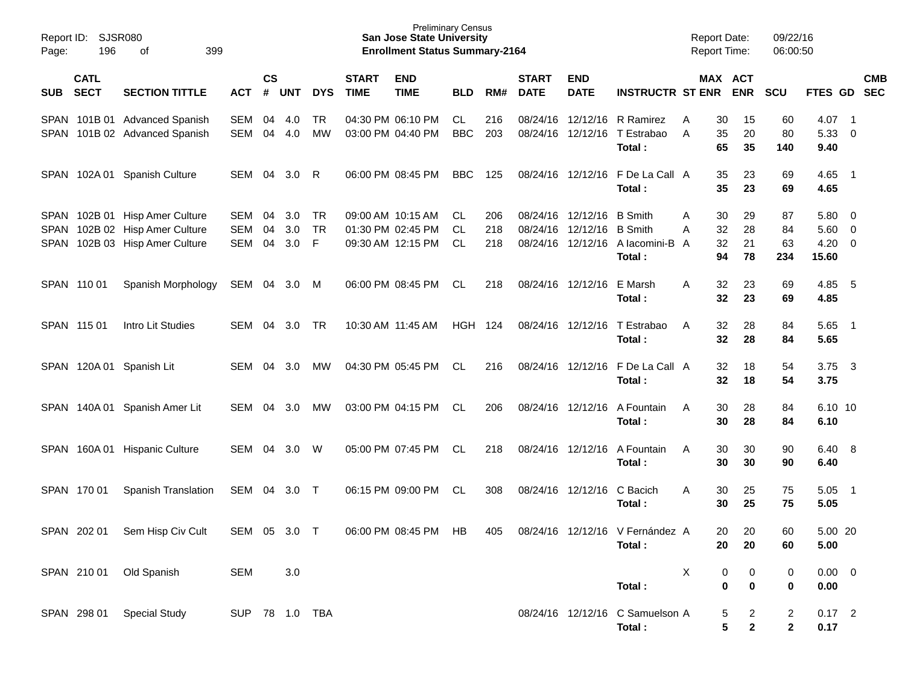Preliminary Census
**San Jose State University**
**Enrollment Status Summary-2164**

Report ID: SJSR080
Report Date: 09/22/16
Report Time: 06:00:50

| SUB | CATL SECT | SECTION TITTLE | ACT | CS # | UNT | DYS | START TIME | END TIME | BLD | RM# | START DATE | END DATE | INSTRUCTR | ST | MAX ENR | ACT ENR | SCU | FTES | GD | CMB SEC |
|---|---|---|---|---|---|---|---|---|---|---|---|---|---|---|---|---|---|---|---|---|
| SPAN | 101B 01 | Advanced Spanish | SEM | 04 | 4.0 | TR | 04:30 PM | 06:10 PM | CL | 216 | 08/24/16 | 12/12/16 | R Ramirez | A | 30 | 15 | 60 | 4.07 | 1 | |
| SPAN | 101B 02 | Advanced Spanish | SEM | 04 | 4.0 | MW | 03:00 PM | 04:40 PM | BBC | 203 | 08/24/16 | 12/12/16 | T Estrabao | A | 35 | 20 | 80 | 5.33 | 0 | |
| | | | | | | | | | | | | | **Total :** | | **65** | **35** | **140** | **9.40** | | |
| SPAN | 102A 01 | Spanish Culture | SEM | 04 | 3.0 | R | 06:00 PM | 08:45 PM | BBC | 125 | 08/24/16 | 12/12/16 | F De La Call | A | 35 | 23 | 69 | 4.65 | 1 | |
| | | | | | | | | | | | | | **Total :** | | **35** | **23** | **69** | **4.65** | | |
| SPAN | 102B 01 | Hisp Amer Culture | SEM | 04 | 3.0 | TR | 09:00 AM | 10:15 AM | CL | 206 | 08/24/16 | 12/12/16 | B Smith | A | 30 | 29 | 87 | 5.80 | 0 | |
| SPAN | 102B 02 | Hisp Amer Culture | SEM | 04 | 3.0 | TR | 01:30 PM | 02:45 PM | CL | 218 | 08/24/16 | 12/12/16 | B Smith | A | 32 | 28 | 84 | 5.60 | 0 | |
| SPAN | 102B 03 | Hisp Amer Culture | SEM | 04 | 3.0 | F | 09:30 AM | 12:15 PM | CL | 218 | 08/24/16 | 12/12/16 | A Iacomini-B | A | 32 | 21 | 63 | 4.20 | 0 | |
| | | | | | | | | | | | | | **Total :** | | **94** | **78** | **234** | **15.60** | | |
| SPAN | 110 01 | Spanish Morphology | SEM | 04 | 3.0 | M | 06:00 PM | 08:45 PM | CL | 218 | 08/24/16 | 12/12/16 | E Marsh | A | 32 | 23 | 69 | 4.85 | 5 | |
| | | | | | | | | | | | | | **Total :** | | **32** | **23** | **69** | **4.85** | | |
| SPAN | 115 01 | Intro Lit Studies | SEM | 04 | 3.0 | TR | 10:30 AM | 11:45 AM | HGH | 124 | 08/24/16 | 12/12/16 | T Estrabao | A | 32 | 28 | 84 | 5.65 | 1 | |
| | | | | | | | | | | | | | **Total :** | | **32** | **28** | **84** | **5.65** | | |
| SPAN | 120A 01 | Spanish Lit | SEM | 04 | 3.0 | MW | 04:30 PM | 05:45 PM | CL | 216 | 08/24/16 | 12/12/16 | F De La Call | A | 32 | 18 | 54 | 3.75 | 3 | |
| | | | | | | | | | | | | | **Total :** | | **32** | **18** | **54** | **3.75** | | |
| SPAN | 140A 01 | Spanish Amer Lit | SEM | 04 | 3.0 | MW | 03:00 PM | 04:15 PM | CL | 206 | 08/24/16 | 12/12/16 | A Fountain | A | 30 | 28 | 84 | 6.10 | 10 | |
| | | | | | | | | | | | | | **Total :** | | **30** | **28** | **84** | **6.10** | | |
| SPAN | 160A 01 | Hispanic Culture | SEM | 04 | 3.0 | W | 05:00 PM | 07:45 PM | CL | 218 | 08/24/16 | 12/12/16 | A Fountain | A | 30 | 30 | 90 | 6.40 | 8 | |
| | | | | | | | | | | | | | **Total :** | | **30** | **30** | **90** | **6.40** | | |
| SPAN | 170 01 | Spanish Translation | SEM | 04 | 3.0 | T | 06:15 PM | 09:00 PM | CL | 308 | 08/24/16 | 12/12/16 | C Bacich | A | 30 | 25 | 75 | 5.05 | 1 | |
| | | | | | | | | | | | | | **Total :** | | **30** | **25** | **75** | **5.05** | | |
| SPAN | 202 01 | Sem Hisp Civ Cult | SEM | 05 | 3.0 | T | 06:00 PM | 08:45 PM | HB | 405 | 08/24/16 | 12/12/16 | V Fernández | A | 20 | 20 | 60 | 5.00 | 20 | |
| | | | | | | | | | | | | | **Total :** | | **20** | **20** | **60** | **5.00** | | |
| SPAN | 210 01 | Old Spanish | SEM | | 3.0 | | | | | | | | | X | 0 | 0 | 0 | 0.00 | 0 | |
| | | | | | | | | | | | | | **Total :** | | **0** | **0** | **0** | **0.00** | | |
| SPAN | 298 01 | Special Study | SUP | 78 | 1.0 | TBA | | | | | 08/24/16 | 12/12/16 | C Samuelson | A | 5 | 2 | 2 | 0.17 | 2 | |
| | | | | | | | | | | | | | **Total :** | | **5** | **2** | **2** | **0.17** | | |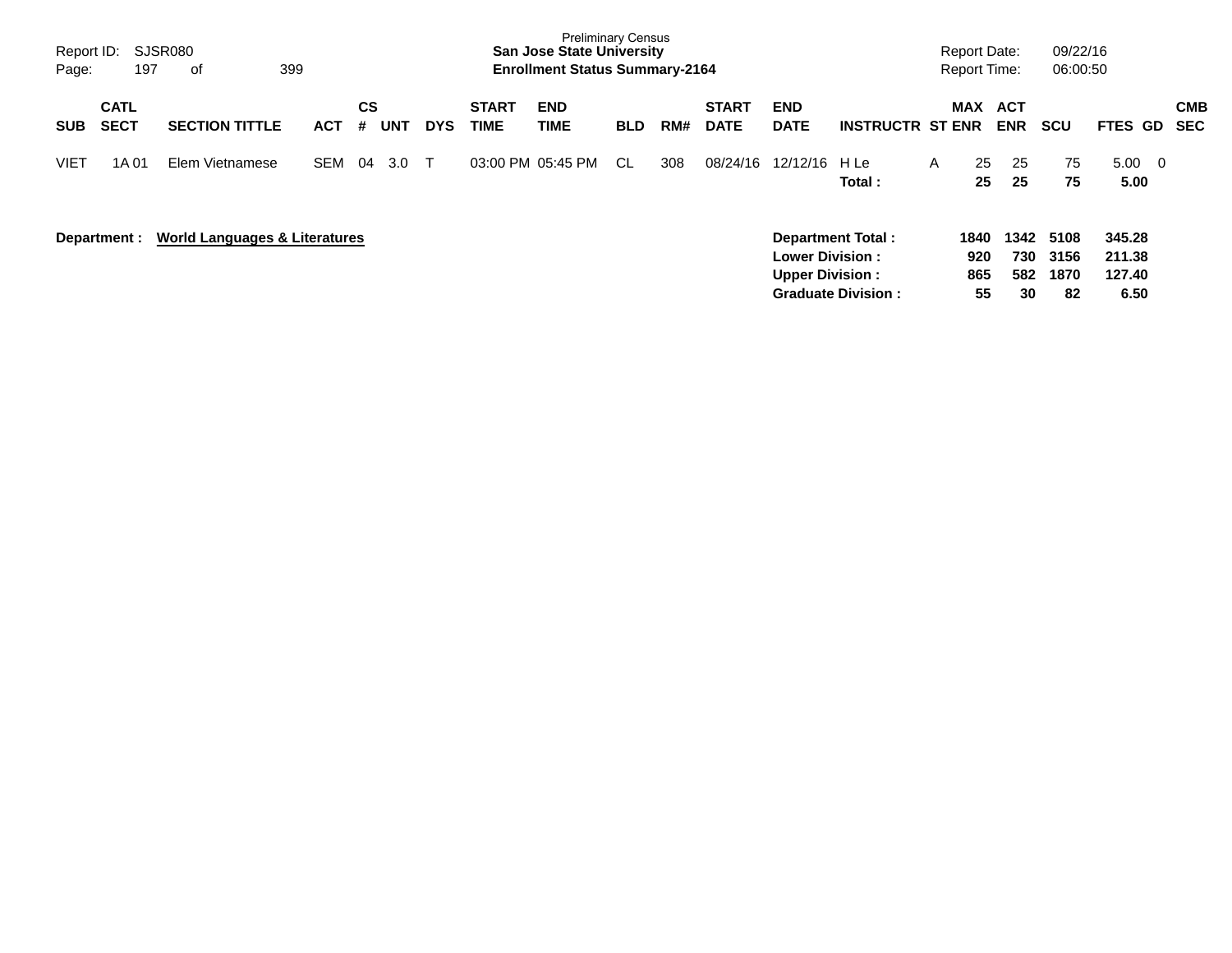Preliminary Census
**San Jose State University**
**Enrollment Status Summary-2164**

Report ID: SJSR080
Report Date: 09/22/16
Report Time: 06:00:50

| SUB | CATL SECT | SECTION TITTLE | ACT | CS # | UNT | DYS | START TIME | END TIME | BLD | RM# | START DATE | END DATE | INSTRUCTR | ST | MAX ENR | ACT ENR | SCU | FTES | GD | CMB SEC |
|---|---|---|---|---|---|---|---|---|---|---|---|---|---|---|---|---|---|---|---|---|
| VIET | 1A 01 | Elem Vietnamese | SEM | 04 | 3.0 | T | 03:00 PM | 05:45 PM | CL | 308 | 08/24/16 | 12/12/16 | H Le | A | 25 | 25 | 75 | 5.00 | 0 | |
| | | | | | | | | | | | | | **Total :** | | **25** | **25** | **75** | **5.00** | | |

**Department : World Languages & Literatures**

| | MAX ENR | ACT ENR | SCU | FTES |
|---|---|---|---|---|
| **Department Total :** | **1840** | **1342** | **5108** | **345.28** |
| **Lower Division :** | **920** | **730** | **3156** | **211.38** |
| **Upper Division :** | **865** | **582** | **1870** | **127.40** |
| **Graduate Division :** | **55** | **30** | **82** | **6.50** |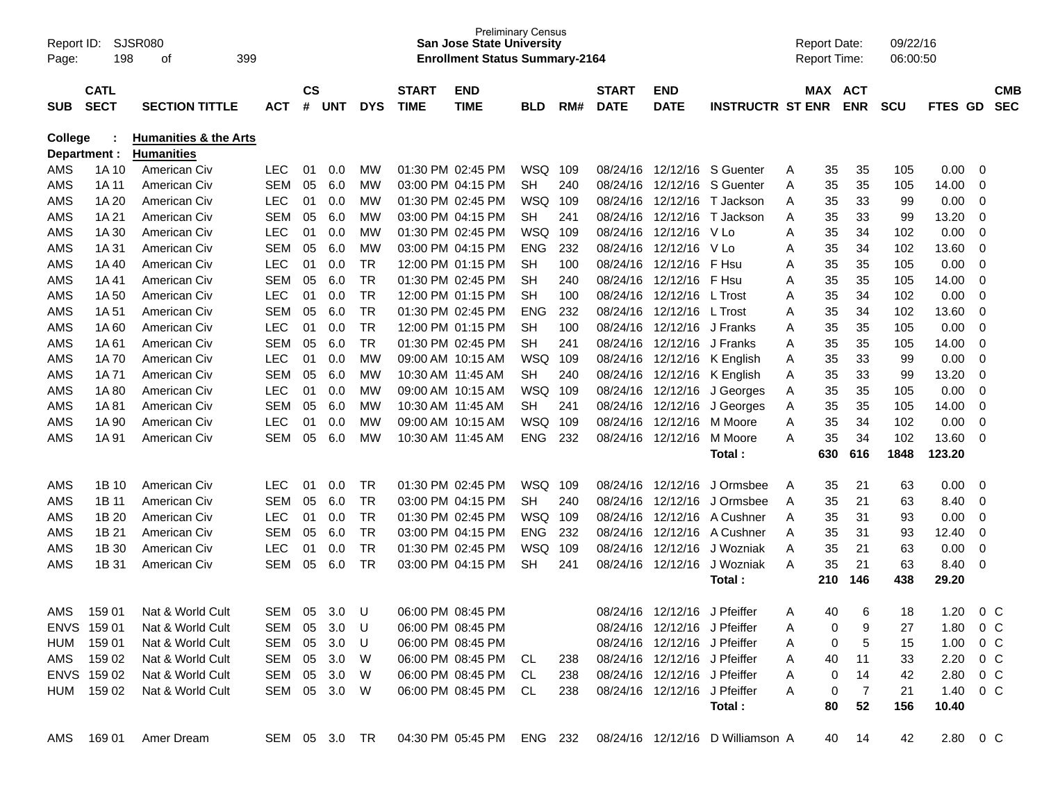Preliminary Census
**San Jose State University**
**Enrollment Status Summary-2164**

Report ID: SJSR080
Page: 198 of 399

Report Date: 09/22/16
Report Time: 06:00:50

**College : Humanities & the Arts**
**Department : Humanities**

| SUB | CATL SECT | SECTION TITTLE | ACT | CS # | UNT | DYS | START TIME | END TIME | BLD | RM# | START DATE | END DATE | INSTRUCTR | ST | MAX ENR | ACT ENR | SCU | FTES | GD | CMB SEC |
|---|---|---|---|---|---|---|---|---|---|---|---|---|---|---|---|---|---|---|---|---|
| AMS | 1A 10 | American Civ | LEC | 01 | 0.0 | MW | 01:30 PM | 02:45 PM | WSQ | 109 | 08/24/16 | 12/12/16 | S Guenter | A | 35 | 35 | 105 | 0.00 | 0 | |
| AMS | 1A 11 | American Civ | SEM | 05 | 6.0 | MW | 03:00 PM | 04:15 PM | SH | 240 | 08/24/16 | 12/12/16 | S Guenter | A | 35 | 35 | 105 | 14.00 | 0 | |
| AMS | 1A 20 | American Civ | LEC | 01 | 0.0 | MW | 01:30 PM | 02:45 PM | WSQ | 109 | 08/24/16 | 12/12/16 | T Jackson | A | 35 | 33 | 99 | 0.00 | 0 | |
| AMS | 1A 21 | American Civ | SEM | 05 | 6.0 | MW | 03:00 PM | 04:15 PM | SH | 241 | 08/24/16 | 12/12/16 | T Jackson | A | 35 | 33 | 99 | 13.20 | 0 | |
| AMS | 1A 30 | American Civ | LEC | 01 | 0.0 | MW | 01:30 PM | 02:45 PM | WSQ | 109 | 08/24/16 | 12/12/16 | V Lo | A | 35 | 34 | 102 | 0.00 | 0 | |
| AMS | 1A 31 | American Civ | SEM | 05 | 6.0 | MW | 03:00 PM | 04:15 PM | ENG | 232 | 08/24/16 | 12/12/16 | V Lo | A | 35 | 34 | 102 | 13.60 | 0 | |
| AMS | 1A 40 | American Civ | LEC | 01 | 0.0 | TR | 12:00 PM | 01:15 PM | SH | 100 | 08/24/16 | 12/12/16 | F Hsu | A | 35 | 35 | 105 | 0.00 | 0 | |
| AMS | 1A 41 | American Civ | SEM | 05 | 6.0 | TR | 01:30 PM | 02:45 PM | SH | 240 | 08/24/16 | 12/12/16 | F Hsu | A | 35 | 35 | 105 | 14.00 | 0 | |
| AMS | 1A 50 | American Civ | LEC | 01 | 0.0 | TR | 12:00 PM | 01:15 PM | SH | 100 | 08/24/16 | 12/12/16 | L Trost | A | 35 | 34 | 102 | 0.00 | 0 | |
| AMS | 1A 51 | American Civ | SEM | 05 | 6.0 | TR | 01:30 PM | 02:45 PM | ENG | 232 | 08/24/16 | 12/12/16 | L Trost | A | 35 | 34 | 102 | 13.60 | 0 | |
| AMS | 1A 60 | American Civ | LEC | 01 | 0.0 | TR | 12:00 PM | 01:15 PM | SH | 100 | 08/24/16 | 12/12/16 | J Franks | A | 35 | 35 | 105 | 0.00 | 0 | |
| AMS | 1A 61 | American Civ | SEM | 05 | 6.0 | TR | 01:30 PM | 02:45 PM | SH | 241 | 08/24/16 | 12/12/16 | J Franks | A | 35 | 35 | 105 | 14.00 | 0 | |
| AMS | 1A 70 | American Civ | LEC | 01 | 0.0 | MW | 09:00 AM | 10:15 AM | WSQ | 109 | 08/24/16 | 12/12/16 | K English | A | 35 | 33 | 99 | 0.00 | 0 | |
| AMS | 1A 71 | American Civ | SEM | 05 | 6.0 | MW | 10:30 AM | 11:45 AM | SH | 240 | 08/24/16 | 12/12/16 | K English | A | 35 | 33 | 99 | 13.20 | 0 | |
| AMS | 1A 80 | American Civ | LEC | 01 | 0.0 | MW | 09:00 AM | 10:15 AM | WSQ | 109 | 08/24/16 | 12/12/16 | J Georges | A | 35 | 35 | 105 | 0.00 | 0 | |
| AMS | 1A 81 | American Civ | SEM | 05 | 6.0 | MW | 10:30 AM | 11:45 AM | SH | 241 | 08/24/16 | 12/12/16 | J Georges | A | 35 | 35 | 105 | 14.00 | 0 | |
| AMS | 1A 90 | American Civ | LEC | 01 | 0.0 | MW | 09:00 AM | 10:15 AM | WSQ | 109 | 08/24/16 | 12/12/16 | M Moore | A | 35 | 34 | 102 | 0.00 | 0 | |
| AMS | 1A 91 | American Civ | SEM | 05 | 6.0 | MW | 10:30 AM | 11:45 AM | ENG | 232 | 08/24/16 | 12/12/16 | M Moore | A | 35 | 34 | 102 | 13.60 | 0 | |
| | | | | | | | | | | | | | **Total :** | | **630** | **616** | **1848** | **123.20** | | |
| AMS | 1B 10 | American Civ | LEC | 01 | 0.0 | TR | 01:30 PM | 02:45 PM | WSQ | 109 | 08/24/16 | 12/12/16 | J Ormsbee | A | 35 | 21 | 63 | 0.00 | 0 | |
| AMS | 1B 11 | American Civ | SEM | 05 | 6.0 | TR | 03:00 PM | 04:15 PM | SH | 240 | 08/24/16 | 12/12/16 | J Ormsbee | A | 35 | 21 | 63 | 8.40 | 0 | |
| AMS | 1B 20 | American Civ | LEC | 01 | 0.0 | TR | 01:30 PM | 02:45 PM | WSQ | 109 | 08/24/16 | 12/12/16 | A Cushner | A | 35 | 31 | 93 | 0.00 | 0 | |
| AMS | 1B 21 | American Civ | SEM | 05 | 6.0 | TR | 03:00 PM | 04:15 PM | ENG | 232 | 08/24/16 | 12/12/16 | A Cushner | A | 35 | 31 | 93 | 12.40 | 0 | |
| AMS | 1B 30 | American Civ | LEC | 01 | 0.0 | TR | 01:30 PM | 02:45 PM | WSQ | 109 | 08/24/16 | 12/12/16 | J Wozniak | A | 35 | 21 | 63 | 0.00 | 0 | |
| AMS | 1B 31 | American Civ | SEM | 05 | 6.0 | TR | 03:00 PM | 04:15 PM | SH | 241 | 08/24/16 | 12/12/16 | J Wozniak | A | 35 | 21 | 63 | 8.40 | 0 | |
| | | | | | | | | | | | | | **Total :** | | **210** | **146** | **438** | **29.20** | | |
| AMS | 159 01 | Nat & World Cult | SEM | 05 | 3.0 | U | 06:00 PM | 08:45 PM | | | 08/24/16 | 12/12/16 | J Pfeiffer | A | 40 | 6 | 18 | 1.20 | 0 | C |
| ENVS | 159 01 | Nat & World Cult | SEM | 05 | 3.0 | U | 06:00 PM | 08:45 PM | | | 08/24/16 | 12/12/16 | J Pfeiffer | A | 0 | 9 | 27 | 1.80 | 0 | C |
| HUM | 159 01 | Nat & World Cult | SEM | 05 | 3.0 | U | 06:00 PM | 08:45 PM | | | 08/24/16 | 12/12/16 | J Pfeiffer | A | 0 | 5 | 15 | 1.00 | 0 | C |
| AMS | 159 02 | Nat & World Cult | SEM | 05 | 3.0 | W | 06:00 PM | 08:45 PM | CL | 238 | 08/24/16 | 12/12/16 | J Pfeiffer | A | 40 | 11 | 33 | 2.20 | 0 | C |
| ENVS | 159 02 | Nat & World Cult | SEM | 05 | 3.0 | W | 06:00 PM | 08:45 PM | CL | 238 | 08/24/16 | 12/12/16 | J Pfeiffer | A | 0 | 14 | 42 | 2.80 | 0 | C |
| HUM | 159 02 | Nat & World Cult | SEM | 05 | 3.0 | W | 06:00 PM | 08:45 PM | CL | 238 | 08/24/16 | 12/12/16 | J Pfeiffer | A | 0 | 7 | 21 | 1.40 | 0 | C |
| | | | | | | | | | | | | | **Total :** | | **80** | **52** | **156** | **10.40** | | |
| AMS | 169 01 | Amer Dream | SEM | 05 | 3.0 | TR | 04:30 PM | 05:45 PM | ENG | 232 | 08/24/16 | 12/12/16 | D Williamson | A | 40 | 14 | 42 | 2.80 | 0 | C |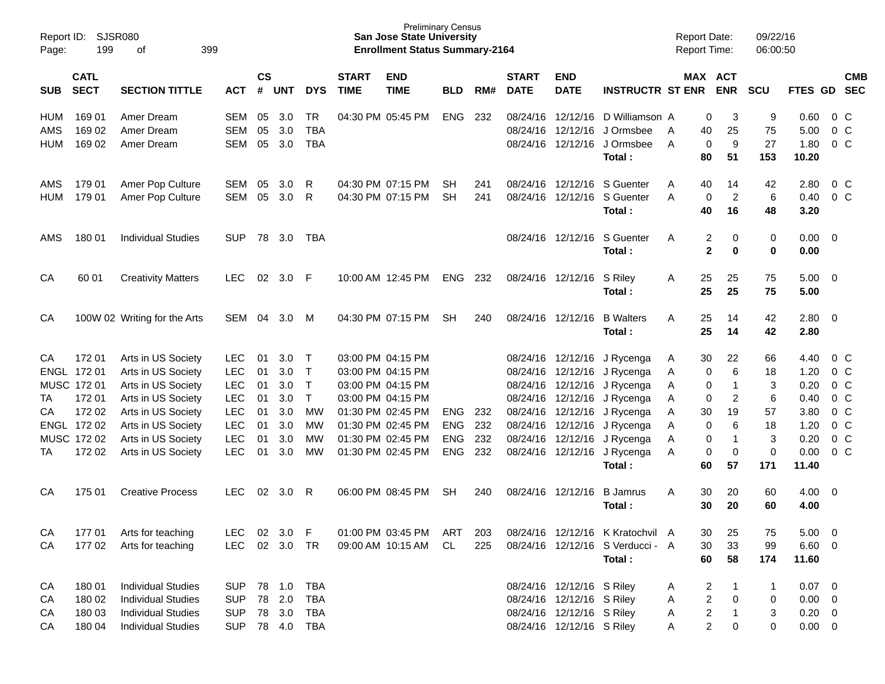Report ID: SJSR080
Page: 199 of 399

Preliminary Census
**San Jose State University**
**Enrollment Status Summary-2164**

Report Date: 09/22/16
Report Time: 06:00:50

| SUB | CATL SECT | SECTION TITTLE | ACT | CS # | UNT | DYS | START TIME | END TIME | BLD | RM# | START DATE | END DATE | INSTRUCTR | ST | MAX ENR | ACT ENR | SCU | FTES | GD | CMB SEC |
|---|---|---|---|---|---|---|---|---|---|---|---|---|---|---|---|---|---|---|---|---|
| HUM | 169 01 | Amer Dream | SEM | 05 | 3.0 | TR | 04:30 PM | 05:45 PM | ENG | 232 | 08/24/16 | 12/12/16 | D Williamson | A | 0 | 3 | 9 | 0.60 | 0 | C |
| AMS | 169 02 | Amer Dream | SEM | 05 | 3.0 | TBA | | | | | 08/24/16 | 12/12/16 | J Ormsbee | A | 40 | 25 | 75 | 5.00 | 0 | C |
| HUM | 169 02 | Amer Dream | SEM | 05 | 3.0 | TBA | | | | | 08/24/16 | 12/12/16 | J Ormsbee | A | 0 | 9 | 27 | 1.80 | 0 | C |
| | | | | | | | | | | | | | **Total :** | | **80** | **51** | **153** | **10.20** | | |
| AMS | 179 01 | Amer Pop Culture | SEM | 05 | 3.0 | R | 04:30 PM | 07:15 PM | SH | 241 | 08/24/16 | 12/12/16 | S Guenter | A | 40 | 14 | 42 | 2.80 | 0 | C |
| HUM | 179 01 | Amer Pop Culture | SEM | 05 | 3.0 | R | 04:30 PM | 07:15 PM | SH | 241 | 08/24/16 | 12/12/16 | S Guenter | A | 0 | 2 | 6 | 0.40 | 0 | C |
| | | | | | | | | | | | | | **Total :** | | **40** | **16** | **48** | **3.20** | | |
| AMS | 180 01 | Individual Studies | SUP | 78 | 3.0 | TBA | | | | | 08/24/16 | 12/12/16 | S Guenter | A | 2 | 0 | 0 | 0.00 | 0 | |
| | | | | | | | | | | | | | **Total :** | | **2** | **0** | **0** | **0.00** | | |
| CA | 60 01 | Creativity Matters | LEC | 02 | 3.0 | F | 10:00 AM | 12:45 PM | ENG | 232 | 08/24/16 | 12/12/16 | S Riley | A | 25 | 25 | 75 | 5.00 | 0 | |
| | | | | | | | | | | | | | **Total :** | | **25** | **25** | **75** | **5.00** | | |
| CA | 100W 02 | Writing for the Arts | SEM | 04 | 3.0 | M | 04:30 PM | 07:15 PM | SH | 240 | 08/24/16 | 12/12/16 | B Walters | A | 25 | 14 | 42 | 2.80 | 0 | |
| | | | | | | | | | | | | | **Total :** | | **25** | **14** | **42** | **2.80** | | |
| CA | 172 01 | Arts in US Society | LEC | 01 | 3.0 | T | 03:00 PM | 04:15 PM | | | 08/24/16 | 12/12/16 | J Rycenga | A | 30 | 22 | 66 | 4.40 | 0 | C |
| ENGL | 172 01 | Arts in US Society | LEC | 01 | 3.0 | T | 03:00 PM | 04:15 PM | | | 08/24/16 | 12/12/16 | J Rycenga | A | 0 | 6 | 18 | 1.20 | 0 | C |
| MUSC | 172 01 | Arts in US Society | LEC | 01 | 3.0 | T | 03:00 PM | 04:15 PM | | | 08/24/16 | 12/12/16 | J Rycenga | A | 0 | 1 | 3 | 0.20 | 0 | C |
| TA | 172 01 | Arts in US Society | LEC | 01 | 3.0 | T | 03:00 PM | 04:15 PM | | | 08/24/16 | 12/12/16 | J Rycenga | A | 0 | 2 | 6 | 0.40 | 0 | C |
| CA | 172 02 | Arts in US Society | LEC | 01 | 3.0 | MW | 01:30 PM | 02:45 PM | ENG | 232 | 08/24/16 | 12/12/16 | J Rycenga | A | 30 | 19 | 57 | 3.80 | 0 | C |
| ENGL | 172 02 | Arts in US Society | LEC | 01 | 3.0 | MW | 01:30 PM | 02:45 PM | ENG | 232 | 08/24/16 | 12/12/16 | J Rycenga | A | 0 | 6 | 18 | 1.20 | 0 | C |
| MUSC | 172 02 | Arts in US Society | LEC | 01 | 3.0 | MW | 01:30 PM | 02:45 PM | ENG | 232 | 08/24/16 | 12/12/16 | J Rycenga | A | 0 | 1 | 3 | 0.20 | 0 | C |
| TA | 172 02 | Arts in US Society | LEC | 01 | 3.0 | MW | 01:30 PM | 02:45 PM | ENG | 232 | 08/24/16 | 12/12/16 | J Rycenga | A | 0 | 0 | 0 | 0.00 | 0 | C |
| | | | | | | | | | | | | | **Total :** | | **60** | **57** | **171** | **11.40** | | |
| CA | 175 01 | Creative Process | LEC | 02 | 3.0 | R | 06:00 PM | 08:45 PM | SH | 240 | 08/24/16 | 12/12/16 | B Jamrus | A | 30 | 20 | 60 | 4.00 | 0 | |
| | | | | | | | | | | | | | **Total :** | | **30** | **20** | **60** | **4.00** | | |
| CA | 177 01 | Arts for teaching | LEC | 02 | 3.0 | F | 01:00 PM | 03:45 PM | ART | 203 | 08/24/16 | 12/12/16 | K Kratochvil | A | 30 | 25 | 75 | 5.00 | 0 | |
| CA | 177 02 | Arts for teaching | LEC | 02 | 3.0 | TR | 09:00 AM | 10:15 AM | CL | 225 | 08/24/16 | 12/12/16 | S Verducci - | A | 30 | 33 | 99 | 6.60 | 0 | |
| | | | | | | | | | | | | | **Total :** | | **60** | **58** | **174** | **11.60** | | |
| CA | 180 01 | Individual Studies | SUP | 78 | 1.0 | TBA | | | | | 08/24/16 | 12/12/16 | S Riley | A | 2 | 1 | 1 | 0.07 | 0 | |
| CA | 180 02 | Individual Studies | SUP | 78 | 2.0 | TBA | | | | | 08/24/16 | 12/12/16 | S Riley | A | 2 | 0 | 0 | 0.00 | 0 | |
| CA | 180 03 | Individual Studies | SUP | 78 | 3.0 | TBA | | | | | 08/24/16 | 12/12/16 | S Riley | A | 2 | 1 | 3 | 0.20 | 0 | |
| CA | 180 04 | Individual Studies | SUP | 78 | 4.0 | TBA | | | | | 08/24/16 | 12/12/16 | S Riley | A | 2 | 0 | 0 | 0.00 | 0 | |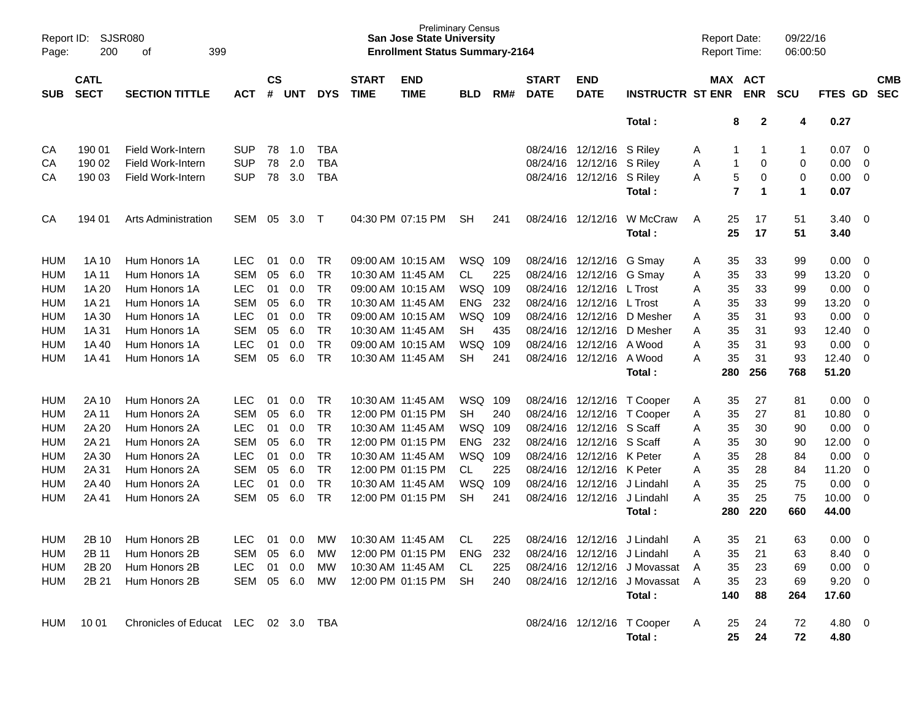Preliminary Census
**San Jose State University**
**Enrollment Status Summary-2164**

Report ID: SJSR080
Report Date: 09/22/16
Report Time: 06:00:50

| SUB | CATL SECT | SECTION TITTLE | ACT | CS # | UNT | DYS | START TIME | END TIME | BLD | RM# | START DATE | END DATE | INSTRUCTR | ST | MAX ENR | ACT ENR | SCU | FTES | GD | CMB SEC |
|---|---|---|---|---|---|---|---|---|---|---|---|---|---|---|---|---|---|---|---|---|
| | | | | | | | | | | | | | **Total :** | | **8** | **2** | **4** | **0.27** | | |
| CA | 190 01 | Field Work-Intern | SUP | 78 | 1.0 | TBA | | | | | 08/24/16 | 12/12/16 | S Riley | A | 1 | 1 | 1 | 0.07 | 0 | |
| CA | 190 02 | Field Work-Intern | SUP | 78 | 2.0 | TBA | | | | | 08/24/16 | 12/12/16 | S Riley | A | 1 | 0 | 0 | 0.00 | 0 | |
| CA | 190 03 | Field Work-Intern | SUP | 78 | 3.0 | TBA | | | | | 08/24/16 | 12/12/16 | S Riley | A | 5 | 0 | 0 | 0.00 | 0 | |
| | | | | | | | | | | | | | **Total :** | | **7** | **1** | **1** | **0.07** | | |
| CA | 194 01 | Arts Administration | SEM | 05 | 3.0 | T | 04:30 PM | 07:15 PM | SH | 241 | 08/24/16 | 12/12/16 | W McCraw | A | 25 | 17 | 51 | 3.40 | 0 | |
| | | | | | | | | | | | | | **Total :** | | **25** | **17** | **51** | **3.40** | | |
| HUM | 1A 10 | Hum Honors 1A | LEC | 01 | 0.0 | TR | 09:00 AM | 10:15 AM | WSQ | 109 | 08/24/16 | 12/12/16 | G Smay | A | 35 | 33 | 99 | 0.00 | 0 | |
| HUM | 1A 11 | Hum Honors 1A | SEM | 05 | 6.0 | TR | 10:30 AM | 11:45 AM | CL | 225 | 08/24/16 | 12/12/16 | G Smay | A | 35 | 33 | 99 | 13.20 | 0 | |
| HUM | 1A 20 | Hum Honors 1A | LEC | 01 | 0.0 | TR | 09:00 AM | 10:15 AM | WSQ | 109 | 08/24/16 | 12/12/16 | L Trost | A | 35 | 33 | 99 | 0.00 | 0 | |
| HUM | 1A 21 | Hum Honors 1A | SEM | 05 | 6.0 | TR | 10:30 AM | 11:45 AM | ENG | 232 | 08/24/16 | 12/12/16 | L Trost | A | 35 | 33 | 99 | 13.20 | 0 | |
| HUM | 1A 30 | Hum Honors 1A | LEC | 01 | 0.0 | TR | 09:00 AM | 10:15 AM | WSQ | 109 | 08/24/16 | 12/12/16 | D Mesher | A | 35 | 31 | 93 | 0.00 | 0 | |
| HUM | 1A 31 | Hum Honors 1A | SEM | 05 | 6.0 | TR | 10:30 AM | 11:45 AM | SH | 435 | 08/24/16 | 12/12/16 | D Mesher | A | 35 | 31 | 93 | 12.40 | 0 | |
| HUM | 1A 40 | Hum Honors 1A | LEC | 01 | 0.0 | TR | 09:00 AM | 10:15 AM | WSQ | 109 | 08/24/16 | 12/12/16 | A Wood | A | 35 | 31 | 93 | 0.00 | 0 | |
| HUM | 1A 41 | Hum Honors 1A | SEM | 05 | 6.0 | TR | 10:30 AM | 11:45 AM | SH | 241 | 08/24/16 | 12/12/16 | A Wood | A | 35 | 31 | 93 | 12.40 | 0 | |
| | | | | | | | | | | | | | **Total :** | | **280** | **256** | **768** | **51.20** | | |
| HUM | 2A 10 | Hum Honors 2A | LEC | 01 | 0.0 | TR | 10:30 AM | 11:45 AM | WSQ | 109 | 08/24/16 | 12/12/16 | T Cooper | A | 35 | 27 | 81 | 0.00 | 0 | |
| HUM | 2A 11 | Hum Honors 2A | SEM | 05 | 6.0 | TR | 12:00 PM | 01:15 PM | SH | 240 | 08/24/16 | 12/12/16 | T Cooper | A | 35 | 27 | 81 | 10.80 | 0 | |
| HUM | 2A 20 | Hum Honors 2A | LEC | 01 | 0.0 | TR | 10:30 AM | 11:45 AM | WSQ | 109 | 08/24/16 | 12/12/16 | S Scaff | A | 35 | 30 | 90 | 0.00 | 0 | |
| HUM | 2A 21 | Hum Honors 2A | SEM | 05 | 6.0 | TR | 12:00 PM | 01:15 PM | ENG | 232 | 08/24/16 | 12/12/16 | S Scaff | A | 35 | 30 | 90 | 12.00 | 0 | |
| HUM | 2A 30 | Hum Honors 2A | LEC | 01 | 0.0 | TR | 10:30 AM | 11:45 AM | WSQ | 109 | 08/24/16 | 12/12/16 | K Peter | A | 35 | 28 | 84 | 0.00 | 0 | |
| HUM | 2A 31 | Hum Honors 2A | SEM | 05 | 6.0 | TR | 12:00 PM | 01:15 PM | CL | 225 | 08/24/16 | 12/12/16 | K Peter | A | 35 | 28 | 84 | 11.20 | 0 | |
| HUM | 2A 40 | Hum Honors 2A | LEC | 01 | 0.0 | TR | 10:30 AM | 11:45 AM | WSQ | 109 | 08/24/16 | 12/12/16 | J Lindahl | A | 35 | 25 | 75 | 0.00 | 0 | |
| HUM | 2A 41 | Hum Honors 2A | SEM | 05 | 6.0 | TR | 12:00 PM | 01:15 PM | SH | 241 | 08/24/16 | 12/12/16 | J Lindahl | A | 35 | 25 | 75 | 10.00 | 0 | |
| | | | | | | | | | | | | | **Total :** | | **280** | **220** | **660** | **44.00** | | |
| HUM | 2B 10 | Hum Honors 2B | LEC | 01 | 0.0 | MW | 10:30 AM | 11:45 AM | CL | 225 | 08/24/16 | 12/12/16 | J Lindahl | A | 35 | 21 | 63 | 0.00 | 0 | |
| HUM | 2B 11 | Hum Honors 2B | SEM | 05 | 6.0 | MW | 12:00 PM | 01:15 PM | ENG | 232 | 08/24/16 | 12/12/16 | J Lindahl | A | 35 | 21 | 63 | 8.40 | 0 | |
| HUM | 2B 20 | Hum Honors 2B | LEC | 01 | 0.0 | MW | 10:30 AM | 11:45 AM | CL | 225 | 08/24/16 | 12/12/16 | J Movassat | A | 35 | 23 | 69 | 0.00 | 0 | |
| HUM | 2B 21 | Hum Honors 2B | SEM | 05 | 6.0 | MW | 12:00 PM | 01:15 PM | SH | 240 | 08/24/16 | 12/12/16 | J Movassat | A | 35 | 23 | 69 | 9.20 | 0 | |
| | | | | | | | | | | | | | **Total :** | | **140** | **88** | **264** | **17.60** | | |
| HUM | 10 01 | Chronicles of Educat | LEC | 02 | 3.0 | TBA | | | | | 08/24/16 | 12/12/16 | T Cooper | A | 25 | 24 | 72 | 4.80 | 0 | |
| | | | | | | | | | | | | | **Total :** | | **25** | **24** | **72** | **4.80** | | |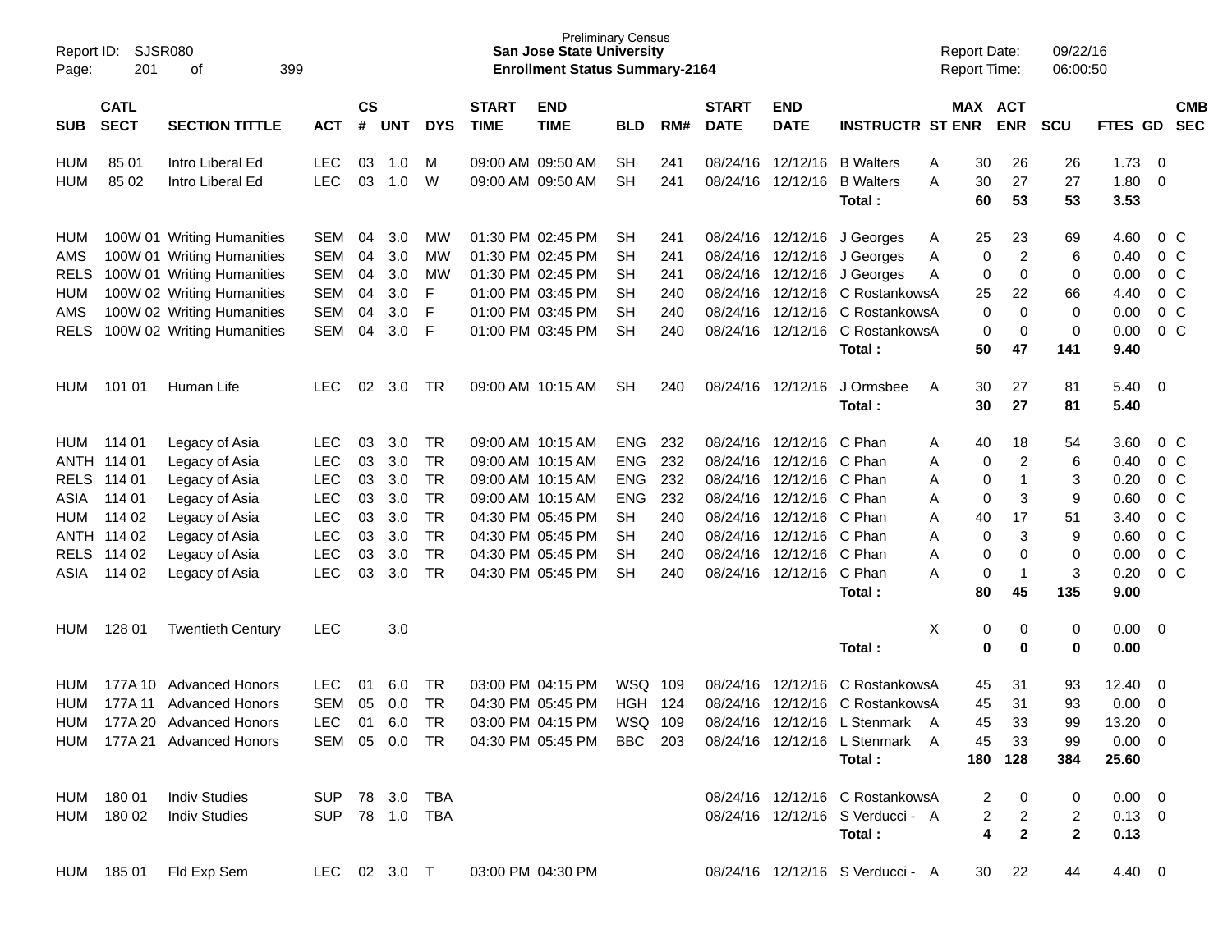Preliminary Census
**San Jose State University**
**Enrollment Status Summary-2164**

Report ID: SJSR080
Report Date: 09/22/16
Report Time: 06:00:50

| SUB | CATL SECT | SECTION TITTLE | ACT | CS # | UNT | DYS | START TIME | END TIME | BLD | RM# | START DATE | END DATE | INSTRUCTR | ST | MAX ENR | ACT ENR | SCU | FTES | GD | CMB SEC |
|---|---|---|---|---|---|---|---|---|---|---|---|---|---|---|---|---|---|---|---|---|
| HUM | 85 01 | Intro Liberal Ed | LEC | 03 | 1.0 | M | 09:00 AM | 09:50 AM | SH | 241 | 08/24/16 | 12/12/16 | B Walters | A | 30 | 26 | 26 | 1.73 | 0 | |
| HUM | 85 02 | Intro Liberal Ed | LEC | 03 | 1.0 | W | 09:00 AM | 09:50 AM | SH | 241 | 08/24/16 | 12/12/16 | B Walters | A | 30 | 27 | 27 | 1.80 | 0 | |
| | | | | | | | | | | | | | **Total :** | | **60** | **53** | **53** | **3.53** | | |
| HUM | 100W 01 | Writing Humanities | SEM | 04 | 3.0 | MW | 01:30 PM | 02:45 PM | SH | 241 | 08/24/16 | 12/12/16 | J Georges | A | 25 | 23 | 69 | 4.60 | 0 | C |
| AMS | 100W 01 | Writing Humanities | SEM | 04 | 3.0 | MW | 01:30 PM | 02:45 PM | SH | 241 | 08/24/16 | 12/12/16 | J Georges | A | 0 | 2 | 6 | 0.40 | 0 | C |
| RELS | 100W 01 | Writing Humanities | SEM | 04 | 3.0 | MW | 01:30 PM | 02:45 PM | SH | 241 | 08/24/16 | 12/12/16 | J Georges | A | 0 | 0 | 0 | 0.00 | 0 | C |
| HUM | 100W 02 | Writing Humanities | SEM | 04 | 3.0 | F | 01:00 PM | 03:45 PM | SH | 240 | 08/24/16 | 12/12/16 | C Rostankows | A | 25 | 22 | 66 | 4.40 | 0 | C |
| AMS | 100W 02 | Writing Humanities | SEM | 04 | 3.0 | F | 01:00 PM | 03:45 PM | SH | 240 | 08/24/16 | 12/12/16 | C Rostankows | A | 0 | 0 | 0 | 0.00 | 0 | C |
| RELS | 100W 02 | Writing Humanities | SEM | 04 | 3.0 | F | 01:00 PM | 03:45 PM | SH | 240 | 08/24/16 | 12/12/16 | C Rostankows | A | 0 | 0 | 0 | 0.00 | 0 | C |
| | | | | | | | | | | | | | **Total :** | | **50** | **47** | **141** | **9.40** | | |
| HUM | 101 01 | Human Life | LEC | 02 | 3.0 | TR | 09:00 AM | 10:15 AM | SH | 240 | 08/24/16 | 12/12/16 | J Ormsbee | A | 30 | 27 | 81 | 5.40 | 0 | |
| | | | | | | | | | | | | | **Total :** | | **30** | **27** | **81** | **5.40** | | |
| HUM | 114 01 | Legacy of Asia | LEC | 03 | 3.0 | TR | 09:00 AM | 10:15 AM | ENG | 232 | 08/24/16 | 12/12/16 | C Phan | A | 40 | 18 | 54 | 3.60 | 0 | C |
| ANTH | 114 01 | Legacy of Asia | LEC | 03 | 3.0 | TR | 09:00 AM | 10:15 AM | ENG | 232 | 08/24/16 | 12/12/16 | C Phan | A | 0 | 2 | 6 | 0.40 | 0 | C |
| RELS | 114 01 | Legacy of Asia | LEC | 03 | 3.0 | TR | 09:00 AM | 10:15 AM | ENG | 232 | 08/24/16 | 12/12/16 | C Phan | A | 0 | 1 | 3 | 0.20 | 0 | C |
| ASIA | 114 01 | Legacy of Asia | LEC | 03 | 3.0 | TR | 09:00 AM | 10:15 AM | ENG | 232 | 08/24/16 | 12/12/16 | C Phan | A | 0 | 3 | 9 | 0.60 | 0 | C |
| HUM | 114 02 | Legacy of Asia | LEC | 03 | 3.0 | TR | 04:30 PM | 05:45 PM | SH | 240 | 08/24/16 | 12/12/16 | C Phan | A | 40 | 17 | 51 | 3.40 | 0 | C |
| ANTH | 114 02 | Legacy of Asia | LEC | 03 | 3.0 | TR | 04:30 PM | 05:45 PM | SH | 240 | 08/24/16 | 12/12/16 | C Phan | A | 0 | 3 | 9 | 0.60 | 0 | C |
| RELS | 114 02 | Legacy of Asia | LEC | 03 | 3.0 | TR | 04:30 PM | 05:45 PM | SH | 240 | 08/24/16 | 12/12/16 | C Phan | A | 0 | 0 | 0 | 0.00 | 0 | C |
| ASIA | 114 02 | Legacy of Asia | LEC | 03 | 3.0 | TR | 04:30 PM | 05:45 PM | SH | 240 | 08/24/16 | 12/12/16 | C Phan | A | 0 | 1 | 3 | 0.20 | 0 | C |
| | | | | | | | | | | | | | **Total :** | | **80** | **45** | **135** | **9.00** | | |
| HUM | 128 01 | Twentieth Century | LEC | | 3.0 | | | | | | | | | X | 0 | 0 | 0 | 0.00 | 0 | |
| | | | | | | | | | | | | | **Total :** | | **0** | **0** | **0** | **0.00** | | |
| HUM | 177A 10 | Advanced Honors | LEC | 01 | 6.0 | TR | 03:00 PM | 04:15 PM | WSQ | 109 | 08/24/16 | 12/12/16 | C Rostankows | A | 45 | 31 | 93 | 12.40 | 0 | |
| HUM | 177A 11 | Advanced Honors | SEM | 05 | 0.0 | TR | 04:30 PM | 05:45 PM | HGH | 124 | 08/24/16 | 12/12/16 | C Rostankows | A | 45 | 31 | 93 | 0.00 | 0 | |
| HUM | 177A 20 | Advanced Honors | LEC | 01 | 6.0 | TR | 03:00 PM | 04:15 PM | WSQ | 109 | 08/24/16 | 12/12/16 | L Stenmark | A | 45 | 33 | 99 | 13.20 | 0 | |
| HUM | 177A 21 | Advanced Honors | SEM | 05 | 0.0 | TR | 04:30 PM | 05:45 PM | BBC | 203 | 08/24/16 | 12/12/16 | L Stenmark | A | 45 | 33 | 99 | 0.00 | 0 | |
| | | | | | | | | | | | | | **Total :** | | **180** | **128** | **384** | **25.60** | | |
| HUM | 180 01 | Indiv Studies | SUP | 78 | 3.0 | TBA | | | | | 08/24/16 | 12/12/16 | C Rostankows | A | 2 | 0 | 0 | 0.00 | 0 | |
| HUM | 180 02 | Indiv Studies | SUP | 78 | 1.0 | TBA | | | | | 08/24/16 | 12/12/16 | S Verducci - | A | 2 | 2 | 2 | 0.13 | 0 | |
| | | | | | | | | | | | | | **Total :** | | **4** | **2** | **2** | **0.13** | | |
| HUM | 185 01 | Fld Exp Sem | LEC | 02 | 3.0 | T | 03:00 PM | 04:30 PM | | | 08/24/16 | 12/12/16 | S Verducci - | A | 30 | 22 | 44 | 4.40 | 0 | |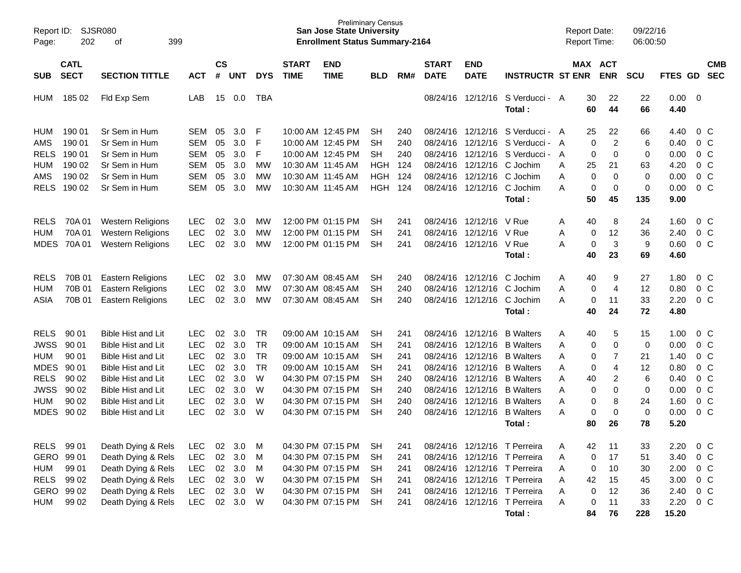Preliminary Census
**San Jose State University**
**Enrollment Status Summary-2164**

Report ID: SJSR080
Report Date: 09/22/16
Report Time: 06:00:50

| SUB | CATL SECT | SECTION TITTLE | ACT | CS # | UNT | DYS | START TIME | END TIME | BLD | RM# | START DATE | END DATE | INSTRUCTR | ST | MAX ENR | ACT ENR | SCU | FTES | GD | CMB SEC |
|---|---|---|---|---|---|---|---|---|---|---|---|---|---|---|---|---|---|---|---|---|
| HUM | 185 02 | Fld Exp Sem | LAB | 15 | 0.0 | TBA | | | | | 08/24/16 | 12/12/16 | S Verducci - | A | 30 | 22 | 22 | 0.00 | 0 | |
| | | | | | | | | | | | | | **Total :** | | **60** | **44** | **66** | **4.40** | | |
| HUM | 190 01 | Sr Sem in Hum | SEM | 05 | 3.0 | F | 10:00 AM | 12:45 PM | SH | 240 | 08/24/16 | 12/12/16 | S Verducci - | A | 25 | 22 | 66 | 4.40 | 0 | C |
| AMS | 190 01 | Sr Sem in Hum | SEM | 05 | 3.0 | F | 10:00 AM | 12:45 PM | SH | 240 | 08/24/16 | 12/12/16 | S Verducci - | A | 0 | 2 | 6 | 0.40 | 0 | C |
| RELS | 190 01 | Sr Sem in Hum | SEM | 05 | 3.0 | F | 10:00 AM | 12:45 PM | SH | 240 | 08/24/16 | 12/12/16 | S Verducci - | A | 0 | 0 | 0 | 0.00 | 0 | C |
| HUM | 190 02 | Sr Sem in Hum | SEM | 05 | 3.0 | MW | 10:30 AM | 11:45 AM | HGH | 124 | 08/24/16 | 12/12/16 | C Jochim | A | 25 | 21 | 63 | 4.20 | 0 | C |
| AMS | 190 02 | Sr Sem in Hum | SEM | 05 | 3.0 | MW | 10:30 AM | 11:45 AM | HGH | 124 | 08/24/16 | 12/12/16 | C Jochim | A | 0 | 0 | 0 | 0.00 | 0 | C |
| RELS | 190 02 | Sr Sem in Hum | SEM | 05 | 3.0 | MW | 10:30 AM | 11:45 AM | HGH | 124 | 08/24/16 | 12/12/16 | C Jochim | A | 0 | 0 | 0 | 0.00 | 0 | C |
| | | | | | | | | | | | | | **Total :** | | **50** | **45** | **135** | **9.00** | | |
| RELS | 70A 01 | Western Religions | LEC | 02 | 3.0 | MW | 12:00 PM | 01:15 PM | SH | 241 | 08/24/16 | 12/12/16 | V Rue | A | 40 | 8 | 24 | 1.60 | 0 | C |
| HUM | 70A 01 | Western Religions | LEC | 02 | 3.0 | MW | 12:00 PM | 01:15 PM | SH | 241 | 08/24/16 | 12/12/16 | V Rue | A | 0 | 12 | 36 | 2.40 | 0 | C |
| MDES | 70A 01 | Western Religions | LEC | 02 | 3.0 | MW | 12:00 PM | 01:15 PM | SH | 241 | 08/24/16 | 12/12/16 | V Rue | A | 0 | 3 | 9 | 0.60 | 0 | C |
| | | | | | | | | | | | | | **Total :** | | **40** | **23** | **69** | **4.60** | | |
| RELS | 70B 01 | Eastern Religions | LEC | 02 | 3.0 | MW | 07:30 AM | 08:45 AM | SH | 240 | 08/24/16 | 12/12/16 | C Jochim | A | 40 | 9 | 27 | 1.80 | 0 | C |
| HUM | 70B 01 | Eastern Religions | LEC | 02 | 3.0 | MW | 07:30 AM | 08:45 AM | SH | 240 | 08/24/16 | 12/12/16 | C Jochim | A | 0 | 4 | 12 | 0.80 | 0 | C |
| ASIA | 70B 01 | Eastern Religions | LEC | 02 | 3.0 | MW | 07:30 AM | 08:45 AM | SH | 240 | 08/24/16 | 12/12/16 | C Jochim | A | 0 | 11 | 33 | 2.20 | 0 | C |
| | | | | | | | | | | | | | **Total :** | | **40** | **24** | **72** | **4.80** | | |
| RELS | 90 01 | Bible Hist and Lit | LEC | 02 | 3.0 | TR | 09:00 AM | 10:15 AM | SH | 241 | 08/24/16 | 12/12/16 | B Walters | A | 40 | 5 | 15 | 1.00 | 0 | C |
| JWSS | 90 01 | Bible Hist and Lit | LEC | 02 | 3.0 | TR | 09:00 AM | 10:15 AM | SH | 241 | 08/24/16 | 12/12/16 | B Walters | A | 0 | 0 | 0 | 0.00 | 0 | C |
| HUM | 90 01 | Bible Hist and Lit | LEC | 02 | 3.0 | TR | 09:00 AM | 10:15 AM | SH | 241 | 08/24/16 | 12/12/16 | B Walters | A | 0 | 7 | 21 | 1.40 | 0 | C |
| MDES | 90 01 | Bible Hist and Lit | LEC | 02 | 3.0 | TR | 09:00 AM | 10:15 AM | SH | 241 | 08/24/16 | 12/12/16 | B Walters | A | 0 | 4 | 12 | 0.80 | 0 | C |
| RELS | 90 02 | Bible Hist and Lit | LEC | 02 | 3.0 | W | 04:30 PM | 07:15 PM | SH | 240 | 08/24/16 | 12/12/16 | B Walters | A | 40 | 2 | 6 | 0.40 | 0 | C |
| JWSS | 90 02 | Bible Hist and Lit | LEC | 02 | 3.0 | W | 04:30 PM | 07:15 PM | SH | 240 | 08/24/16 | 12/12/16 | B Walters | A | 0 | 0 | 0 | 0.00 | 0 | C |
| HUM | 90 02 | Bible Hist and Lit | LEC | 02 | 3.0 | W | 04:30 PM | 07:15 PM | SH | 240 | 08/24/16 | 12/12/16 | B Walters | A | 0 | 8 | 24 | 1.60 | 0 | C |
| MDES | 90 02 | Bible Hist and Lit | LEC | 02 | 3.0 | W | 04:30 PM | 07:15 PM | SH | 240 | 08/24/16 | 12/12/16 | B Walters | A | 0 | 0 | 0 | 0.00 | 0 | C |
| | | | | | | | | | | | | | **Total :** | | **80** | **26** | **78** | **5.20** | | |
| RELS | 99 01 | Death Dying & Rels | LEC | 02 | 3.0 | M | 04:30 PM | 07:15 PM | SH | 241 | 08/24/16 | 12/12/16 | T Perreira | A | 42 | 11 | 33 | 2.20 | 0 | C |
| GERO | 99 01 | Death Dying & Rels | LEC | 02 | 3.0 | M | 04:30 PM | 07:15 PM | SH | 241 | 08/24/16 | 12/12/16 | T Perreira | A | 0 | 17 | 51 | 3.40 | 0 | C |
| HUM | 99 01 | Death Dying & Rels | LEC | 02 | 3.0 | M | 04:30 PM | 07:15 PM | SH | 241 | 08/24/16 | 12/12/16 | T Perreira | A | 0 | 10 | 30 | 2.00 | 0 | C |
| RELS | 99 02 | Death Dying & Rels | LEC | 02 | 3.0 | W | 04:30 PM | 07:15 PM | SH | 241 | 08/24/16 | 12/12/16 | T Perreira | A | 42 | 15 | 45 | 3.00 | 0 | C |
| GERO | 99 02 | Death Dying & Rels | LEC | 02 | 3.0 | W | 04:30 PM | 07:15 PM | SH | 241 | 08/24/16 | 12/12/16 | T Perreira | A | 0 | 12 | 36 | 2.40 | 0 | C |
| HUM | 99 02 | Death Dying & Rels | LEC | 02 | 3.0 | W | 04:30 PM | 07:15 PM | SH | 241 | 08/24/16 | 12/12/16 | T Perreira | A | 0 | 11 | 33 | 2.20 | 0 | C |
| | | | | | | | | | | | | | **Total :** | | **84** | **76** | **228** | **15.20** | | |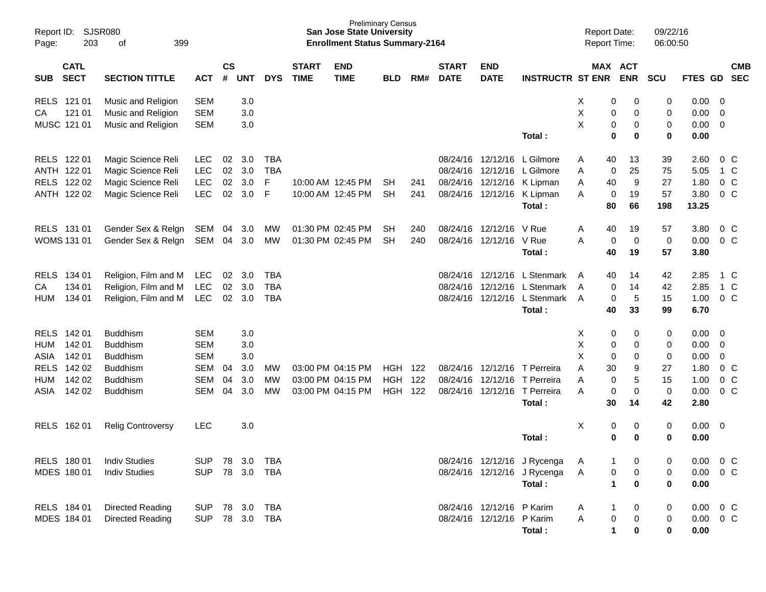Preliminary Census
**San Jose State University**
**Enrollment Status Summary-2164**

| SUB | CATL SECT | SECTION TITTLE | ACT | CS # | UNT | DYS | START TIME | END TIME | BLD | RM# | START DATE | END DATE | INSTRUCTR | ST | MAX ENR | ACT ENR | SCU | FTES | GD | CMB SEC |
|---|---|---|---|---|---|---|---|---|---|---|---|---|---|---|---|---|---|---|---|---|
| RELS | 121 01 | Music and Religion | SEM | | 3.0 | | | | | | | | | X | 0 | 0 | 0 | 0.00 | 0 | |
| CA | 121 01 | Music and Religion | SEM | | 3.0 | | | | | | | | | X | 0 | 0 | 0 | 0.00 | 0 | |
| MUSC | 121 01 | Music and Religion | SEM | | 3.0 | | | | | | | | | X | 0 | 0 | 0 | 0.00 | 0 | |
| | | | | | | | | | | | | | **Total :** | | **0** | **0** | **0** | **0.00** | | |
| RELS | 122 01 | Magic Science Reli | LEC | 02 | 3.0 | TBA | | | | | 08/24/16 | 12/12/16 | L Gilmore | A | 40 | 13 | 39 | 2.60 | 0 | C |
| ANTH | 122 01 | Magic Science Reli | LEC | 02 | 3.0 | TBA | | | | | 08/24/16 | 12/12/16 | L Gilmore | A | 0 | 25 | 75 | 5.05 | 1 | C |
| RELS | 122 02 | Magic Science Reli | LEC | 02 | 3.0 | F | 10:00 AM | 12:45 PM | SH | 241 | 08/24/16 | 12/12/16 | K Lipman | A | 40 | 9 | 27 | 1.80 | 0 | C |
| ANTH | 122 02 | Magic Science Reli | LEC | 02 | 3.0 | F | 10:00 AM | 12:45 PM | SH | 241 | 08/24/16 | 12/12/16 | K Lipman | A | 0 | 19 | 57 | 3.80 | 0 | C |
| | | | | | | | | | | | | | **Total :** | | **80** | **66** | **198** | **13.25** | | |
| RELS | 131 01 | Gender Sex & Relgn | SEM | 04 | 3.0 | MW | 01:30 PM | 02:45 PM | SH | 240 | 08/24/16 | 12/12/16 | V Rue | A | 40 | 19 | 57 | 3.80 | 0 | C |
| WOMS | 131 01 | Gender Sex & Relgn | SEM | 04 | 3.0 | MW | 01:30 PM | 02:45 PM | SH | 240 | 08/24/16 | 12/12/16 | V Rue | A | 0 | 0 | 0 | 0.00 | 0 | C |
| | | | | | | | | | | | | | **Total :** | | **40** | **19** | **57** | **3.80** | | |
| RELS | 134 01 | Religion, Film and M | LEC | 02 | 3.0 | TBA | | | | | 08/24/16 | 12/12/16 | L Stenmark | A | 40 | 14 | 42 | 2.85 | 1 | C |
| CA | 134 01 | Religion, Film and M | LEC | 02 | 3.0 | TBA | | | | | 08/24/16 | 12/12/16 | L Stenmark | A | 0 | 14 | 42 | 2.85 | 1 | C |
| HUM | 134 01 | Religion, Film and M | LEC | 02 | 3.0 | TBA | | | | | 08/24/16 | 12/12/16 | L Stenmark | A | 0 | 5 | 15 | 1.00 | 0 | C |
| | | | | | | | | | | | | | **Total :** | | **40** | **33** | **99** | **6.70** | | |
| RELS | 142 01 | Buddhism | SEM | | 3.0 | | | | | | | | | X | 0 | 0 | 0 | 0.00 | 0 | |
| HUM | 142 01 | Buddhism | SEM | | 3.0 | | | | | | | | | X | 0 | 0 | 0 | 0.00 | 0 | |
| ASIA | 142 01 | Buddhism | SEM | | 3.0 | | | | | | | | | X | 0 | 0 | 0 | 0.00 | 0 | |
| RELS | 142 02 | Buddhism | SEM | 04 | 3.0 | MW | 03:00 PM | 04:15 PM | HGH | 122 | 08/24/16 | 12/12/16 | T Perreira | A | 30 | 9 | 27 | 1.80 | 0 | C |
| HUM | 142 02 | Buddhism | SEM | 04 | 3.0 | MW | 03:00 PM | 04:15 PM | HGH | 122 | 08/24/16 | 12/12/16 | T Perreira | A | 0 | 5 | 15 | 1.00 | 0 | C |
| ASIA | 142 02 | Buddhism | SEM | 04 | 3.0 | MW | 03:00 PM | 04:15 PM | HGH | 122 | 08/24/16 | 12/12/16 | T Perreira | A | 0 | 0 | 0 | 0.00 | 0 | C |
| | | | | | | | | | | | | | **Total :** | | **30** | **14** | **42** | **2.80** | | |
| RELS | 162 01 | Relig Controversy | LEC | | 3.0 | | | | | | | | | X | 0 | 0 | 0 | 0.00 | 0 | |
| | | | | | | | | | | | | | **Total :** | | **0** | **0** | **0** | **0.00** | | |
| RELS | 180 01 | Indiv Studies | SUP | 78 | 3.0 | TBA | | | | | 08/24/16 | 12/12/16 | J Rycenga | A | 1 | 0 | 0 | 0.00 | 0 | C |
| MDES | 180 01 | Indiv Studies | SUP | 78 | 3.0 | TBA | | | | | 08/24/16 | 12/12/16 | J Rycenga | A | 0 | 0 | 0 | 0.00 | 0 | C |
| | | | | | | | | | | | | | **Total :** | | **1** | **0** | **0** | **0.00** | | |
| RELS | 184 01 | Directed Reading | SUP | 78 | 3.0 | TBA | | | | | 08/24/16 | 12/12/16 | P Karim | A | 1 | 0 | 0 | 0.00 | 0 | C |
| MDES | 184 01 | Directed Reading | SUP | 78 | 3.0 | TBA | | | | | 08/24/16 | 12/12/16 | P Karim | A | 0 | 0 | 0 | 0.00 | 0 | C |
| | | | | | | | | | | | | | **Total :** | | **1** | **0** | **0** | **0.00** | | |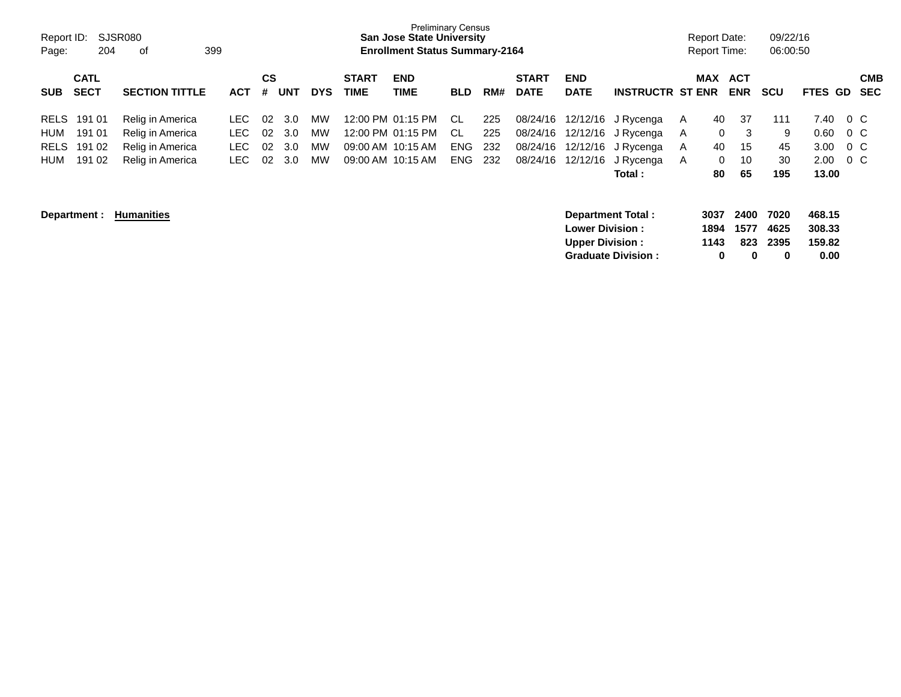Preliminary Census
**San Jose State University**
**Enrollment Status Summary-2164**

Report ID: SJSR080
Page: 204 of 399

Report Date: 09/22/16
Report Time: 06:00:50

| SUB | CATL SECT | SECTION TITTLE | ACT | CS # | UNT | DYS | START TIME | END TIME | BLD | RM# | START DATE | END DATE | INSTRUCTR | ST | MAX ENR | ACT ENR | SCU | FTES | GD | CMB SEC |
|---|---|---|---|---|---|---|---|---|---|---|---|---|---|---|---|---|---|---|---|---|
| RELS | 191 01 | Relig in America | LEC | 02 | 3.0 | MW | 12:00 PM | 01:15 PM | CL | 225 | 08/24/16 | 12/12/16 | J Rycenga | A | 40 | 37 | 111 | 7.40 | 0 | C |
| HUM | 191 01 | Relig in America | LEC | 02 | 3.0 | MW | 12:00 PM | 01:15 PM | CL | 225 | 08/24/16 | 12/12/16 | J Rycenga | A | 0 | 3 | 9 | 0.60 | 0 | C |
| RELS | 191 02 | Relig in America | LEC | 02 | 3.0 | MW | 09:00 AM | 10:15 AM | ENG | 232 | 08/24/16 | 12/12/16 | J Rycenga | A | 40 | 15 | 45 | 3.00 | 0 | C |
| HUM | 191 02 | Relig in America | LEC | 02 | 3.0 | MW | 09:00 AM | 10:15 AM | ENG | 232 | 08/24/16 | 12/12/16 | J Rycenga | A | 0 | 10 | 30 | 2.00 | 0 | C |
| | | | | | | | | | | | | | **Total :** | | **80** | **65** | **195** | **13.00** | | |

**Department : Humanities**

| | MAX ENR | ACT ENR | SCU | FTES |
|---|---|---|---|---|
| **Department Total :** | **3037** | **2400** | **7020** | **468.15** |
| **Lower Division :** | **1894** | **1577** | **4625** | **308.33** |
| **Upper Division :** | **1143** | **823** | **2395** | **159.82** |
| **Graduate Division :** | **0** | **0** | **0** | **0.00** |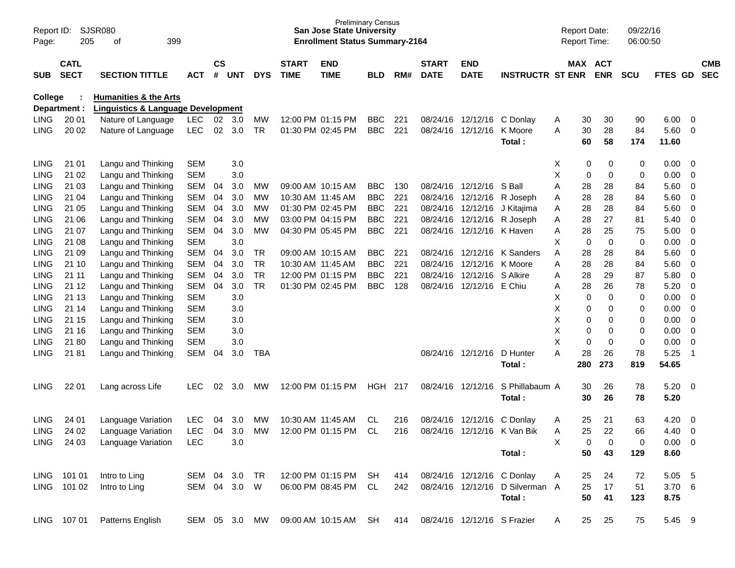Preliminary Census
**San Jose State University**
**Enrollment Status Summary-2164**

Report ID: SJSR080
Report Date: 09/22/16
Report Time: 06:00:50

**College : Humanities & the Arts**
**Department : Linguistics & Language Development**

| SUB | CATL SECT | SECTION TITTLE | ACT | CS # | UNT | DYS | START TIME | END TIME | BLD | RM# | START DATE | END DATE | INSTRUCTR | ST | MAX ENR | ACT ENR | SCU | FTES | GD | CMB SEC |
|---|---|---|---|---|---|---|---|---|---|---|---|---|---|---|---|---|---|---|---|---|
| LING | 20 01 | Nature of Language | LEC | 02 | 3.0 | MW | 12:00 PM | 01:15 PM | BBC | 221 | 08/24/16 | 12/12/16 | C Donlay | A | 30 | 30 | 90 | 6.00 | 0 | |
| LING | 20 02 | Nature of Language | LEC | 02 | 3.0 | TR | 01:30 PM | 02:45 PM | BBC | 221 | 08/24/16 | 12/12/16 | K Moore | A | 30 | 28 | 84 | 5.60 | 0 | |
| | | | | | | | | | | | | | **Total :** | | **60** | **58** | **174** | **11.60** | | |
| LING | 21 01 | Langu and Thinking | SEM | | 3.0 | | | | | | | | | X | 0 | 0 | 0 | 0.00 | 0 | |
| LING | 21 02 | Langu and Thinking | SEM | | 3.0 | | | | | | | | | X | 0 | 0 | 0 | 0.00 | 0 | |
| LING | 21 03 | Langu and Thinking | SEM | 04 | 3.0 | MW | 09:00 AM | 10:15 AM | BBC | 130 | 08/24/16 | 12/12/16 | S Ball | A | 28 | 28 | 84 | 5.60 | 0 | |
| LING | 21 04 | Langu and Thinking | SEM | 04 | 3.0 | MW | 10:30 AM | 11:45 AM | BBC | 221 | 08/24/16 | 12/12/16 | R Joseph | A | 28 | 28 | 84 | 5.60 | 0 | |
| LING | 21 05 | Langu and Thinking | SEM | 04 | 3.0 | MW | 01:30 PM | 02:45 PM | BBC | 221 | 08/24/16 | 12/12/16 | J Kitajima | A | 28 | 28 | 84 | 5.60 | 0 | |
| LING | 21 06 | Langu and Thinking | SEM | 04 | 3.0 | MW | 03:00 PM | 04:15 PM | BBC | 221 | 08/24/16 | 12/12/16 | R Joseph | A | 28 | 27 | 81 | 5.40 | 0 | |
| LING | 21 07 | Langu and Thinking | SEM | 04 | 3.0 | MW | 04:30 PM | 05:45 PM | BBC | 221 | 08/24/16 | 12/12/16 | K Haven | A | 28 | 25 | 75 | 5.00 | 0 | |
| LING | 21 08 | Langu and Thinking | SEM | | 3.0 | | | | | | | | | X | 0 | 0 | 0 | 0.00 | 0 | |
| LING | 21 09 | Langu and Thinking | SEM | 04 | 3.0 | TR | 09:00 AM | 10:15 AM | BBC | 221 | 08/24/16 | 12/12/16 | K Sanders | A | 28 | 28 | 84 | 5.60 | 0 | |
| LING | 21 10 | Langu and Thinking | SEM | 04 | 3.0 | TR | 10:30 AM | 11:45 AM | BBC | 221 | 08/24/16 | 12/12/16 | K Moore | A | 28 | 28 | 84 | 5.60 | 0 | |
| LING | 21 11 | Langu and Thinking | SEM | 04 | 3.0 | TR | 12:00 PM | 01:15 PM | BBC | 221 | 08/24/16 | 12/12/16 | S Alkire | A | 28 | 29 | 87 | 5.80 | 0 | |
| LING | 21 12 | Langu and Thinking | SEM | 04 | 3.0 | TR | 01:30 PM | 02:45 PM | BBC | 128 | 08/24/16 | 12/12/16 | E Chiu | A | 28 | 26 | 78 | 5.20 | 0 | |
| LING | 21 13 | Langu and Thinking | SEM | | 3.0 | | | | | | | | | X | 0 | 0 | 0 | 0.00 | 0 | |
| LING | 21 14 | Langu and Thinking | SEM | | 3.0 | | | | | | | | | X | 0 | 0 | 0 | 0.00 | 0 | |
| LING | 21 15 | Langu and Thinking | SEM | | 3.0 | | | | | | | | | X | 0 | 0 | 0 | 0.00 | 0 | |
| LING | 21 16 | Langu and Thinking | SEM | | 3.0 | | | | | | | | | X | 0 | 0 | 0 | 0.00 | 0 | |
| LING | 21 80 | Langu and Thinking | SEM | | 3.0 | | | | | | | | | X | 0 | 0 | 0 | 0.00 | 0 | |
| LING | 21 81 | Langu and Thinking | SEM | 04 | 3.0 | TBA | | | | | 08/24/16 | 12/12/16 | D Hunter | A | 28 | 26 | 78 | 5.25 | 1 | |
| | | | | | | | | | | | | | **Total :** | | **280** | **273** | **819** | **54.65** | | |
| LING | 22 01 | Lang across Life | LEC | 02 | 3.0 | MW | 12:00 PM | 01:15 PM | HGH | 217 | 08/24/16 | 12/12/16 | S Phillabaum | A | 30 | 26 | 78 | 5.20 | 0 | |
| | | | | | | | | | | | | | **Total :** | | **30** | **26** | **78** | **5.20** | | |
| LING | 24 01 | Language Variation | LEC | 04 | 3.0 | MW | 10:30 AM | 11:45 AM | CL | 216 | 08/24/16 | 12/12/16 | C Donlay | A | 25 | 21 | 63 | 4.20 | 0 | |
| LING | 24 02 | Language Variation | LEC | 04 | 3.0 | MW | 12:00 PM | 01:15 PM | CL | 216 | 08/24/16 | 12/12/16 | K Van Bik | A | 25 | 22 | 66 | 4.40 | 0 | |
| LING | 24 03 | Language Variation | LEC | | 3.0 | | | | | | | | | X | 0 | 0 | 0 | 0.00 | 0 | |
| | | | | | | | | | | | | | **Total :** | | **50** | **43** | **129** | **8.60** | | |
| LING | 101 01 | Intro to Ling | SEM | 04 | 3.0 | TR | 12:00 PM | 01:15 PM | SH | 414 | 08/24/16 | 12/12/16 | C Donlay | A | 25 | 24 | 72 | 5.05 | 5 | |
| LING | 101 02 | Intro to Ling | SEM | 04 | 3.0 | W | 06:00 PM | 08:45 PM | CL | 242 | 08/24/16 | 12/12/16 | D Silverman | A | 25 | 17 | 51 | 3.70 | 6 | |
| | | | | | | | | | | | | | **Total :** | | **50** | **41** | **123** | **8.75** | | |
| LING | 107 01 | Patterns English | SEM | 05 | 3.0 | MW | 09:00 AM | 10:15 AM | SH | 414 | 08/24/16 | 12/12/16 | S Frazier | A | 25 | 25 | 75 | 5.45 | 9 | |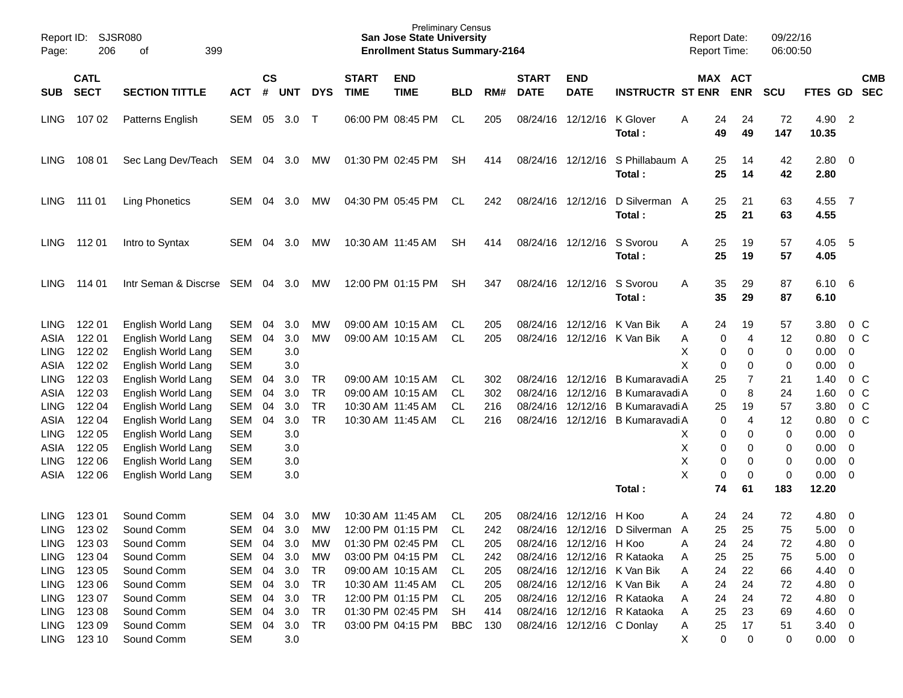Preliminary Census

**San Jose State University**

**Enrollment Status Summary-2164**

Report ID: SJSR080

Report Date: 09/22/16
Report Time: 06:00:50

| SUB | CATL SECT | SECTION TITTLE | ACT | CS # | UNT | DYS | START TIME | END TIME | BLD | RM# | START DATE | END DATE | INSTRUCTR | ST | MAX ENR | ACT ENR | SCU | FTES | GD | CMB SEC |
|---|---|---|---|---|---|---|---|---|---|---|---|---|---|---|---|---|---|---|---|---|
| LING | 107 02 | Patterns English | SEM | 05 | 3.0 | T | 06:00 PM | 08:45 PM | CL | 205 | 08/24/16 | 12/12/16 | K Glover | A | 24 | 24 | 72 | 4.90 | 2 | |
| | | | | | | | | | | | | | **Total :** | | **49** | **49** | **147** | **10.35** | | |
| LING | 108 01 | Sec Lang Dev/Teach | SEM | 04 | 3.0 | MW | 01:30 PM | 02:45 PM | SH | 414 | 08/24/16 | 12/12/16 | S Phillabaum | A | 25 | 14 | 42 | 2.80 | 0 | |
| | | | | | | | | | | | | | **Total :** | | **25** | **14** | **42** | **2.80** | | |
| LING | 111 01 | Ling Phonetics | SEM | 04 | 3.0 | MW | 04:30 PM | 05:45 PM | CL | 242 | 08/24/16 | 12/12/16 | D Silverman | A | 25 | 21 | 63 | 4.55 | 7 | |
| | | | | | | | | | | | | | **Total :** | | **25** | **21** | **63** | **4.55** | | |
| LING | 112 01 | Intro to Syntax | SEM | 04 | 3.0 | MW | 10:30 AM | 11:45 AM | SH | 414 | 08/24/16 | 12/12/16 | S Svorou | A | 25 | 19 | 57 | 4.05 | 5 | |
| | | | | | | | | | | | | | **Total :** | | **25** | **19** | **57** | **4.05** | | |
| LING | 114 01 | Intr Seman & Discrse | SEM | 04 | 3.0 | MW | 12:00 PM | 01:15 PM | SH | 347 | 08/24/16 | 12/12/16 | S Svorou | A | 35 | 29 | 87 | 6.10 | 6 | |
| | | | | | | | | | | | | | **Total :** | | **35** | **29** | **87** | **6.10** | | |
| LING | 122 01 | English World Lang | SEM | 04 | 3.0 | MW | 09:00 AM | 10:15 AM | CL | 205 | 08/24/16 | 12/12/16 | K Van Bik | A | 24 | 19 | 57 | 3.80 | 0 | C |
| ASIA | 122 01 | English World Lang | SEM | 04 | 3.0 | MW | 09:00 AM | 10:15 AM | CL | 205 | 08/24/16 | 12/12/16 | K Van Bik | A | 0 | 4 | 12 | 0.80 | 0 | C |
| LING | 122 02 | English World Lang | SEM | | 3.0 | | | | | | | | | X | 0 | 0 | 0 | 0.00 | 0 | |
| ASIA | 122 02 | English World Lang | SEM | | 3.0 | | | | | | | | | X | 0 | 0 | 0 | 0.00 | 0 | |
| LING | 122 03 | English World Lang | SEM | 04 | 3.0 | TR | 09:00 AM | 10:15 AM | CL | 302 | 08/24/16 | 12/12/16 | B Kumaravadi | A | 25 | 7 | 21 | 1.40 | 0 | C |
| ASIA | 122 03 | English World Lang | SEM | 04 | 3.0 | TR | 09:00 AM | 10:15 AM | CL | 302 | 08/24/16 | 12/12/16 | B Kumaravadi | A | 0 | 8 | 24 | 1.60 | 0 | C |
| LING | 122 04 | English World Lang | SEM | 04 | 3.0 | TR | 10:30 AM | 11:45 AM | CL | 216 | 08/24/16 | 12/12/16 | B Kumaravadi | A | 25 | 19 | 57 | 3.80 | 0 | C |
| ASIA | 122 04 | English World Lang | SEM | 04 | 3.0 | TR | 10:30 AM | 11:45 AM | CL | 216 | 08/24/16 | 12/12/16 | B Kumaravadi | A | 0 | 4 | 12 | 0.80 | 0 | C |
| LING | 122 05 | English World Lang | SEM | | 3.0 | | | | | | | | | X | 0 | 0 | 0 | 0.00 | 0 | |
| ASIA | 122 05 | English World Lang | SEM | | 3.0 | | | | | | | | | X | 0 | 0 | 0 | 0.00 | 0 | |
| LING | 122 06 | English World Lang | SEM | | 3.0 | | | | | | | | | X | 0 | 0 | 0 | 0.00 | 0 | |
| ASIA | 122 06 | English World Lang | SEM | | 3.0 | | | | | | | | | X | 0 | 0 | 0 | 0.00 | 0 | |
| | | | | | | | | | | | | | **Total :** | | **74** | **61** | **183** | **12.20** | | |
| LING | 123 01 | Sound Comm | SEM | 04 | 3.0 | MW | 10:30 AM | 11:45 AM | CL | 205 | 08/24/16 | 12/12/16 | H Koo | A | 24 | 24 | 72 | 4.80 | 0 | |
| LING | 123 02 | Sound Comm | SEM | 04 | 3.0 | MW | 12:00 PM | 01:15 PM | CL | 242 | 08/24/16 | 12/12/16 | D Silverman | A | 25 | 25 | 75 | 5.00 | 0 | |
| LING | 123 03 | Sound Comm | SEM | 04 | 3.0 | MW | 01:30 PM | 02:45 PM | CL | 205 | 08/24/16 | 12/12/16 | H Koo | A | 24 | 24 | 72 | 4.80 | 0 | |
| LING | 123 04 | Sound Comm | SEM | 04 | 3.0 | MW | 03:00 PM | 04:15 PM | CL | 242 | 08/24/16 | 12/12/16 | R Kataoka | A | 25 | 25 | 75 | 5.00 | 0 | |
| LING | 123 05 | Sound Comm | SEM | 04 | 3.0 | TR | 09:00 AM | 10:15 AM | CL | 205 | 08/24/16 | 12/12/16 | K Van Bik | A | 24 | 22 | 66 | 4.40 | 0 | |
| LING | 123 06 | Sound Comm | SEM | 04 | 3.0 | TR | 10:30 AM | 11:45 AM | CL | 205 | 08/24/16 | 12/12/16 | K Van Bik | A | 24 | 24 | 72 | 4.80 | 0 | |
| LING | 123 07 | Sound Comm | SEM | 04 | 3.0 | TR | 12:00 PM | 01:15 PM | CL | 205 | 08/24/16 | 12/12/16 | R Kataoka | A | 24 | 24 | 72 | 4.80 | 0 | |
| LING | 123 08 | Sound Comm | SEM | 04 | 3.0 | TR | 01:30 PM | 02:45 PM | SH | 414 | 08/24/16 | 12/12/16 | R Kataoka | A | 25 | 23 | 69 | 4.60 | 0 | |
| LING | 123 09 | Sound Comm | SEM | 04 | 3.0 | TR | 03:00 PM | 04:15 PM | BBC | 130 | 08/24/16 | 12/12/16 | C Donlay | A | 25 | 17 | 51 | 3.40 | 0 | |
| LING | 123 10 | Sound Comm | SEM | | 3.0 | | | | | | | | | X | 0 | 0 | 0 | 0.00 | 0 | |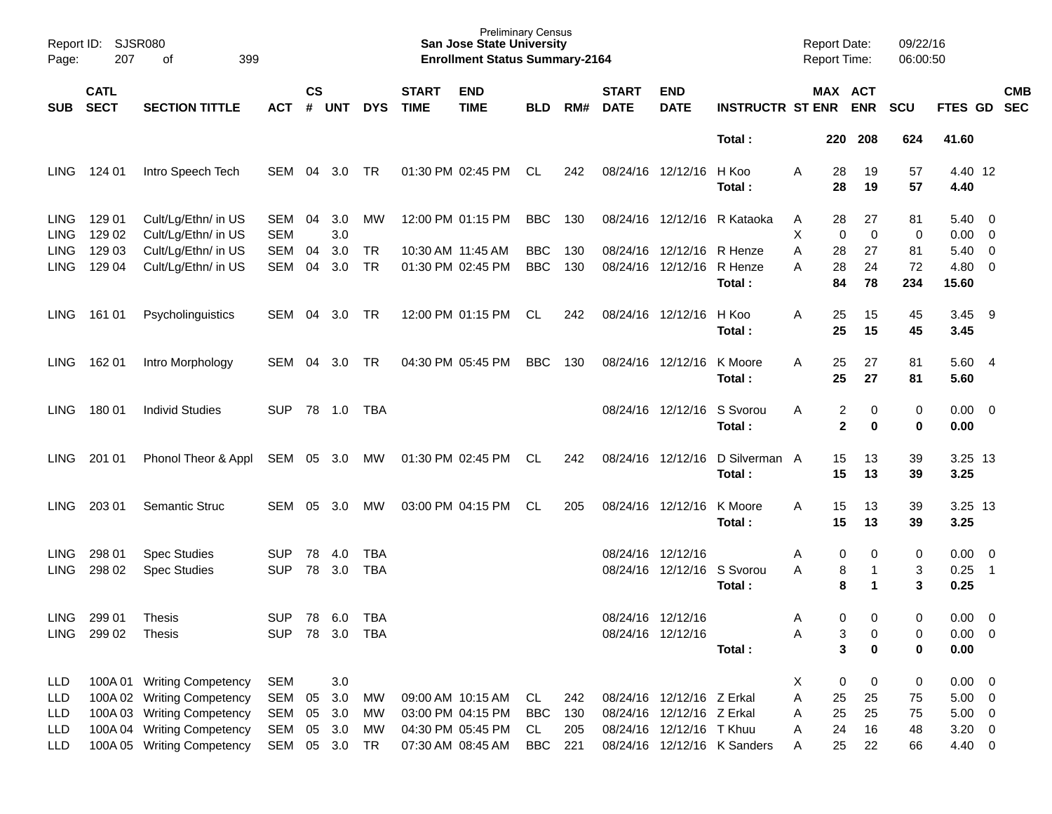Preliminary Census
**San Jose State University**
**Enrollment Status Summary-2164**

Report ID: SJSR080
Report Date: 09/22/16
Report Time: 06:00:50

| SUB | CATL SECT | SECTION TITTLE | ACT | CS # | UNT | DYS | START TIME | END TIME | BLD | RM# | START DATE | END DATE | INSTRUCTR | ST | MAX ENR | ACT ENR | SCU | FTES | GD | CMB SEC |
|---|---|---|---|---|---|---|---|---|---|---|---|---|---|---|---|---|---|---|---|---|
| | | | | | | | | | | | | | **Total :** | | **220** | **208** | **624** | **41.60** | | |
| LING | 124 01 | Intro Speech Tech | SEM | 04 | 3.0 | TR | 01:30 PM | 02:45 PM | CL | 242 | 08/24/16 | 12/12/16 | H Koo | A | 28 | 19 | 57 | 4.40 | 12 | |
| | | | | | | | | | | | | | **Total :** | | **28** | **19** | **57** | **4.40** | | |
| LING | 129 01 | Cult/Lg/Ethn/ in US | SEM | 04 | 3.0 | MW | 12:00 PM | 01:15 PM | BBC | 130 | 08/24/16 | 12/12/16 | R Kataoka | A | 28 | 27 | 81 | 5.40 | 0 | |
| LING | 129 02 | Cult/Lg/Ethn/ in US | SEM | | 3.0 | | | | | | | | | X | 0 | 0 | 0 | 0.00 | 0 | |
| LING | 129 03 | Cult/Lg/Ethn/ in US | SEM | 04 | 3.0 | TR | 10:30 AM | 11:45 AM | BBC | 130 | 08/24/16 | 12/12/16 | R Henze | A | 28 | 27 | 81 | 5.40 | 0 | |
| LING | 129 04 | Cult/Lg/Ethn/ in US | SEM | 04 | 3.0 | TR | 01:30 PM | 02:45 PM | BBC | 130 | 08/24/16 | 12/12/16 | R Henze | A | 28 | 24 | 72 | 4.80 | 0 | |
| | | | | | | | | | | | | | **Total :** | | **84** | **78** | **234** | **15.60** | | |
| LING | 161 01 | Psycholinguistics | SEM | 04 | 3.0 | TR | 12:00 PM | 01:15 PM | CL | 242 | 08/24/16 | 12/12/16 | H Koo | A | 25 | 15 | 45 | 3.45 | 9 | |
| | | | | | | | | | | | | | **Total :** | | **25** | **15** | **45** | **3.45** | | |
| LING | 162 01 | Intro Morphology | SEM | 04 | 3.0 | TR | 04:30 PM | 05:45 PM | BBC | 130 | 08/24/16 | 12/12/16 | K Moore | A | 25 | 27 | 81 | 5.60 | 4 | |
| | | | | | | | | | | | | | **Total :** | | **25** | **27** | **81** | **5.60** | | |
| LING | 180 01 | Individ Studies | SUP | 78 | 1.0 | TBA | | | | | 08/24/16 | 12/12/16 | S Svorou | A | 2 | 0 | 0 | 0.00 | 0 | |
| | | | | | | | | | | | | | **Total :** | | **2** | **0** | **0** | **0.00** | | |
| LING | 201 01 | Phonol Theor & Appl | SEM | 05 | 3.0 | MW | 01:30 PM | 02:45 PM | CL | 242 | 08/24/16 | 12/12/16 | D Silverman | A | 15 | 13 | 39 | 3.25 | 13 | |
| | | | | | | | | | | | | | **Total :** | | **15** | **13** | **39** | **3.25** | | |
| LING | 203 01 | Semantic Struc | SEM | 05 | 3.0 | MW | 03:00 PM | 04:15 PM | CL | 205 | 08/24/16 | 12/12/16 | K Moore | A | 15 | 13 | 39 | 3.25 | 13 | |
| | | | | | | | | | | | | | **Total :** | | **15** | **13** | **39** | **3.25** | | |
| LING | 298 01 | Spec Studies | SUP | 78 | 4.0 | TBA | | | | | 08/24/16 | 12/12/16 | | A | 0 | 0 | 0 | 0.00 | 0 | |
| LING | 298 02 | Spec Studies | SUP | 78 | 3.0 | TBA | | | | | 08/24/16 | 12/12/16 | S Svorou | A | 8 | 1 | 3 | 0.25 | 1 | |
| | | | | | | | | | | | | | **Total :** | | **8** | **1** | **3** | **0.25** | | |
| LING | 299 01 | Thesis | SUP | 78 | 6.0 | TBA | | | | | 08/24/16 | 12/12/16 | | A | 0 | 0 | 0 | 0.00 | 0 | |
| LING | 299 02 | Thesis | SUP | 78 | 3.0 | TBA | | | | | 08/24/16 | 12/12/16 | | A | 3 | 0 | 0 | 0.00 | 0 | |
| | | | | | | | | | | | | | **Total :** | | **3** | **0** | **0** | **0.00** | | |
| LLD | 100A 01 | Writing Competency | SEM | | 3.0 | | | | | | | | | X | 0 | 0 | 0 | 0.00 | 0 | |
| LLD | 100A 02 | Writing Competency | SEM | 05 | 3.0 | MW | 09:00 AM | 10:15 AM | CL | 242 | 08/24/16 | 12/12/16 | Z Erkal | A | 25 | 25 | 75 | 5.00 | 0 | |
| LLD | 100A 03 | Writing Competency | SEM | 05 | 3.0 | MW | 03:00 PM | 04:15 PM | BBC | 130 | 08/24/16 | 12/12/16 | Z Erkal | A | 25 | 25 | 75 | 5.00 | 0 | |
| LLD | 100A 04 | Writing Competency | SEM | 05 | 3.0 | MW | 04:30 PM | 05:45 PM | CL | 205 | 08/24/16 | 12/12/16 | T Khuu | A | 24 | 16 | 48 | 3.20 | 0 | |
| LLD | 100A 05 | Writing Competency | SEM | 05 | 3.0 | TR | 07:30 AM | 08:45 AM | BBC | 221 | 08/24/16 | 12/12/16 | K Sanders | A | 25 | 22 | 66 | 4.40 | 0 | |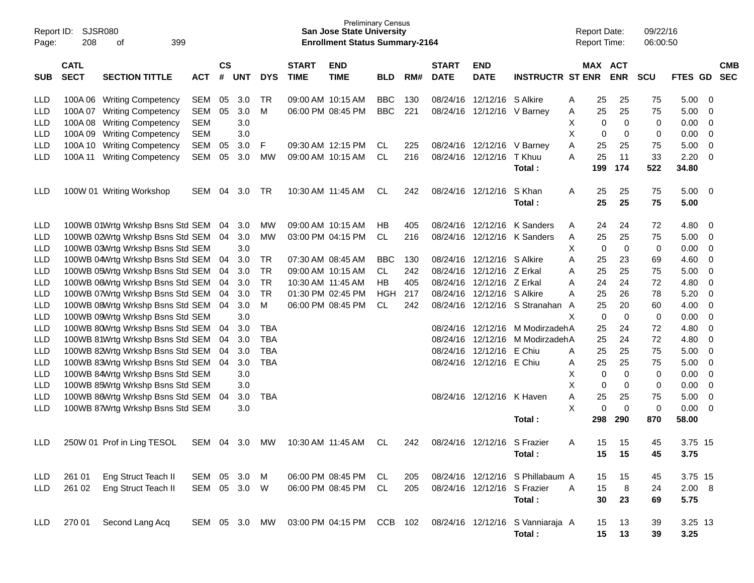Report ID: SJSR080
Page: 208 of 399

**Preliminary Census**
**San Jose State University**
**Enrollment Status Summary-2164**

Report Date: 09/22/16
Report Time: 06:00:50

| SUB | CATL SECT | SECTION TITTLE | ACT | CS # | UNT | DYS | START TIME | END TIME | BLD | RM# | START DATE | END DATE | INSTRUCTR | ST | MAX ENR | ACT ENR | SCU | FTES | GD | CMB SEC |
|---|---|---|---|---|---|---|---|---|---|---|---|---|---|---|---|---|---|---|---|---|
| LLD | 100A 06 | Writing Competency | SEM | 05 | 3.0 | TR | 09:00 AM | 10:15 AM | BBC | 130 | 08/24/16 | 12/12/16 | S Alkire | A | 25 | 25 | 75 | 5.00 | 0 | |
| LLD | 100A 07 | Writing Competency | SEM | 05 | 3.0 | M | 06:00 PM | 08:45 PM | BBC | 221 | 08/24/16 | 12/12/16 | V Barney | A | 25 | 25 | 75 | 5.00 | 0 | |
| LLD | 100A 08 | Writing Competency | SEM | | 3.0 | | | | | | | | | X | 0 | 0 | 0 | 0.00 | 0 | |
| LLD | 100A 09 | Writing Competency | SEM | | 3.0 | | | | | | | | | X | 0 | 0 | 0 | 0.00 | 0 | |
| LLD | 100A 10 | Writing Competency | SEM | 05 | 3.0 | F | 09:30 AM | 12:15 PM | CL | 225 | 08/24/16 | 12/12/16 | V Barney | A | 25 | 25 | 75 | 5.00 | 0 | |
| LLD | 100A 11 | Writing Competency | SEM | 05 | 3.0 | MW | 09:00 AM | 10:15 AM | CL | 216 | 08/24/16 | 12/12/16 | T Khuu | A | 25 | 11 | 33 | 2.20 | 0 | |
| | | | | | | | | | | | | | **Total :** | | **199** | **174** | **522** | **34.80** | | |
| LLD | 100W 01 | Writing Workshop | SEM | 04 | 3.0 | TR | 10:30 AM | 11:45 AM | CL | 242 | 08/24/16 | 12/12/16 | S Khan | A | 25 | 25 | 75 | 5.00 | 0 | |
| | | | | | | | | | | | | | **Total :** | | **25** | **25** | **75** | **5.00** | | |
| LLD | 100WB 01 | Wrtg Wrkshp Bsns Std | SEM | 04 | 3.0 | MW | 09:00 AM | 10:15 AM | HB | 405 | 08/24/16 | 12/12/16 | K Sanders | A | 24 | 24 | 72 | 4.80 | 0 | |
| LLD | 100WB 02 | Wrtg Wrkshp Bsns Std | SEM | 04 | 3.0 | MW | 03:00 PM | 04:15 PM | CL | 216 | 08/24/16 | 12/12/16 | K Sanders | A | 25 | 25 | 75 | 5.00 | 0 | |
| LLD | 100WB 03 | Wrtg Wrkshp Bsns Std | SEM | | 3.0 | | | | | | | | | X | 0 | 0 | 0 | 0.00 | 0 | |
| LLD | 100WB 04 | Wrtg Wrkshp Bsns Std | SEM | 04 | 3.0 | TR | 07:30 AM | 08:45 AM | BBC | 130 | 08/24/16 | 12/12/16 | S Alkire | A | 25 | 23 | 69 | 4.60 | 0 | |
| LLD | 100WB 05 | Wrtg Wrkshp Bsns Std | SEM | 04 | 3.0 | TR | 09:00 AM | 10:15 AM | CL | 242 | 08/24/16 | 12/12/16 | Z Erkal | A | 25 | 25 | 75 | 5.00 | 0 | |
| LLD | 100WB 06 | Wrtg Wrkshp Bsns Std | SEM | 04 | 3.0 | TR | 10:30 AM | 11:45 AM | HB | 405 | 08/24/16 | 12/12/16 | Z Erkal | A | 24 | 24 | 72 | 4.80 | 0 | |
| LLD | 100WB 07 | Wrtg Wrkshp Bsns Std | SEM | 04 | 3.0 | TR | 01:30 PM | 02:45 PM | HGH | 217 | 08/24/16 | 12/12/16 | S Alkire | A | 25 | 26 | 78 | 5.20 | 0 | |
| LLD | 100WB 08 | Wrtg Wrkshp Bsns Std | SEM | 04 | 3.0 | M | 06:00 PM | 08:45 PM | CL | 242 | 08/24/16 | 12/12/16 | S Stranahan | A | 25 | 20 | 60 | 4.00 | 0 | |
| LLD | 100WB 09 | Wrtg Wrkshp Bsns Std | SEM | | 3.0 | | | | | | | | | X | 0 | 0 | 0 | 0.00 | 0 | |
| LLD | 100WB 80 | Wrtg Wrkshp Bsns Std | SEM | 04 | 3.0 | TBA | | | | | 08/24/16 | 12/12/16 | M Modirzadeh | A | 25 | 24 | 72 | 4.80 | 0 | |
| LLD | 100WB 81 | Wrtg Wrkshp Bsns Std | SEM | 04 | 3.0 | TBA | | | | | 08/24/16 | 12/12/16 | M Modirzadeh | A | 25 | 24 | 72 | 4.80 | 0 | |
| LLD | 100WB 82 | Wrtg Wrkshp Bsns Std | SEM | 04 | 3.0 | TBA | | | | | 08/24/16 | 12/12/16 | E Chiu | A | 25 | 25 | 75 | 5.00 | 0 | |
| LLD | 100WB 83 | Wrtg Wrkshp Bsns Std | SEM | 04 | 3.0 | TBA | | | | | 08/24/16 | 12/12/16 | E Chiu | A | 25 | 25 | 75 | 5.00 | 0 | |
| LLD | 100WB 84 | Wrtg Wrkshp Bsns Std | SEM | | 3.0 | | | | | | | | | X | 0 | 0 | 0 | 0.00 | 0 | |
| LLD | 100WB 85 | Wrtg Wrkshp Bsns Std | SEM | | 3.0 | | | | | | | | | X | 0 | 0 | 0 | 0.00 | 0 | |
| LLD | 100WB 86 | Wrtg Wrkshp Bsns Std | SEM | 04 | 3.0 | TBA | | | | | 08/24/16 | 12/12/16 | K Haven | A | 25 | 25 | 75 | 5.00 | 0 | |
| LLD | 100WB 87 | Wrtg Wrkshp Bsns Std | SEM | | 3.0 | | | | | | | | | X | 0 | 0 | 0 | 0.00 | 0 | |
| | | | | | | | | | | | | | **Total :** | | **298** | **290** | **870** | **58.00** | | |
| LLD | 250W 01 | Prof in Ling TESOL | SEM | 04 | 3.0 | MW | 10:30 AM | 11:45 AM | CL | 242 | 08/24/16 | 12/12/16 | S Frazier | A | 15 | 15 | 45 | 3.75 | 15 | |
| | | | | | | | | | | | | | **Total :** | | **15** | **15** | **45** | **3.75** | | |
| LLD | 261 01 | Eng Struct Teach II | SEM | 05 | 3.0 | M | 06:00 PM | 08:45 PM | CL | 205 | 08/24/16 | 12/12/16 | S Phillabaum | A | 15 | 15 | 45 | 3.75 | 15 | |
| LLD | 261 02 | Eng Struct Teach II | SEM | 05 | 3.0 | W | 06:00 PM | 08:45 PM | CL | 205 | 08/24/16 | 12/12/16 | S Frazier | A | 15 | 8 | 24 | 2.00 | 8 | |
| | | | | | | | | | | | | | **Total :** | | **30** | **23** | **69** | **5.75** | | |
| LLD | 270 01 | Second Lang Acq | SEM | 05 | 3.0 | MW | 03:00 PM | 04:15 PM | CCB | 102 | 08/24/16 | 12/12/16 | S Vanniaraja | A | 15 | 13 | 39 | 3.25 | 13 | |
| | | | | | | | | | | | | | **Total :** | | **15** | **13** | **39** | **3.25** | | |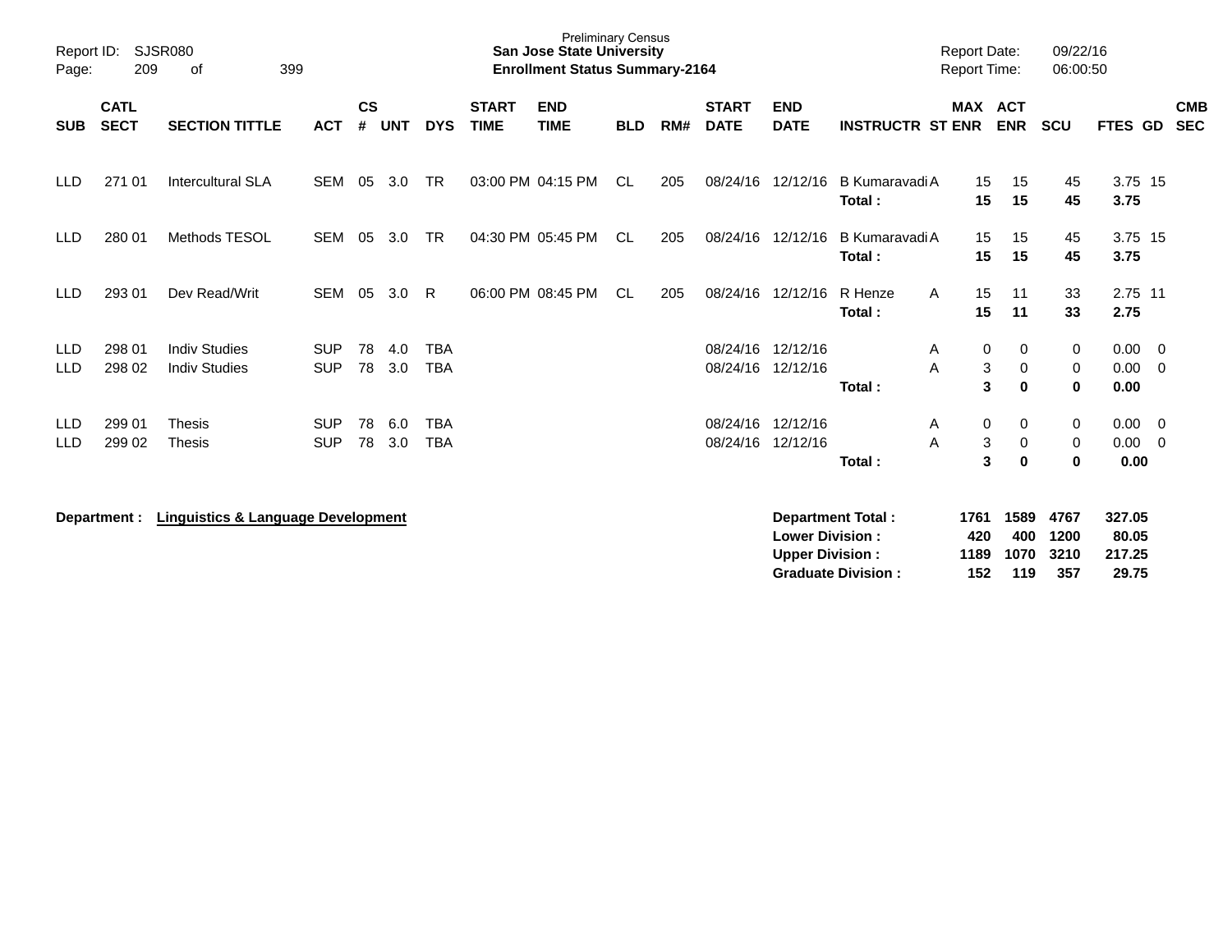Preliminary Census
**San Jose State University**
**Enrollment Status Summary-2164**

Report ID: SJSR080
Report Date: 09/22/16
Report Time: 06:00:50

| SUB | CATL SECT | SECTION TITTLE | ACT | CS # | UNT | DYS | START TIME | END TIME | BLD | RM# | START DATE | END DATE | INSTRUCTR | ST | MAX ENR | ACT ENR | SCU | FTES | GD | CMB SEC |
|---|---|---|---|---|---|---|---|---|---|---|---|---|---|---|---|---|---|---|---|---|
| LLD | 271 01 | Intercultural SLA | SEM | 05 | 3.0 | TR | 03:00 PM | 04:15 PM | CL | 205 | 08/24/16 | 12/12/16 | B Kumaravadi | A | 15 | 15 | 45 | 3.75 | 15 | |
| | | | | | | | | | | | | | **Total :** | | **15** | **15** | **45** | **3.75** | | |
| LLD | 280 01 | Methods TESOL | SEM | 05 | 3.0 | TR | 04:30 PM | 05:45 PM | CL | 205 | 08/24/16 | 12/12/16 | B Kumaravadi | A | 15 | 15 | 45 | 3.75 | 15 | |
| | | | | | | | | | | | | | **Total :** | | **15** | **15** | **45** | **3.75** | | |
| LLD | 293 01 | Dev Read/Writ | SEM | 05 | 3.0 | R | 06:00 PM | 08:45 PM | CL | 205 | 08/24/16 | 12/12/16 | R Henze | A | 15 | 11 | 33 | 2.75 | 11 | |
| | | | | | | | | | | | | | **Total :** | | **15** | **11** | **33** | **2.75** | | |
| LLD | 298 01 | Indiv Studies | SUP | 78 | 4.0 | TBA | | | | | 08/24/16 | 12/12/16 | | A | 0 | 0 | 0 | 0.00 | 0 | |
| LLD | 298 02 | Indiv Studies | SUP | 78 | 3.0 | TBA | | | | | 08/24/16 | 12/12/16 | | A | 3 | 0 | 0 | 0.00 | 0 | |
| | | | | | | | | | | | | | **Total :** | | **3** | **0** | **0** | **0.00** | | |
| LLD | 299 01 | Thesis | SUP | 78 | 6.0 | TBA | | | | | 08/24/16 | 12/12/16 | | A | 0 | 0 | 0 | 0.00 | 0 | |
| LLD | 299 02 | Thesis | SUP | 78 | 3.0 | TBA | | | | | 08/24/16 | 12/12/16 | | A | 3 | 0 | 0 | 0.00 | 0 | |
| | | | | | | | | | | | | | **Total :** | | **3** | **0** | **0** | **0.00** | | |

**Department :** **Linguistics & Language Development**

| | MAX ENR | ACT ENR | SCU | FTES |
|---|---|---|---|---|
| **Department Total :** | **1761** | **1589** | **4767** | **327.05** |
| **Lower Division :** | **420** | **400** | **1200** | **80.05** |
| **Upper Division :** | **1189** | **1070** | **3210** | **217.25** |
| **Graduate Division :** | **152** | **119** | **357** | **29.75** |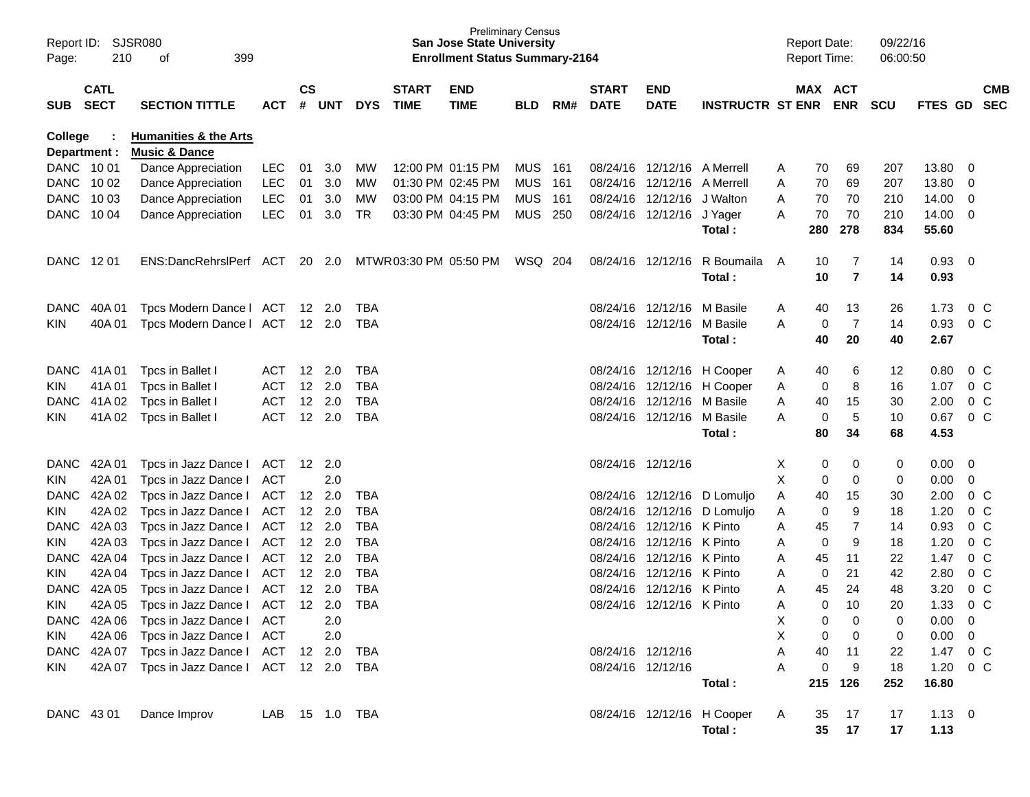Preliminary Census
**San Jose State University**
**Enrollment Status Summary-2164**

Report ID: SJSR080
Report Date: 09/22/16
Report Time: 06:00:50

| SUB | CATL SECT | SECTION TITTLE | ACT | CS # | UNT | DYS | START TIME | END TIME | BLD | RM# | START DATE | END DATE | INSTRUCTR | ST | MAX ENR | ACT ENR | SCU | FTES | GD | CMB SEC |
|---|---|---|---|---|---|---|---|---|---|---|---|---|---|---|---|---|---|---|---|---|
| **College :** | | **Humanities & the Arts** | | | | | | | | | | | | | | | | | | |
| **Department :** | | **Music & Dance** | | | | | | | | | | | | | | | | | | |
| DANC | 10 01 | Dance Appreciation | LEC | 01 | 3.0 | MW | 12:00 PM | 01:15 PM | MUS | 161 | 08/24/16 | 12/12/16 | A Merrell | A | 70 | 69 | 207 | 13.80 | 0 | |
| DANC | 10 02 | Dance Appreciation | LEC | 01 | 3.0 | MW | 01:30 PM | 02:45 PM | MUS | 161 | 08/24/16 | 12/12/16 | A Merrell | A | 70 | 69 | 207 | 13.80 | 0 | |
| DANC | 10 03 | Dance Appreciation | LEC | 01 | 3.0 | MW | 03:00 PM | 04:15 PM | MUS | 161 | 08/24/16 | 12/12/16 | J Walton | A | 70 | 70 | 210 | 14.00 | 0 | |
| DANC | 10 04 | Dance Appreciation | LEC | 01 | 3.0 | TR | 03:30 PM | 04:45 PM | MUS | 250 | 08/24/16 | 12/12/16 | J Yager | A | 70 | 70 | 210 | 14.00 | 0 | |
| | | | | | | | | | | | | | **Total :** | | **280** | **278** | **834** | **55.60** | | |
| DANC | 12 01 | ENS:DancRehrslPerf | ACT | 20 | 2.0 | MTWR | 03:30 PM | 05:50 PM | WSQ | 204 | 08/24/16 | 12/12/16 | R Boumaila | A | 10 | 7 | 14 | 0.93 | 0 | |
| | | | | | | | | | | | | | **Total :** | | **10** | **7** | **14** | **0.93** | | |
| DANC | 40A 01 | Tpcs Modern Dance I | ACT | 12 | 2.0 | TBA | | | | | 08/24/16 | 12/12/16 | M Basile | A | 40 | 13 | 26 | 1.73 | 0 | C |
| KIN | 40A 01 | Tpcs Modern Dance I | ACT | 12 | 2.0 | TBA | | | | | 08/24/16 | 12/12/16 | M Basile | A | 0 | 7 | 14 | 0.93 | 0 | C |
| | | | | | | | | | | | | | **Total :** | | **40** | **20** | **40** | **2.67** | | |
| DANC | 41A 01 | Tpcs in Ballet I | ACT | 12 | 2.0 | TBA | | | | | 08/24/16 | 12/12/16 | H Cooper | A | 40 | 6 | 12 | 0.80 | 0 | C |
| KIN | 41A 01 | Tpcs in Ballet I | ACT | 12 | 2.0 | TBA | | | | | 08/24/16 | 12/12/16 | H Cooper | A | 0 | 8 | 16 | 1.07 | 0 | C |
| DANC | 41A 02 | Tpcs in Ballet I | ACT | 12 | 2.0 | TBA | | | | | 08/24/16 | 12/12/16 | M Basile | A | 40 | 15 | 30 | 2.00 | 0 | C |
| KIN | 41A 02 | Tpcs in Ballet I | ACT | 12 | 2.0 | TBA | | | | | 08/24/16 | 12/12/16 | M Basile | A | 0 | 5 | 10 | 0.67 | 0 | C |
| | | | | | | | | | | | | | **Total :** | | **80** | **34** | **68** | **4.53** | | |
| DANC | 42A 01 | Tpcs in Jazz Dance I | ACT | 12 | 2.0 | | | | | | 08/24/16 | 12/12/16 | | X | 0 | 0 | 0 | 0.00 | 0 | |
| KIN | 42A 01 | Tpcs in Jazz Dance I | ACT | | 2.0 | | | | | | | | | X | 0 | 0 | 0 | 0.00 | 0 | |
| DANC | 42A 02 | Tpcs in Jazz Dance I | ACT | 12 | 2.0 | TBA | | | | | 08/24/16 | 12/12/16 | D Lomuljo | A | 40 | 15 | 30 | 2.00 | 0 | C |
| KIN | 42A 02 | Tpcs in Jazz Dance I | ACT | 12 | 2.0 | TBA | | | | | 08/24/16 | 12/12/16 | D Lomuljo | A | 0 | 9 | 18 | 1.20 | 0 | C |
| DANC | 42A 03 | Tpcs in Jazz Dance I | ACT | 12 | 2.0 | TBA | | | | | 08/24/16 | 12/12/16 | K Pinto | A | 45 | 7 | 14 | 0.93 | 0 | C |
| KIN | 42A 03 | Tpcs in Jazz Dance I | ACT | 12 | 2.0 | TBA | | | | | 08/24/16 | 12/12/16 | K Pinto | A | 0 | 9 | 18 | 1.20 | 0 | C |
| DANC | 42A 04 | Tpcs in Jazz Dance I | ACT | 12 | 2.0 | TBA | | | | | 08/24/16 | 12/12/16 | K Pinto | A | 45 | 11 | 22 | 1.47 | 0 | C |
| KIN | 42A 04 | Tpcs in Jazz Dance I | ACT | 12 | 2.0 | TBA | | | | | 08/24/16 | 12/12/16 | K Pinto | A | 0 | 21 | 42 | 2.80 | 0 | C |
| DANC | 42A 05 | Tpcs in Jazz Dance I | ACT | 12 | 2.0 | TBA | | | | | 08/24/16 | 12/12/16 | K Pinto | A | 45 | 24 | 48 | 3.20 | 0 | C |
| KIN | 42A 05 | Tpcs in Jazz Dance I | ACT | 12 | 2.0 | TBA | | | | | 08/24/16 | 12/12/16 | K Pinto | A | 0 | 10 | 20 | 1.33 | 0 | C |
| DANC | 42A 06 | Tpcs in Jazz Dance I | ACT | | 2.0 | | | | | | | | | X | 0 | 0 | 0 | 0.00 | 0 | |
| KIN | 42A 06 | Tpcs in Jazz Dance I | ACT | | 2.0 | | | | | | | | | X | 0 | 0 | 0 | 0.00 | 0 | |
| DANC | 42A 07 | Tpcs in Jazz Dance I | ACT | 12 | 2.0 | TBA | | | | | 08/24/16 | 12/12/16 | | A | 40 | 11 | 22 | 1.47 | 0 | C |
| KIN | 42A 07 | Tpcs in Jazz Dance I | ACT | 12 | 2.0 | TBA | | | | | 08/24/16 | 12/12/16 | | A | 0 | 9 | 18 | 1.20 | 0 | C |
| | | | | | | | | | | | | | **Total :** | | **215** | **126** | **252** | **16.80** | | |
| DANC | 43 01 | Dance Improv | LAB | 15 | 1.0 | TBA | | | | | 08/24/16 | 12/12/16 | H Cooper | A | 35 | 17 | 17 | 1.13 | 0 | |
| | | | | | | | | | | | | | **Total :** | | **35** | **17** | **17** | **1.13** | | |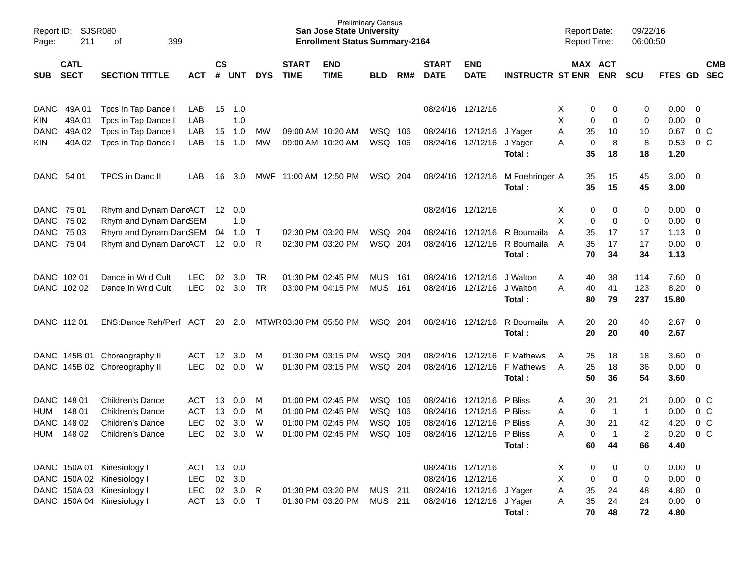Preliminary Census
**San Jose State University**
**Enrollment Status Summary-2164**

Report ID: SJSR080
Report Date: 09/22/16
Report Time: 06:00:50

| SUB | CATL SECT | SECTION TITTLE | ACT | CS # | UNT | DYS | START TIME | END TIME | BLD | RM# | START DATE | END DATE | INSTRUCTR | ST | MAX ENR | ACT ENR | SCU | FTES | GD | CMB SEC |
|---|---|---|---|---|---|---|---|---|---|---|---|---|---|---|---|---|---|---|---|---|
| DANC | 49A 01 | Tpcs in Tap Dance I | LAB | 15 | 1.0 | | | | | | 08/24/16 | 12/12/16 | | X | 0 | 0 | 0 | 0.00 | 0 | |
| KIN | 49A 01 | Tpcs in Tap Dance I | LAB | | 1.0 | | | | | | | | | X | 0 | 0 | 0 | 0.00 | 0 | |
| DANC | 49A 02 | Tpcs in Tap Dance I | LAB | 15 | 1.0 | MW | 09:00 AM | 10:20 AM | WSQ | 106 | 08/24/16 | 12/12/16 | J Yager | A | 35 | 10 | 10 | 0.67 | 0 | C |
| KIN | 49A 02 | Tpcs in Tap Dance I | LAB | 15 | 1.0 | MW | 09:00 AM | 10:20 AM | WSQ | 106 | 08/24/16 | 12/12/16 | J Yager | A | 0 | 8 | 8 | 0.53 | 0 | C |
| | | | | | | | | | | | | | **Total :** | | **35** | **18** | **18** | **1.20** | | |
| DANC | 54 01 | TPCS in Danc II | LAB | 16 | 3.0 | MWF | 11:00 AM | 12:50 PM | WSQ | 204 | 08/24/16 | 12/12/16 | M Foehringer | A | 35 | 15 | 45 | 3.00 | 0 | |
| | | | | | | | | | | | | | **Total :** | | **35** | **15** | **45** | **3.00** | | |
| DANC | 75 01 | Rhym and Dynam Danc | ACT | 12 | 0.0 | | | | | | 08/24/16 | 12/12/16 | | X | 0 | 0 | 0 | 0.00 | 0 | |
| DANC | 75 02 | Rhym and Dynam Danc | SEM | | 1.0 | | | | | | | | | X | 0 | 0 | 0 | 0.00 | 0 | |
| DANC | 75 03 | Rhym and Dynam Danc | SEM | 04 | 1.0 | T | 02:30 PM | 03:20 PM | WSQ | 204 | 08/24/16 | 12/12/16 | R Boumaila | A | 35 | 17 | 17 | 1.13 | 0 | |
| DANC | 75 04 | Rhym and Dynam Danc | ACT | 12 | 0.0 | R | 02:30 PM | 03:20 PM | WSQ | 204 | 08/24/16 | 12/12/16 | R Boumaila | A | 35 | 17 | 17 | 0.00 | 0 | |
| | | | | | | | | | | | | | **Total :** | | **70** | **34** | **34** | **1.13** | | |
| DANC | 102 01 | Dance in Wrld Cult | LEC | 02 | 3.0 | TR | 01:30 PM | 02:45 PM | MUS | 161 | 08/24/16 | 12/12/16 | J Walton | A | 40 | 38 | 114 | 7.60 | 0 | |
| DANC | 102 02 | Dance in Wrld Cult | LEC | 02 | 3.0 | TR | 03:00 PM | 04:15 PM | MUS | 161 | 08/24/16 | 12/12/16 | J Walton | A | 40 | 41 | 123 | 8.20 | 0 | |
| | | | | | | | | | | | | | **Total :** | | **80** | **79** | **237** | **15.80** | | |
| DANC | 112 01 | ENS:Dance Reh/Perf | ACT | 20 | 2.0 | MTWR | 03:30 PM | 05:50 PM | WSQ | 204 | 08/24/16 | 12/12/16 | R Boumaila | A | 20 | 20 | 40 | 2.67 | 0 | |
| | | | | | | | | | | | | | **Total :** | | **20** | **20** | **40** | **2.67** | | |
| DANC | 145B 01 | Choreography II | ACT | 12 | 3.0 | M | 01:30 PM | 03:15 PM | WSQ | 204 | 08/24/16 | 12/12/16 | F Mathews | A | 25 | 18 | 18 | 3.60 | 0 | |
| DANC | 145B 02 | Choreography II | LEC | 02 | 0.0 | W | 01:30 PM | 03:15 PM | WSQ | 204 | 08/24/16 | 12/12/16 | F Mathews | A | 25 | 18 | 36 | 0.00 | 0 | |
| | | | | | | | | | | | | | **Total :** | | **50** | **36** | **54** | **3.60** | | |
| DANC | 148 01 | Children's Dance | ACT | 13 | 0.0 | M | 01:00 PM | 02:45 PM | WSQ | 106 | 08/24/16 | 12/12/16 | P Bliss | A | 30 | 21 | 21 | 0.00 | 0 | C |
| HUM | 148 01 | Children's Dance | ACT | 13 | 0.0 | M | 01:00 PM | 02:45 PM | WSQ | 106 | 08/24/16 | 12/12/16 | P Bliss | A | 0 | 1 | 1 | 0.00 | 0 | C |
| DANC | 148 02 | Children's Dance | LEC | 02 | 3.0 | W | 01:00 PM | 02:45 PM | WSQ | 106 | 08/24/16 | 12/12/16 | P Bliss | A | 30 | 21 | 42 | 4.20 | 0 | C |
| HUM | 148 02 | Children's Dance | LEC | 02 | 3.0 | W | 01:00 PM | 02:45 PM | WSQ | 106 | 08/24/16 | 12/12/16 | P Bliss | A | 0 | 1 | 2 | 0.20 | 0 | C |
| | | | | | | | | | | | | | **Total :** | | **60** | **44** | **66** | **4.40** | | |
| DANC | 150A 01 | Kinesiology I | ACT | 13 | 0.0 | | | | | | 08/24/16 | 12/12/16 | | X | 0 | 0 | 0 | 0.00 | 0 | |
| DANC | 150A 02 | Kinesiology I | LEC | 02 | 3.0 | | | | | | 08/24/16 | 12/12/16 | | X | 0 | 0 | 0 | 0.00 | 0 | |
| DANC | 150A 03 | Kinesiology I | LEC | 02 | 3.0 | R | 01:30 PM | 03:20 PM | MUS | 211 | 08/24/16 | 12/12/16 | J Yager | A | 35 | 24 | 48 | 4.80 | 0 | |
| DANC | 150A 04 | Kinesiology I | ACT | 13 | 0.0 | T | 01:30 PM | 03:20 PM | MUS | 211 | 08/24/16 | 12/12/16 | J Yager | A | 35 | 24 | 24 | 0.00 | 0 | |
| | | | | | | | | | | | | | **Total :** | | **70** | **48** | **72** | **4.80** | | |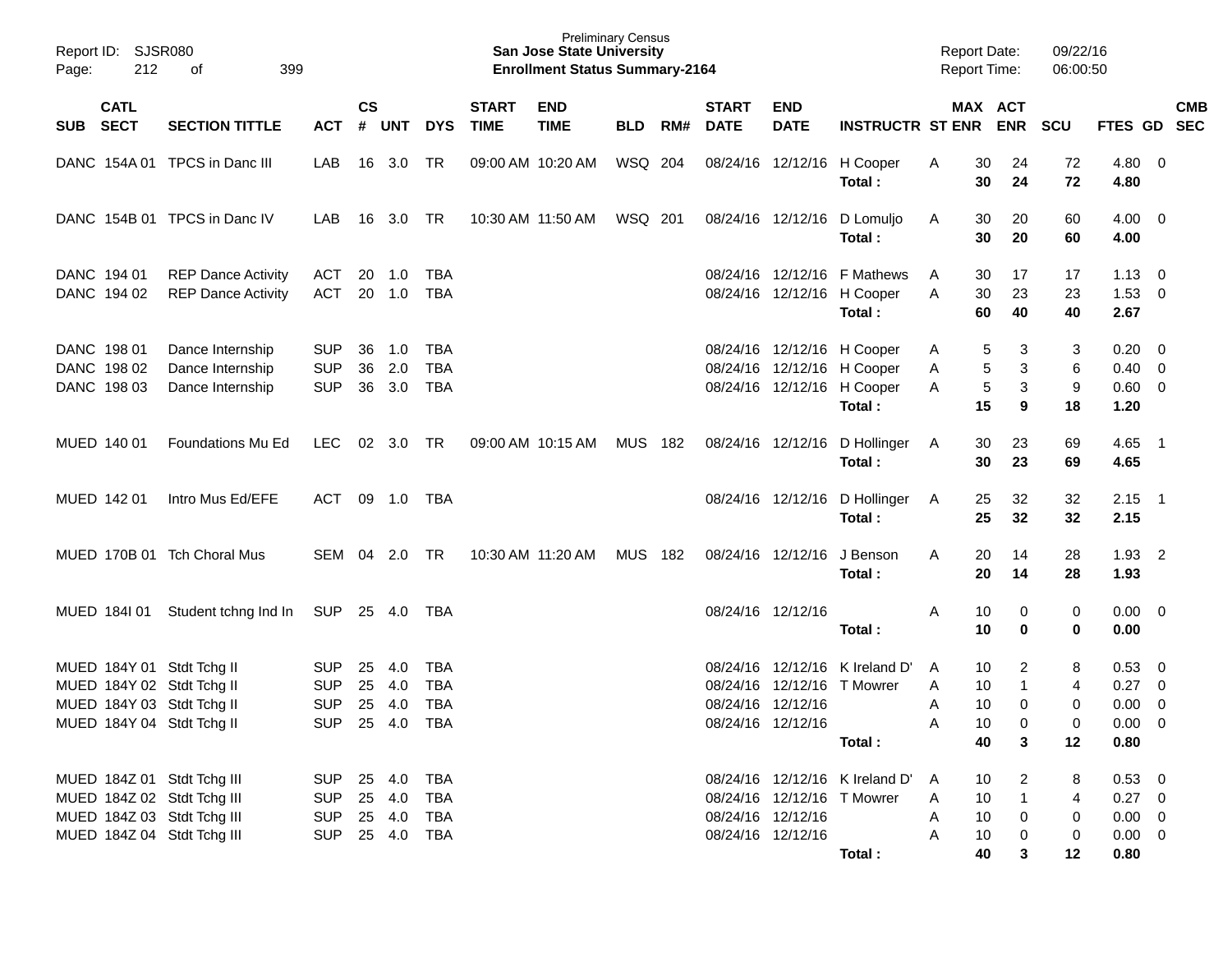Preliminary Census
**San Jose State University**
**Enrollment Status Summary-2164**

Report ID: SJSR080

Report Date: 09/22/16
Report Time: 06:00:50

| SUB | CATL SECT | SECTION TITTLE | ACT | CS # | UNT | DYS | START TIME | END TIME | BLD | RM# | START DATE | END DATE | INSTRUCTR | ST | MAX ENR | ACT ENR | SCU | FTES | GD | CMB SEC |
|---|---|---|---|---|---|---|---|---|---|---|---|---|---|---|---|---|---|---|---|---|
| DANC | 154A 01 | TPCS in Danc III | LAB | 16 | 3.0 | TR | 09:00 AM | 10:20 AM | WSQ | 204 | 08/24/16 | 12/12/16 | H Cooper | A | 30 | 24 | 72 | 4.80 | 0 | |
| | | | | | | | | | | | | | **Total :** | | **30** | **24** | **72** | **4.80** | | |
| DANC | 154B 01 | TPCS in Danc IV | LAB | 16 | 3.0 | TR | 10:30 AM | 11:50 AM | WSQ | 201 | 08/24/16 | 12/12/16 | D Lomuljo | A | 30 | 20 | 60 | 4.00 | 0 | |
| | | | | | | | | | | | | | **Total :** | | **30** | **20** | **60** | **4.00** | | |
| DANC | 194 01 | REP Dance Activity | ACT | 20 | 1.0 | TBA | | | | | 08/24/16 | 12/12/16 | F Mathews | A | 30 | 17 | 17 | 1.13 | 0 | |
| DANC | 194 02 | REP Dance Activity | ACT | 20 | 1.0 | TBA | | | | | 08/24/16 | 12/12/16 | H Cooper | A | 30 | 23 | 23 | 1.53 | 0 | |
| | | | | | | | | | | | | | **Total :** | | **60** | **40** | **40** | **2.67** | | |
| DANC | 198 01 | Dance Internship | SUP | 36 | 1.0 | TBA | | | | | 08/24/16 | 12/12/16 | H Cooper | A | 5 | 3 | 3 | 0.20 | 0 | |
| DANC | 198 02 | Dance Internship | SUP | 36 | 2.0 | TBA | | | | | 08/24/16 | 12/12/16 | H Cooper | A | 5 | 3 | 6 | 0.40 | 0 | |
| DANC | 198 03 | Dance Internship | SUP | 36 | 3.0 | TBA | | | | | 08/24/16 | 12/12/16 | H Cooper | A | 5 | 3 | 9 | 0.60 | 0 | |
| | | | | | | | | | | | | | **Total :** | | **15** | **9** | **18** | **1.20** | | |
| MUED | 140 01 | Foundations Mu Ed | LEC | 02 | 3.0 | TR | 09:00 AM | 10:15 AM | MUS | 182 | 08/24/16 | 12/12/16 | D Hollinger | A | 30 | 23 | 69 | 4.65 | 1 | |
| | | | | | | | | | | | | | **Total :** | | **30** | **23** | **69** | **4.65** | | |
| MUED | 142 01 | Intro Mus Ed/EFE | ACT | 09 | 1.0 | TBA | | | | | 08/24/16 | 12/12/16 | D Hollinger | A | 25 | 32 | 32 | 2.15 | 1 | |
| | | | | | | | | | | | | | **Total :** | | **25** | **32** | **32** | **2.15** | | |
| MUED | 170B 01 | Tch Choral Mus | SEM | 04 | 2.0 | TR | 10:30 AM | 11:20 AM | MUS | 182 | 08/24/16 | 12/12/16 | J Benson | A | 20 | 14 | 28 | 1.93 | 2 | |
| | | | | | | | | | | | | | **Total :** | | **20** | **14** | **28** | **1.93** | | |
| MUED | 184I 01 | Student tchng Ind In | SUP | 25 | 4.0 | TBA | | | | | 08/24/16 | 12/12/16 | | A | 10 | 0 | 0 | 0.00 | 0 | |
| | | | | | | | | | | | | | **Total :** | | **10** | **0** | **0** | **0.00** | | |
| MUED | 184Y 01 | Stdt Tchg II | SUP | 25 | 4.0 | TBA | | | | | 08/24/16 | 12/12/16 | K Ireland D' | A | 10 | 2 | 8 | 0.53 | 0 | |
| MUED | 184Y 02 | Stdt Tchg II | SUP | 25 | 4.0 | TBA | | | | | 08/24/16 | 12/12/16 | T Mowrer | A | 10 | 1 | 4 | 0.27 | 0 | |
| MUED | 184Y 03 | Stdt Tchg II | SUP | 25 | 4.0 | TBA | | | | | 08/24/16 | 12/12/16 | | A | 10 | 0 | 0 | 0.00 | 0 | |
| MUED | 184Y 04 | Stdt Tchg II | SUP | 25 | 4.0 | TBA | | | | | 08/24/16 | 12/12/16 | | A | 10 | 0 | 0 | 0.00 | 0 | |
| | | | | | | | | | | | | | **Total :** | | **40** | **3** | **12** | **0.80** | | |
| MUED | 184Z 01 | Stdt Tchg III | SUP | 25 | 4.0 | TBA | | | | | 08/24/16 | 12/12/16 | K Ireland D' | A | 10 | 2 | 8 | 0.53 | 0 | |
| MUED | 184Z 02 | Stdt Tchg III | SUP | 25 | 4.0 | TBA | | | | | 08/24/16 | 12/12/16 | T Mowrer | A | 10 | 1 | 4 | 0.27 | 0 | |
| MUED | 184Z 03 | Stdt Tchg III | SUP | 25 | 4.0 | TBA | | | | | 08/24/16 | 12/12/16 | | A | 10 | 0 | 0 | 0.00 | 0 | |
| MUED | 184Z 04 | Stdt Tchg III | SUP | 25 | 4.0 | TBA | | | | | 08/24/16 | 12/12/16 | | A | 10 | 0 | 0 | 0.00 | 0 | |
| | | | | | | | | | | | | | **Total :** | | **40** | **3** | **12** | **0.80** | | |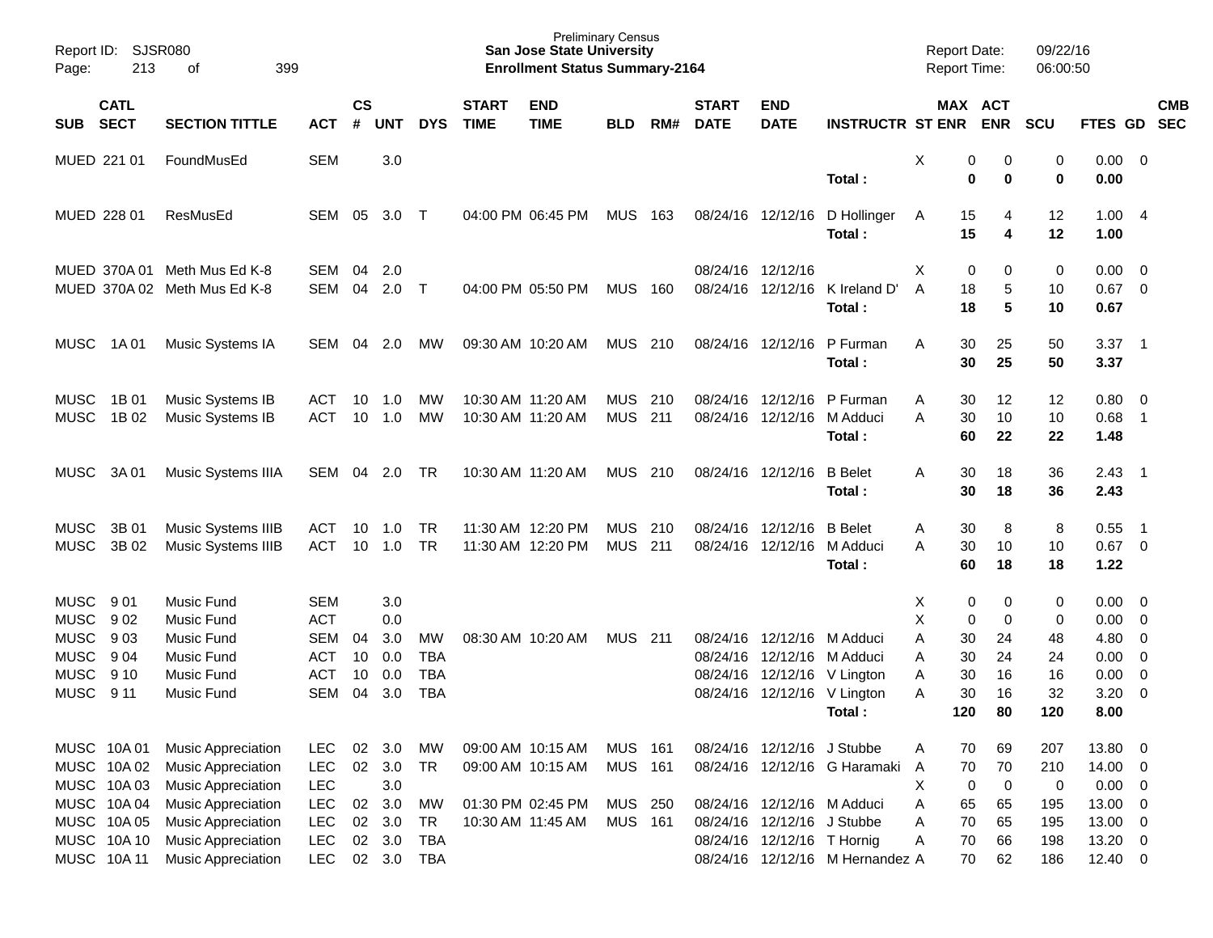Preliminary Census
**San Jose State University**
**Enrollment Status Summary-2164**

| SUB | CATL SECT | SECTION TITTLE | ACT | CS # | UNT | DYS | START TIME | END TIME | BLD | RM# | START DATE | END DATE | INSTRUCTR | ST | MAX ENR | ACT ENR | SCU | FTES | GD | CMB SEC |
|---|---|---|---|---|---|---|---|---|---|---|---|---|---|---|---|---|---|---|---|---|
| MUED | 221 01 | FoundMusEd | SEM | | 3.0 | | | | | | | | | X | 0 | 0 | 0 | 0.00 | 0 | |
| | | | | | | | | | | | | | **Total :** | | **0** | **0** | **0** | **0.00** | | |
| MUED | 228 01 | ResMusEd | SEM | 05 | 3.0 | T | 04:00 PM | 06:45 PM | MUS | 163 | 08/24/16 | 12/12/16 | D Hollinger | A | 15 | 4 | 12 | 1.00 | 4 | |
| | | | | | | | | | | | | | **Total :** | | **15** | **4** | **12** | **1.00** | | |
| MUED | 370A 01 | Meth Mus Ed K-8 | SEM | 04 | 2.0 | | | | | | 08/24/16 | 12/12/16 | | X | 0 | 0 | 0 | 0.00 | 0 | |
| MUED | 370A 02 | Meth Mus Ed K-8 | SEM | 04 | 2.0 | T | 04:00 PM | 05:50 PM | MUS | 160 | 08/24/16 | 12/12/16 | K Ireland D' | A | 18 | 5 | 10 | 0.67 | 0 | |
| | | | | | | | | | | | | | **Total :** | | **18** | **5** | **10** | **0.67** | | |
| MUSC | 1A 01 | Music Systems IA | SEM | 04 | 2.0 | MW | 09:30 AM | 10:20 AM | MUS | 210 | 08/24/16 | 12/12/16 | P Furman | A | 30 | 25 | 50 | 3.37 | 1 | |
| | | | | | | | | | | | | | **Total :** | | **30** | **25** | **50** | **3.37** | | |
| MUSC | 1B 01 | Music Systems IB | ACT | 10 | 1.0 | MW | 10:30 AM | 11:20 AM | MUS | 210 | 08/24/16 | 12/12/16 | P Furman | A | 30 | 12 | 12 | 0.80 | 0 | |
| MUSC | 1B 02 | Music Systems IB | ACT | 10 | 1.0 | MW | 10:30 AM | 11:20 AM | MUS | 211 | 08/24/16 | 12/12/16 | M Adduci | A | 30 | 10 | 10 | 0.68 | 1 | |
| | | | | | | | | | | | | | **Total :** | | **60** | **22** | **22** | **1.48** | | |
| MUSC | 3A 01 | Music Systems IIIA | SEM | 04 | 2.0 | TR | 10:30 AM | 11:20 AM | MUS | 210 | 08/24/16 | 12/12/16 | B Belet | A | 30 | 18 | 36 | 2.43 | 1 | |
| | | | | | | | | | | | | | **Total :** | | **30** | **18** | **36** | **2.43** | | |
| MUSC | 3B 01 | Music Systems IIIB | ACT | 10 | 1.0 | TR | 11:30 AM | 12:20 PM | MUS | 210 | 08/24/16 | 12/12/16 | B Belet | A | 30 | 8 | 8 | 0.55 | 1 | |
| MUSC | 3B 02 | Music Systems IIIB | ACT | 10 | 1.0 | TR | 11:30 AM | 12:20 PM | MUS | 211 | 08/24/16 | 12/12/16 | M Adduci | A | 30 | 10 | 10 | 0.67 | 0 | |
| | | | | | | | | | | | | | **Total :** | | **60** | **18** | **18** | **1.22** | | |
| MUSC | 9 01 | Music Fund | SEM | | 3.0 | | | | | | | | | X | 0 | 0 | 0 | 0.00 | 0 | |
| MUSC | 9 02 | Music Fund | ACT | | 0.0 | | | | | | | | | X | 0 | 0 | 0 | 0.00 | 0 | |
| MUSC | 9 03 | Music Fund | SEM | 04 | 3.0 | MW | 08:30 AM | 10:20 AM | MUS | 211 | 08/24/16 | 12/12/16 | M Adduci | A | 30 | 24 | 48 | 4.80 | 0 | |
| MUSC | 9 04 | Music Fund | ACT | 10 | 0.0 | TBA | | | | | 08/24/16 | 12/12/16 | M Adduci | A | 30 | 24 | 24 | 0.00 | 0 | |
| MUSC | 9 10 | Music Fund | ACT | 10 | 0.0 | TBA | | | | | 08/24/16 | 12/12/16 | V Lington | A | 30 | 16 | 16 | 0.00 | 0 | |
| MUSC | 9 11 | Music Fund | SEM | 04 | 3.0 | TBA | | | | | 08/24/16 | 12/12/16 | V Lington | A | 30 | 16 | 32 | 3.20 | 0 | |
| | | | | | | | | | | | | | **Total :** | | **120** | **80** | **120** | **8.00** | | |
| MUSC | 10A 01 | Music Appreciation | LEC | 02 | 3.0 | MW | 09:00 AM | 10:15 AM | MUS | 161 | 08/24/16 | 12/12/16 | J Stubbe | A | 70 | 69 | 207 | 13.80 | 0 | |
| MUSC | 10A 02 | Music Appreciation | LEC | 02 | 3.0 | TR | 09:00 AM | 10:15 AM | MUS | 161 | 08/24/16 | 12/12/16 | G Haramaki | A | 70 | 70 | 210 | 14.00 | 0 | |
| MUSC | 10A 03 | Music Appreciation | LEC | | 3.0 | | | | | | | | | X | 0 | 0 | 0 | 0.00 | 0 | |
| MUSC | 10A 04 | Music Appreciation | LEC | 02 | 3.0 | MW | 01:30 PM | 02:45 PM | MUS | 250 | 08/24/16 | 12/12/16 | M Adduci | A | 65 | 65 | 195 | 13.00 | 0 | |
| MUSC | 10A 05 | Music Appreciation | LEC | 02 | 3.0 | TR | 10:30 AM | 11:45 AM | MUS | 161 | 08/24/16 | 12/12/16 | J Stubbe | A | 70 | 65 | 195 | 13.00 | 0 | |
| MUSC | 10A 10 | Music Appreciation | LEC | 02 | 3.0 | TBA | | | | | 08/24/16 | 12/12/16 | T Hornig | A | 70 | 66 | 198 | 13.20 | 0 | |
| MUSC | 10A 11 | Music Appreciation | LEC | 02 | 3.0 | TBA | | | | | 08/24/16 | 12/12/16 | M Hernandez | A | 70 | 62 | 186 | 12.40 | 0 | |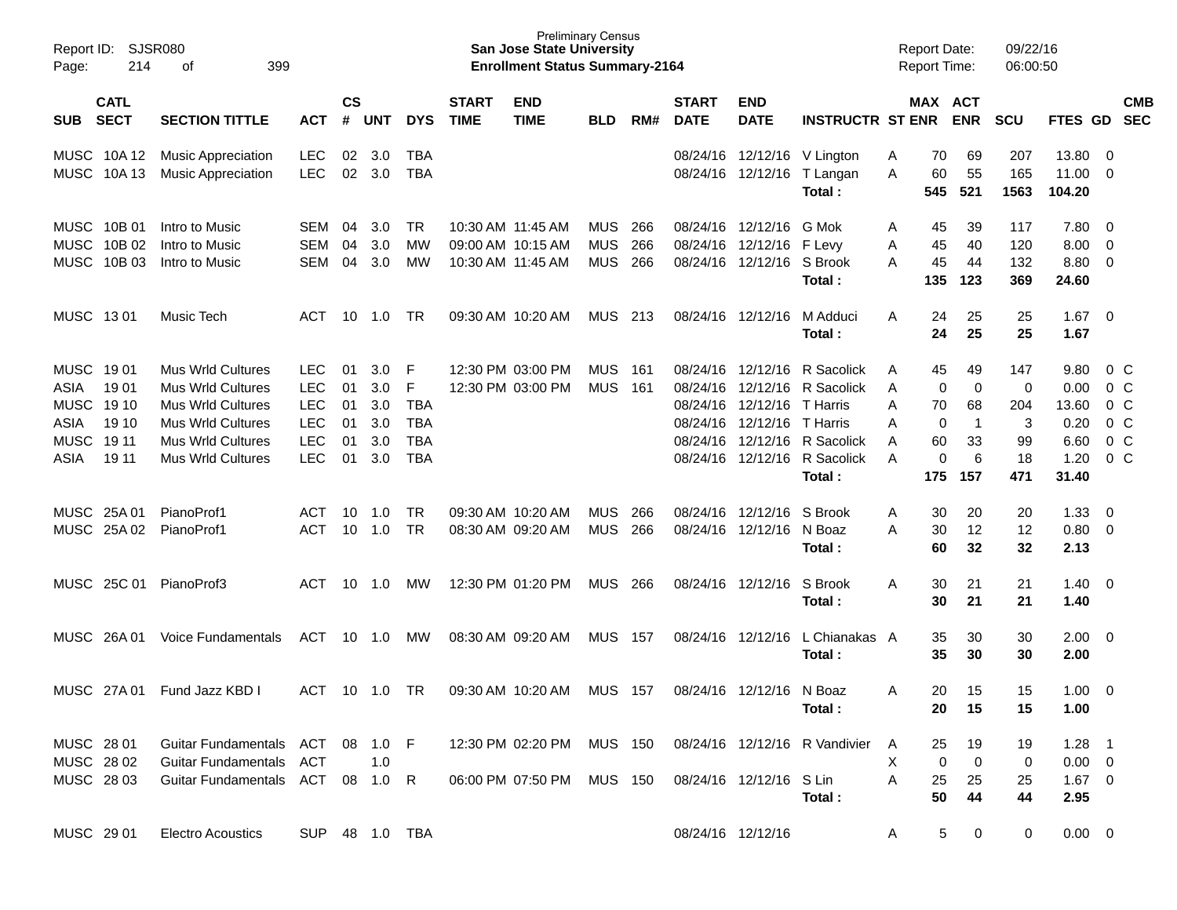Report ID: SJSR080
Page: 214 of 399

Preliminary Census
**San Jose State University**
**Enrollment Status Summary-2164**

Report Date: 09/22/16
Report Time: 06:00:50

| SUB | CATL SECT | SECTION TITTLE | ACT | CS # | UNT | DYS | START TIME | END TIME | BLD | RM# | START DATE | END DATE | INSTRUCTR | ST | MAX ENR | ACT ENR | SCU | FTES | GD | CMB SEC |
|---|---|---|---|---|---|---|---|---|---|---|---|---|---|---|---|---|---|---|---|---|
| MUSC | 10A 12 | Music Appreciation | LEC | 02 | 3.0 | TBA | | | | | 08/24/16 | 12/12/16 | V Lington | A | 70 | 69 | 207 | 13.80 | 0 | |
| MUSC | 10A 13 | Music Appreciation | LEC | 02 | 3.0 | TBA | | | | | 08/24/16 | 12/12/16 | T Langan | A | 60 | 55 | 165 | 11.00 | 0 | |
| | | | | | | | | | | | | | **Total :** | | **545** | **521** | **1563** | **104.20** | | |
| MUSC | 10B 01 | Intro to Music | SEM | 04 | 3.0 | TR | 10:30 AM | 11:45 AM | MUS | 266 | 08/24/16 | 12/12/16 | G Mok | A | 45 | 39 | 117 | 7.80 | 0 | |
| MUSC | 10B 02 | Intro to Music | SEM | 04 | 3.0 | MW | 09:00 AM | 10:15 AM | MUS | 266 | 08/24/16 | 12/12/16 | F Levy | A | 45 | 40 | 120 | 8.00 | 0 | |
| MUSC | 10B 03 | Intro to Music | SEM | 04 | 3.0 | MW | 10:30 AM | 11:45 AM | MUS | 266 | 08/24/16 | 12/12/16 | S Brook | A | 45 | 44 | 132 | 8.80 | 0 | |
| | | | | | | | | | | | | | **Total :** | | **135** | **123** | **369** | **24.60** | | |
| MUSC | 13 01 | Music Tech | ACT | 10 | 1.0 | TR | 09:30 AM | 10:20 AM | MUS | 213 | 08/24/16 | 12/12/16 | M Adduci | A | 24 | 25 | 25 | 1.67 | 0 | |
| | | | | | | | | | | | | | **Total :** | | **24** | **25** | **25** | **1.67** | | |
| MUSC | 19 01 | Mus Wrld Cultures | LEC | 01 | 3.0 | F | 12:30 PM | 03:00 PM | MUS | 161 | 08/24/16 | 12/12/16 | R Sacolick | A | 45 | 49 | 147 | 9.80 | 0 | C |
| ASIA | 19 01 | Mus Wrld Cultures | LEC | 01 | 3.0 | F | 12:30 PM | 03:00 PM | MUS | 161 | 08/24/16 | 12/12/16 | R Sacolick | A | 0 | 0 | 0 | 0.00 | 0 | C |
| MUSC | 19 10 | Mus Wrld Cultures | LEC | 01 | 3.0 | TBA | | | | | 08/24/16 | 12/12/16 | T Harris | A | 70 | 68 | 204 | 13.60 | 0 | C |
| ASIA | 19 10 | Mus Wrld Cultures | LEC | 01 | 3.0 | TBA | | | | | 08/24/16 | 12/12/16 | T Harris | A | 0 | 1 | 3 | 0.20 | 0 | C |
| MUSC | 19 11 | Mus Wrld Cultures | LEC | 01 | 3.0 | TBA | | | | | 08/24/16 | 12/12/16 | R Sacolick | A | 60 | 33 | 99 | 6.60 | 0 | C |
| ASIA | 19 11 | Mus Wrld Cultures | LEC | 01 | 3.0 | TBA | | | | | 08/24/16 | 12/12/16 | R Sacolick | A | 0 | 6 | 18 | 1.20 | 0 | C |
| | | | | | | | | | | | | | **Total :** | | **175** | **157** | **471** | **31.40** | | |
| MUSC | 25A 01 | PianoProf1 | ACT | 10 | 1.0 | TR | 09:30 AM | 10:20 AM | MUS | 266 | 08/24/16 | 12/12/16 | S Brook | A | 30 | 20 | 20 | 1.33 | 0 | |
| MUSC | 25A 02 | PianoProf1 | ACT | 10 | 1.0 | TR | 08:30 AM | 09:20 AM | MUS | 266 | 08/24/16 | 12/12/16 | N Boaz | A | 30 | 12 | 12 | 0.80 | 0 | |
| | | | | | | | | | | | | | **Total :** | | **60** | **32** | **32** | **2.13** | | |
| MUSC | 25C 01 | PianoProf3 | ACT | 10 | 1.0 | MW | 12:30 PM | 01:20 PM | MUS | 266 | 08/24/16 | 12/12/16 | S Brook | A | 30 | 21 | 21 | 1.40 | 0 | |
| | | | | | | | | | | | | | **Total :** | | **30** | **21** | **21** | **1.40** | | |
| MUSC | 26A 01 | Voice Fundamentals | ACT | 10 | 1.0 | MW | 08:30 AM | 09:20 AM | MUS | 157 | 08/24/16 | 12/12/16 | L Chianakas | A | 35 | 30 | 30 | 2.00 | 0 | |
| | | | | | | | | | | | | | **Total :** | | **35** | **30** | **30** | **2.00** | | |
| MUSC | 27A 01 | Fund Jazz KBD I | ACT | 10 | 1.0 | TR | 09:30 AM | 10:20 AM | MUS | 157 | 08/24/16 | 12/12/16 | N Boaz | A | 20 | 15 | 15 | 1.00 | 0 | |
| | | | | | | | | | | | | | **Total :** | | **20** | **15** | **15** | **1.00** | | |
| MUSC | 28 01 | Guitar Fundamentals | ACT | 08 | 1.0 | F | 12:30 PM | 02:20 PM | MUS | 150 | 08/24/16 | 12/12/16 | R Vandivier | A | 25 | 19 | 19 | 1.28 | 1 | |
| MUSC | 28 02 | Guitar Fundamentals | ACT | | 1.0 | | | | | | | | | X | 0 | 0 | 0 | 0.00 | 0 | |
| MUSC | 28 03 | Guitar Fundamentals | ACT | 08 | 1.0 | R | 06:00 PM | 07:50 PM | MUS | 150 | 08/24/16 | 12/12/16 | S Lin | A | 25 | 25 | 25 | 1.67 | 0 | |
| | | | | | | | | | | | | | **Total :** | | **50** | **44** | **44** | **2.95** | | |
| MUSC | 29 01 | Electro Acoustics | SUP | 48 | 1.0 | TBA | | | | | 08/24/16 | 12/12/16 | | A | 5 | 0 | 0 | 0.00 | 0 | |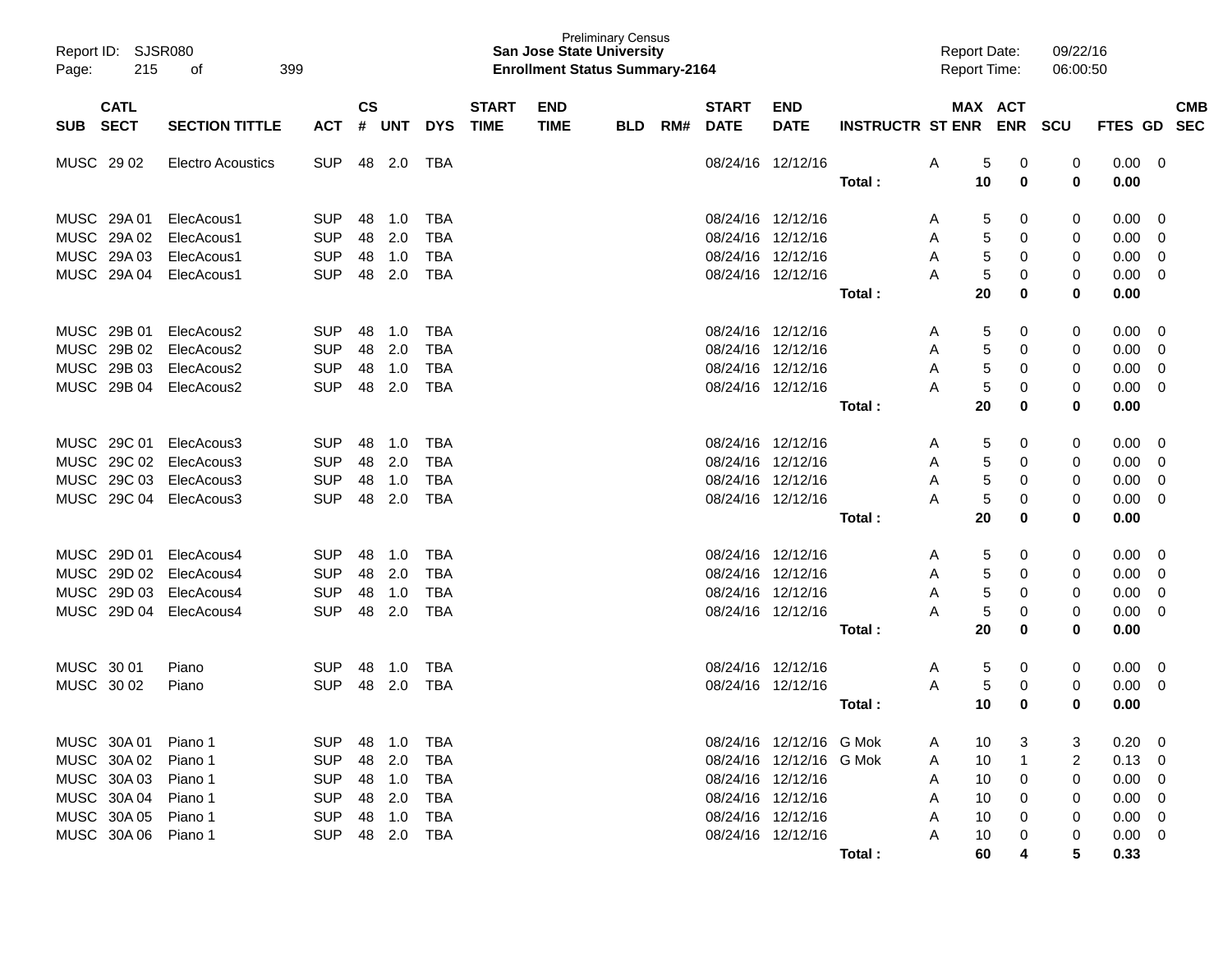Preliminary Census
**San Jose State University**
**Enrollment Status Summary-2164**

Report ID: SJSR080
Report Date: 09/22/16
Report Time: 06:00:50

| SUB | CATL SECT | SECTION TITTLE | ACT | CS # | UNT | DYS | START TIME | END TIME | BLD | RM# | START DATE | END DATE | INSTRUCTR | ST | MAX ENR | ACT ENR | SCU | FTES | GD | CMB SEC |
|---|---|---|---|---|---|---|---|---|---|---|---|---|---|---|---|---|---|---|---|---|
| MUSC | 29 02 | Electro Acoustics | SUP | 48 | 2.0 | TBA | | | | | 08/24/16 | 12/12/16 | | A | 5 | 0 | 0 | 0.00 | 0 | |
| | | | | | | | | | | | | | **Total :** | | **10** | **0** | **0** | **0.00** | | |
| MUSC | 29A 01 | ElecAcous1 | SUP | 48 | 1.0 | TBA | | | | | 08/24/16 | 12/12/16 | | A | 5 | 0 | 0 | 0.00 | 0 | |
| MUSC | 29A 02 | ElecAcous1 | SUP | 48 | 2.0 | TBA | | | | | 08/24/16 | 12/12/16 | | A | 5 | 0 | 0 | 0.00 | 0 | |
| MUSC | 29A 03 | ElecAcous1 | SUP | 48 | 1.0 | TBA | | | | | 08/24/16 | 12/12/16 | | A | 5 | 0 | 0 | 0.00 | 0 | |
| MUSC | 29A 04 | ElecAcous1 | SUP | 48 | 2.0 | TBA | | | | | 08/24/16 | 12/12/16 | | A | 5 | 0 | 0 | 0.00 | 0 | |
| | | | | | | | | | | | | | **Total :** | | **20** | **0** | **0** | **0.00** | | |
| MUSC | 29B 01 | ElecAcous2 | SUP | 48 | 1.0 | TBA | | | | | 08/24/16 | 12/12/16 | | A | 5 | 0 | 0 | 0.00 | 0 | |
| MUSC | 29B 02 | ElecAcous2 | SUP | 48 | 2.0 | TBA | | | | | 08/24/16 | 12/12/16 | | A | 5 | 0 | 0 | 0.00 | 0 | |
| MUSC | 29B 03 | ElecAcous2 | SUP | 48 | 1.0 | TBA | | | | | 08/24/16 | 12/12/16 | | A | 5 | 0 | 0 | 0.00 | 0 | |
| MUSC | 29B 04 | ElecAcous2 | SUP | 48 | 2.0 | TBA | | | | | 08/24/16 | 12/12/16 | | A | 5 | 0 | 0 | 0.00 | 0 | |
| | | | | | | | | | | | | | **Total :** | | **20** | **0** | **0** | **0.00** | | |
| MUSC | 29C 01 | ElecAcous3 | SUP | 48 | 1.0 | TBA | | | | | 08/24/16 | 12/12/16 | | A | 5 | 0 | 0 | 0.00 | 0 | |
| MUSC | 29C 02 | ElecAcous3 | SUP | 48 | 2.0 | TBA | | | | | 08/24/16 | 12/12/16 | | A | 5 | 0 | 0 | 0.00 | 0 | |
| MUSC | 29C 03 | ElecAcous3 | SUP | 48 | 1.0 | TBA | | | | | 08/24/16 | 12/12/16 | | A | 5 | 0 | 0 | 0.00 | 0 | |
| MUSC | 29C 04 | ElecAcous3 | SUP | 48 | 2.0 | TBA | | | | | 08/24/16 | 12/12/16 | | A | 5 | 0 | 0 | 0.00 | 0 | |
| | | | | | | | | | | | | | **Total :** | | **20** | **0** | **0** | **0.00** | | |
| MUSC | 29D 01 | ElecAcous4 | SUP | 48 | 1.0 | TBA | | | | | 08/24/16 | 12/12/16 | | A | 5 | 0 | 0 | 0.00 | 0 | |
| MUSC | 29D 02 | ElecAcous4 | SUP | 48 | 2.0 | TBA | | | | | 08/24/16 | 12/12/16 | | A | 5 | 0 | 0 | 0.00 | 0 | |
| MUSC | 29D 03 | ElecAcous4 | SUP | 48 | 1.0 | TBA | | | | | 08/24/16 | 12/12/16 | | A | 5 | 0 | 0 | 0.00 | 0 | |
| MUSC | 29D 04 | ElecAcous4 | SUP | 48 | 2.0 | TBA | | | | | 08/24/16 | 12/12/16 | | A | 5 | 0 | 0 | 0.00 | 0 | |
| | | | | | | | | | | | | | **Total :** | | **20** | **0** | **0** | **0.00** | | |
| MUSC | 30 01 | Piano | SUP | 48 | 1.0 | TBA | | | | | 08/24/16 | 12/12/16 | | A | 5 | 0 | 0 | 0.00 | 0 | |
| MUSC | 30 02 | Piano | SUP | 48 | 2.0 | TBA | | | | | 08/24/16 | 12/12/16 | | A | 5 | 0 | 0 | 0.00 | 0 | |
| | | | | | | | | | | | | | **Total :** | | **10** | **0** | **0** | **0.00** | | |
| MUSC | 30A 01 | Piano 1 | SUP | 48 | 1.0 | TBA | | | | | 08/24/16 | 12/12/16 | G Mok | A | 10 | 3 | 3 | 0.20 | 0 | |
| MUSC | 30A 02 | Piano 1 | SUP | 48 | 2.0 | TBA | | | | | 08/24/16 | 12/12/16 | G Mok | A | 10 | 1 | 2 | 0.13 | 0 | |
| MUSC | 30A 03 | Piano 1 | SUP | 48 | 1.0 | TBA | | | | | 08/24/16 | 12/12/16 | | A | 10 | 0 | 0 | 0.00 | 0 | |
| MUSC | 30A 04 | Piano 1 | SUP | 48 | 2.0 | TBA | | | | | 08/24/16 | 12/12/16 | | A | 10 | 0 | 0 | 0.00 | 0 | |
| MUSC | 30A 05 | Piano 1 | SUP | 48 | 1.0 | TBA | | | | | 08/24/16 | 12/12/16 | | A | 10 | 0 | 0 | 0.00 | 0 | |
| MUSC | 30A 06 | Piano 1 | SUP | 48 | 2.0 | TBA | | | | | 08/24/16 | 12/12/16 | | A | 10 | 0 | 0 | 0.00 | 0 | |
| | | | | | | | | | | | | | **Total :** | | **60** | **4** | **5** | **0.33** | | |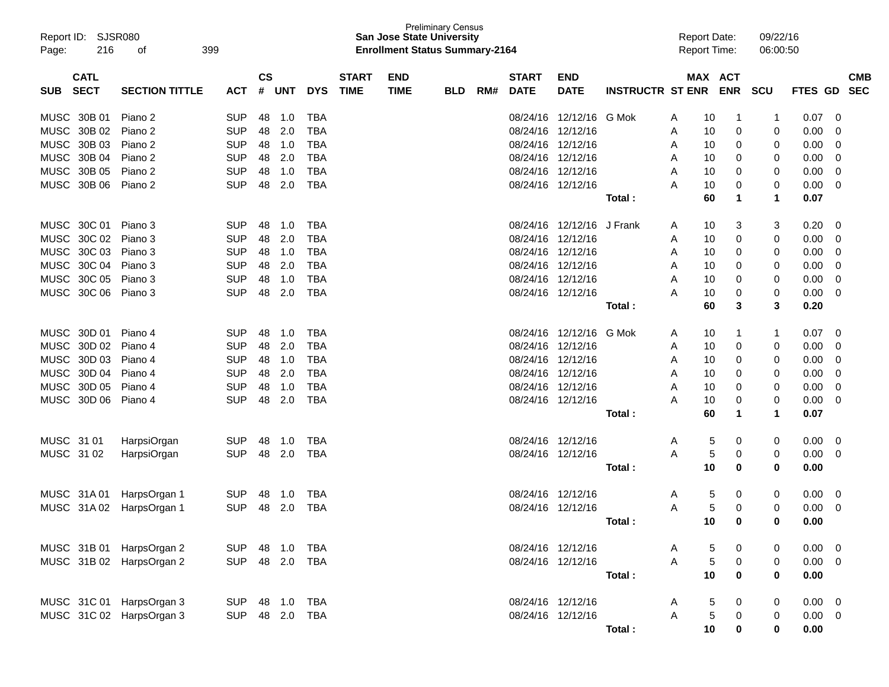Preliminary Census
**San Jose State University**
**Enrollment Status Summary-2164**

Report ID: SJSR080
Report Date: 09/22/16
Report Time: 06:00:50

| SUB | CATL SECT | SECTION TITTLE | ACT | CS # | UNT | DYS | START TIME | END TIME | BLD | RM# | START DATE | END DATE | INSTRUCTR | ST | MAX ENR | ACT ENR | SCU | FTES | GD | CMB SEC |
|---|---|---|---|---|---|---|---|---|---|---|---|---|---|---|---|---|---|---|---|---|
| MUSC | 30B 01 | Piano 2 | SUP | 48 | 1.0 | TBA | | | | | 08/24/16 | 12/12/16 | G Mok | A | 10 | 1 | 1 | 0.07 | 0 | |
| MUSC | 30B 02 | Piano 2 | SUP | 48 | 2.0 | TBA | | | | | 08/24/16 | 12/12/16 | | A | 10 | 0 | 0 | 0.00 | 0 | |
| MUSC | 30B 03 | Piano 2 | SUP | 48 | 1.0 | TBA | | | | | 08/24/16 | 12/12/16 | | A | 10 | 0 | 0 | 0.00 | 0 | |
| MUSC | 30B 04 | Piano 2 | SUP | 48 | 2.0 | TBA | | | | | 08/24/16 | 12/12/16 | | A | 10 | 0 | 0 | 0.00 | 0 | |
| MUSC | 30B 05 | Piano 2 | SUP | 48 | 1.0 | TBA | | | | | 08/24/16 | 12/12/16 | | A | 10 | 0 | 0 | 0.00 | 0 | |
| MUSC | 30B 06 | Piano 2 | SUP | 48 | 2.0 | TBA | | | | | 08/24/16 | 12/12/16 | | A | 10 | 0 | 0 | 0.00 | 0 | |
| | | | | | | | | | | | | | **Total :** | | **60** | **1** | **1** | **0.07** | | |
| MUSC | 30C 01 | Piano 3 | SUP | 48 | 1.0 | TBA | | | | | 08/24/16 | 12/12/16 | J Frank | A | 10 | 3 | 3 | 0.20 | 0 | |
| MUSC | 30C 02 | Piano 3 | SUP | 48 | 2.0 | TBA | | | | | 08/24/16 | 12/12/16 | | A | 10 | 0 | 0 | 0.00 | 0 | |
| MUSC | 30C 03 | Piano 3 | SUP | 48 | 1.0 | TBA | | | | | 08/24/16 | 12/12/16 | | A | 10 | 0 | 0 | 0.00 | 0 | |
| MUSC | 30C 04 | Piano 3 | SUP | 48 | 2.0 | TBA | | | | | 08/24/16 | 12/12/16 | | A | 10 | 0 | 0 | 0.00 | 0 | |
| MUSC | 30C 05 | Piano 3 | SUP | 48 | 1.0 | TBA | | | | | 08/24/16 | 12/12/16 | | A | 10 | 0 | 0 | 0.00 | 0 | |
| MUSC | 30C 06 | Piano 3 | SUP | 48 | 2.0 | TBA | | | | | 08/24/16 | 12/12/16 | | A | 10 | 0 | 0 | 0.00 | 0 | |
| | | | | | | | | | | | | | **Total :** | | **60** | **3** | **3** | **0.20** | | |
| MUSC | 30D 01 | Piano 4 | SUP | 48 | 1.0 | TBA | | | | | 08/24/16 | 12/12/16 | G Mok | A | 10 | 1 | 1 | 0.07 | 0 | |
| MUSC | 30D 02 | Piano 4 | SUP | 48 | 2.0 | TBA | | | | | 08/24/16 | 12/12/16 | | A | 10 | 0 | 0 | 0.00 | 0 | |
| MUSC | 30D 03 | Piano 4 | SUP | 48 | 1.0 | TBA | | | | | 08/24/16 | 12/12/16 | | A | 10 | 0 | 0 | 0.00 | 0 | |
| MUSC | 30D 04 | Piano 4 | SUP | 48 | 2.0 | TBA | | | | | 08/24/16 | 12/12/16 | | A | 10 | 0 | 0 | 0.00 | 0 | |
| MUSC | 30D 05 | Piano 4 | SUP | 48 | 1.0 | TBA | | | | | 08/24/16 | 12/12/16 | | A | 10 | 0 | 0 | 0.00 | 0 | |
| MUSC | 30D 06 | Piano 4 | SUP | 48 | 2.0 | TBA | | | | | 08/24/16 | 12/12/16 | | A | 10 | 0 | 0 | 0.00 | 0 | |
| | | | | | | | | | | | | | **Total :** | | **60** | **1** | **1** | **0.07** | | |
| MUSC | 31 01 | HarpsiOrgan | SUP | 48 | 1.0 | TBA | | | | | 08/24/16 | 12/12/16 | | A | 5 | 0 | 0 | 0.00 | 0 | |
| MUSC | 31 02 | HarpsiOrgan | SUP | 48 | 2.0 | TBA | | | | | 08/24/16 | 12/12/16 | | A | 5 | 0 | 0 | 0.00 | 0 | |
| | | | | | | | | | | | | | **Total :** | | **10** | **0** | **0** | **0.00** | | |
| MUSC | 31A 01 | HarpsOrgan 1 | SUP | 48 | 1.0 | TBA | | | | | 08/24/16 | 12/12/16 | | A | 5 | 0 | 0 | 0.00 | 0 | |
| MUSC | 31A 02 | HarpsOrgan 1 | SUP | 48 | 2.0 | TBA | | | | | 08/24/16 | 12/12/16 | | A | 5 | 0 | 0 | 0.00 | 0 | |
| | | | | | | | | | | | | | **Total :** | | **10** | **0** | **0** | **0.00** | | |
| MUSC | 31B 01 | HarpsOrgan 2 | SUP | 48 | 1.0 | TBA | | | | | 08/24/16 | 12/12/16 | | A | 5 | 0 | 0 | 0.00 | 0 | |
| MUSC | 31B 02 | HarpsOrgan 2 | SUP | 48 | 2.0 | TBA | | | | | 08/24/16 | 12/12/16 | | A | 5 | 0 | 0 | 0.00 | 0 | |
| | | | | | | | | | | | | | **Total :** | | **10** | **0** | **0** | **0.00** | | |
| MUSC | 31C 01 | HarpsOrgan 3 | SUP | 48 | 1.0 | TBA | | | | | 08/24/16 | 12/12/16 | | A | 5 | 0 | 0 | 0.00 | 0 | |
| MUSC | 31C 02 | HarpsOrgan 3 | SUP | 48 | 2.0 | TBA | | | | | 08/24/16 | 12/12/16 | | A | 5 | 0 | 0 | 0.00 | 0 | |
| | | | | | | | | | | | | | **Total :** | | **10** | **0** | **0** | **0.00** | | |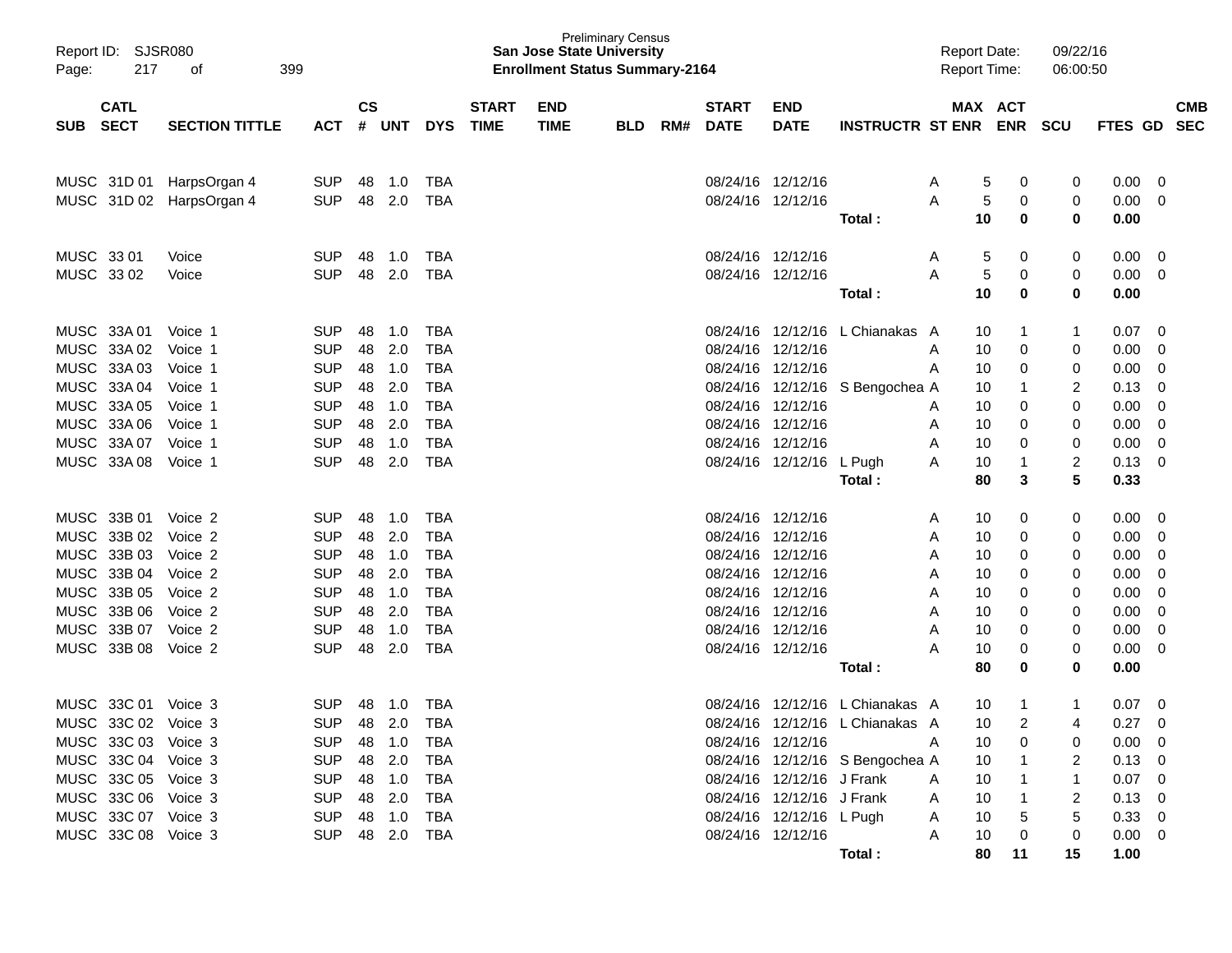Preliminary Census
**San Jose State University**
**Enrollment Status Summary-2164**

Report ID: SJSR080
Report Date: 09/22/16
Report Time: 06:00:50

| SUB | CATL SECT | SECTION TITTLE | ACT | CS # | UNT | DYS | START TIME | END TIME | BLD | RM# | START DATE | END DATE | INSTRUCTR | ST | MAX ENR | ACT ENR | SCU | FTES | GD | CMB SEC |
|---|---|---|---|---|---|---|---|---|---|---|---|---|---|---|---|---|---|---|---|---|
| MUSC | 31D 01 | HarpsOrgan 4 | SUP | 48 | 1.0 | TBA | | | | | 08/24/16 | 12/12/16 | | A | 5 | 0 | 0 | 0.00 | 0 | |
| MUSC | 31D 02 | HarpsOrgan 4 | SUP | 48 | 2.0 | TBA | | | | | 08/24/16 | 12/12/16 | | A | 5 | 0 | 0 | 0.00 | 0 | |
| | | | | | | | | | | | | | **Total :** | | **10** | **0** | **0** | **0.00** | | |
| MUSC | 33 01 | Voice | SUP | 48 | 1.0 | TBA | | | | | 08/24/16 | 12/12/16 | | A | 5 | 0 | 0 | 0.00 | 0 | |
| MUSC | 33 02 | Voice | SUP | 48 | 2.0 | TBA | | | | | 08/24/16 | 12/12/16 | | A | 5 | 0 | 0 | 0.00 | 0 | |
| | | | | | | | | | | | | | **Total :** | | **10** | **0** | **0** | **0.00** | | |
| MUSC | 33A 01 | Voice 1 | SUP | 48 | 1.0 | TBA | | | | | 08/24/16 | 12/12/16 | L Chianakas | A | 10 | 1 | 1 | 0.07 | 0 | |
| MUSC | 33A 02 | Voice 1 | SUP | 48 | 2.0 | TBA | | | | | 08/24/16 | 12/12/16 | | A | 10 | 0 | 0 | 0.00 | 0 | |
| MUSC | 33A 03 | Voice 1 | SUP | 48 | 1.0 | TBA | | | | | 08/24/16 | 12/12/16 | | A | 10 | 0 | 0 | 0.00 | 0 | |
| MUSC | 33A 04 | Voice 1 | SUP | 48 | 2.0 | TBA | | | | | 08/24/16 | 12/12/16 | S Bengochea | A | 10 | 1 | 2 | 0.13 | 0 | |
| MUSC | 33A 05 | Voice 1 | SUP | 48 | 1.0 | TBA | | | | | 08/24/16 | 12/12/16 | | A | 10 | 0 | 0 | 0.00 | 0 | |
| MUSC | 33A 06 | Voice 1 | SUP | 48 | 2.0 | TBA | | | | | 08/24/16 | 12/12/16 | | A | 10 | 0 | 0 | 0.00 | 0 | |
| MUSC | 33A 07 | Voice 1 | SUP | 48 | 1.0 | TBA | | | | | 08/24/16 | 12/12/16 | | A | 10 | 0 | 0 | 0.00 | 0 | |
| MUSC | 33A 08 | Voice 1 | SUP | 48 | 2.0 | TBA | | | | | 08/24/16 | 12/12/16 | L Pugh | A | 10 | 1 | 2 | 0.13 | 0 | |
| | | | | | | | | | | | | | **Total :** | | **80** | **3** | **5** | **0.33** | | |
| MUSC | 33B 01 | Voice 2 | SUP | 48 | 1.0 | TBA | | | | | 08/24/16 | 12/12/16 | | A | 10 | 0 | 0 | 0.00 | 0 | |
| MUSC | 33B 02 | Voice 2 | SUP | 48 | 2.0 | TBA | | | | | 08/24/16 | 12/12/16 | | A | 10 | 0 | 0 | 0.00 | 0 | |
| MUSC | 33B 03 | Voice 2 | SUP | 48 | 1.0 | TBA | | | | | 08/24/16 | 12/12/16 | | A | 10 | 0 | 0 | 0.00 | 0 | |
| MUSC | 33B 04 | Voice 2 | SUP | 48 | 2.0 | TBA | | | | | 08/24/16 | 12/12/16 | | A | 10 | 0 | 0 | 0.00 | 0 | |
| MUSC | 33B 05 | Voice 2 | SUP | 48 | 1.0 | TBA | | | | | 08/24/16 | 12/12/16 | | A | 10 | 0 | 0 | 0.00 | 0 | |
| MUSC | 33B 06 | Voice 2 | SUP | 48 | 2.0 | TBA | | | | | 08/24/16 | 12/12/16 | | A | 10 | 0 | 0 | 0.00 | 0 | |
| MUSC | 33B 07 | Voice 2 | SUP | 48 | 1.0 | TBA | | | | | 08/24/16 | 12/12/16 | | A | 10 | 0 | 0 | 0.00 | 0 | |
| MUSC | 33B 08 | Voice 2 | SUP | 48 | 2.0 | TBA | | | | | 08/24/16 | 12/12/16 | | A | 10 | 0 | 0 | 0.00 | 0 | |
| | | | | | | | | | | | | | **Total :** | | **80** | **0** | **0** | **0.00** | | |
| MUSC | 33C 01 | Voice 3 | SUP | 48 | 1.0 | TBA | | | | | 08/24/16 | 12/12/16 | L Chianakas | A | 10 | 1 | 1 | 0.07 | 0 | |
| MUSC | 33C 02 | Voice 3 | SUP | 48 | 2.0 | TBA | | | | | 08/24/16 | 12/12/16 | L Chianakas | A | 10 | 2 | 4 | 0.27 | 0 | |
| MUSC | 33C 03 | Voice 3 | SUP | 48 | 1.0 | TBA | | | | | 08/24/16 | 12/12/16 | | A | 10 | 0 | 0 | 0.00 | 0 | |
| MUSC | 33C 04 | Voice 3 | SUP | 48 | 2.0 | TBA | | | | | 08/24/16 | 12/12/16 | S Bengochea | A | 10 | 1 | 2 | 0.13 | 0 | |
| MUSC | 33C 05 | Voice 3 | SUP | 48 | 1.0 | TBA | | | | | 08/24/16 | 12/12/16 | J Frank | A | 10 | 1 | 1 | 0.07 | 0 | |
| MUSC | 33C 06 | Voice 3 | SUP | 48 | 2.0 | TBA | | | | | 08/24/16 | 12/12/16 | J Frank | A | 10 | 1 | 2 | 0.13 | 0 | |
| MUSC | 33C 07 | Voice 3 | SUP | 48 | 1.0 | TBA | | | | | 08/24/16 | 12/12/16 | L Pugh | A | 10 | 5 | 5 | 0.33 | 0 | |
| MUSC | 33C 08 | Voice 3 | SUP | 48 | 2.0 | TBA | | | | | 08/24/16 | 12/12/16 | | A | 10 | 0 | 0 | 0.00 | 0 | |
| | | | | | | | | | | | | | **Total :** | | **80** | **11** | **15** | **1.00** | | |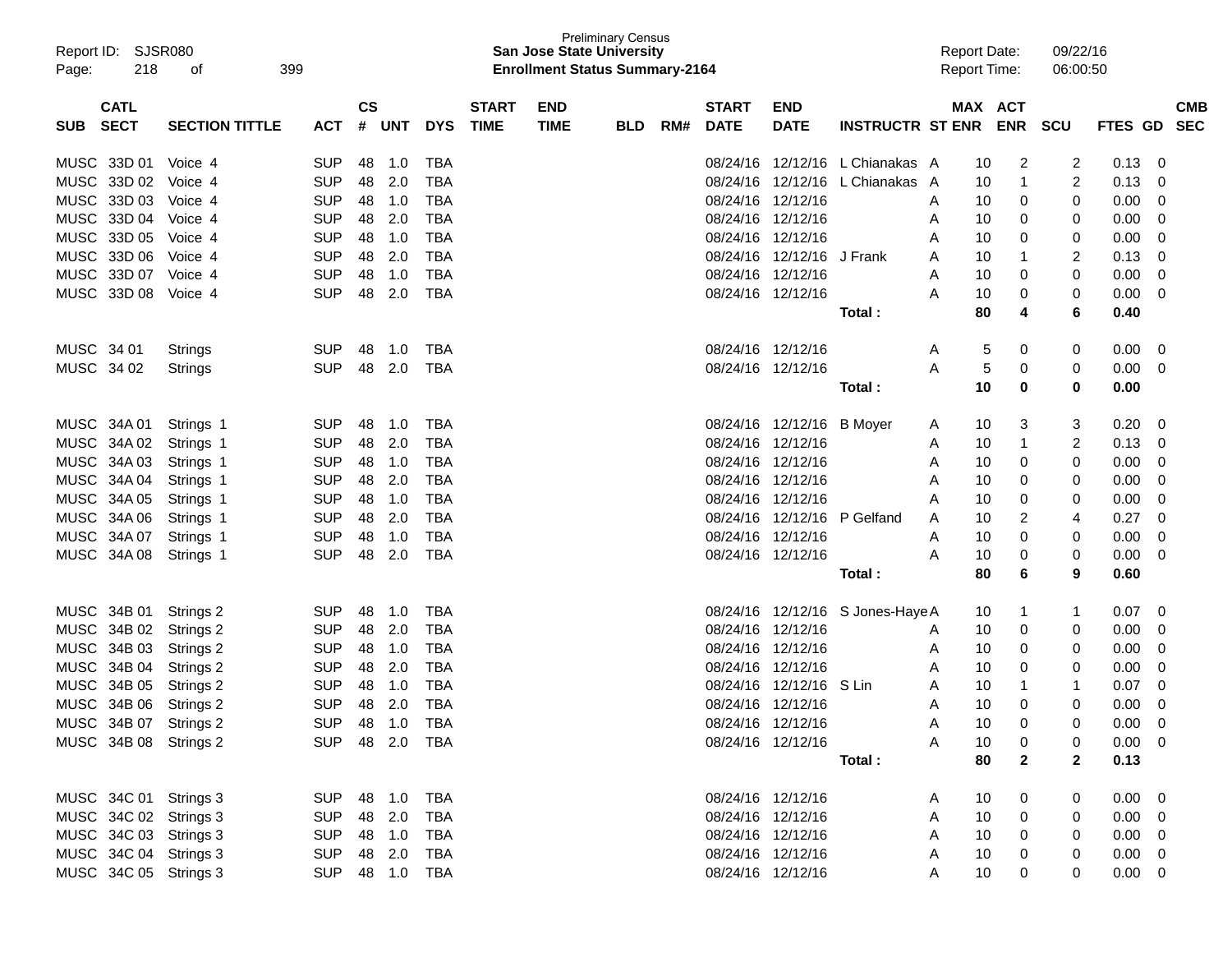Preliminary Census
**San Jose State University**
**Enrollment Status Summary-2164**

Report ID: SJSR080
Report Date: 09/22/16
Report Time: 06:00:50

| SUB | CATL SECT | SECTION TITTLE | ACT | CS # | UNT | DYS | START TIME | END TIME | BLD | RM# | START DATE | END DATE | INSTRUCTR | ST | MAX ENR | ACT ENR | SCU | FTES | GD | CMB SEC |
|---|---|---|---|---|---|---|---|---|---|---|---|---|---|---|---|---|---|---|---|---|
| MUSC | 33D 01 | Voice 4 | SUP | 48 | 1.0 | TBA | | | | | 08/24/16 | 12/12/16 | L Chianakas | A | 10 | 2 | 2 | 0.13 | 0 | |
| MUSC | 33D 02 | Voice 4 | SUP | 48 | 2.0 | TBA | | | | | 08/24/16 | 12/12/16 | L Chianakas | A | 10 | 1 | 2 | 0.13 | 0 | |
| MUSC | 33D 03 | Voice 4 | SUP | 48 | 1.0 | TBA | | | | | 08/24/16 | 12/12/16 | | A | 10 | 0 | 0 | 0.00 | 0 | |
| MUSC | 33D 04 | Voice 4 | SUP | 48 | 2.0 | TBA | | | | | 08/24/16 | 12/12/16 | | A | 10 | 0 | 0 | 0.00 | 0 | |
| MUSC | 33D 05 | Voice 4 | SUP | 48 | 1.0 | TBA | | | | | 08/24/16 | 12/12/16 | | A | 10 | 0 | 0 | 0.00 | 0 | |
| MUSC | 33D 06 | Voice 4 | SUP | 48 | 2.0 | TBA | | | | | 08/24/16 | 12/12/16 | J Frank | A | 10 | 1 | 2 | 0.13 | 0 | |
| MUSC | 33D 07 | Voice 4 | SUP | 48 | 1.0 | TBA | | | | | 08/24/16 | 12/12/16 | | A | 10 | 0 | 0 | 0.00 | 0 | |
| MUSC | 33D 08 | Voice 4 | SUP | 48 | 2.0 | TBA | | | | | 08/24/16 | 12/12/16 | | A | 10 | 0 | 0 | 0.00 | 0 | |
| | | | | | | | | | | | | | **Total :** | | **80** | **4** | **6** | **0.40** | | |
| MUSC | 34 01 | Strings | SUP | 48 | 1.0 | TBA | | | | | 08/24/16 | 12/12/16 | | A | 5 | 0 | 0 | 0.00 | 0 | |
| MUSC | 34 02 | Strings | SUP | 48 | 2.0 | TBA | | | | | 08/24/16 | 12/12/16 | | A | 5 | 0 | 0 | 0.00 | 0 | |
| | | | | | | | | | | | | | **Total :** | | **10** | **0** | **0** | **0.00** | | |
| MUSC | 34A 01 | Strings 1 | SUP | 48 | 1.0 | TBA | | | | | 08/24/16 | 12/12/16 | B Moyer | A | 10 | 3 | 3 | 0.20 | 0 | |
| MUSC | 34A 02 | Strings 1 | SUP | 48 | 2.0 | TBA | | | | | 08/24/16 | 12/12/16 | | A | 10 | 1 | 2 | 0.13 | 0 | |
| MUSC | 34A 03 | Strings 1 | SUP | 48 | 1.0 | TBA | | | | | 08/24/16 | 12/12/16 | | A | 10 | 0 | 0 | 0.00 | 0 | |
| MUSC | 34A 04 | Strings 1 | SUP | 48 | 2.0 | TBA | | | | | 08/24/16 | 12/12/16 | | A | 10 | 0 | 0 | 0.00 | 0 | |
| MUSC | 34A 05 | Strings 1 | SUP | 48 | 1.0 | TBA | | | | | 08/24/16 | 12/12/16 | | A | 10 | 0 | 0 | 0.00 | 0 | |
| MUSC | 34A 06 | Strings 1 | SUP | 48 | 2.0 | TBA | | | | | 08/24/16 | 12/12/16 | P Gelfand | A | 10 | 2 | 4 | 0.27 | 0 | |
| MUSC | 34A 07 | Strings 1 | SUP | 48 | 1.0 | TBA | | | | | 08/24/16 | 12/12/16 | | A | 10 | 0 | 0 | 0.00 | 0 | |
| MUSC | 34A 08 | Strings 1 | SUP | 48 | 2.0 | TBA | | | | | 08/24/16 | 12/12/16 | | A | 10 | 0 | 0 | 0.00 | 0 | |
| | | | | | | | | | | | | | **Total :** | | **80** | **6** | **9** | **0.60** | | |
| MUSC | 34B 01 | Strings 2 | SUP | 48 | 1.0 | TBA | | | | | 08/24/16 | 12/12/16 | S Jones-Haye | A | 10 | 1 | 1 | 0.07 | 0 | |
| MUSC | 34B 02 | Strings 2 | SUP | 48 | 2.0 | TBA | | | | | 08/24/16 | 12/12/16 | | A | 10 | 0 | 0 | 0.00 | 0 | |
| MUSC | 34B 03 | Strings 2 | SUP | 48 | 1.0 | TBA | | | | | 08/24/16 | 12/12/16 | | A | 10 | 0 | 0 | 0.00 | 0 | |
| MUSC | 34B 04 | Strings 2 | SUP | 48 | 2.0 | TBA | | | | | 08/24/16 | 12/12/16 | | A | 10 | 0 | 0 | 0.00 | 0 | |
| MUSC | 34B 05 | Strings 2 | SUP | 48 | 1.0 | TBA | | | | | 08/24/16 | 12/12/16 | S Lin | A | 10 | 1 | 1 | 0.07 | 0 | |
| MUSC | 34B 06 | Strings 2 | SUP | 48 | 2.0 | TBA | | | | | 08/24/16 | 12/12/16 | | A | 10 | 0 | 0 | 0.00 | 0 | |
| MUSC | 34B 07 | Strings 2 | SUP | 48 | 1.0 | TBA | | | | | 08/24/16 | 12/12/16 | | A | 10 | 0 | 0 | 0.00 | 0 | |
| MUSC | 34B 08 | Strings 2 | SUP | 48 | 2.0 | TBA | | | | | 08/24/16 | 12/12/16 | | A | 10 | 0 | 0 | 0.00 | 0 | |
| | | | | | | | | | | | | | **Total :** | | **80** | **2** | **2** | **0.13** | | |
| MUSC | 34C 01 | Strings 3 | SUP | 48 | 1.0 | TBA | | | | | 08/24/16 | 12/12/16 | | A | 10 | 0 | 0 | 0.00 | 0 | |
| MUSC | 34C 02 | Strings 3 | SUP | 48 | 2.0 | TBA | | | | | 08/24/16 | 12/12/16 | | A | 10 | 0 | 0 | 0.00 | 0 | |
| MUSC | 34C 03 | Strings 3 | SUP | 48 | 1.0 | TBA | | | | | 08/24/16 | 12/12/16 | | A | 10 | 0 | 0 | 0.00 | 0 | |
| MUSC | 34C 04 | Strings 3 | SUP | 48 | 2.0 | TBA | | | | | 08/24/16 | 12/12/16 | | A | 10 | 0 | 0 | 0.00 | 0 | |
| MUSC | 34C 05 | Strings 3 | SUP | 48 | 1.0 | TBA | | | | | 08/24/16 | 12/12/16 | | A | 10 | 0 | 0 | 0.00 | 0 | |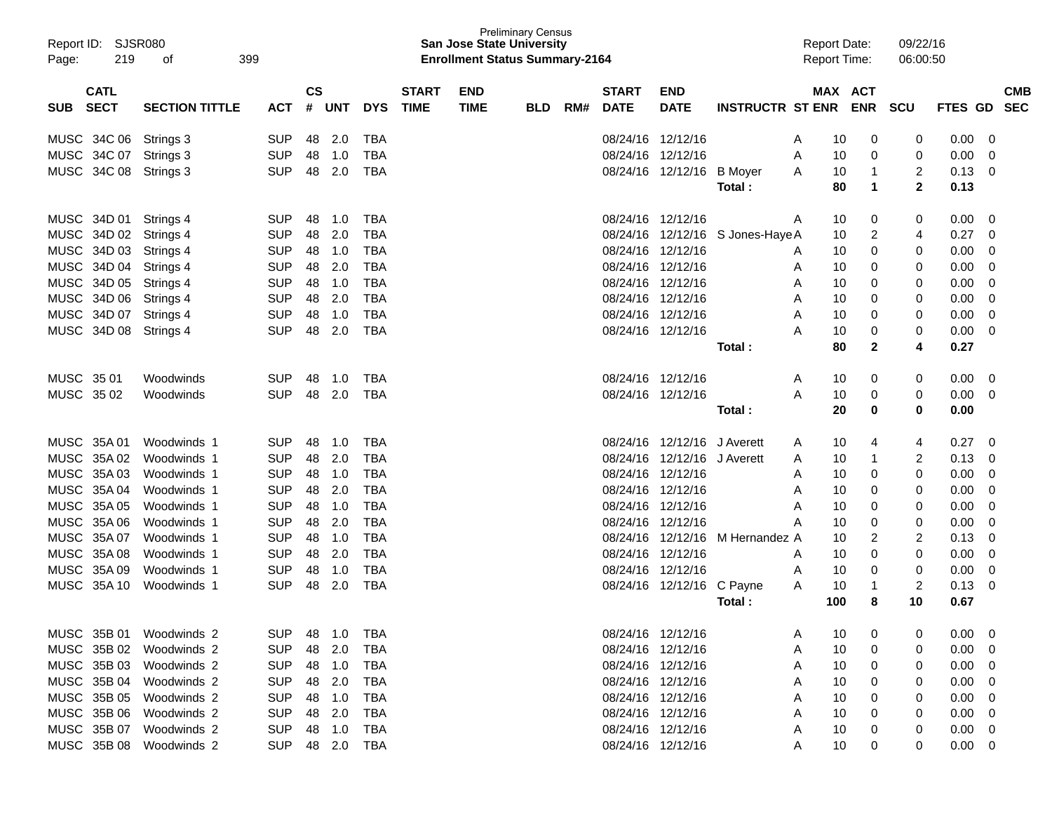| SUB | CATL SECT | SECTION TITTLE | ACT | CS # | UNT | DYS | START TIME | END TIME | BLD | RM# | START DATE | END DATE | INSTRUCTR | ST | MAX ENR | ACT ENR | SCU | FTES | GD | CMB SEC |
|---|---|---|---|---|---|---|---|---|---|---|---|---|---|---|---|---|---|---|---|---|
| MUSC | 34C 06 | Strings 3 | SUP | 48 | 2.0 | TBA | | | | | 08/24/16 | 12/12/16 | | A | 10 | 0 | 0 | 0.00 | 0 | |
| MUSC | 34C 07 | Strings 3 | SUP | 48 | 1.0 | TBA | | | | | 08/24/16 | 12/12/16 | | A | 10 | 0 | 0 | 0.00 | 0 | |
| MUSC | 34C 08 | Strings 3 | SUP | 48 | 2.0 | TBA | | | | | 08/24/16 | 12/12/16 | B Moyer | A | 10 | 1 | 2 | 0.13 | 0 | |
| | | | | | | | | | | | | | **Total :** | | **80** | **1** | **2** | **0.13** | | |
| MUSC | 34D 01 | Strings 4 | SUP | 48 | 1.0 | TBA | | | | | 08/24/16 | 12/12/16 | | A | 10 | 0 | 0 | 0.00 | 0 | |
| MUSC | 34D 02 | Strings 4 | SUP | 48 | 2.0 | TBA | | | | | 08/24/16 | 12/12/16 | S Jones-Haye | A | 10 | 2 | 4 | 0.27 | 0 | |
| MUSC | 34D 03 | Strings 4 | SUP | 48 | 1.0 | TBA | | | | | 08/24/16 | 12/12/16 | | A | 10 | 0 | 0 | 0.00 | 0 | |
| MUSC | 34D 04 | Strings 4 | SUP | 48 | 2.0 | TBA | | | | | 08/24/16 | 12/12/16 | | A | 10 | 0 | 0 | 0.00 | 0 | |
| MUSC | 34D 05 | Strings 4 | SUP | 48 | 1.0 | TBA | | | | | 08/24/16 | 12/12/16 | | A | 10 | 0 | 0 | 0.00 | 0 | |
| MUSC | 34D 06 | Strings 4 | SUP | 48 | 2.0 | TBA | | | | | 08/24/16 | 12/12/16 | | A | 10 | 0 | 0 | 0.00 | 0 | |
| MUSC | 34D 07 | Strings 4 | SUP | 48 | 1.0 | TBA | | | | | 08/24/16 | 12/12/16 | | A | 10 | 0 | 0 | 0.00 | 0 | |
| MUSC | 34D 08 | Strings 4 | SUP | 48 | 2.0 | TBA | | | | | 08/24/16 | 12/12/16 | | A | 10 | 0 | 0 | 0.00 | 0 | |
| | | | | | | | | | | | | | **Total :** | | **80** | **2** | **4** | **0.27** | | |
| MUSC | 35 01 | Woodwinds | SUP | 48 | 1.0 | TBA | | | | | 08/24/16 | 12/12/16 | | A | 10 | 0 | 0 | 0.00 | 0 | |
| MUSC | 35 02 | Woodwinds | SUP | 48 | 2.0 | TBA | | | | | 08/24/16 | 12/12/16 | | A | 10 | 0 | 0 | 0.00 | 0 | |
| | | | | | | | | | | | | | **Total :** | | **20** | **0** | **0** | **0.00** | | |
| MUSC | 35A 01 | Woodwinds 1 | SUP | 48 | 1.0 | TBA | | | | | 08/24/16 | 12/12/16 | J Averett | A | 10 | 4 | 4 | 0.27 | 0 | |
| MUSC | 35A 02 | Woodwinds 1 | SUP | 48 | 2.0 | TBA | | | | | 08/24/16 | 12/12/16 | J Averett | A | 10 | 1 | 2 | 0.13 | 0 | |
| MUSC | 35A 03 | Woodwinds 1 | SUP | 48 | 1.0 | TBA | | | | | 08/24/16 | 12/12/16 | | A | 10 | 0 | 0 | 0.00 | 0 | |
| MUSC | 35A 04 | Woodwinds 1 | SUP | 48 | 2.0 | TBA | | | | | 08/24/16 | 12/12/16 | | A | 10 | 0 | 0 | 0.00 | 0 | |
| MUSC | 35A 05 | Woodwinds 1 | SUP | 48 | 1.0 | TBA | | | | | 08/24/16 | 12/12/16 | | A | 10 | 0 | 0 | 0.00 | 0 | |
| MUSC | 35A 06 | Woodwinds 1 | SUP | 48 | 2.0 | TBA | | | | | 08/24/16 | 12/12/16 | | A | 10 | 0 | 0 | 0.00 | 0 | |
| MUSC | 35A 07 | Woodwinds 1 | SUP | 48 | 1.0 | TBA | | | | | 08/24/16 | 12/12/16 | M Hernandez | A | 10 | 2 | 2 | 0.13 | 0 | |
| MUSC | 35A 08 | Woodwinds 1 | SUP | 48 | 2.0 | TBA | | | | | 08/24/16 | 12/12/16 | | A | 10 | 0 | 0 | 0.00 | 0 | |
| MUSC | 35A 09 | Woodwinds 1 | SUP | 48 | 1.0 | TBA | | | | | 08/24/16 | 12/12/16 | | A | 10 | 0 | 0 | 0.00 | 0 | |
| MUSC | 35A 10 | Woodwinds 1 | SUP | 48 | 2.0 | TBA | | | | | 08/24/16 | 12/12/16 | C Payne | A | 10 | 1 | 2 | 0.13 | 0 | |
| | | | | | | | | | | | | | **Total :** | | **100** | **8** | **10** | **0.67** | | |
| MUSC | 35B 01 | Woodwinds 2 | SUP | 48 | 1.0 | TBA | | | | | 08/24/16 | 12/12/16 | | A | 10 | 0 | 0 | 0.00 | 0 | |
| MUSC | 35B 02 | Woodwinds 2 | SUP | 48 | 2.0 | TBA | | | | | 08/24/16 | 12/12/16 | | A | 10 | 0 | 0 | 0.00 | 0 | |
| MUSC | 35B 03 | Woodwinds 2 | SUP | 48 | 1.0 | TBA | | | | | 08/24/16 | 12/12/16 | | A | 10 | 0 | 0 | 0.00 | 0 | |
| MUSC | 35B 04 | Woodwinds 2 | SUP | 48 | 2.0 | TBA | | | | | 08/24/16 | 12/12/16 | | A | 10 | 0 | 0 | 0.00 | 0 | |
| MUSC | 35B 05 | Woodwinds 2 | SUP | 48 | 1.0 | TBA | | | | | 08/24/16 | 12/12/16 | | A | 10 | 0 | 0 | 0.00 | 0 | |
| MUSC | 35B 06 | Woodwinds 2 | SUP | 48 | 2.0 | TBA | | | | | 08/24/16 | 12/12/16 | | A | 10 | 0 | 0 | 0.00 | 0 | |
| MUSC | 35B 07 | Woodwinds 2 | SUP | 48 | 1.0 | TBA | | | | | 08/24/16 | 12/12/16 | | A | 10 | 0 | 0 | 0.00 | 0 | |
| MUSC | 35B 08 | Woodwinds 2 | SUP | 48 | 2.0 | TBA | | | | | 08/24/16 | 12/12/16 | | A | 10 | 0 | 0 | 0.00 | 0 | |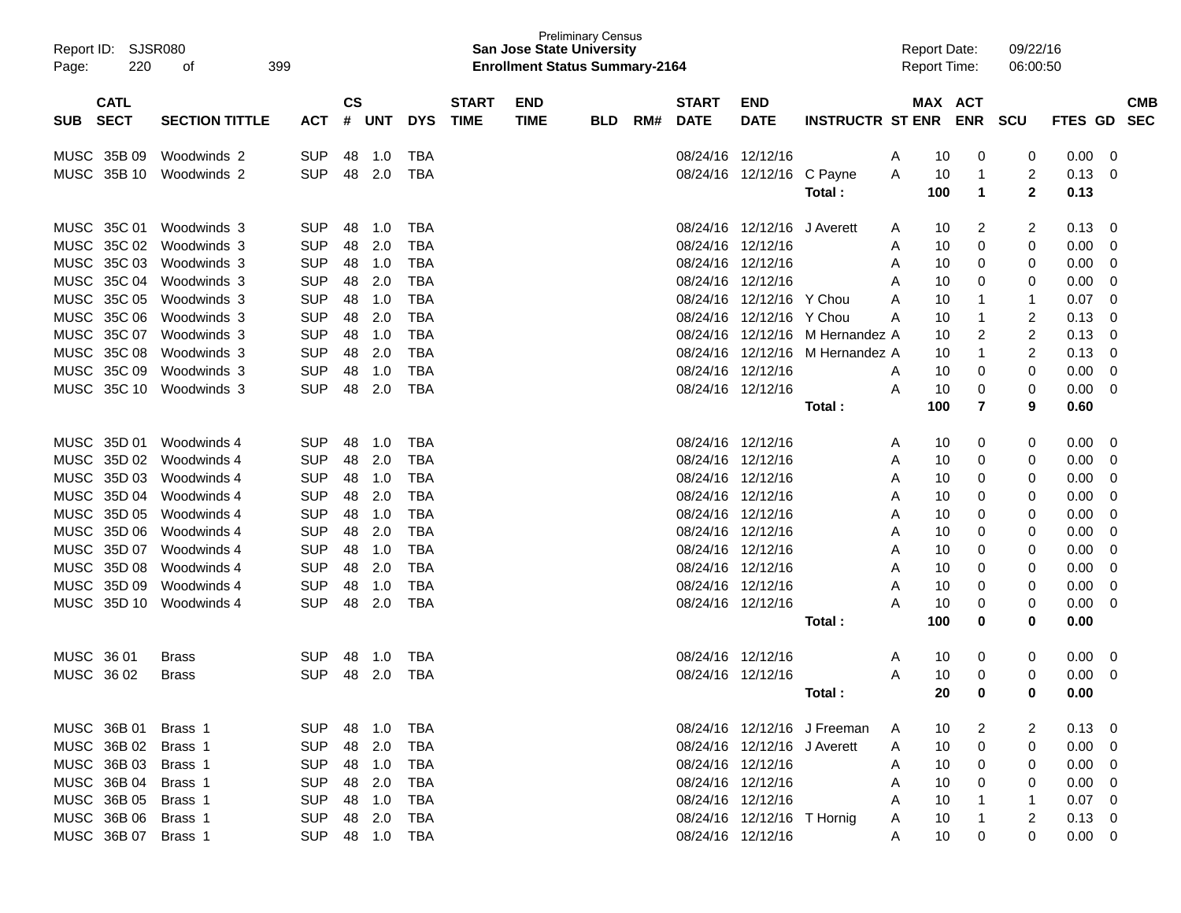| SUB | CATL SECT | SECTION TITTLE | ACT | CS # | UNT | DYS | START TIME | END TIME | BLD | RM# | START DATE | END DATE | INSTRUCTR | ST | MAX ENR | ACT ENR | SCU | FTES | GD | CMB SEC |
|---|---|---|---|---|---|---|---|---|---|---|---|---|---|---|---|---|---|---|---|---|
| MUSC | 35B 09 | Woodwinds 2 | SUP | 48 | 1.0 | TBA | | | | | 08/24/16 | 12/12/16 | | A | 10 | 0 | 0 | 0.00 | 0 | |
| MUSC | 35B 10 | Woodwinds 2 | SUP | 48 | 2.0 | TBA | | | | | 08/24/16 | 12/12/16 | C Payne | A | 10 | 1 | 2 | 0.13 | 0 | |
| | | | | | | | | | | | | | **Total :** | | **100** | **1** | **2** | **0.13** | | |
| MUSC | 35C 01 | Woodwinds 3 | SUP | 48 | 1.0 | TBA | | | | | 08/24/16 | 12/12/16 | J Averett | A | 10 | 2 | 2 | 0.13 | 0 | |
| MUSC | 35C 02 | Woodwinds 3 | SUP | 48 | 2.0 | TBA | | | | | 08/24/16 | 12/12/16 | | A | 10 | 0 | 0 | 0.00 | 0 | |
| MUSC | 35C 03 | Woodwinds 3 | SUP | 48 | 1.0 | TBA | | | | | 08/24/16 | 12/12/16 | | A | 10 | 0 | 0 | 0.00 | 0 | |
| MUSC | 35C 04 | Woodwinds 3 | SUP | 48 | 2.0 | TBA | | | | | 08/24/16 | 12/12/16 | | A | 10 | 0 | 0 | 0.00 | 0 | |
| MUSC | 35C 05 | Woodwinds 3 | SUP | 48 | 1.0 | TBA | | | | | 08/24/16 | 12/12/16 | Y Chou | A | 10 | 1 | 1 | 0.07 | 0 | |
| MUSC | 35C 06 | Woodwinds 3 | SUP | 48 | 2.0 | TBA | | | | | 08/24/16 | 12/12/16 | Y Chou | A | 10 | 1 | 2 | 0.13 | 0 | |
| MUSC | 35C 07 | Woodwinds 3 | SUP | 48 | 1.0 | TBA | | | | | 08/24/16 | 12/12/16 | M Hernandez | A | 10 | 2 | 2 | 0.13 | 0 | |
| MUSC | 35C 08 | Woodwinds 3 | SUP | 48 | 2.0 | TBA | | | | | 08/24/16 | 12/12/16 | M Hernandez | A | 10 | 1 | 2 | 0.13 | 0 | |
| MUSC | 35C 09 | Woodwinds 3 | SUP | 48 | 1.0 | TBA | | | | | 08/24/16 | 12/12/16 | | A | 10 | 0 | 0 | 0.00 | 0 | |
| MUSC | 35C 10 | Woodwinds 3 | SUP | 48 | 2.0 | TBA | | | | | 08/24/16 | 12/12/16 | | A | 10 | 0 | 0 | 0.00 | 0 | |
| | | | | | | | | | | | | | **Total :** | | **100** | **7** | **9** | **0.60** | | |
| MUSC | 35D 01 | Woodwinds 4 | SUP | 48 | 1.0 | TBA | | | | | 08/24/16 | 12/12/16 | | A | 10 | 0 | 0 | 0.00 | 0 | |
| MUSC | 35D 02 | Woodwinds 4 | SUP | 48 | 2.0 | TBA | | | | | 08/24/16 | 12/12/16 | | A | 10 | 0 | 0 | 0.00 | 0 | |
| MUSC | 35D 03 | Woodwinds 4 | SUP | 48 | 1.0 | TBA | | | | | 08/24/16 | 12/12/16 | | A | 10 | 0 | 0 | 0.00 | 0 | |
| MUSC | 35D 04 | Woodwinds 4 | SUP | 48 | 2.0 | TBA | | | | | 08/24/16 | 12/12/16 | | A | 10 | 0 | 0 | 0.00 | 0 | |
| MUSC | 35D 05 | Woodwinds 4 | SUP | 48 | 1.0 | TBA | | | | | 08/24/16 | 12/12/16 | | A | 10 | 0 | 0 | 0.00 | 0 | |
| MUSC | 35D 06 | Woodwinds 4 | SUP | 48 | 2.0 | TBA | | | | | 08/24/16 | 12/12/16 | | A | 10 | 0 | 0 | 0.00 | 0 | |
| MUSC | 35D 07 | Woodwinds 4 | SUP | 48 | 1.0 | TBA | | | | | 08/24/16 | 12/12/16 | | A | 10 | 0 | 0 | 0.00 | 0 | |
| MUSC | 35D 08 | Woodwinds 4 | SUP | 48 | 2.0 | TBA | | | | | 08/24/16 | 12/12/16 | | A | 10 | 0 | 0 | 0.00 | 0 | |
| MUSC | 35D 09 | Woodwinds 4 | SUP | 48 | 1.0 | TBA | | | | | 08/24/16 | 12/12/16 | | A | 10 | 0 | 0 | 0.00 | 0 | |
| MUSC | 35D 10 | Woodwinds 4 | SUP | 48 | 2.0 | TBA | | | | | 08/24/16 | 12/12/16 | | A | 10 | 0 | 0 | 0.00 | 0 | |
| | | | | | | | | | | | | | **Total :** | | **100** | **0** | **0** | **0.00** | | |
| MUSC | 36 01 | Brass | SUP | 48 | 1.0 | TBA | | | | | 08/24/16 | 12/12/16 | | A | 10 | 0 | 0 | 0.00 | 0 | |
| MUSC | 36 02 | Brass | SUP | 48 | 2.0 | TBA | | | | | 08/24/16 | 12/12/16 | | A | 10 | 0 | 0 | 0.00 | 0 | |
| | | | | | | | | | | | | | **Total :** | | **20** | **0** | **0** | **0.00** | | |
| MUSC | 36B 01 | Brass 1 | SUP | 48 | 1.0 | TBA | | | | | 08/24/16 | 12/12/16 | J Freeman | A | 10 | 2 | 2 | 0.13 | 0 | |
| MUSC | 36B 02 | Brass 1 | SUP | 48 | 2.0 | TBA | | | | | 08/24/16 | 12/12/16 | J Averett | A | 10 | 0 | 0 | 0.00 | 0 | |
| MUSC | 36B 03 | Brass 1 | SUP | 48 | 1.0 | TBA | | | | | 08/24/16 | 12/12/16 | | A | 10 | 0 | 0 | 0.00 | 0 | |
| MUSC | 36B 04 | Brass 1 | SUP | 48 | 2.0 | TBA | | | | | 08/24/16 | 12/12/16 | | A | 10 | 0 | 0 | 0.00 | 0 | |
| MUSC | 36B 05 | Brass 1 | SUP | 48 | 1.0 | TBA | | | | | 08/24/16 | 12/12/16 | | A | 10 | 1 | 1 | 0.07 | 0 | |
| MUSC | 36B 06 | Brass 1 | SUP | 48 | 2.0 | TBA | | | | | 08/24/16 | 12/12/16 | T Hornig | A | 10 | 1 | 2 | 0.13 | 0 | |
| MUSC | 36B 07 | Brass 1 | SUP | 48 | 1.0 | TBA | | | | | 08/24/16 | 12/12/16 | | A | 10 | 0 | 0 | 0.00 | 0 | |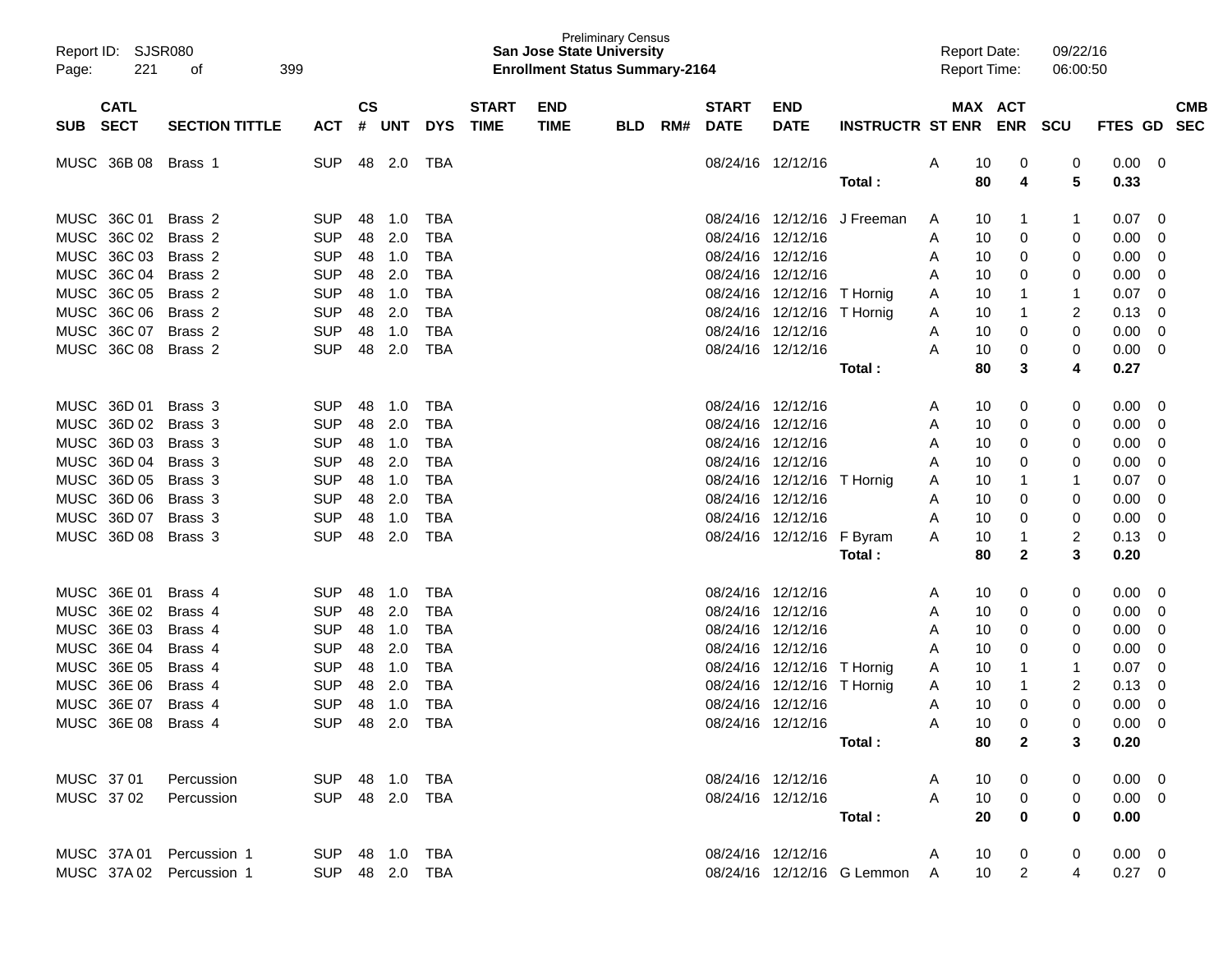Preliminary Census
**San Jose State University**
**Enrollment Status Summary-2164**

Report ID: SJSR080
Report Date: 09/22/16
Report Time: 06:00:50

| SUB | CATL SECT | SECTION TITTLE | ACT | CS # | UNT | DYS | START TIME | END TIME | BLD | RM# | START DATE | END DATE | INSTRUCTR | ST | MAX ENR | ACT ENR | SCU | FTES | GD | CMB SEC |
|---|---|---|---|---|---|---|---|---|---|---|---|---|---|---|---|---|---|---|---|---|
| MUSC | 36B 08 | Brass 1 | SUP | 48 | 2.0 | TBA | | | | | 08/24/16 | 12/12/16 | | A | 10 | 0 | 0 | 0.00 | 0 | |
| | | | | | | | | | | | | | **Total :** | | **80** | **4** | **5** | **0.33** | | |
| MUSC | 36C 01 | Brass 2 | SUP | 48 | 1.0 | TBA | | | | | 08/24/16 | 12/12/16 | J Freeman | A | 10 | 1 | 1 | 0.07 | 0 | |
| MUSC | 36C 02 | Brass 2 | SUP | 48 | 2.0 | TBA | | | | | 08/24/16 | 12/12/16 | | A | 10 | 0 | 0 | 0.00 | 0 | |
| MUSC | 36C 03 | Brass 2 | SUP | 48 | 1.0 | TBA | | | | | 08/24/16 | 12/12/16 | | A | 10 | 0 | 0 | 0.00 | 0 | |
| MUSC | 36C 04 | Brass 2 | SUP | 48 | 2.0 | TBA | | | | | 08/24/16 | 12/12/16 | | A | 10 | 0 | 0 | 0.00 | 0 | |
| MUSC | 36C 05 | Brass 2 | SUP | 48 | 1.0 | TBA | | | | | 08/24/16 | 12/12/16 | T Hornig | A | 10 | 1 | 1 | 0.07 | 0 | |
| MUSC | 36C 06 | Brass 2 | SUP | 48 | 2.0 | TBA | | | | | 08/24/16 | 12/12/16 | T Hornig | A | 10 | 1 | 2 | 0.13 | 0 | |
| MUSC | 36C 07 | Brass 2 | SUP | 48 | 1.0 | TBA | | | | | 08/24/16 | 12/12/16 | | A | 10 | 0 | 0 | 0.00 | 0 | |
| MUSC | 36C 08 | Brass 2 | SUP | 48 | 2.0 | TBA | | | | | 08/24/16 | 12/12/16 | | A | 10 | 0 | 0 | 0.00 | 0 | |
| | | | | | | | | | | | | | **Total :** | | **80** | **3** | **4** | **0.27** | | |
| MUSC | 36D 01 | Brass 3 | SUP | 48 | 1.0 | TBA | | | | | 08/24/16 | 12/12/16 | | A | 10 | 0 | 0 | 0.00 | 0 | |
| MUSC | 36D 02 | Brass 3 | SUP | 48 | 2.0 | TBA | | | | | 08/24/16 | 12/12/16 | | A | 10 | 0 | 0 | 0.00 | 0 | |
| MUSC | 36D 03 | Brass 3 | SUP | 48 | 1.0 | TBA | | | | | 08/24/16 | 12/12/16 | | A | 10 | 0 | 0 | 0.00 | 0 | |
| MUSC | 36D 04 | Brass 3 | SUP | 48 | 2.0 | TBA | | | | | 08/24/16 | 12/12/16 | | A | 10 | 0 | 0 | 0.00 | 0 | |
| MUSC | 36D 05 | Brass 3 | SUP | 48 | 1.0 | TBA | | | | | 08/24/16 | 12/12/16 | T Hornig | A | 10 | 1 | 1 | 0.07 | 0 | |
| MUSC | 36D 06 | Brass 3 | SUP | 48 | 2.0 | TBA | | | | | 08/24/16 | 12/12/16 | | A | 10 | 0 | 0 | 0.00 | 0 | |
| MUSC | 36D 07 | Brass 3 | SUP | 48 | 1.0 | TBA | | | | | 08/24/16 | 12/12/16 | | A | 10 | 0 | 0 | 0.00 | 0 | |
| MUSC | 36D 08 | Brass 3 | SUP | 48 | 2.0 | TBA | | | | | 08/24/16 | 12/12/16 | F Byram | A | 10 | 1 | 2 | 0.13 | 0 | |
| | | | | | | | | | | | | | **Total :** | | **80** | **2** | **3** | **0.20** | | |
| MUSC | 36E 01 | Brass 4 | SUP | 48 | 1.0 | TBA | | | | | 08/24/16 | 12/12/16 | | A | 10 | 0 | 0 | 0.00 | 0 | |
| MUSC | 36E 02 | Brass 4 | SUP | 48 | 2.0 | TBA | | | | | 08/24/16 | 12/12/16 | | A | 10 | 0 | 0 | 0.00 | 0 | |
| MUSC | 36E 03 | Brass 4 | SUP | 48 | 1.0 | TBA | | | | | 08/24/16 | 12/12/16 | | A | 10 | 0 | 0 | 0.00 | 0 | |
| MUSC | 36E 04 | Brass 4 | SUP | 48 | 2.0 | TBA | | | | | 08/24/16 | 12/12/16 | | A | 10 | 0 | 0 | 0.00 | 0 | |
| MUSC | 36E 05 | Brass 4 | SUP | 48 | 1.0 | TBA | | | | | 08/24/16 | 12/12/16 | T Hornig | A | 10 | 1 | 1 | 0.07 | 0 | |
| MUSC | 36E 06 | Brass 4 | SUP | 48 | 2.0 | TBA | | | | | 08/24/16 | 12/12/16 | T Hornig | A | 10 | 1 | 2 | 0.13 | 0 | |
| MUSC | 36E 07 | Brass 4 | SUP | 48 | 1.0 | TBA | | | | | 08/24/16 | 12/12/16 | | A | 10 | 0 | 0 | 0.00 | 0 | |
| MUSC | 36E 08 | Brass 4 | SUP | 48 | 2.0 | TBA | | | | | 08/24/16 | 12/12/16 | | A | 10 | 0 | 0 | 0.00 | 0 | |
| | | | | | | | | | | | | | **Total :** | | **80** | **2** | **3** | **0.20** | | |
| MUSC | 37 01 | Percussion | SUP | 48 | 1.0 | TBA | | | | | 08/24/16 | 12/12/16 | | A | 10 | 0 | 0 | 0.00 | 0 | |
| MUSC | 37 02 | Percussion | SUP | 48 | 2.0 | TBA | | | | | 08/24/16 | 12/12/16 | | A | 10 | 0 | 0 | 0.00 | 0 | |
| | | | | | | | | | | | | | **Total :** | | **20** | **0** | **0** | **0.00** | | |
| MUSC | 37A 01 | Percussion 1 | SUP | 48 | 1.0 | TBA | | | | | 08/24/16 | 12/12/16 | | A | 10 | 0 | 0 | 0.00 | 0 | |
| MUSC | 37A 02 | Percussion 1 | SUP | 48 | 2.0 | TBA | | | | | 08/24/16 | 12/12/16 | G Lemmon | A | 10 | 2 | 4 | 0.27 | 0 | |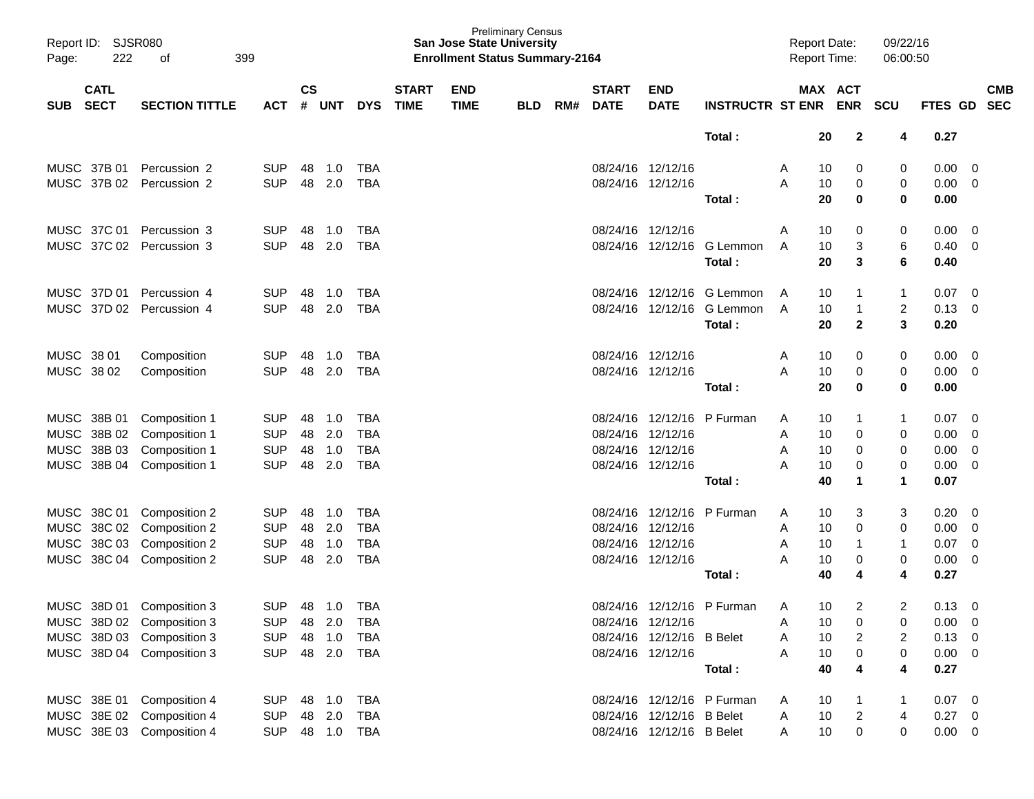| SUB | CATL SECT | SECTION TITTLE | ACT | CS # | UNT | DYS | START TIME | END TIME | BLD | RM# | START DATE | END DATE | INSTRUCTR | ST | MAX ENR | ACT ENR | SCU | FTES | GD | CMB SEC |
|---|---|---|---|---|---|---|---|---|---|---|---|---|---|---|---|---|---|---|---|---|
| | | | | | | | | | | | | | **Total :** | | **20** | **2** | **4** | **0.27** | | |
| MUSC | 37B 01 | Percussion 2 | SUP | 48 | 1.0 | TBA | | | | | 08/24/16 | 12/12/16 | | A | 10 | 0 | 0 | 0.00 | 0 | |
| MUSC | 37B 02 | Percussion 2 | SUP | 48 | 2.0 | TBA | | | | | 08/24/16 | 12/12/16 | | A | 10 | 0 | 0 | 0.00 | 0 | |
| | | | | | | | | | | | | | **Total :** | | **20** | **0** | **0** | **0.00** | | |
| MUSC | 37C 01 | Percussion 3 | SUP | 48 | 1.0 | TBA | | | | | 08/24/16 | 12/12/16 | | A | 10 | 0 | 0 | 0.00 | 0 | |
| MUSC | 37C 02 | Percussion 3 | SUP | 48 | 2.0 | TBA | | | | | 08/24/16 | 12/12/16 | G Lemmon | A | 10 | 3 | 6 | 0.40 | 0 | |
| | | | | | | | | | | | | | **Total :** | | **20** | **3** | **6** | **0.40** | | |
| MUSC | 37D 01 | Percussion 4 | SUP | 48 | 1.0 | TBA | | | | | 08/24/16 | 12/12/16 | G Lemmon | A | 10 | 1 | 1 | 0.07 | 0 | |
| MUSC | 37D 02 | Percussion 4 | SUP | 48 | 2.0 | TBA | | | | | 08/24/16 | 12/12/16 | G Lemmon | A | 10 | 1 | 2 | 0.13 | 0 | |
| | | | | | | | | | | | | | **Total :** | | **20** | **2** | **3** | **0.20** | | |
| MUSC | 38 01 | Composition | SUP | 48 | 1.0 | TBA | | | | | 08/24/16 | 12/12/16 | | A | 10 | 0 | 0 | 0.00 | 0 | |
| MUSC | 38 02 | Composition | SUP | 48 | 2.0 | TBA | | | | | 08/24/16 | 12/12/16 | | A | 10 | 0 | 0 | 0.00 | 0 | |
| | | | | | | | | | | | | | **Total :** | | **20** | **0** | **0** | **0.00** | | |
| MUSC | 38B 01 | Composition 1 | SUP | 48 | 1.0 | TBA | | | | | 08/24/16 | 12/12/16 | P Furman | A | 10 | 1 | 1 | 0.07 | 0 | |
| MUSC | 38B 02 | Composition 1 | SUP | 48 | 2.0 | TBA | | | | | 08/24/16 | 12/12/16 | | A | 10 | 0 | 0 | 0.00 | 0 | |
| MUSC | 38B 03 | Composition 1 | SUP | 48 | 1.0 | TBA | | | | | 08/24/16 | 12/12/16 | | A | 10 | 0 | 0 | 0.00 | 0 | |
| MUSC | 38B 04 | Composition 1 | SUP | 48 | 2.0 | TBA | | | | | 08/24/16 | 12/12/16 | | A | 10 | 0 | 0 | 0.00 | 0 | |
| | | | | | | | | | | | | | **Total :** | | **40** | **1** | **1** | **0.07** | | |
| MUSC | 38C 01 | Composition 2 | SUP | 48 | 1.0 | TBA | | | | | 08/24/16 | 12/12/16 | P Furman | A | 10 | 3 | 3 | 0.20 | 0 | |
| MUSC | 38C 02 | Composition 2 | SUP | 48 | 2.0 | TBA | | | | | 08/24/16 | 12/12/16 | | A | 10 | 0 | 0 | 0.00 | 0 | |
| MUSC | 38C 03 | Composition 2 | SUP | 48 | 1.0 | TBA | | | | | 08/24/16 | 12/12/16 | | A | 10 | 1 | 1 | 0.07 | 0 | |
| MUSC | 38C 04 | Composition 2 | SUP | 48 | 2.0 | TBA | | | | | 08/24/16 | 12/12/16 | | A | 10 | 0 | 0 | 0.00 | 0 | |
| | | | | | | | | | | | | | **Total :** | | **40** | **4** | **4** | **0.27** | | |
| MUSC | 38D 01 | Composition 3 | SUP | 48 | 1.0 | TBA | | | | | 08/24/16 | 12/12/16 | P Furman | A | 10 | 2 | 2 | 0.13 | 0 | |
| MUSC | 38D 02 | Composition 3 | SUP | 48 | 2.0 | TBA | | | | | 08/24/16 | 12/12/16 | | A | 10 | 0 | 0 | 0.00 | 0 | |
| MUSC | 38D 03 | Composition 3 | SUP | 48 | 1.0 | TBA | | | | | 08/24/16 | 12/12/16 | B Belet | A | 10 | 2 | 2 | 0.13 | 0 | |
| MUSC | 38D 04 | Composition 3 | SUP | 48 | 2.0 | TBA | | | | | 08/24/16 | 12/12/16 | | A | 10 | 0 | 0 | 0.00 | 0 | |
| | | | | | | | | | | | | | **Total :** | | **40** | **4** | **4** | **0.27** | | |
| MUSC | 38E 01 | Composition 4 | SUP | 48 | 1.0 | TBA | | | | | 08/24/16 | 12/12/16 | P Furman | A | 10 | 1 | 1 | 0.07 | 0 | |
| MUSC | 38E 02 | Composition 4 | SUP | 48 | 2.0 | TBA | | | | | 08/24/16 | 12/12/16 | B Belet | A | 10 | 2 | 4 | 0.27 | 0 | |
| MUSC | 38E 03 | Composition 4 | SUP | 48 | 1.0 | TBA | | | | | 08/24/16 | 12/12/16 | B Belet | A | 10 | 0 | 0 | 0.00 | 0 | |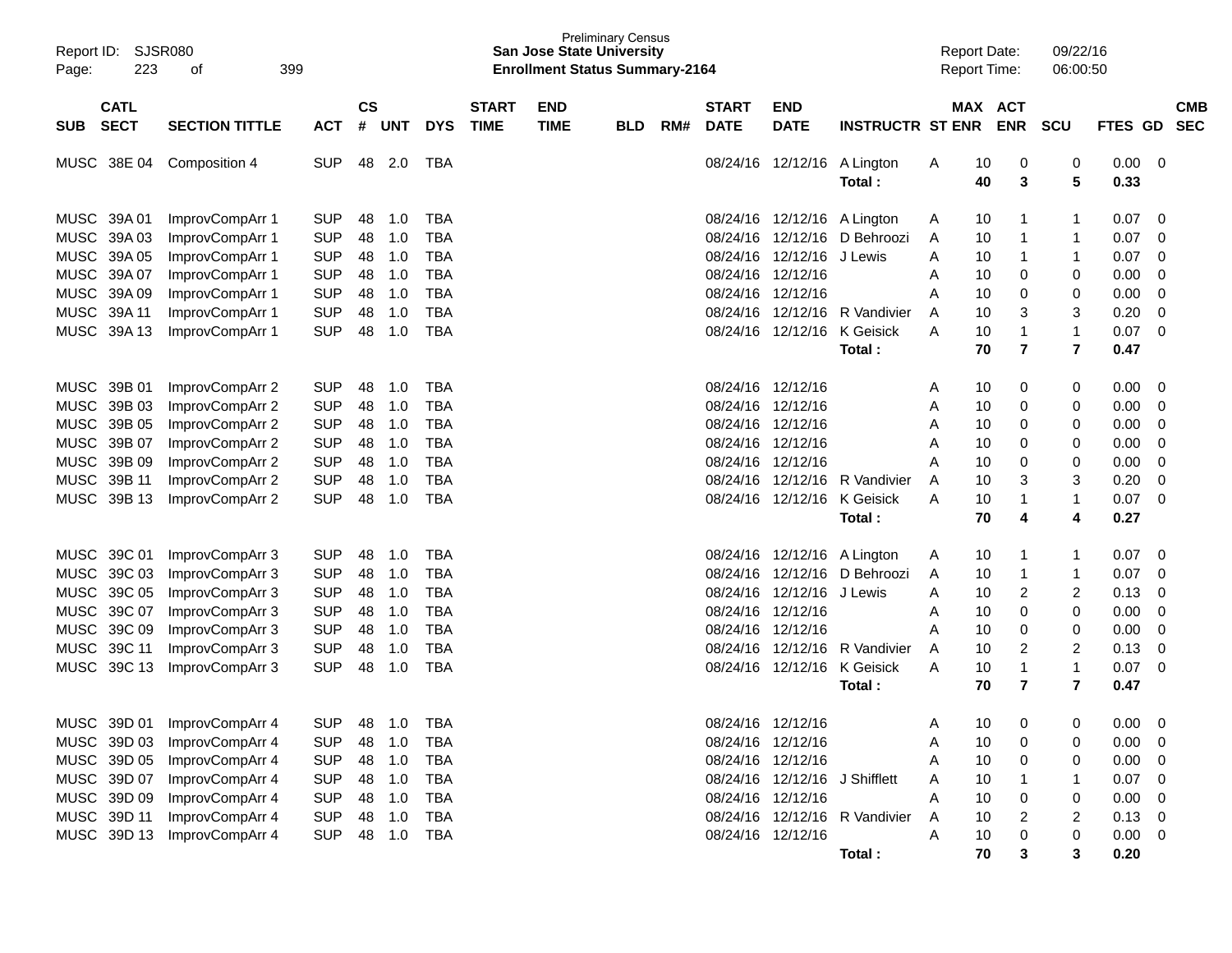Report ID: SJSR080
Page: 223 of 399

Preliminary Census
**San Jose State University**
**Enrollment Status Summary-2164**

Report Date: 09/22/16
Report Time: 06:00:50

| SUB | CATL SECT | SECTION TITTLE | ACT | CS # | UNT | DYS | START TIME | END TIME | BLD | RM# | START DATE | END DATE | INSTRUCTR | ST | MAX ENR | ACT ENR | SCU | FTES | GD | CMB SEC |
|---|---|---|---|---|---|---|---|---|---|---|---|---|---|---|---|---|---|---|---|---|
| MUSC | 38E 04 | Composition 4 | SUP | 48 | 2.0 | TBA | | | | | 08/24/16 | 12/12/16 | A Lington | A | 10 | 0 | 0 | 0.00 | 0 | |
| | | | | | | | | | | | | | **Total :** | | **40** | **3** | **5** | **0.33** | | |
| MUSC | 39A 01 | ImprovCompArr 1 | SUP | 48 | 1.0 | TBA | | | | | 08/24/16 | 12/12/16 | A Lington | A | 10 | 1 | 1 | 0.07 | 0 | |
| MUSC | 39A 03 | ImprovCompArr 1 | SUP | 48 | 1.0 | TBA | | | | | 08/24/16 | 12/12/16 | D Behroozi | A | 10 | 1 | 1 | 0.07 | 0 | |
| MUSC | 39A 05 | ImprovCompArr 1 | SUP | 48 | 1.0 | TBA | | | | | 08/24/16 | 12/12/16 | J Lewis | A | 10 | 1 | 1 | 0.07 | 0 | |
| MUSC | 39A 07 | ImprovCompArr 1 | SUP | 48 | 1.0 | TBA | | | | | 08/24/16 | 12/12/16 | | A | 10 | 0 | 0 | 0.00 | 0 | |
| MUSC | 39A 09 | ImprovCompArr 1 | SUP | 48 | 1.0 | TBA | | | | | 08/24/16 | 12/12/16 | | A | 10 | 0 | 0 | 0.00 | 0 | |
| MUSC | 39A 11 | ImprovCompArr 1 | SUP | 48 | 1.0 | TBA | | | | | 08/24/16 | 12/12/16 | R Vandivier | A | 10 | 3 | 3 | 0.20 | 0 | |
| MUSC | 39A 13 | ImprovCompArr 1 | SUP | 48 | 1.0 | TBA | | | | | 08/24/16 | 12/12/16 | K Geisick | A | 10 | 1 | 1 | 0.07 | 0 | |
| | | | | | | | | | | | | | **Total :** | | **70** | **7** | **7** | **0.47** | | |
| MUSC | 39B 01 | ImprovCompArr 2 | SUP | 48 | 1.0 | TBA | | | | | 08/24/16 | 12/12/16 | | A | 10 | 0 | 0 | 0.00 | 0 | |
| MUSC | 39B 03 | ImprovCompArr 2 | SUP | 48 | 1.0 | TBA | | | | | 08/24/16 | 12/12/16 | | A | 10 | 0 | 0 | 0.00 | 0 | |
| MUSC | 39B 05 | ImprovCompArr 2 | SUP | 48 | 1.0 | TBA | | | | | 08/24/16 | 12/12/16 | | A | 10 | 0 | 0 | 0.00 | 0 | |
| MUSC | 39B 07 | ImprovCompArr 2 | SUP | 48 | 1.0 | TBA | | | | | 08/24/16 | 12/12/16 | | A | 10 | 0 | 0 | 0.00 | 0 | |
| MUSC | 39B 09 | ImprovCompArr 2 | SUP | 48 | 1.0 | TBA | | | | | 08/24/16 | 12/12/16 | | A | 10 | 0 | 0 | 0.00 | 0 | |
| MUSC | 39B 11 | ImprovCompArr 2 | SUP | 48 | 1.0 | TBA | | | | | 08/24/16 | 12/12/16 | R Vandivier | A | 10 | 3 | 3 | 0.20 | 0 | |
| MUSC | 39B 13 | ImprovCompArr 2 | SUP | 48 | 1.0 | TBA | | | | | 08/24/16 | 12/12/16 | K Geisick | A | 10 | 1 | 1 | 0.07 | 0 | |
| | | | | | | | | | | | | | **Total :** | | **70** | **4** | **4** | **0.27** | | |
| MUSC | 39C 01 | ImprovCompArr 3 | SUP | 48 | 1.0 | TBA | | | | | 08/24/16 | 12/12/16 | A Lington | A | 10 | 1 | 1 | 0.07 | 0 | |
| MUSC | 39C 03 | ImprovCompArr 3 | SUP | 48 | 1.0 | TBA | | | | | 08/24/16 | 12/12/16 | D Behroozi | A | 10 | 1 | 1 | 0.07 | 0 | |
| MUSC | 39C 05 | ImprovCompArr 3 | SUP | 48 | 1.0 | TBA | | | | | 08/24/16 | 12/12/16 | J Lewis | A | 10 | 2 | 2 | 0.13 | 0 | |
| MUSC | 39C 07 | ImprovCompArr 3 | SUP | 48 | 1.0 | TBA | | | | | 08/24/16 | 12/12/16 | | A | 10 | 0 | 0 | 0.00 | 0 | |
| MUSC | 39C 09 | ImprovCompArr 3 | SUP | 48 | 1.0 | TBA | | | | | 08/24/16 | 12/12/16 | | A | 10 | 0 | 0 | 0.00 | 0 | |
| MUSC | 39C 11 | ImprovCompArr 3 | SUP | 48 | 1.0 | TBA | | | | | 08/24/16 | 12/12/16 | R Vandivier | A | 10 | 2 | 2 | 0.13 | 0 | |
| MUSC | 39C 13 | ImprovCompArr 3 | SUP | 48 | 1.0 | TBA | | | | | 08/24/16 | 12/12/16 | K Geisick | A | 10 | 1 | 1 | 0.07 | 0 | |
| | | | | | | | | | | | | | **Total :** | | **70** | **7** | **7** | **0.47** | | |
| MUSC | 39D 01 | ImprovCompArr 4 | SUP | 48 | 1.0 | TBA | | | | | 08/24/16 | 12/12/16 | | A | 10 | 0 | 0 | 0.00 | 0 | |
| MUSC | 39D 03 | ImprovCompArr 4 | SUP | 48 | 1.0 | TBA | | | | | 08/24/16 | 12/12/16 | | A | 10 | 0 | 0 | 0.00 | 0 | |
| MUSC | 39D 05 | ImprovCompArr 4 | SUP | 48 | 1.0 | TBA | | | | | 08/24/16 | 12/12/16 | | A | 10 | 0 | 0 | 0.00 | 0 | |
| MUSC | 39D 07 | ImprovCompArr 4 | SUP | 48 | 1.0 | TBA | | | | | 08/24/16 | 12/12/16 | J Shifflett | A | 10 | 1 | 1 | 0.07 | 0 | |
| MUSC | 39D 09 | ImprovCompArr 4 | SUP | 48 | 1.0 | TBA | | | | | 08/24/16 | 12/12/16 | | A | 10 | 0 | 0 | 0.00 | 0 | |
| MUSC | 39D 11 | ImprovCompArr 4 | SUP | 48 | 1.0 | TBA | | | | | 08/24/16 | 12/12/16 | R Vandivier | A | 10 | 2 | 2 | 0.13 | 0 | |
| MUSC | 39D 13 | ImprovCompArr 4 | SUP | 48 | 1.0 | TBA | | | | | 08/24/16 | 12/12/16 | | A | 10 | 0 | 0 | 0.00 | 0 | |
| | | | | | | | | | | | | | **Total :** | | **70** | **3** | **3** | **0.20** | | |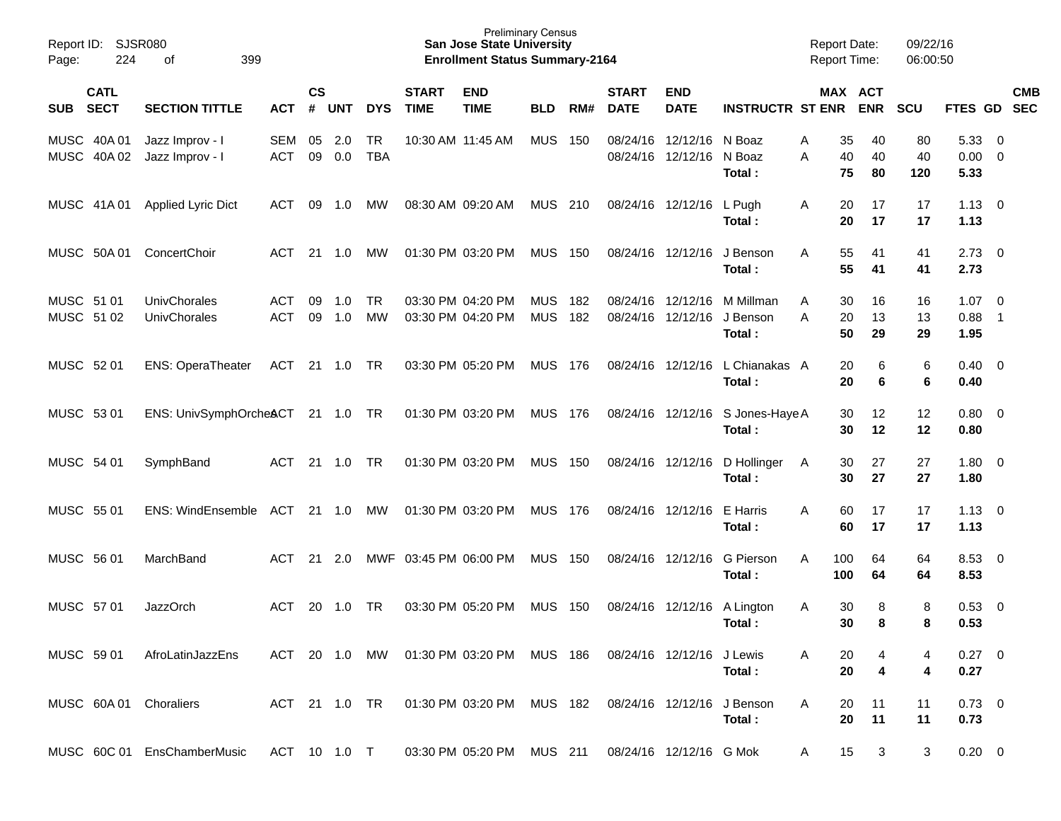Preliminary Census
**San Jose State University**
**Enrollment Status Summary-2164**

Report ID: SJSR080
Report Date: 09/22/16
Report Time: 06:00:50

| SUB | CATL SECT | SECTION TITTLE | ACT | CS # | UNT | DYS | START TIME | END TIME | BLD | RM# | START DATE | END DATE | INSTRUCTR | ST | MAX ENR | ACT ENR | SCU | FTES | GD | CMB SEC |
|---|---|---|---|---|---|---|---|---|---|---|---|---|---|---|---|---|---|---|---|---|
| MUSC | 40A 01 | Jazz Improv - I | SEM | 05 | 2.0 | TR | 10:30 AM | 11:45 AM | MUS | 150 | 08/24/16 | 12/12/16 | N Boaz | A | 35 | 40 | 80 | 5.33 | 0 | |
| MUSC | 40A 02 | Jazz Improv - I | ACT | 09 | 0.0 | TBA | | | | | 08/24/16 | 12/12/16 | N Boaz | A | 40 | 40 | 40 | 0.00 | 0 | |
| | | | | | | | | | | | | | **Total :** | | **75** | **80** | **120** | **5.33** | | |
| MUSC | 41A 01 | Applied Lyric Dict | ACT | 09 | 1.0 | MW | 08:30 AM | 09:20 AM | MUS | 210 | 08/24/16 | 12/12/16 | L Pugh | A | 20 | 17 | 17 | 1.13 | 0 | |
| | | | | | | | | | | | | | **Total :** | | **20** | **17** | **17** | **1.13** | | |
| MUSC | 50A 01 | ConcertChoir | ACT | 21 | 1.0 | MW | 01:30 PM | 03:20 PM | MUS | 150 | 08/24/16 | 12/12/16 | J Benson | A | 55 | 41 | 41 | 2.73 | 0 | |
| | | | | | | | | | | | | | **Total :** | | **55** | **41** | **41** | **2.73** | | |
| MUSC | 51 01 | UnivChorales | ACT | 09 | 1.0 | TR | 03:30 PM | 04:20 PM | MUS | 182 | 08/24/16 | 12/12/16 | M Millman | A | 30 | 16 | 16 | 1.07 | 0 | |
| MUSC | 51 02 | UnivChorales | ACT | 09 | 1.0 | MW | 03:30 PM | 04:20 PM | MUS | 182 | 08/24/16 | 12/12/16 | J Benson | A | 20 | 13 | 13 | 0.88 | 1 | |
| | | | | | | | | | | | | | **Total :** | | **50** | **29** | **29** | **1.95** | | |
| MUSC | 52 01 | ENS: OperaTheater | ACT | 21 | 1.0 | TR | 03:30 PM | 05:20 PM | MUS | 176 | 08/24/16 | 12/12/16 | L Chianakas | A | 20 | 6 | 6 | 0.40 | 0 | |
| | | | | | | | | | | | | | **Total :** | | **20** | **6** | **6** | **0.40** | | |
| MUSC | 53 01 | ENS: UnivSymphOrches | ACT | 21 | 1.0 | TR | 01:30 PM | 03:20 PM | MUS | 176 | 08/24/16 | 12/12/16 | S Jones-Haye | A | 30 | 12 | 12 | 0.80 | 0 | |
| | | | | | | | | | | | | | **Total :** | | **30** | **12** | **12** | **0.80** | | |
| MUSC | 54 01 | SymphBand | ACT | 21 | 1.0 | TR | 01:30 PM | 03:20 PM | MUS | 150 | 08/24/16 | 12/12/16 | D Hollinger | A | 30 | 27 | 27 | 1.80 | 0 | |
| | | | | | | | | | | | | | **Total :** | | **30** | **27** | **27** | **1.80** | | |
| MUSC | 55 01 | ENS: WindEnsemble | ACT | 21 | 1.0 | MW | 01:30 PM | 03:20 PM | MUS | 176 | 08/24/16 | 12/12/16 | E Harris | A | 60 | 17 | 17 | 1.13 | 0 | |
| | | | | | | | | | | | | | **Total :** | | **60** | **17** | **17** | **1.13** | | |
| MUSC | 56 01 | MarchBand | ACT | 21 | 2.0 | MWF | 03:45 PM | 06:00 PM | MUS | 150 | 08/24/16 | 12/12/16 | G Pierson | A | 100 | 64 | 64 | 8.53 | 0 | |
| | | | | | | | | | | | | | **Total :** | | **100** | **64** | **64** | **8.53** | | |
| MUSC | 57 01 | JazzOrch | ACT | 20 | 1.0 | TR | 03:30 PM | 05:20 PM | MUS | 150 | 08/24/16 | 12/12/16 | A Lington | A | 30 | 8 | 8 | 0.53 | 0 | |
| | | | | | | | | | | | | | **Total :** | | **30** | **8** | **8** | **0.53** | | |
| MUSC | 59 01 | AfroLatinJazzEns | ACT | 20 | 1.0 | MW | 01:30 PM | 03:20 PM | MUS | 186 | 08/24/16 | 12/12/16 | J Lewis | A | 20 | 4 | 4 | 0.27 | 0 | |
| | | | | | | | | | | | | | **Total :** | | **20** | **4** | **4** | **0.27** | | |
| MUSC | 60A 01 | Choraliers | ACT | 21 | 1.0 | TR | 01:30 PM | 03:20 PM | MUS | 182 | 08/24/16 | 12/12/16 | J Benson | A | 20 | 11 | 11 | 0.73 | 0 | |
| | | | | | | | | | | | | | **Total :** | | **20** | **11** | **11** | **0.73** | | |
| MUSC | 60C 01 | EnsChamberMusic | ACT | 10 | 1.0 | T | 03:30 PM | 05:20 PM | MUS | 211 | 08/24/16 | 12/12/16 | G Mok | A | 15 | 3 | 3 | 0.20 | 0 | |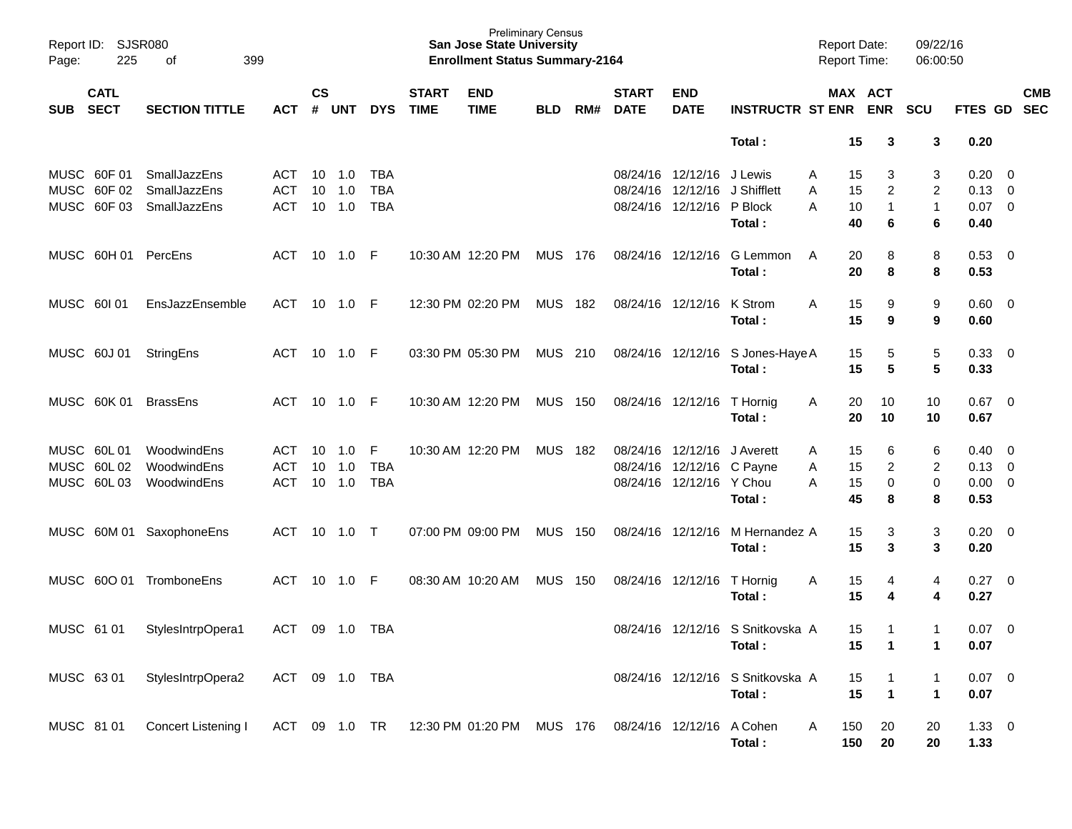| SUB | CATL SECT | SECTION TITTLE | ACT | CS # | UNT | DYS | START TIME | END TIME | BLD | RM# | START DATE | END DATE | INSTRUCTR | ST | MAX ENR | ACT ENR | SCU | FTES | GD | CMB SEC |
|---|---|---|---|---|---|---|---|---|---|---|---|---|---|---|---|---|---|---|---|---|
| | | | | | | | | | | | | | **Total :** | | **15** | **3** | **3** | **0.20** | | |
| MUSC | 60F 01 | SmallJazzEns | ACT | 10 | 1.0 | TBA | | | | | 08/24/16 | 12/12/16 | J Lewis | A | 15 | 3 | 3 | 0.20 | 0 | |
| MUSC | 60F 02 | SmallJazzEns | ACT | 10 | 1.0 | TBA | | | | | 08/24/16 | 12/12/16 | J Shifflett | A | 15 | 2 | 2 | 0.13 | 0 | |
| MUSC | 60F 03 | SmallJazzEns | ACT | 10 | 1.0 | TBA | | | | | 08/24/16 | 12/12/16 | P Block | A | 10 | 1 | 1 | 0.07 | 0 | |
| | | | | | | | | | | | | | **Total :** | | **40** | **6** | **6** | **0.40** | | |
| MUSC | 60H 01 | PercEns | ACT | 10 | 1.0 | F | 10:30 AM | 12:20 PM | MUS | 176 | 08/24/16 | 12/12/16 | G Lemmon | A | 20 | 8 | 8 | 0.53 | 0 | |
| | | | | | | | | | | | | | **Total :** | | **20** | **8** | **8** | **0.53** | | |
| MUSC | 60I 01 | EnsJazzEnsemble | ACT | 10 | 1.0 | F | 12:30 PM | 02:20 PM | MUS | 182 | 08/24/16 | 12/12/16 | K Strom | A | 15 | 9 | 9 | 0.60 | 0 | |
| | | | | | | | | | | | | | **Total :** | | **15** | **9** | **9** | **0.60** | | |
| MUSC | 60J 01 | StringEns | ACT | 10 | 1.0 | F | 03:30 PM | 05:30 PM | MUS | 210 | 08/24/16 | 12/12/16 | S Jones-Haye | A | 15 | 5 | 5 | 0.33 | 0 | |
| | | | | | | | | | | | | | **Total :** | | **15** | **5** | **5** | **0.33** | | |
| MUSC | 60K 01 | BrassEns | ACT | 10 | 1.0 | F | 10:30 AM | 12:20 PM | MUS | 150 | 08/24/16 | 12/12/16 | T Hornig | A | 20 | 10 | 10 | 0.67 | 0 | |
| | | | | | | | | | | | | | **Total :** | | **20** | **10** | **10** | **0.67** | | |
| MUSC | 60L 01 | WoodwindEns | ACT | 10 | 1.0 | F | 10:30 AM | 12:20 PM | MUS | 182 | 08/24/16 | 12/12/16 | J Averett | A | 15 | 6 | 6 | 0.40 | 0 | |
| MUSC | 60L 02 | WoodwindEns | ACT | 10 | 1.0 | TBA | | | | | 08/24/16 | 12/12/16 | C Payne | A | 15 | 2 | 2 | 0.13 | 0 | |
| MUSC | 60L 03 | WoodwindEns | ACT | 10 | 1.0 | TBA | | | | | 08/24/16 | 12/12/16 | Y Chou | A | 15 | 0 | 0 | 0.00 | 0 | |
| | | | | | | | | | | | | | **Total :** | | **45** | **8** | **8** | **0.53** | | |
| MUSC | 60M 01 | SaxophoneEns | ACT | 10 | 1.0 | T | 07:00 PM | 09:00 PM | MUS | 150 | 08/24/16 | 12/12/16 | M Hernandez | A | 15 | 3 | 3 | 0.20 | 0 | |
| | | | | | | | | | | | | | **Total :** | | **15** | **3** | **3** | **0.20** | | |
| MUSC | 60O 01 | TromboneEns | ACT | 10 | 1.0 | F | 08:30 AM | 10:20 AM | MUS | 150 | 08/24/16 | 12/12/16 | T Hornig | A | 15 | 4 | 4 | 0.27 | 0 | |
| | | | | | | | | | | | | | **Total :** | | **15** | **4** | **4** | **0.27** | | |
| MUSC | 61 01 | StylesIntrpOpera1 | ACT | 09 | 1.0 | TBA | | | | | 08/24/16 | 12/12/16 | S Snitkovska | A | 15 | 1 | 1 | 0.07 | 0 | |
| | | | | | | | | | | | | | **Total :** | | **15** | **1** | **1** | **0.07** | | |
| MUSC | 63 01 | StylesIntrpOpera2 | ACT | 09 | 1.0 | TBA | | | | | 08/24/16 | 12/12/16 | S Snitkovska | A | 15 | 1 | 1 | 0.07 | 0 | |
| | | | | | | | | | | | | | **Total :** | | **15** | **1** | **1** | **0.07** | | |
| MUSC | 81 01 | Concert Listening I | ACT | 09 | 1.0 | TR | 12:30 PM | 01:20 PM | MUS | 176 | 08/24/16 | 12/12/16 | A Cohen | A | 150 | 20 | 20 | 1.33 | 0 | |
| | | | | | | | | | | | | | **Total :** | | **150** | **20** | **20** | **1.33** | | |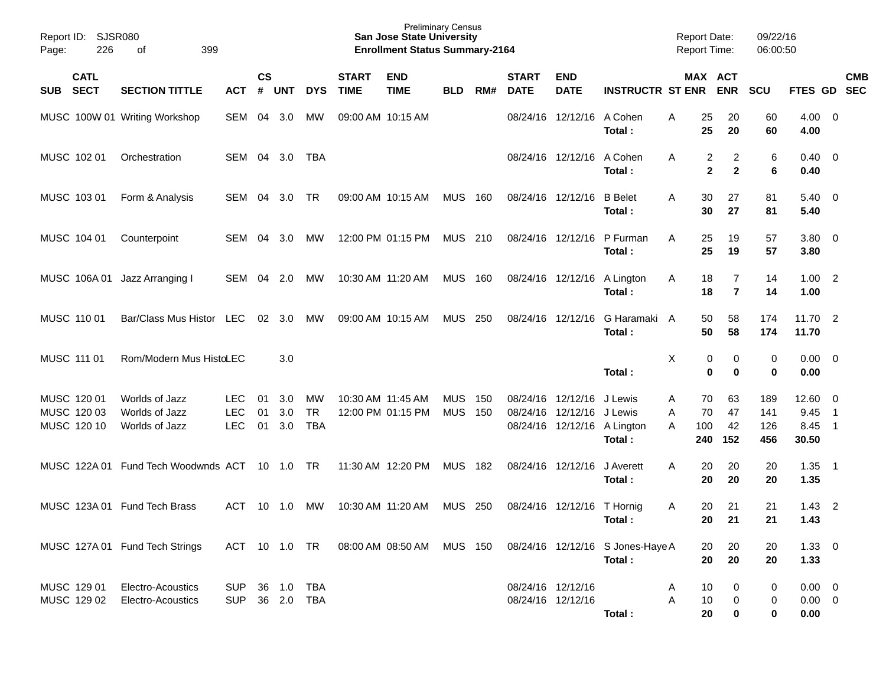Preliminary Census
**San Jose State University**
**Enrollment Status Summary-2164**

Report ID: SJSR080
Report Date: 09/22/16
Report Time: 06:00:50

| SUB | CATL SECT | SECTION TITTLE | ACT | CS # | UNT | DYS | START TIME | END TIME | BLD | RM# | START DATE | END DATE | INSTRUCTR | ST | MAX ENR | ACT ENR | SCU | FTES | GD | CMB SEC |
|---|---|---|---|---|---|---|---|---|---|---|---|---|---|---|---|---|---|---|---|---|
| MUSC | 100W 01 | Writing Workshop | SEM | 04 | 3.0 | MW | 09:00 AM | 10:15 AM | | | 08/24/16 | 12/12/16 | A Cohen | A | 25 | 20 | 60 | 4.00 | 0 | |
| | | | | | | | | | | | | | **Total :** | | **25** | **20** | **60** | **4.00** | | |
| MUSC | 102 01 | Orchestration | SEM | 04 | 3.0 | TBA | | | | | 08/24/16 | 12/12/16 | A Cohen | A | 2 | 2 | 6 | 0.40 | 0 | |
| | | | | | | | | | | | | | **Total :** | | **2** | **2** | **6** | **0.40** | | |
| MUSC | 103 01 | Form & Analysis | SEM | 04 | 3.0 | TR | 09:00 AM | 10:15 AM | MUS | 160 | 08/24/16 | 12/12/16 | B Belet | A | 30 | 27 | 81 | 5.40 | 0 | |
| | | | | | | | | | | | | | **Total :** | | **30** | **27** | **81** | **5.40** | | |
| MUSC | 104 01 | Counterpoint | SEM | 04 | 3.0 | MW | 12:00 PM | 01:15 PM | MUS | 210 | 08/24/16 | 12/12/16 | P Furman | A | 25 | 19 | 57 | 3.80 | 0 | |
| | | | | | | | | | | | | | **Total :** | | **25** | **19** | **57** | **3.80** | | |
| MUSC | 106A 01 | Jazz Arranging I | SEM | 04 | 2.0 | MW | 10:30 AM | 11:20 AM | MUS | 160 | 08/24/16 | 12/12/16 | A Lington | A | 18 | 7 | 14 | 1.00 | 2 | |
| | | | | | | | | | | | | | **Total :** | | **18** | **7** | **14** | **1.00** | | |
| MUSC | 110 01 | Bar/Class Mus Histor | LEC | 02 | 3.0 | MW | 09:00 AM | 10:15 AM | MUS | 250 | 08/24/16 | 12/12/16 | G Haramaki | A | 50 | 58 | 174 | 11.70 | 2 | |
| | | | | | | | | | | | | | **Total :** | | **50** | **58** | **174** | **11.70** | | |
| MUSC | 111 01 | Rom/Modern Mus Histo | LEC | | 3.0 | | | | | | | | | X | 0 | 0 | 0 | 0.00 | 0 | |
| | | | | | | | | | | | | | **Total :** | | **0** | **0** | **0** | **0.00** | | |
| MUSC | 120 01 | Worlds of Jazz | LEC | 01 | 3.0 | MW | 10:30 AM | 11:45 AM | MUS | 150 | 08/24/16 | 12/12/16 | J Lewis | A | 70 | 63 | 189 | 12.60 | 0 | |
| MUSC | 120 03 | Worlds of Jazz | LEC | 01 | 3.0 | TR | 12:00 PM | 01:15 PM | MUS | 150 | 08/24/16 | 12/12/16 | J Lewis | A | 70 | 47 | 141 | 9.45 | 1 | |
| MUSC | 120 10 | Worlds of Jazz | LEC | 01 | 3.0 | TBA | | | | | 08/24/16 | 12/12/16 | A Lington | A | 100 | 42 | 126 | 8.45 | 1 | |
| | | | | | | | | | | | | | **Total :** | | **240** | **152** | **456** | **30.50** | | |
| MUSC | 122A 01 | Fund Tech Woodwnds | ACT | 10 | 1.0 | TR | 11:30 AM | 12:20 PM | MUS | 182 | 08/24/16 | 12/12/16 | J Averett | A | 20 | 20 | 20 | 1.35 | 1 | |
| | | | | | | | | | | | | | **Total :** | | **20** | **20** | **20** | **1.35** | | |
| MUSC | 123A 01 | Fund Tech Brass | ACT | 10 | 1.0 | MW | 10:30 AM | 11:20 AM | MUS | 250 | 08/24/16 | 12/12/16 | T Hornig | A | 20 | 21 | 21 | 1.43 | 2 | |
| | | | | | | | | | | | | | **Total :** | | **20** | **21** | **21** | **1.43** | | |
| MUSC | 127A 01 | Fund Tech Strings | ACT | 10 | 1.0 | TR | 08:00 AM | 08:50 AM | MUS | 150 | 08/24/16 | 12/12/16 | S Jones-Haye | A | 20 | 20 | 20 | 1.33 | 0 | |
| | | | | | | | | | | | | | **Total :** | | **20** | **20** | **20** | **1.33** | | |
| MUSC | 129 01 | Electro-Acoustics | SUP | 36 | 1.0 | TBA | | | | | 08/24/16 | 12/12/16 | | A | 10 | 0 | 0 | 0.00 | 0 | |
| MUSC | 129 02 | Electro-Acoustics | SUP | 36 | 2.0 | TBA | | | | | 08/24/16 | 12/12/16 | | A | 10 | 0 | 0 | 0.00 | 0 | |
| | | | | | | | | | | | | | **Total :** | | **20** | **0** | **0** | **0.00** | | |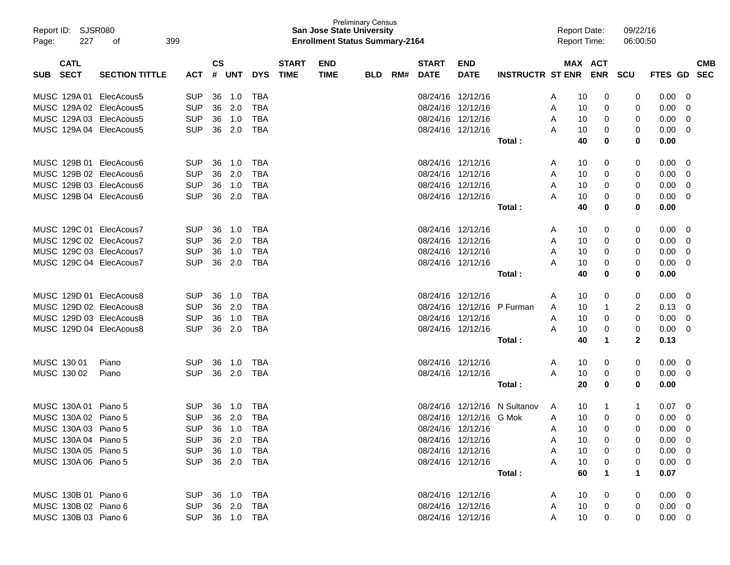Preliminary Census
**San Jose State University**
**Enrollment Status Summary-2164**

Report ID: SJSR080
Report Date: 09/22/16
Report Time: 06:00:50

| SUB | CATL SECT | SECTION TITTLE | ACT | CS # | UNT | DYS | START TIME | END TIME | BLD | RM# | START DATE | END DATE | INSTRUCTR | ST | MAX ENR | ACT ENR | SCU | FTES | GD | CMB SEC |
|---|---|---|---|---|---|---|---|---|---|---|---|---|---|---|---|---|---|---|---|---|
| MUSC | 129A 01 | ElecAcous5 | SUP | 36 | 1.0 | TBA | | | | | 08/24/16 | 12/12/16 | | A | 10 | 0 | 0 | 0.00 | 0 | |
| MUSC | 129A 02 | ElecAcous5 | SUP | 36 | 2.0 | TBA | | | | | 08/24/16 | 12/12/16 | | A | 10 | 0 | 0 | 0.00 | 0 | |
| MUSC | 129A 03 | ElecAcous5 | SUP | 36 | 1.0 | TBA | | | | | 08/24/16 | 12/12/16 | | A | 10 | 0 | 0 | 0.00 | 0 | |
| MUSC | 129A 04 | ElecAcous5 | SUP | 36 | 2.0 | TBA | | | | | 08/24/16 | 12/12/16 | | A | 10 | 0 | 0 | 0.00 | 0 | |
| | | | | | | | | | | | | | **Total :** | | **40** | **0** | **0** | **0.00** | | |
| MUSC | 129B 01 | ElecAcous6 | SUP | 36 | 1.0 | TBA | | | | | 08/24/16 | 12/12/16 | | A | 10 | 0 | 0 | 0.00 | 0 | |
| MUSC | 129B 02 | ElecAcous6 | SUP | 36 | 2.0 | TBA | | | | | 08/24/16 | 12/12/16 | | A | 10 | 0 | 0 | 0.00 | 0 | |
| MUSC | 129B 03 | ElecAcous6 | SUP | 36 | 1.0 | TBA | | | | | 08/24/16 | 12/12/16 | | A | 10 | 0 | 0 | 0.00 | 0 | |
| MUSC | 129B 04 | ElecAcous6 | SUP | 36 | 2.0 | TBA | | | | | 08/24/16 | 12/12/16 | | A | 10 | 0 | 0 | 0.00 | 0 | |
| | | | | | | | | | | | | | **Total :** | | **40** | **0** | **0** | **0.00** | | |
| MUSC | 129C 01 | ElecAcous7 | SUP | 36 | 1.0 | TBA | | | | | 08/24/16 | 12/12/16 | | A | 10 | 0 | 0 | 0.00 | 0 | |
| MUSC | 129C 02 | ElecAcous7 | SUP | 36 | 2.0 | TBA | | | | | 08/24/16 | 12/12/16 | | A | 10 | 0 | 0 | 0.00 | 0 | |
| MUSC | 129C 03 | ElecAcous7 | SUP | 36 | 1.0 | TBA | | | | | 08/24/16 | 12/12/16 | | A | 10 | 0 | 0 | 0.00 | 0 | |
| MUSC | 129C 04 | ElecAcous7 | SUP | 36 | 2.0 | TBA | | | | | 08/24/16 | 12/12/16 | | A | 10 | 0 | 0 | 0.00 | 0 | |
| | | | | | | | | | | | | | **Total :** | | **40** | **0** | **0** | **0.00** | | |
| MUSC | 129D 01 | ElecAcous8 | SUP | 36 | 1.0 | TBA | | | | | 08/24/16 | 12/12/16 | | A | 10 | 0 | 0 | 0.00 | 0 | |
| MUSC | 129D 02 | ElecAcous8 | SUP | 36 | 2.0 | TBA | | | | | 08/24/16 | 12/12/16 | P Furman | A | 10 | 1 | 2 | 0.13 | 0 | |
| MUSC | 129D 03 | ElecAcous8 | SUP | 36 | 1.0 | TBA | | | | | 08/24/16 | 12/12/16 | | A | 10 | 0 | 0 | 0.00 | 0 | |
| MUSC | 129D 04 | ElecAcous8 | SUP | 36 | 2.0 | TBA | | | | | 08/24/16 | 12/12/16 | | A | 10 | 0 | 0 | 0.00 | 0 | |
| | | | | | | | | | | | | | **Total :** | | **40** | **1** | **2** | **0.13** | | |
| MUSC | 130 01 | Piano | SUP | 36 | 1.0 | TBA | | | | | 08/24/16 | 12/12/16 | | A | 10 | 0 | 0 | 0.00 | 0 | |
| MUSC | 130 02 | Piano | SUP | 36 | 2.0 | TBA | | | | | 08/24/16 | 12/12/16 | | A | 10 | 0 | 0 | 0.00 | 0 | |
| | | | | | | | | | | | | | **Total :** | | **20** | **0** | **0** | **0.00** | | |
| MUSC | 130A 01 | Piano 5 | SUP | 36 | 1.0 | TBA | | | | | 08/24/16 | 12/12/16 | N Sultanov | A | 10 | 1 | 1 | 0.07 | 0 | |
| MUSC | 130A 02 | Piano 5 | SUP | 36 | 2.0 | TBA | | | | | 08/24/16 | 12/12/16 | G Mok | A | 10 | 0 | 0 | 0.00 | 0 | |
| MUSC | 130A 03 | Piano 5 | SUP | 36 | 1.0 | TBA | | | | | 08/24/16 | 12/12/16 | | A | 10 | 0 | 0 | 0.00 | 0 | |
| MUSC | 130A 04 | Piano 5 | SUP | 36 | 2.0 | TBA | | | | | 08/24/16 | 12/12/16 | | A | 10 | 0 | 0 | 0.00 | 0 | |
| MUSC | 130A 05 | Piano 5 | SUP | 36 | 1.0 | TBA | | | | | 08/24/16 | 12/12/16 | | A | 10 | 0 | 0 | 0.00 | 0 | |
| MUSC | 130A 06 | Piano 5 | SUP | 36 | 2.0 | TBA | | | | | 08/24/16 | 12/12/16 | | A | 10 | 0 | 0 | 0.00 | 0 | |
| | | | | | | | | | | | | | **Total :** | | **60** | **1** | **1** | **0.07** | | |
| MUSC | 130B 01 | Piano 6 | SUP | 36 | 1.0 | TBA | | | | | 08/24/16 | 12/12/16 | | A | 10 | 0 | 0 | 0.00 | 0 | |
| MUSC | 130B 02 | Piano 6 | SUP | 36 | 2.0 | TBA | | | | | 08/24/16 | 12/12/16 | | A | 10 | 0 | 0 | 0.00 | 0 | |
| MUSC | 130B 03 | Piano 6 | SUP | 36 | 1.0 | TBA | | | | | 08/24/16 | 12/12/16 | | A | 10 | 0 | 0 | 0.00 | 0 | |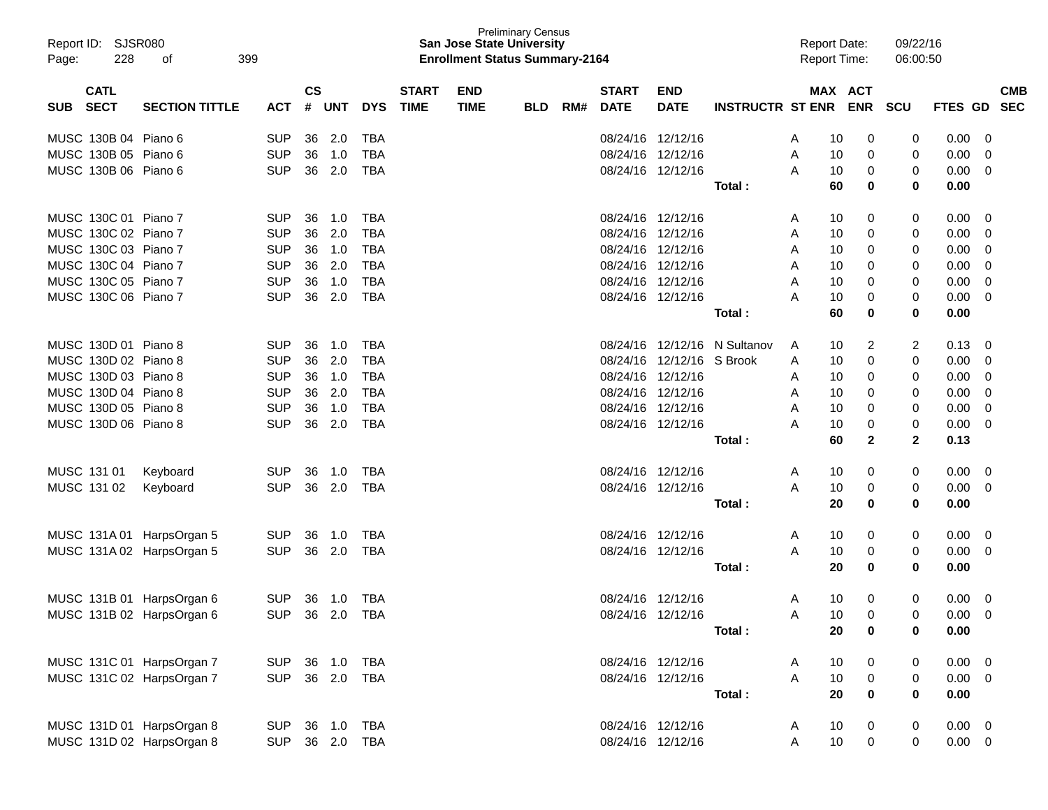Preliminary Census
**San Jose State University**
**Enrollment Status Summary-2164**

Report ID: SJSR080
Report Date: 09/22/16
Report Time: 06:00:50

| SUB | CATL SECT | SECTION TITTLE | ACT | CS # | UNT | DYS | START TIME | END TIME | BLD | RM# | START DATE | END DATE | INSTRUCTR | ST | MAX ENR | ACT ENR | SCU | FTES | GD | CMB SEC |
|---|---|---|---|---|---|---|---|---|---|---|---|---|---|---|---|---|---|---|---|---|
| MUSC | 130B 04 | Piano 6 | SUP | 36 | 2.0 | TBA | | | | | 08/24/16 | 12/12/16 | | A | 10 | 0 | 0 | 0.00 | 0 | |
| MUSC | 130B 05 | Piano 6 | SUP | 36 | 1.0 | TBA | | | | | 08/24/16 | 12/12/16 | | A | 10 | 0 | 0 | 0.00 | 0 | |
| MUSC | 130B 06 | Piano 6 | SUP | 36 | 2.0 | TBA | | | | | 08/24/16 | 12/12/16 | | A | 10 | 0 | 0 | 0.00 | 0 | |
| | | | | | | | | | | | | | **Total :** | | **60** | **0** | **0** | **0.00** | | |
| MUSC | 130C 01 | Piano 7 | SUP | 36 | 1.0 | TBA | | | | | 08/24/16 | 12/12/16 | | A | 10 | 0 | 0 | 0.00 | 0 | |
| MUSC | 130C 02 | Piano 7 | SUP | 36 | 2.0 | TBA | | | | | 08/24/16 | 12/12/16 | | A | 10 | 0 | 0 | 0.00 | 0 | |
| MUSC | 130C 03 | Piano 7 | SUP | 36 | 1.0 | TBA | | | | | 08/24/16 | 12/12/16 | | A | 10 | 0 | 0 | 0.00 | 0 | |
| MUSC | 130C 04 | Piano 7 | SUP | 36 | 2.0 | TBA | | | | | 08/24/16 | 12/12/16 | | A | 10 | 0 | 0 | 0.00 | 0 | |
| MUSC | 130C 05 | Piano 7 | SUP | 36 | 1.0 | TBA | | | | | 08/24/16 | 12/12/16 | | A | 10 | 0 | 0 | 0.00 | 0 | |
| MUSC | 130C 06 | Piano 7 | SUP | 36 | 2.0 | TBA | | | | | 08/24/16 | 12/12/16 | | A | 10 | 0 | 0 | 0.00 | 0 | |
| | | | | | | | | | | | | | **Total :** | | **60** | **0** | **0** | **0.00** | | |
| MUSC | 130D 01 | Piano 8 | SUP | 36 | 1.0 | TBA | | | | | 08/24/16 | 12/12/16 | N Sultanov | A | 10 | 2 | 2 | 0.13 | 0 | |
| MUSC | 130D 02 | Piano 8 | SUP | 36 | 2.0 | TBA | | | | | 08/24/16 | 12/12/16 | S Brook | A | 10 | 0 | 0 | 0.00 | 0 | |
| MUSC | 130D 03 | Piano 8 | SUP | 36 | 1.0 | TBA | | | | | 08/24/16 | 12/12/16 | | A | 10 | 0 | 0 | 0.00 | 0 | |
| MUSC | 130D 04 | Piano 8 | SUP | 36 | 2.0 | TBA | | | | | 08/24/16 | 12/12/16 | | A | 10 | 0 | 0 | 0.00 | 0 | |
| MUSC | 130D 05 | Piano 8 | SUP | 36 | 1.0 | TBA | | | | | 08/24/16 | 12/12/16 | | A | 10 | 0 | 0 | 0.00 | 0 | |
| MUSC | 130D 06 | Piano 8 | SUP | 36 | 2.0 | TBA | | | | | 08/24/16 | 12/12/16 | | A | 10 | 0 | 0 | 0.00 | 0 | |
| | | | | | | | | | | | | | **Total :** | | **60** | **2** | **2** | **0.13** | | |
| MUSC | 131 01 | Keyboard | SUP | 36 | 1.0 | TBA | | | | | 08/24/16 | 12/12/16 | | A | 10 | 0 | 0 | 0.00 | 0 | |
| MUSC | 131 02 | Keyboard | SUP | 36 | 2.0 | TBA | | | | | 08/24/16 | 12/12/16 | | A | 10 | 0 | 0 | 0.00 | 0 | |
| | | | | | | | | | | | | | **Total :** | | **20** | **0** | **0** | **0.00** | | |
| MUSC | 131A 01 | HarpsOrgan 5 | SUP | 36 | 1.0 | TBA | | | | | 08/24/16 | 12/12/16 | | A | 10 | 0 | 0 | 0.00 | 0 | |
| MUSC | 131A 02 | HarpsOrgan 5 | SUP | 36 | 2.0 | TBA | | | | | 08/24/16 | 12/12/16 | | A | 10 | 0 | 0 | 0.00 | 0 | |
| | | | | | | | | | | | | | **Total :** | | **20** | **0** | **0** | **0.00** | | |
| MUSC | 131B 01 | HarpsOrgan 6 | SUP | 36 | 1.0 | TBA | | | | | 08/24/16 | 12/12/16 | | A | 10 | 0 | 0 | 0.00 | 0 | |
| MUSC | 131B 02 | HarpsOrgan 6 | SUP | 36 | 2.0 | TBA | | | | | 08/24/16 | 12/12/16 | | A | 10 | 0 | 0 | 0.00 | 0 | |
| | | | | | | | | | | | | | **Total :** | | **20** | **0** | **0** | **0.00** | | |
| MUSC | 131C 01 | HarpsOrgan 7 | SUP | 36 | 1.0 | TBA | | | | | 08/24/16 | 12/12/16 | | A | 10 | 0 | 0 | 0.00 | 0 | |
| MUSC | 131C 02 | HarpsOrgan 7 | SUP | 36 | 2.0 | TBA | | | | | 08/24/16 | 12/12/16 | | A | 10 | 0 | 0 | 0.00 | 0 | |
| | | | | | | | | | | | | | **Total :** | | **20** | **0** | **0** | **0.00** | | |
| MUSC | 131D 01 | HarpsOrgan 8 | SUP | 36 | 1.0 | TBA | | | | | 08/24/16 | 12/12/16 | | A | 10 | 0 | 0 | 0.00 | 0 | |
| MUSC | 131D 02 | HarpsOrgan 8 | SUP | 36 | 2.0 | TBA | | | | | 08/24/16 | 12/12/16 | | A | 10 | 0 | 0 | 0.00 | 0 | |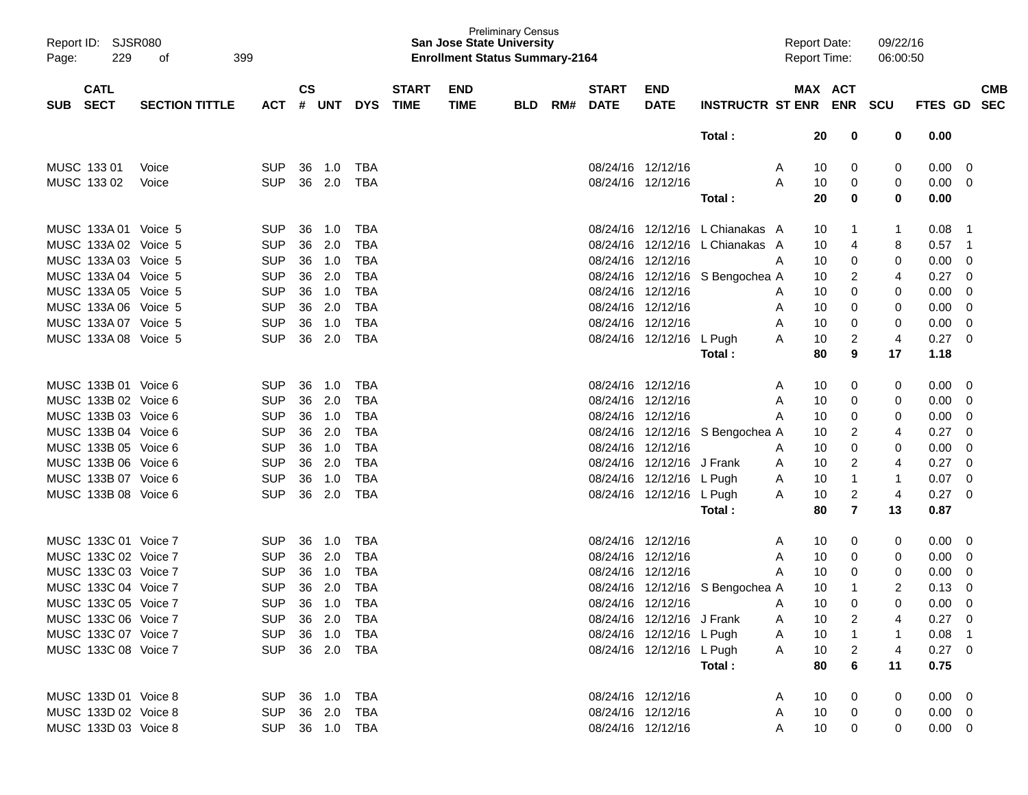Preliminary Census
**San Jose State University**
**Enrollment Status Summary-2164**

Report ID: SJSR080
Report Date: 09/22/16
Report Time: 06:00:50

| SUB | CATL SECT | SECTION TITTLE | ACT | CS # | UNT | DYS | START TIME | END TIME | BLD | RM# | START DATE | END DATE | INSTRUCTR | ST | MAX ENR | ACT ENR | SCU | FTES | GD | CMB SEC |
|---|---|---|---|---|---|---|---|---|---|---|---|---|---|---|---|---|---|---|---|---|
| | | | | | | | | | | | | | **Total :** | | **20** | **0** | **0** | **0.00** | | |
| MUSC | 133 01 | Voice | SUP | 36 | 1.0 | TBA | | | | | 08/24/16 | 12/12/16 | | A | 10 | 0 | 0 | 0.00 | 0 | |
| MUSC | 133 02 | Voice | SUP | 36 | 2.0 | TBA | | | | | 08/24/16 | 12/12/16 | | A | 10 | 0 | 0 | 0.00 | 0 | |
| | | | | | | | | | | | | | **Total :** | | **20** | **0** | **0** | **0.00** | | |
| MUSC | 133A 01 | Voice 5 | SUP | 36 | 1.0 | TBA | | | | | 08/24/16 | 12/12/16 | L Chianakas | A | 10 | 1 | 1 | 0.08 | 1 | |
| MUSC | 133A 02 | Voice 5 | SUP | 36 | 2.0 | TBA | | | | | 08/24/16 | 12/12/16 | L Chianakas | A | 10 | 4 | 8 | 0.57 | 1 | |
| MUSC | 133A 03 | Voice 5 | SUP | 36 | 1.0 | TBA | | | | | 08/24/16 | 12/12/16 | | A | 10 | 0 | 0 | 0.00 | 0 | |
| MUSC | 133A 04 | Voice 5 | SUP | 36 | 2.0 | TBA | | | | | 08/24/16 | 12/12/16 | S Bengochea | A | 10 | 2 | 4 | 0.27 | 0 | |
| MUSC | 133A 05 | Voice 5 | SUP | 36 | 1.0 | TBA | | | | | 08/24/16 | 12/12/16 | | A | 10 | 0 | 0 | 0.00 | 0 | |
| MUSC | 133A 06 | Voice 5 | SUP | 36 | 2.0 | TBA | | | | | 08/24/16 | 12/12/16 | | A | 10 | 0 | 0 | 0.00 | 0 | |
| MUSC | 133A 07 | Voice 5 | SUP | 36 | 1.0 | TBA | | | | | 08/24/16 | 12/12/16 | | A | 10 | 0 | 0 | 0.00 | 0 | |
| MUSC | 133A 08 | Voice 5 | SUP | 36 | 2.0 | TBA | | | | | 08/24/16 | 12/12/16 | L Pugh | A | 10 | 2 | 4 | 0.27 | 0 | |
| | | | | | | | | | | | | | **Total :** | | **80** | **9** | **17** | **1.18** | | |
| MUSC | 133B 01 | Voice 6 | SUP | 36 | 1.0 | TBA | | | | | 08/24/16 | 12/12/16 | | A | 10 | 0 | 0 | 0.00 | 0 | |
| MUSC | 133B 02 | Voice 6 | SUP | 36 | 2.0 | TBA | | | | | 08/24/16 | 12/12/16 | | A | 10 | 0 | 0 | 0.00 | 0 | |
| MUSC | 133B 03 | Voice 6 | SUP | 36 | 1.0 | TBA | | | | | 08/24/16 | 12/12/16 | | A | 10 | 0 | 0 | 0.00 | 0 | |
| MUSC | 133B 04 | Voice 6 | SUP | 36 | 2.0 | TBA | | | | | 08/24/16 | 12/12/16 | S Bengochea | A | 10 | 2 | 4 | 0.27 | 0 | |
| MUSC | 133B 05 | Voice 6 | SUP | 36 | 1.0 | TBA | | | | | 08/24/16 | 12/12/16 | | A | 10 | 0 | 0 | 0.00 | 0 | |
| MUSC | 133B 06 | Voice 6 | SUP | 36 | 2.0 | TBA | | | | | 08/24/16 | 12/12/16 | J Frank | A | 10 | 2 | 4 | 0.27 | 0 | |
| MUSC | 133B 07 | Voice 6 | SUP | 36 | 1.0 | TBA | | | | | 08/24/16 | 12/12/16 | L Pugh | A | 10 | 1 | 1 | 0.07 | 0 | |
| MUSC | 133B 08 | Voice 6 | SUP | 36 | 2.0 | TBA | | | | | 08/24/16 | 12/12/16 | L Pugh | A | 10 | 2 | 4 | 0.27 | 0 | |
| | | | | | | | | | | | | | **Total :** | | **80** | **7** | **13** | **0.87** | | |
| MUSC | 133C 01 | Voice 7 | SUP | 36 | 1.0 | TBA | | | | | 08/24/16 | 12/12/16 | | A | 10 | 0 | 0 | 0.00 | 0 | |
| MUSC | 133C 02 | Voice 7 | SUP | 36 | 2.0 | TBA | | | | | 08/24/16 | 12/12/16 | | A | 10 | 0 | 0 | 0.00 | 0 | |
| MUSC | 133C 03 | Voice 7 | SUP | 36 | 1.0 | TBA | | | | | 08/24/16 | 12/12/16 | | A | 10 | 0 | 0 | 0.00 | 0 | |
| MUSC | 133C 04 | Voice 7 | SUP | 36 | 2.0 | TBA | | | | | 08/24/16 | 12/12/16 | S Bengochea | A | 10 | 1 | 2 | 0.13 | 0 | |
| MUSC | 133C 05 | Voice 7 | SUP | 36 | 1.0 | TBA | | | | | 08/24/16 | 12/12/16 | | A | 10 | 0 | 0 | 0.00 | 0 | |
| MUSC | 133C 06 | Voice 7 | SUP | 36 | 2.0 | TBA | | | | | 08/24/16 | 12/12/16 | J Frank | A | 10 | 2 | 4 | 0.27 | 0 | |
| MUSC | 133C 07 | Voice 7 | SUP | 36 | 1.0 | TBA | | | | | 08/24/16 | 12/12/16 | L Pugh | A | 10 | 1 | 1 | 0.08 | 1 | |
| MUSC | 133C 08 | Voice 7 | SUP | 36 | 2.0 | TBA | | | | | 08/24/16 | 12/12/16 | L Pugh | A | 10 | 2 | 4 | 0.27 | 0 | |
| | | | | | | | | | | | | | **Total :** | | **80** | **6** | **11** | **0.75** | | |
| MUSC | 133D 01 | Voice 8 | SUP | 36 | 1.0 | TBA | | | | | 08/24/16 | 12/12/16 | | A | 10 | 0 | 0 | 0.00 | 0 | |
| MUSC | 133D 02 | Voice 8 | SUP | 36 | 2.0 | TBA | | | | | 08/24/16 | 12/12/16 | | A | 10 | 0 | 0 | 0.00 | 0 | |
| MUSC | 133D 03 | Voice 8 | SUP | 36 | 1.0 | TBA | | | | | 08/24/16 | 12/12/16 | | A | 10 | 0 | 0 | 0.00 | 0 | |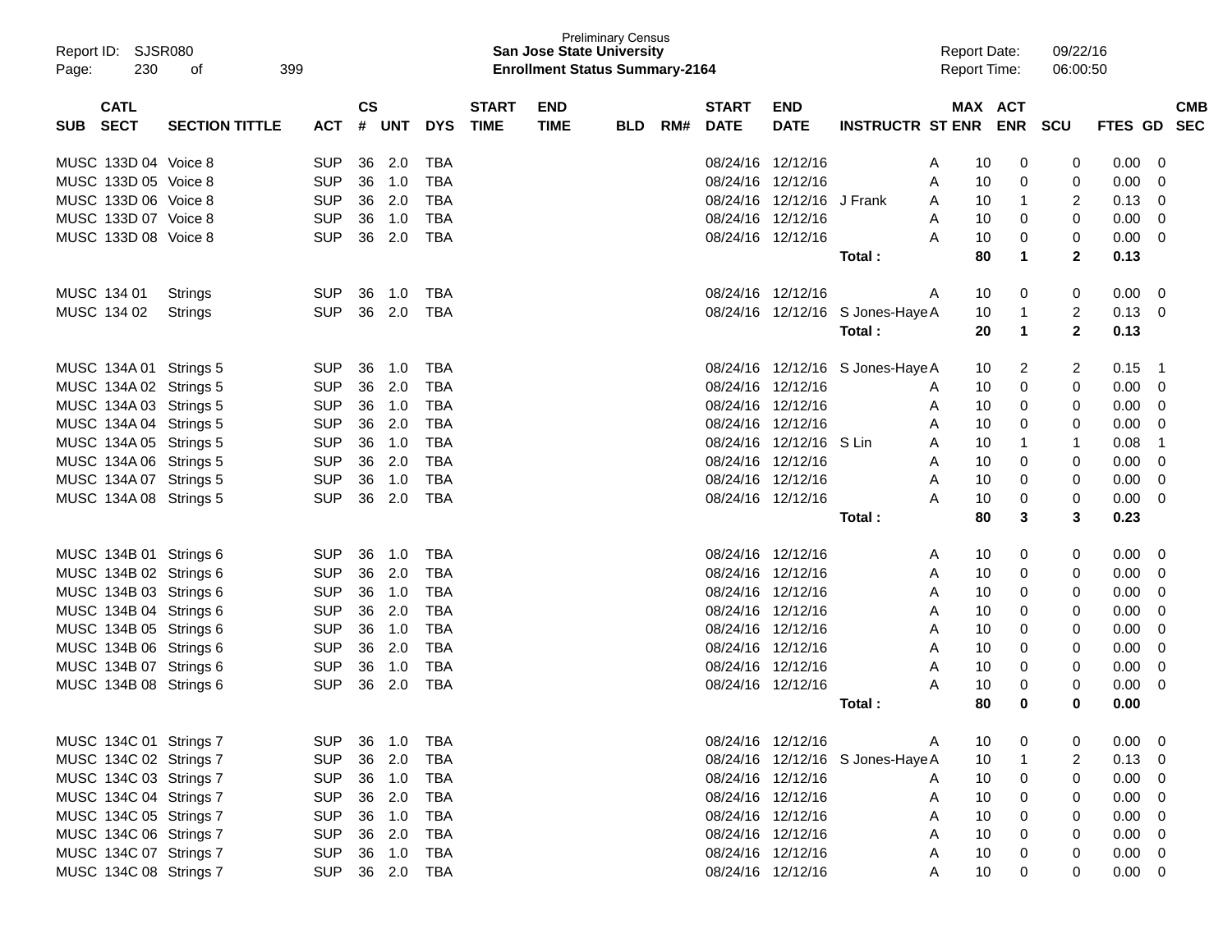Preliminary Census
**San Jose State University**
**Enrollment Status Summary-2164**

Report ID: SJSR080
Report Date: 09/22/16
Report Time: 06:00:50

| SUB | CATL SECT | SECTION TITTLE | ACT | CS # | UNT | DYS | START TIME | END TIME | BLD | RM# | START DATE | END DATE | INSTRUCTR | ST | MAX ENR | ACT ENR | SCU | FTES | GD | CMB SEC |
|---|---|---|---|---|---|---|---|---|---|---|---|---|---|---|---|---|---|---|---|---|
| MUSC | 133D 04 | Voice 8 | SUP | 36 | 2.0 | TBA | | | | | 08/24/16 | 12/12/16 | | A | 10 | 0 | 0 | 0.00 | 0 | |
| MUSC | 133D 05 | Voice 8 | SUP | 36 | 1.0 | TBA | | | | | 08/24/16 | 12/12/16 | | A | 10 | 0 | 0 | 0.00 | 0 | |
| MUSC | 133D 06 | Voice 8 | SUP | 36 | 2.0 | TBA | | | | | 08/24/16 | 12/12/16 | J Frank | A | 10 | 1 | 2 | 0.13 | 0 | |
| MUSC | 133D 07 | Voice 8 | SUP | 36 | 1.0 | TBA | | | | | 08/24/16 | 12/12/16 | | A | 10 | 0 | 0 | 0.00 | 0 | |
| MUSC | 133D 08 | Voice 8 | SUP | 36 | 2.0 | TBA | | | | | 08/24/16 | 12/12/16 | | A | 10 | 0 | 0 | 0.00 | 0 | |
| | | | | | | | | | | | | | **Total :** | | **80** | **1** | **2** | **0.13** | | |
| MUSC | 134 01 | Strings | SUP | 36 | 1.0 | TBA | | | | | 08/24/16 | 12/12/16 | | A | 10 | 0 | 0 | 0.00 | 0 | |
| MUSC | 134 02 | Strings | SUP | 36 | 2.0 | TBA | | | | | 08/24/16 | 12/12/16 | S Jones-Haye | A | 10 | 1 | 2 | 0.13 | 0 | |
| | | | | | | | | | | | | | **Total :** | | **20** | **1** | **2** | **0.13** | | |
| MUSC | 134A 01 | Strings 5 | SUP | 36 | 1.0 | TBA | | | | | 08/24/16 | 12/12/16 | S Jones-Haye | A | 10 | 2 | 2 | 0.15 | 1 | |
| MUSC | 134A 02 | Strings 5 | SUP | 36 | 2.0 | TBA | | | | | 08/24/16 | 12/12/16 | | A | 10 | 0 | 0 | 0.00 | 0 | |
| MUSC | 134A 03 | Strings 5 | SUP | 36 | 1.0 | TBA | | | | | 08/24/16 | 12/12/16 | | A | 10 | 0 | 0 | 0.00 | 0 | |
| MUSC | 134A 04 | Strings 5 | SUP | 36 | 2.0 | TBA | | | | | 08/24/16 | 12/12/16 | | A | 10 | 0 | 0 | 0.00 | 0 | |
| MUSC | 134A 05 | Strings 5 | SUP | 36 | 1.0 | TBA | | | | | 08/24/16 | 12/12/16 | S Lin | A | 10 | 1 | 1 | 0.08 | 1 | |
| MUSC | 134A 06 | Strings 5 | SUP | 36 | 2.0 | TBA | | | | | 08/24/16 | 12/12/16 | | A | 10 | 0 | 0 | 0.00 | 0 | |
| MUSC | 134A 07 | Strings 5 | SUP | 36 | 1.0 | TBA | | | | | 08/24/16 | 12/12/16 | | A | 10 | 0 | 0 | 0.00 | 0 | |
| MUSC | 134A 08 | Strings 5 | SUP | 36 | 2.0 | TBA | | | | | 08/24/16 | 12/12/16 | | A | 10 | 0 | 0 | 0.00 | 0 | |
| | | | | | | | | | | | | | **Total :** | | **80** | **3** | **3** | **0.23** | | |
| MUSC | 134B 01 | Strings 6 | SUP | 36 | 1.0 | TBA | | | | | 08/24/16 | 12/12/16 | | A | 10 | 0 | 0 | 0.00 | 0 | |
| MUSC | 134B 02 | Strings 6 | SUP | 36 | 2.0 | TBA | | | | | 08/24/16 | 12/12/16 | | A | 10 | 0 | 0 | 0.00 | 0 | |
| MUSC | 134B 03 | Strings 6 | SUP | 36 | 1.0 | TBA | | | | | 08/24/16 | 12/12/16 | | A | 10 | 0 | 0 | 0.00 | 0 | |
| MUSC | 134B 04 | Strings 6 | SUP | 36 | 2.0 | TBA | | | | | 08/24/16 | 12/12/16 | | A | 10 | 0 | 0 | 0.00 | 0 | |
| MUSC | 134B 05 | Strings 6 | SUP | 36 | 1.0 | TBA | | | | | 08/24/16 | 12/12/16 | | A | 10 | 0 | 0 | 0.00 | 0 | |
| MUSC | 134B 06 | Strings 6 | SUP | 36 | 2.0 | TBA | | | | | 08/24/16 | 12/12/16 | | A | 10 | 0 | 0 | 0.00 | 0 | |
| MUSC | 134B 07 | Strings 6 | SUP | 36 | 1.0 | TBA | | | | | 08/24/16 | 12/12/16 | | A | 10 | 0 | 0 | 0.00 | 0 | |
| MUSC | 134B 08 | Strings 6 | SUP | 36 | 2.0 | TBA | | | | | 08/24/16 | 12/12/16 | | A | 10 | 0 | 0 | 0.00 | 0 | |
| | | | | | | | | | | | | | **Total :** | | **80** | **0** | **0** | **0.00** | | |
| MUSC | 134C 01 | Strings 7 | SUP | 36 | 1.0 | TBA | | | | | 08/24/16 | 12/12/16 | | A | 10 | 0 | 0 | 0.00 | 0 | |
| MUSC | 134C 02 | Strings 7 | SUP | 36 | 2.0 | TBA | | | | | 08/24/16 | 12/12/16 | S Jones-Haye | A | 10 | 1 | 2 | 0.13 | 0 | |
| MUSC | 134C 03 | Strings 7 | SUP | 36 | 1.0 | TBA | | | | | 08/24/16 | 12/12/16 | | A | 10 | 0 | 0 | 0.00 | 0 | |
| MUSC | 134C 04 | Strings 7 | SUP | 36 | 2.0 | TBA | | | | | 08/24/16 | 12/12/16 | | A | 10 | 0 | 0 | 0.00 | 0 | |
| MUSC | 134C 05 | Strings 7 | SUP | 36 | 1.0 | TBA | | | | | 08/24/16 | 12/12/16 | | A | 10 | 0 | 0 | 0.00 | 0 | |
| MUSC | 134C 06 | Strings 7 | SUP | 36 | 2.0 | TBA | | | | | 08/24/16 | 12/12/16 | | A | 10 | 0 | 0 | 0.00 | 0 | |
| MUSC | 134C 07 | Strings 7 | SUP | 36 | 1.0 | TBA | | | | | 08/24/16 | 12/12/16 | | A | 10 | 0 | 0 | 0.00 | 0 | |
| MUSC | 134C 08 | Strings 7 | SUP | 36 | 2.0 | TBA | | | | | 08/24/16 | 12/12/16 | | A | 10 | 0 | 0 | 0.00 | 0 | |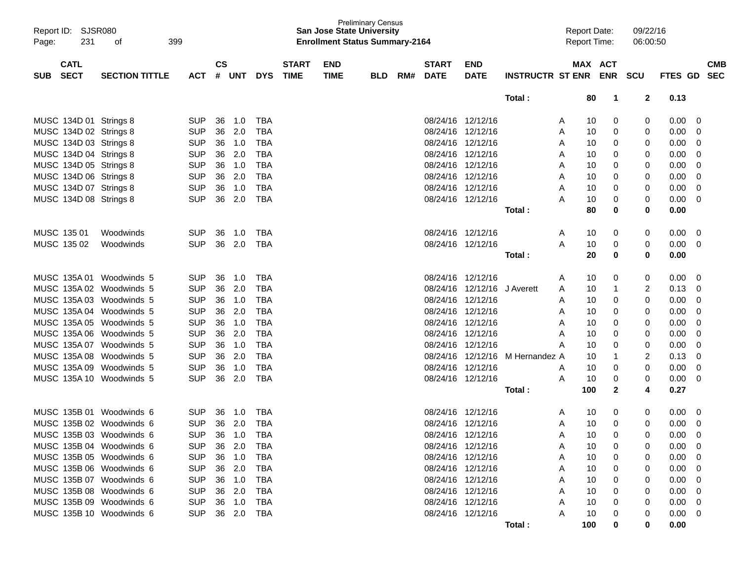Preliminary Census
**San Jose State University**
**Enrollment Status Summary-2164**

Report ID: SJSR080
Report Date: 09/22/16
Report Time: 06:00:50

| SUB | CATL SECT | SECTION TITTLE | ACT | CS # | UNT | DYS | START TIME | END TIME | BLD | RM# | START DATE | END DATE | INSTRUCTR | ST | MAX ENR | ACT ENR | SCU | FTES | GD | CMB SEC |
|---|---|---|---|---|---|---|---|---|---|---|---|---|---|---|---|---|---|---|---|---|
| | | | | | | | | | | | | | **Total :** | | **80** | **1** | **2** | **0.13** | | |
| MUSC | 134D 01 | Strings 8 | SUP | 36 | 1.0 | TBA | | | | | 08/24/16 | 12/12/16 | | A | 10 | 0 | 0 | 0.00 | 0 | |
| MUSC | 134D 02 | Strings 8 | SUP | 36 | 2.0 | TBA | | | | | 08/24/16 | 12/12/16 | | A | 10 | 0 | 0 | 0.00 | 0 | |
| MUSC | 134D 03 | Strings 8 | SUP | 36 | 1.0 | TBA | | | | | 08/24/16 | 12/12/16 | | A | 10 | 0 | 0 | 0.00 | 0 | |
| MUSC | 134D 04 | Strings 8 | SUP | 36 | 2.0 | TBA | | | | | 08/24/16 | 12/12/16 | | A | 10 | 0 | 0 | 0.00 | 0 | |
| MUSC | 134D 05 | Strings 8 | SUP | 36 | 1.0 | TBA | | | | | 08/24/16 | 12/12/16 | | A | 10 | 0 | 0 | 0.00 | 0 | |
| MUSC | 134D 06 | Strings 8 | SUP | 36 | 2.0 | TBA | | | | | 08/24/16 | 12/12/16 | | A | 10 | 0 | 0 | 0.00 | 0 | |
| MUSC | 134D 07 | Strings 8 | SUP | 36 | 1.0 | TBA | | | | | 08/24/16 | 12/12/16 | | A | 10 | 0 | 0 | 0.00 | 0 | |
| MUSC | 134D 08 | Strings 8 | SUP | 36 | 2.0 | TBA | | | | | 08/24/16 | 12/12/16 | | A | 10 | 0 | 0 | 0.00 | 0 | |
| | | | | | | | | | | | | | **Total :** | | **80** | **0** | **0** | **0.00** | | |
| MUSC | 135 01 | Woodwinds | SUP | 36 | 1.0 | TBA | | | | | 08/24/16 | 12/12/16 | | A | 10 | 0 | 0 | 0.00 | 0 | |
| MUSC | 135 02 | Woodwinds | SUP | 36 | 2.0 | TBA | | | | | 08/24/16 | 12/12/16 | | A | 10 | 0 | 0 | 0.00 | 0 | |
| | | | | | | | | | | | | | **Total :** | | **20** | **0** | **0** | **0.00** | | |
| MUSC | 135A 01 | Woodwinds 5 | SUP | 36 | 1.0 | TBA | | | | | 08/24/16 | 12/12/16 | | A | 10 | 0 | 0 | 0.00 | 0 | |
| MUSC | 135A 02 | Woodwinds 5 | SUP | 36 | 2.0 | TBA | | | | | 08/24/16 | 12/12/16 | J Averett | A | 10 | 1 | 2 | 0.13 | 0 | |
| MUSC | 135A 03 | Woodwinds 5 | SUP | 36 | 1.0 | TBA | | | | | 08/24/16 | 12/12/16 | | A | 10 | 0 | 0 | 0.00 | 0 | |
| MUSC | 135A 04 | Woodwinds 5 | SUP | 36 | 2.0 | TBA | | | | | 08/24/16 | 12/12/16 | | A | 10 | 0 | 0 | 0.00 | 0 | |
| MUSC | 135A 05 | Woodwinds 5 | SUP | 36 | 1.0 | TBA | | | | | 08/24/16 | 12/12/16 | | A | 10 | 0 | 0 | 0.00 | 0 | |
| MUSC | 135A 06 | Woodwinds 5 | SUP | 36 | 2.0 | TBA | | | | | 08/24/16 | 12/12/16 | | A | 10 | 0 | 0 | 0.00 | 0 | |
| MUSC | 135A 07 | Woodwinds 5 | SUP | 36 | 1.0 | TBA | | | | | 08/24/16 | 12/12/16 | | A | 10 | 0 | 0 | 0.00 | 0 | |
| MUSC | 135A 08 | Woodwinds 5 | SUP | 36 | 2.0 | TBA | | | | | 08/24/16 | 12/12/16 | M Hernandez | A | 10 | 1 | 2 | 0.13 | 0 | |
| MUSC | 135A 09 | Woodwinds 5 | SUP | 36 | 1.0 | TBA | | | | | 08/24/16 | 12/12/16 | | A | 10 | 0 | 0 | 0.00 | 0 | |
| MUSC | 135A 10 | Woodwinds 5 | SUP | 36 | 2.0 | TBA | | | | | 08/24/16 | 12/12/16 | | A | 10 | 0 | 0 | 0.00 | 0 | |
| | | | | | | | | | | | | | **Total :** | | **100** | **2** | **4** | **0.27** | | |
| MUSC | 135B 01 | Woodwinds 6 | SUP | 36 | 1.0 | TBA | | | | | 08/24/16 | 12/12/16 | | A | 10 | 0 | 0 | 0.00 | 0 | |
| MUSC | 135B 02 | Woodwinds 6 | SUP | 36 | 2.0 | TBA | | | | | 08/24/16 | 12/12/16 | | A | 10 | 0 | 0 | 0.00 | 0 | |
| MUSC | 135B 03 | Woodwinds 6 | SUP | 36 | 1.0 | TBA | | | | | 08/24/16 | 12/12/16 | | A | 10 | 0 | 0 | 0.00 | 0 | |
| MUSC | 135B 04 | Woodwinds 6 | SUP | 36 | 2.0 | TBA | | | | | 08/24/16 | 12/12/16 | | A | 10 | 0 | 0 | 0.00 | 0 | |
| MUSC | 135B 05 | Woodwinds 6 | SUP | 36 | 1.0 | TBA | | | | | 08/24/16 | 12/12/16 | | A | 10 | 0 | 0 | 0.00 | 0 | |
| MUSC | 135B 06 | Woodwinds 6 | SUP | 36 | 2.0 | TBA | | | | | 08/24/16 | 12/12/16 | | A | 10 | 0 | 0 | 0.00 | 0 | |
| MUSC | 135B 07 | Woodwinds 6 | SUP | 36 | 1.0 | TBA | | | | | 08/24/16 | 12/12/16 | | A | 10 | 0 | 0 | 0.00 | 0 | |
| MUSC | 135B 08 | Woodwinds 6 | SUP | 36 | 2.0 | TBA | | | | | 08/24/16 | 12/12/16 | | A | 10 | 0 | 0 | 0.00 | 0 | |
| MUSC | 135B 09 | Woodwinds 6 | SUP | 36 | 1.0 | TBA | | | | | 08/24/16 | 12/12/16 | | A | 10 | 0 | 0 | 0.00 | 0 | |
| MUSC | 135B 10 | Woodwinds 6 | SUP | 36 | 2.0 | TBA | | | | | 08/24/16 | 12/12/16 | | A | 10 | 0 | 0 | 0.00 | 0 | |
| | | | | | | | | | | | | | **Total :** | | **100** | **0** | **0** | **0.00** | | |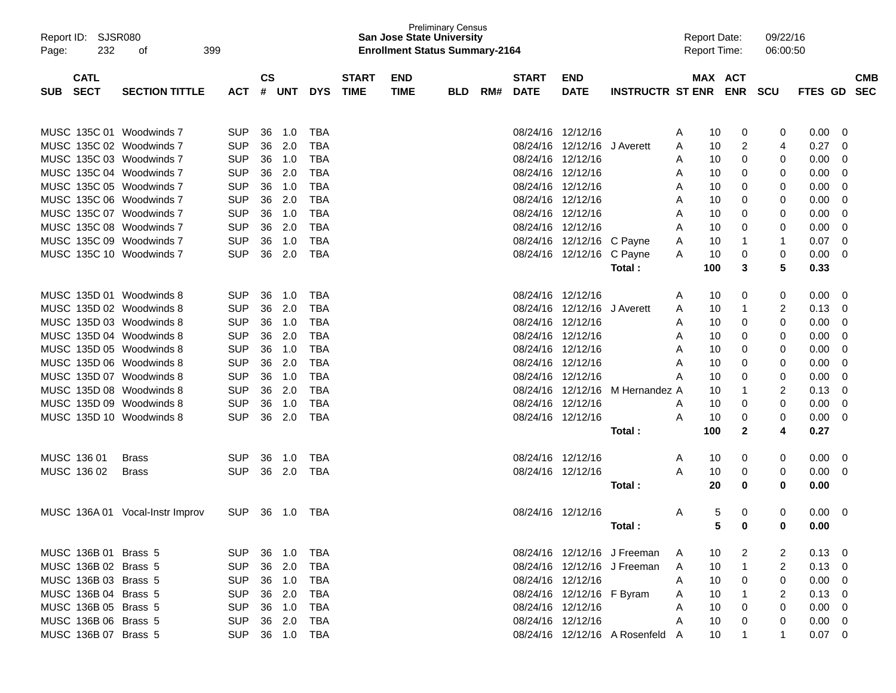Preliminary Census
**San Jose State University**
**Enrollment Status Summary-2164**

Report ID: SJSR080
Report Date: 09/22/16
Report Time: 06:00:50

| SUB | CATL SECT | SECTION TITTLE | ACT | CS # | UNT | DYS | START TIME | END TIME | BLD | RM# | START DATE | END DATE | INSTRUCTR | ST | MAX ENR | ACT ENR | SCU | FTES | GD | CMB SEC |
|---|---|---|---|---|---|---|---|---|---|---|---|---|---|---|---|---|---|---|---|---|
| MUSC | 135C 01 | Woodwinds 7 | SUP | 36 | 1.0 | TBA | | | | | 08/24/16 | 12/12/16 | | A | 10 | 0 | 0 | 0.00 | 0 | |
| MUSC | 135C 02 | Woodwinds 7 | SUP | 36 | 2.0 | TBA | | | | | 08/24/16 | 12/12/16 | J Averett | A | 10 | 2 | 4 | 0.27 | 0 | |
| MUSC | 135C 03 | Woodwinds 7 | SUP | 36 | 1.0 | TBA | | | | | 08/24/16 | 12/12/16 | | A | 10 | 0 | 0 | 0.00 | 0 | |
| MUSC | 135C 04 | Woodwinds 7 | SUP | 36 | 2.0 | TBA | | | | | 08/24/16 | 12/12/16 | | A | 10 | 0 | 0 | 0.00 | 0 | |
| MUSC | 135C 05 | Woodwinds 7 | SUP | 36 | 1.0 | TBA | | | | | 08/24/16 | 12/12/16 | | A | 10 | 0 | 0 | 0.00 | 0 | |
| MUSC | 135C 06 | Woodwinds 7 | SUP | 36 | 2.0 | TBA | | | | | 08/24/16 | 12/12/16 | | A | 10 | 0 | 0 | 0.00 | 0 | |
| MUSC | 135C 07 | Woodwinds 7 | SUP | 36 | 1.0 | TBA | | | | | 08/24/16 | 12/12/16 | | A | 10 | 0 | 0 | 0.00 | 0 | |
| MUSC | 135C 08 | Woodwinds 7 | SUP | 36 | 2.0 | TBA | | | | | 08/24/16 | 12/12/16 | | A | 10 | 0 | 0 | 0.00 | 0 | |
| MUSC | 135C 09 | Woodwinds 7 | SUP | 36 | 1.0 | TBA | | | | | 08/24/16 | 12/12/16 | C Payne | A | 10 | 1 | 1 | 0.07 | 0 | |
| MUSC | 135C 10 | Woodwinds 7 | SUP | 36 | 2.0 | TBA | | | | | 08/24/16 | 12/12/16 | C Payne | A | 10 | 0 | 0 | 0.00 | 0 | |
| | | | | | | | | | | | | | **Total :** | | **100** | **3** | **5** | **0.33** | | |
| MUSC | 135D 01 | Woodwinds 8 | SUP | 36 | 1.0 | TBA | | | | | 08/24/16 | 12/12/16 | | A | 10 | 0 | 0 | 0.00 | 0 | |
| MUSC | 135D 02 | Woodwinds 8 | SUP | 36 | 2.0 | TBA | | | | | 08/24/16 | 12/12/16 | J Averett | A | 10 | 1 | 2 | 0.13 | 0 | |
| MUSC | 135D 03 | Woodwinds 8 | SUP | 36 | 1.0 | TBA | | | | | 08/24/16 | 12/12/16 | | A | 10 | 0 | 0 | 0.00 | 0 | |
| MUSC | 135D 04 | Woodwinds 8 | SUP | 36 | 2.0 | TBA | | | | | 08/24/16 | 12/12/16 | | A | 10 | 0 | 0 | 0.00 | 0 | |
| MUSC | 135D 05 | Woodwinds 8 | SUP | 36 | 1.0 | TBA | | | | | 08/24/16 | 12/12/16 | | A | 10 | 0 | 0 | 0.00 | 0 | |
| MUSC | 135D 06 | Woodwinds 8 | SUP | 36 | 2.0 | TBA | | | | | 08/24/16 | 12/12/16 | | A | 10 | 0 | 0 | 0.00 | 0 | |
| MUSC | 135D 07 | Woodwinds 8 | SUP | 36 | 1.0 | TBA | | | | | 08/24/16 | 12/12/16 | | A | 10 | 0 | 0 | 0.00 | 0 | |
| MUSC | 135D 08 | Woodwinds 8 | SUP | 36 | 2.0 | TBA | | | | | 08/24/16 | 12/12/16 | M Hernandez | A | 10 | 1 | 2 | 0.13 | 0 | |
| MUSC | 135D 09 | Woodwinds 8 | SUP | 36 | 1.0 | TBA | | | | | 08/24/16 | 12/12/16 | | A | 10 | 0 | 0 | 0.00 | 0 | |
| MUSC | 135D 10 | Woodwinds 8 | SUP | 36 | 2.0 | TBA | | | | | 08/24/16 | 12/12/16 | | A | 10 | 0 | 0 | 0.00 | 0 | |
| | | | | | | | | | | | | | **Total :** | | **100** | **2** | **4** | **0.27** | | |
| MUSC | 136 01 | Brass | SUP | 36 | 1.0 | TBA | | | | | 08/24/16 | 12/12/16 | | A | 10 | 0 | 0 | 0.00 | 0 | |
| MUSC | 136 02 | Brass | SUP | 36 | 2.0 | TBA | | | | | 08/24/16 | 12/12/16 | | A | 10 | 0 | 0 | 0.00 | 0 | |
| | | | | | | | | | | | | | **Total :** | | **20** | **0** | **0** | **0.00** | | |
| MUSC | 136A 01 | Vocal-Instr Improv | SUP | 36 | 1.0 | TBA | | | | | 08/24/16 | 12/12/16 | | A | 5 | 0 | 0 | 0.00 | 0 | |
| | | | | | | | | | | | | | **Total :** | | **5** | **0** | **0** | **0.00** | | |
| MUSC | 136B 01 | Brass 5 | SUP | 36 | 1.0 | TBA | | | | | 08/24/16 | 12/12/16 | J Freeman | A | 10 | 2 | 2 | 0.13 | 0 | |
| MUSC | 136B 02 | Brass 5 | SUP | 36 | 2.0 | TBA | | | | | 08/24/16 | 12/12/16 | J Freeman | A | 10 | 1 | 2 | 0.13 | 0 | |
| MUSC | 136B 03 | Brass 5 | SUP | 36 | 1.0 | TBA | | | | | 08/24/16 | 12/12/16 | | A | 10 | 0 | 0 | 0.00 | 0 | |
| MUSC | 136B 04 | Brass 5 | SUP | 36 | 2.0 | TBA | | | | | 08/24/16 | 12/12/16 | F Byram | A | 10 | 1 | 2 | 0.13 | 0 | |
| MUSC | 136B 05 | Brass 5 | SUP | 36 | 1.0 | TBA | | | | | 08/24/16 | 12/12/16 | | A | 10 | 0 | 0 | 0.00 | 0 | |
| MUSC | 136B 06 | Brass 5 | SUP | 36 | 2.0 | TBA | | | | | 08/24/16 | 12/12/16 | | A | 10 | 0 | 0 | 0.00 | 0 | |
| MUSC | 136B 07 | Brass 5 | SUP | 36 | 1.0 | TBA | | | | | 08/24/16 | 12/12/16 | A Rosenfeld | A | 10 | 1 | 1 | 0.07 | 0 | |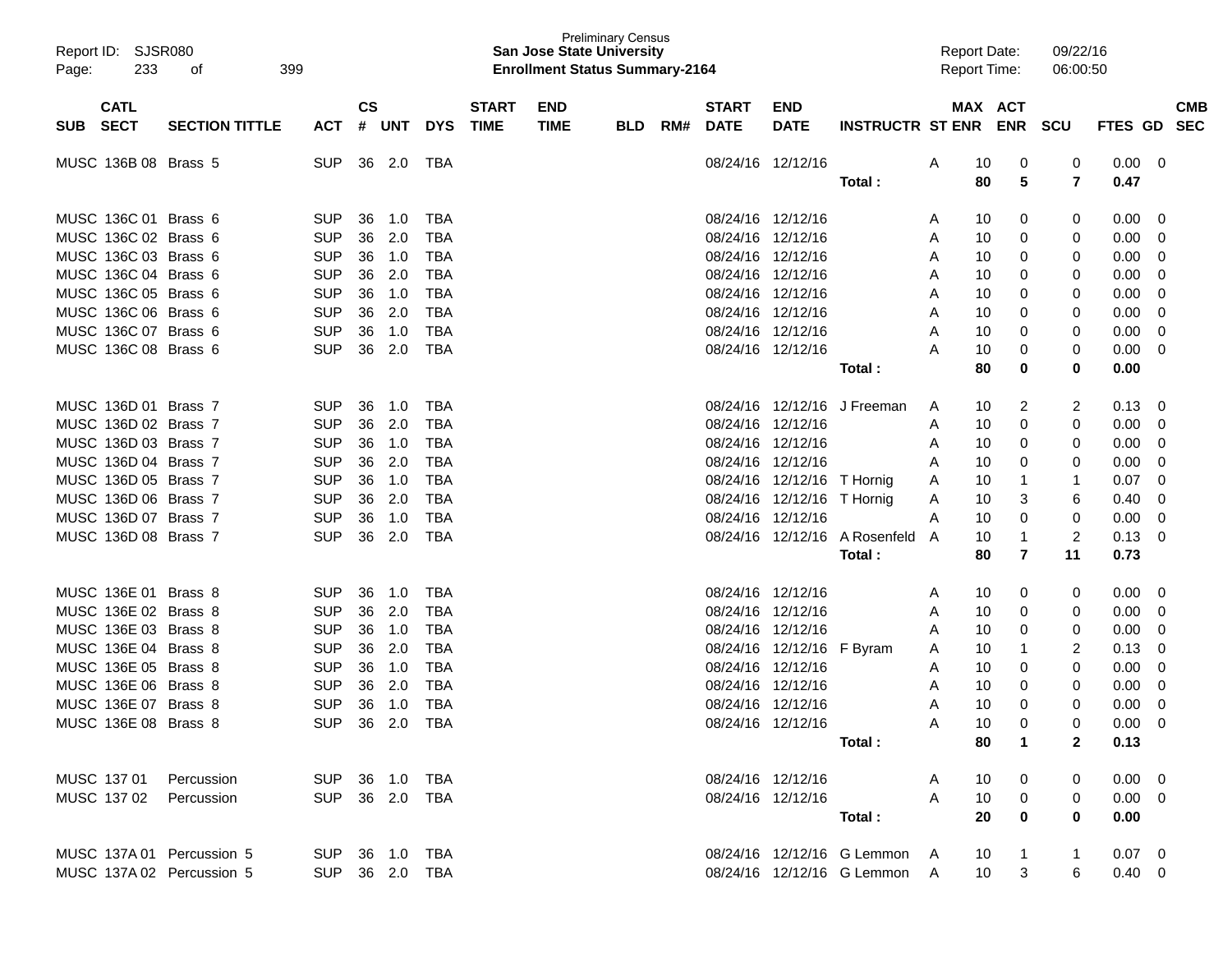| SUB | CATL SECT | SECTION TITTLE | ACT | CS # | UNT | DYS | START TIME | END TIME | BLD | RM# | START DATE | END DATE | INSTRUCTR | ST | MAX ENR | ACT ENR | SCU | FTES | GD | CMB SEC |
|---|---|---|---|---|---|---|---|---|---|---|---|---|---|---|---|---|---|---|---|---|
| MUSC | 136B 08 | Brass 5 | SUP | 36 | 2.0 | TBA | | | | | 08/24/16 | 12/12/16 | | A | 10 | 0 | 0 | 0.00 | 0 | |
| | | | | | | | | | | | | | **Total :** | | **80** | **5** | **7** | **0.47** | | |
| MUSC | 136C 01 | Brass 6 | SUP | 36 | 1.0 | TBA | | | | | 08/24/16 | 12/12/16 | | A | 10 | 0 | 0 | 0.00 | 0 | |
| MUSC | 136C 02 | Brass 6 | SUP | 36 | 2.0 | TBA | | | | | 08/24/16 | 12/12/16 | | A | 10 | 0 | 0 | 0.00 | 0 | |
| MUSC | 136C 03 | Brass 6 | SUP | 36 | 1.0 | TBA | | | | | 08/24/16 | 12/12/16 | | A | 10 | 0 | 0 | 0.00 | 0 | |
| MUSC | 136C 04 | Brass 6 | SUP | 36 | 2.0 | TBA | | | | | 08/24/16 | 12/12/16 | | A | 10 | 0 | 0 | 0.00 | 0 | |
| MUSC | 136C 05 | Brass 6 | SUP | 36 | 1.0 | TBA | | | | | 08/24/16 | 12/12/16 | | A | 10 | 0 | 0 | 0.00 | 0 | |
| MUSC | 136C 06 | Brass 6 | SUP | 36 | 2.0 | TBA | | | | | 08/24/16 | 12/12/16 | | A | 10 | 0 | 0 | 0.00 | 0 | |
| MUSC | 136C 07 | Brass 6 | SUP | 36 | 1.0 | TBA | | | | | 08/24/16 | 12/12/16 | | A | 10 | 0 | 0 | 0.00 | 0 | |
| MUSC | 136C 08 | Brass 6 | SUP | 36 | 2.0 | TBA | | | | | 08/24/16 | 12/12/16 | | A | 10 | 0 | 0 | 0.00 | 0 | |
| | | | | | | | | | | | | | **Total :** | | **80** | **0** | **0** | **0.00** | | |
| MUSC | 136D 01 | Brass 7 | SUP | 36 | 1.0 | TBA | | | | | 08/24/16 | 12/12/16 | J Freeman | A | 10 | 2 | 2 | 0.13 | 0 | |
| MUSC | 136D 02 | Brass 7 | SUP | 36 | 2.0 | TBA | | | | | 08/24/16 | 12/12/16 | | A | 10 | 0 | 0 | 0.00 | 0 | |
| MUSC | 136D 03 | Brass 7 | SUP | 36 | 1.0 | TBA | | | | | 08/24/16 | 12/12/16 | | A | 10 | 0 | 0 | 0.00 | 0 | |
| MUSC | 136D 04 | Brass 7 | SUP | 36 | 2.0 | TBA | | | | | 08/24/16 | 12/12/16 | | A | 10 | 0 | 0 | 0.00 | 0 | |
| MUSC | 136D 05 | Brass 7 | SUP | 36 | 1.0 | TBA | | | | | 08/24/16 | 12/12/16 | T Hornig | A | 10 | 1 | 1 | 0.07 | 0 | |
| MUSC | 136D 06 | Brass 7 | SUP | 36 | 2.0 | TBA | | | | | 08/24/16 | 12/12/16 | T Hornig | A | 10 | 3 | 6 | 0.40 | 0 | |
| MUSC | 136D 07 | Brass 7 | SUP | 36 | 1.0 | TBA | | | | | 08/24/16 | 12/12/16 | | A | 10 | 0 | 0 | 0.00 | 0 | |
| MUSC | 136D 08 | Brass 7 | SUP | 36 | 2.0 | TBA | | | | | 08/24/16 | 12/12/16 | A Rosenfeld | A | 10 | 1 | 2 | 0.13 | 0 | |
| | | | | | | | | | | | | | **Total :** | | **80** | **7** | **11** | **0.73** | | |
| MUSC | 136E 01 | Brass 8 | SUP | 36 | 1.0 | TBA | | | | | 08/24/16 | 12/12/16 | | A | 10 | 0 | 0 | 0.00 | 0 | |
| MUSC | 136E 02 | Brass 8 | SUP | 36 | 2.0 | TBA | | | | | 08/24/16 | 12/12/16 | | A | 10 | 0 | 0 | 0.00 | 0 | |
| MUSC | 136E 03 | Brass 8 | SUP | 36 | 1.0 | TBA | | | | | 08/24/16 | 12/12/16 | | A | 10 | 0 | 0 | 0.00 | 0 | |
| MUSC | 136E 04 | Brass 8 | SUP | 36 | 2.0 | TBA | | | | | 08/24/16 | 12/12/16 | F Byram | A | 10 | 1 | 2 | 0.13 | 0 | |
| MUSC | 136E 05 | Brass 8 | SUP | 36 | 1.0 | TBA | | | | | 08/24/16 | 12/12/16 | | A | 10 | 0 | 0 | 0.00 | 0 | |
| MUSC | 136E 06 | Brass 8 | SUP | 36 | 2.0 | TBA | | | | | 08/24/16 | 12/12/16 | | A | 10 | 0 | 0 | 0.00 | 0 | |
| MUSC | 136E 07 | Brass 8 | SUP | 36 | 1.0 | TBA | | | | | 08/24/16 | 12/12/16 | | A | 10 | 0 | 0 | 0.00 | 0 | |
| MUSC | 136E 08 | Brass 8 | SUP | 36 | 2.0 | TBA | | | | | 08/24/16 | 12/12/16 | | A | 10 | 0 | 0 | 0.00 | 0 | |
| | | | | | | | | | | | | | **Total :** | | **80** | **1** | **2** | **0.13** | | |
| MUSC | 137 01 | Percussion | SUP | 36 | 1.0 | TBA | | | | | 08/24/16 | 12/12/16 | | A | 10 | 0 | 0 | 0.00 | 0 | |
| MUSC | 137 02 | Percussion | SUP | 36 | 2.0 | TBA | | | | | 08/24/16 | 12/12/16 | | A | 10 | 0 | 0 | 0.00 | 0 | |
| | | | | | | | | | | | | | **Total :** | | **20** | **0** | **0** | **0.00** | | |
| MUSC | 137A 01 | Percussion 5 | SUP | 36 | 1.0 | TBA | | | | | 08/24/16 | 12/12/16 | G Lemmon | A | 10 | 1 | 1 | 0.07 | 0 | |
| MUSC | 137A 02 | Percussion 5 | SUP | 36 | 2.0 | TBA | | | | | 08/24/16 | 12/12/16 | G Lemmon | A | 10 | 3 | 6 | 0.40 | 0 | |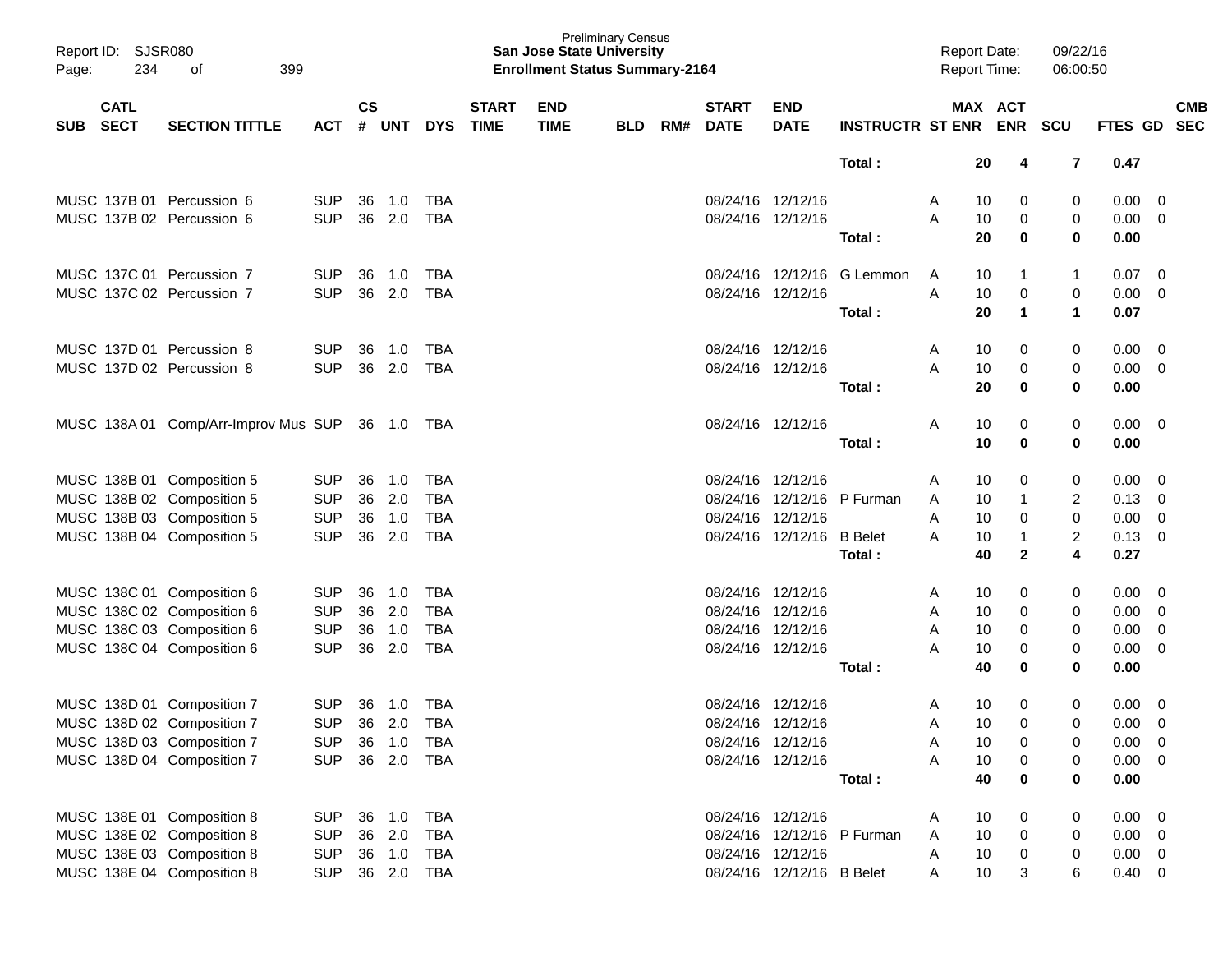| SUB | CATL SECT | SECTION TITTLE | ACT | CS # | UNT | DYS | START TIME | END TIME | BLD | RM# | START DATE | END DATE | INSTRUCTR | ST | MAX ENR | ACT ENR | SCU | FTES | GD | CMB SEC |
|---|---|---|---|---|---|---|---|---|---|---|---|---|---|---|---|---|---|---|---|---|
| | | | | | | | | | | | | | **Total :** | | **20** | **4** | **7** | **0.47** | | |
| MUSC | 137B 01 | Percussion 6 | SUP | 36 | 1.0 | TBA | | | | | 08/24/16 | 12/12/16 | | A | 10 | 0 | 0 | 0.00 | 0 | |
| MUSC | 137B 02 | Percussion 6 | SUP | 36 | 2.0 | TBA | | | | | 08/24/16 | 12/12/16 | | A | 10 | 0 | 0 | 0.00 | 0 | |
| | | | | | | | | | | | | | **Total :** | | **20** | **0** | **0** | **0.00** | | |
| MUSC | 137C 01 | Percussion 7 | SUP | 36 | 1.0 | TBA | | | | | 08/24/16 | 12/12/16 | G Lemmon | A | 10 | 1 | 1 | 0.07 | 0 | |
| MUSC | 137C 02 | Percussion 7 | SUP | 36 | 2.0 | TBA | | | | | 08/24/16 | 12/12/16 | | A | 10 | 0 | 0 | 0.00 | 0 | |
| | | | | | | | | | | | | | **Total :** | | **20** | **1** | **1** | **0.07** | | |
| MUSC | 137D 01 | Percussion 8 | SUP | 36 | 1.0 | TBA | | | | | 08/24/16 | 12/12/16 | | A | 10 | 0 | 0 | 0.00 | 0 | |
| MUSC | 137D 02 | Percussion 8 | SUP | 36 | 2.0 | TBA | | | | | 08/24/16 | 12/12/16 | | A | 10 | 0 | 0 | 0.00 | 0 | |
| | | | | | | | | | | | | | **Total :** | | **20** | **0** | **0** | **0.00** | | |
| MUSC | 138A 01 | Comp/Arr-Improv Mus | SUP | 36 | 1.0 | TBA | | | | | 08/24/16 | 12/12/16 | | A | 10 | 0 | 0 | 0.00 | 0 | |
| | | | | | | | | | | | | | **Total :** | | **10** | **0** | **0** | **0.00** | | |
| MUSC | 138B 01 | Composition 5 | SUP | 36 | 1.0 | TBA | | | | | 08/24/16 | 12/12/16 | | A | 10 | 0 | 0 | 0.00 | 0 | |
| MUSC | 138B 02 | Composition 5 | SUP | 36 | 2.0 | TBA | | | | | 08/24/16 | 12/12/16 | P Furman | A | 10 | 1 | 2 | 0.13 | 0 | |
| MUSC | 138B 03 | Composition 5 | SUP | 36 | 1.0 | TBA | | | | | 08/24/16 | 12/12/16 | | A | 10 | 0 | 0 | 0.00 | 0 | |
| MUSC | 138B 04 | Composition 5 | SUP | 36 | 2.0 | TBA | | | | | 08/24/16 | 12/12/16 | B Belet | A | 10 | 1 | 2 | 0.13 | 0 | |
| | | | | | | | | | | | | | **Total :** | | **40** | **2** | **4** | **0.27** | | |
| MUSC | 138C 01 | Composition 6 | SUP | 36 | 1.0 | TBA | | | | | 08/24/16 | 12/12/16 | | A | 10 | 0 | 0 | 0.00 | 0 | |
| MUSC | 138C 02 | Composition 6 | SUP | 36 | 2.0 | TBA | | | | | 08/24/16 | 12/12/16 | | A | 10 | 0 | 0 | 0.00 | 0 | |
| MUSC | 138C 03 | Composition 6 | SUP | 36 | 1.0 | TBA | | | | | 08/24/16 | 12/12/16 | | A | 10 | 0 | 0 | 0.00 | 0 | |
| MUSC | 138C 04 | Composition 6 | SUP | 36 | 2.0 | TBA | | | | | 08/24/16 | 12/12/16 | | A | 10 | 0 | 0 | 0.00 | 0 | |
| | | | | | | | | | | | | | **Total :** | | **40** | **0** | **0** | **0.00** | | |
| MUSC | 138D 01 | Composition 7 | SUP | 36 | 1.0 | TBA | | | | | 08/24/16 | 12/12/16 | | A | 10 | 0 | 0 | 0.00 | 0 | |
| MUSC | 138D 02 | Composition 7 | SUP | 36 | 2.0 | TBA | | | | | 08/24/16 | 12/12/16 | | A | 10 | 0 | 0 | 0.00 | 0 | |
| MUSC | 138D 03 | Composition 7 | SUP | 36 | 1.0 | TBA | | | | | 08/24/16 | 12/12/16 | | A | 10 | 0 | 0 | 0.00 | 0 | |
| MUSC | 138D 04 | Composition 7 | SUP | 36 | 2.0 | TBA | | | | | 08/24/16 | 12/12/16 | | A | 10 | 0 | 0 | 0.00 | 0 | |
| | | | | | | | | | | | | | **Total :** | | **40** | **0** | **0** | **0.00** | | |
| MUSC | 138E 01 | Composition 8 | SUP | 36 | 1.0 | TBA | | | | | 08/24/16 | 12/12/16 | | A | 10 | 0 | 0 | 0.00 | 0 | |
| MUSC | 138E 02 | Composition 8 | SUP | 36 | 2.0 | TBA | | | | | 08/24/16 | 12/12/16 | P Furman | A | 10 | 0 | 0 | 0.00 | 0 | |
| MUSC | 138E 03 | Composition 8 | SUP | 36 | 1.0 | TBA | | | | | 08/24/16 | 12/12/16 | | A | 10 | 0 | 0 | 0.00 | 0 | |
| MUSC | 138E 04 | Composition 8 | SUP | 36 | 2.0 | TBA | | | | | 08/24/16 | 12/12/16 | B Belet | A | 10 | 3 | 6 | 0.40 | 0 | |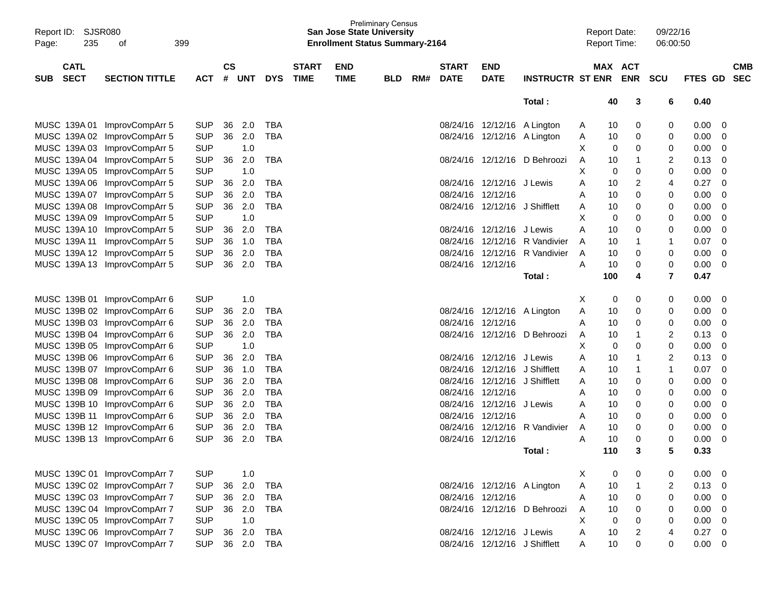| SUB | CATL SECT | SECTION TITTLE | ACT | CS # | UNT | DYS | START TIME | END TIME | BLD | RM# | START DATE | END DATE | INSTRUCTR | ST | MAX ENR | ACT ENR | SCU | FTES | GD | CMB SEC |
|---|---|---|---|---|---|---|---|---|---|---|---|---|---|---|---|---|---|---|---|---|
| | | | | | | | | | | | | | **Total :** | | **40** | **3** | **6** | **0.40** | | |
| MUSC | 139A 01 | ImprovCompArr 5 | SUP | 36 | 2.0 | TBA | | | | | 08/24/16 | 12/12/16 | A Lington | A | 10 | 0 | 0 | 0.00 | 0 | |
| MUSC | 139A 02 | ImprovCompArr 5 | SUP | 36 | 2.0 | TBA | | | | | 08/24/16 | 12/12/16 | A Lington | A | 10 | 0 | 0 | 0.00 | 0 | |
| MUSC | 139A 03 | ImprovCompArr 5 | SUP | | 1.0 | | | | | | | | | X | 0 | 0 | 0 | 0.00 | 0 | |
| MUSC | 139A 04 | ImprovCompArr 5 | SUP | 36 | 2.0 | TBA | | | | | 08/24/16 | 12/12/16 | D Behroozi | A | 10 | 1 | 2 | 0.13 | 0 | |
| MUSC | 139A 05 | ImprovCompArr 5 | SUP | | 1.0 | | | | | | | | | X | 0 | 0 | 0 | 0.00 | 0 | |
| MUSC | 139A 06 | ImprovCompArr 5 | SUP | 36 | 2.0 | TBA | | | | | 08/24/16 | 12/12/16 | J Lewis | A | 10 | 2 | 4 | 0.27 | 0 | |
| MUSC | 139A 07 | ImprovCompArr 5 | SUP | 36 | 2.0 | TBA | | | | | 08/24/16 | 12/12/16 | | A | 10 | 0 | 0 | 0.00 | 0 | |
| MUSC | 139A 08 | ImprovCompArr 5 | SUP | 36 | 2.0 | TBA | | | | | 08/24/16 | 12/12/16 | J Shifflett | A | 10 | 0 | 0 | 0.00 | 0 | |
| MUSC | 139A 09 | ImprovCompArr 5 | SUP | | 1.0 | | | | | | | | | X | 0 | 0 | 0 | 0.00 | 0 | |
| MUSC | 139A 10 | ImprovCompArr 5 | SUP | 36 | 2.0 | TBA | | | | | 08/24/16 | 12/12/16 | J Lewis | A | 10 | 0 | 0 | 0.00 | 0 | |
| MUSC | 139A 11 | ImprovCompArr 5 | SUP | 36 | 1.0 | TBA | | | | | 08/24/16 | 12/12/16 | R Vandivier | A | 10 | 1 | 1 | 0.07 | 0 | |
| MUSC | 139A 12 | ImprovCompArr 5 | SUP | 36 | 2.0 | TBA | | | | | 08/24/16 | 12/12/16 | R Vandivier | A | 10 | 0 | 0 | 0.00 | 0 | |
| MUSC | 139A 13 | ImprovCompArr 5 | SUP | 36 | 2.0 | TBA | | | | | 08/24/16 | 12/12/16 | | A | 10 | 0 | 0 | 0.00 | 0 | |
| | | | | | | | | | | | | | **Total :** | | **100** | **4** | **7** | **0.47** | | |
| MUSC | 139B 01 | ImprovCompArr 6 | SUP | | 1.0 | | | | | | | | | X | 0 | 0 | 0 | 0.00 | 0 | |
| MUSC | 139B 02 | ImprovCompArr 6 | SUP | 36 | 2.0 | TBA | | | | | 08/24/16 | 12/12/16 | A Lington | A | 10 | 0 | 0 | 0.00 | 0 | |
| MUSC | 139B 03 | ImprovCompArr 6 | SUP | 36 | 2.0 | TBA | | | | | 08/24/16 | 12/12/16 | | A | 10 | 0 | 0 | 0.00 | 0 | |
| MUSC | 139B 04 | ImprovCompArr 6 | SUP | 36 | 2.0 | TBA | | | | | 08/24/16 | 12/12/16 | D Behroozi | A | 10 | 1 | 2 | 0.13 | 0 | |
| MUSC | 139B 05 | ImprovCompArr 6 | SUP | | 1.0 | | | | | | | | | X | 0 | 0 | 0 | 0.00 | 0 | |
| MUSC | 139B 06 | ImprovCompArr 6 | SUP | 36 | 2.0 | TBA | | | | | 08/24/16 | 12/12/16 | J Lewis | A | 10 | 1 | 2 | 0.13 | 0 | |
| MUSC | 139B 07 | ImprovCompArr 6 | SUP | 36 | 1.0 | TBA | | | | | 08/24/16 | 12/12/16 | J Shifflett | A | 10 | 1 | 1 | 0.07 | 0 | |
| MUSC | 139B 08 | ImprovCompArr 6 | SUP | 36 | 2.0 | TBA | | | | | 08/24/16 | 12/12/16 | J Shifflett | A | 10 | 0 | 0 | 0.00 | 0 | |
| MUSC | 139B 09 | ImprovCompArr 6 | SUP | 36 | 2.0 | TBA | | | | | 08/24/16 | 12/12/16 | | A | 10 | 0 | 0 | 0.00 | 0 | |
| MUSC | 139B 10 | ImprovCompArr 6 | SUP | 36 | 2.0 | TBA | | | | | 08/24/16 | 12/12/16 | J Lewis | A | 10 | 0 | 0 | 0.00 | 0 | |
| MUSC | 139B 11 | ImprovCompArr 6 | SUP | 36 | 2.0 | TBA | | | | | 08/24/16 | 12/12/16 | | A | 10 | 0 | 0 | 0.00 | 0 | |
| MUSC | 139B 12 | ImprovCompArr 6 | SUP | 36 | 2.0 | TBA | | | | | 08/24/16 | 12/12/16 | R Vandivier | A | 10 | 0 | 0 | 0.00 | 0 | |
| MUSC | 139B 13 | ImprovCompArr 6 | SUP | 36 | 2.0 | TBA | | | | | 08/24/16 | 12/12/16 | | A | 10 | 0 | 0 | 0.00 | 0 | |
| | | | | | | | | | | | | | **Total :** | | **110** | **3** | **5** | **0.33** | | |
| MUSC | 139C 01 | ImprovCompArr 7 | SUP | | 1.0 | | | | | | | | | X | 0 | 0 | 0 | 0.00 | 0 | |
| MUSC | 139C 02 | ImprovCompArr 7 | SUP | 36 | 2.0 | TBA | | | | | 08/24/16 | 12/12/16 | A Lington | A | 10 | 1 | 2 | 0.13 | 0 | |
| MUSC | 139C 03 | ImprovCompArr 7 | SUP | 36 | 2.0 | TBA | | | | | 08/24/16 | 12/12/16 | | A | 10 | 0 | 0 | 0.00 | 0 | |
| MUSC | 139C 04 | ImprovCompArr 7 | SUP | 36 | 2.0 | TBA | | | | | 08/24/16 | 12/12/16 | D Behroozi | A | 10 | 0 | 0 | 0.00 | 0 | |
| MUSC | 139C 05 | ImprovCompArr 7 | SUP | | 1.0 | | | | | | | | | X | 0 | 0 | 0 | 0.00 | 0 | |
| MUSC | 139C 06 | ImprovCompArr 7 | SUP | 36 | 2.0 | TBA | | | | | 08/24/16 | 12/12/16 | J Lewis | A | 10 | 2 | 4 | 0.27 | 0 | |
| MUSC | 139C 07 | ImprovCompArr 7 | SUP | 36 | 2.0 | TBA | | | | | 08/24/16 | 12/12/16 | J Shifflett | A | 10 | 0 | 0 | 0.00 | 0 | |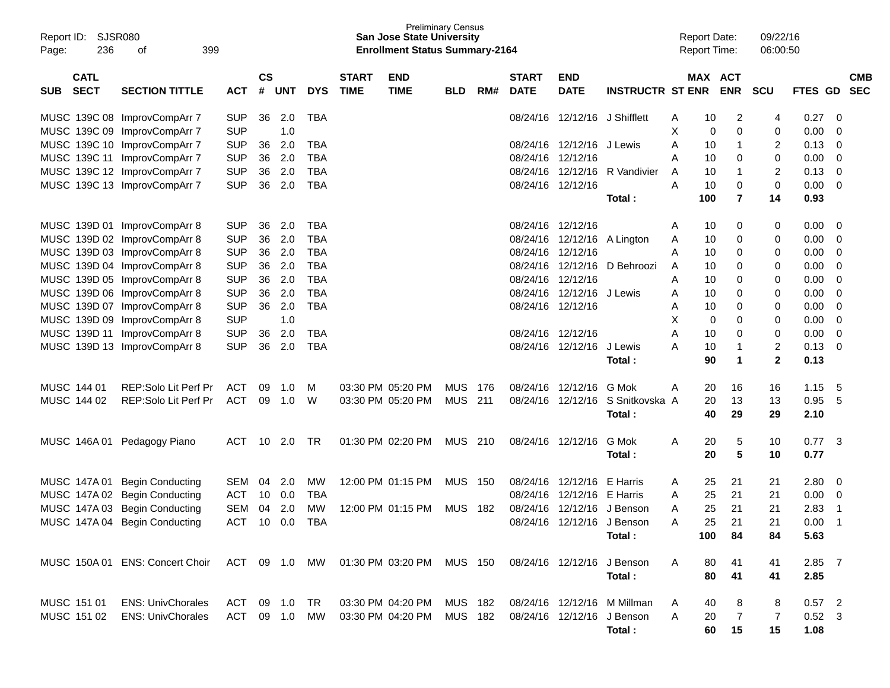Preliminary Census
**San Jose State University**
**Enrollment Status Summary-2164**

Report ID: SJSR080
Report Date: 09/22/16
Report Time: 06:00:50

| SUB | CATL SECT | SECTION TITTLE | ACT | CS # | UNT | DYS | START TIME | END TIME | BLD | RM# | START DATE | END DATE | INSTRUCTR | ST | MAX ENR | ACT ENR | SCU | FTES | GD | CMB SEC |
|---|---|---|---|---|---|---|---|---|---|---|---|---|---|---|---|---|---|---|---|---|
| MUSC | 139C 08 | ImprovCompArr 7 | SUP | 36 | 2.0 | TBA | | | | | 08/24/16 | 12/12/16 | J Shifflett | A | 10 | 2 | 4 | 0.27 | 0 | |
| MUSC | 139C 09 | ImprovCompArr 7 | SUP | | 1.0 | | | | | | | | | X | 0 | 0 | 0 | 0.00 | 0 | |
| MUSC | 139C 10 | ImprovCompArr 7 | SUP | 36 | 2.0 | TBA | | | | | 08/24/16 | 12/12/16 | J Lewis | A | 10 | 1 | 2 | 0.13 | 0 | |
| MUSC | 139C 11 | ImprovCompArr 7 | SUP | 36 | 2.0 | TBA | | | | | 08/24/16 | 12/12/16 | | A | 10 | 0 | 0 | 0.00 | 0 | |
| MUSC | 139C 12 | ImprovCompArr 7 | SUP | 36 | 2.0 | TBA | | | | | 08/24/16 | 12/12/16 | R Vandivier | A | 10 | 1 | 2 | 0.13 | 0 | |
| MUSC | 139C 13 | ImprovCompArr 7 | SUP | 36 | 2.0 | TBA | | | | | 08/24/16 | 12/12/16 | | A | 10 | 0 | 0 | 0.00 | 0 | |
| | | | | | | | | | | | | | **Total :** | | **100** | **7** | **14** | **0.93** | | |
| MUSC | 139D 01 | ImprovCompArr 8 | SUP | 36 | 2.0 | TBA | | | | | 08/24/16 | 12/12/16 | | A | 10 | 0 | 0 | 0.00 | 0 | |
| MUSC | 139D 02 | ImprovCompArr 8 | SUP | 36 | 2.0 | TBA | | | | | 08/24/16 | 12/12/16 | A Lington | A | 10 | 0 | 0 | 0.00 | 0 | |
| MUSC | 139D 03 | ImprovCompArr 8 | SUP | 36 | 2.0 | TBA | | | | | 08/24/16 | 12/12/16 | | A | 10 | 0 | 0 | 0.00 | 0 | |
| MUSC | 139D 04 | ImprovCompArr 8 | SUP | 36 | 2.0 | TBA | | | | | 08/24/16 | 12/12/16 | D Behroozi | A | 10 | 0 | 0 | 0.00 | 0 | |
| MUSC | 139D 05 | ImprovCompArr 8 | SUP | 36 | 2.0 | TBA | | | | | 08/24/16 | 12/12/16 | | A | 10 | 0 | 0 | 0.00 | 0 | |
| MUSC | 139D 06 | ImprovCompArr 8 | SUP | 36 | 2.0 | TBA | | | | | 08/24/16 | 12/12/16 | J Lewis | A | 10 | 0 | 0 | 0.00 | 0 | |
| MUSC | 139D 07 | ImprovCompArr 8 | SUP | 36 | 2.0 | TBA | | | | | 08/24/16 | 12/12/16 | | A | 10 | 0 | 0 | 0.00 | 0 | |
| MUSC | 139D 09 | ImprovCompArr 8 | SUP | | 1.0 | | | | | | | | | X | 0 | 0 | 0 | 0.00 | 0 | |
| MUSC | 139D 11 | ImprovCompArr 8 | SUP | 36 | 2.0 | TBA | | | | | 08/24/16 | 12/12/16 | | A | 10 | 0 | 0 | 0.00 | 0 | |
| MUSC | 139D 13 | ImprovCompArr 8 | SUP | 36 | 2.0 | TBA | | | | | 08/24/16 | 12/12/16 | J Lewis | A | 10 | 1 | 2 | 0.13 | 0 | |
| | | | | | | | | | | | | | **Total :** | | **90** | **1** | **2** | **0.13** | | |
| MUSC | 144 01 | REP:Solo Lit Perf Pr | ACT | 09 | 1.0 | M | 03:30 PM | 05:20 PM | MUS | 176 | 08/24/16 | 12/12/16 | G Mok | A | 20 | 16 | 16 | 1.15 | 5 | |
| MUSC | 144 02 | REP:Solo Lit Perf Pr | ACT | 09 | 1.0 | W | 03:30 PM | 05:20 PM | MUS | 211 | 08/24/16 | 12/12/16 | S Snitkovska | A | 20 | 13 | 13 | 0.95 | 5 | |
| | | | | | | | | | | | | | **Total :** | | **40** | **29** | **29** | **2.10** | | |
| MUSC | 146A 01 | Pedagogy Piano | ACT | 10 | 2.0 | TR | 01:30 PM | 02:20 PM | MUS | 210 | 08/24/16 | 12/12/16 | G Mok | A | 20 | 5 | 10 | 0.77 | 3 | |
| | | | | | | | | | | | | | **Total :** | | **20** | **5** | **10** | **0.77** | | |
| MUSC | 147A 01 | Begin Conducting | SEM | 04 | 2.0 | MW | 12:00 PM | 01:15 PM | MUS | 150 | 08/24/16 | 12/12/16 | E Harris | A | 25 | 21 | 21 | 2.80 | 0 | |
| MUSC | 147A 02 | Begin Conducting | ACT | 10 | 0.0 | TBA | | | | | 08/24/16 | 12/12/16 | E Harris | A | 25 | 21 | 21 | 0.00 | 0 | |
| MUSC | 147A 03 | Begin Conducting | SEM | 04 | 2.0 | MW | 12:00 PM | 01:15 PM | MUS | 182 | 08/24/16 | 12/12/16 | J Benson | A | 25 | 21 | 21 | 2.83 | 1 | |
| MUSC | 147A 04 | Begin Conducting | ACT | 10 | 0.0 | TBA | | | | | 08/24/16 | 12/12/16 | J Benson | A | 25 | 21 | 21 | 0.00 | 1 | |
| | | | | | | | | | | | | | **Total :** | | **100** | **84** | **84** | **5.63** | | |
| MUSC | 150A 01 | ENS: Concert Choir | ACT | 09 | 1.0 | MW | 01:30 PM | 03:20 PM | MUS | 150 | 08/24/16 | 12/12/16 | J Benson | A | 80 | 41 | 41 | 2.85 | 7 | |
| | | | | | | | | | | | | | **Total :** | | **80** | **41** | **41** | **2.85** | | |
| MUSC | 151 01 | ENS: UnivChorales | ACT | 09 | 1.0 | TR | 03:30 PM | 04:20 PM | MUS | 182 | 08/24/16 | 12/12/16 | M Millman | A | 40 | 8 | 8 | 0.57 | 2 | |
| MUSC | 151 02 | ENS: UnivChorales | ACT | 09 | 1.0 | MW | 03:30 PM | 04:20 PM | MUS | 182 | 08/24/16 | 12/12/16 | J Benson | A | 20 | 7 | 7 | 0.52 | 3 | |
| | | | | | | | | | | | | | **Total :** | | **60** | **15** | **15** | **1.08** | | |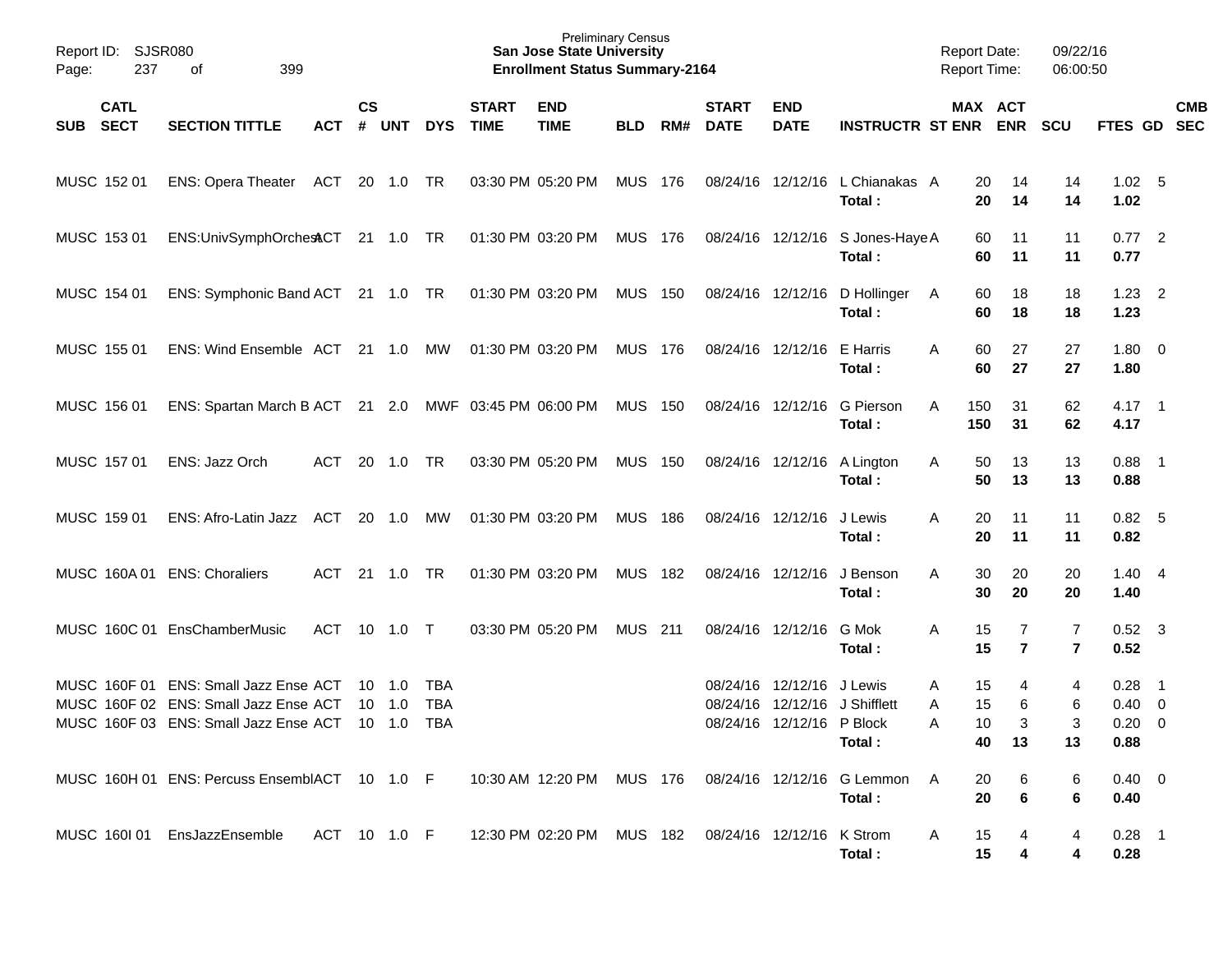Report ID: SJSR080
Page: 237 of 399

**Preliminary Census**
**San Jose State University**
**Enrollment Status Summary-2164**

Report Date: 09/22/16
Report Time: 06:00:50

| SUB | CATL SECT | SECTION TITTLE | ACT | CS # | UNT | DYS | START TIME | END TIME | BLD | RM# | START DATE | END DATE | INSTRUCTR | ST | MAX ENR | ACT ENR | SCU | FTES | GD | CMB SEC |
|---|---|---|---|---|---|---|---|---|---|---|---|---|---|---|---|---|---|---|---|---|
| MUSC | 152 01 | ENS: Opera Theater | ACT | 20 | 1.0 | TR | 03:30 PM | 05:20 PM | MUS | 176 | 08/24/16 | 12/12/16 | L Chianakas | A | 20 | 14 | 14 | 1.02 | 5 | |
| | | | | | | | | | | | | | **Total :** | | **20** | **14** | **14** | **1.02** | | |
| MUSC | 153 01 | ENS:UnivSymphOrchest | ACT | 21 | 1.0 | TR | 01:30 PM | 03:20 PM | MUS | 176 | 08/24/16 | 12/12/16 | S Jones-Haye | A | 60 | 11 | 11 | 0.77 | 2 | |
| | | | | | | | | | | | | | **Total :** | | **60** | **11** | **11** | **0.77** | | |
| MUSC | 154 01 | ENS: Symphonic Band | ACT | 21 | 1.0 | TR | 01:30 PM | 03:20 PM | MUS | 150 | 08/24/16 | 12/12/16 | D Hollinger | A | 60 | 18 | 18 | 1.23 | 2 | |
| | | | | | | | | | | | | | **Total :** | | **60** | **18** | **18** | **1.23** | | |
| MUSC | 155 01 | ENS: Wind Ensemble | ACT | 21 | 1.0 | MW | 01:30 PM | 03:20 PM | MUS | 176 | 08/24/16 | 12/12/16 | E Harris | A | 60 | 27 | 27 | 1.80 | 0 | |
| | | | | | | | | | | | | | **Total :** | | **60** | **27** | **27** | **1.80** | | |
| MUSC | 156 01 | ENS: Spartan March B | ACT | 21 | 2.0 | MWF | 03:45 PM | 06:00 PM | MUS | 150 | 08/24/16 | 12/12/16 | G Pierson | A | 150 | 31 | 62 | 4.17 | 1 | |
| | | | | | | | | | | | | | **Total :** | | **150** | **31** | **62** | **4.17** | | |
| MUSC | 157 01 | ENS: Jazz Orch | ACT | 20 | 1.0 | TR | 03:30 PM | 05:20 PM | MUS | 150 | 08/24/16 | 12/12/16 | A Lington | A | 50 | 13 | 13 | 0.88 | 1 | |
| | | | | | | | | | | | | | **Total :** | | **50** | **13** | **13** | **0.88** | | |
| MUSC | 159 01 | ENS: Afro-Latin Jazz | ACT | 20 | 1.0 | MW | 01:30 PM | 03:20 PM | MUS | 186 | 08/24/16 | 12/12/16 | J Lewis | A | 20 | 11 | 11 | 0.82 | 5 | |
| | | | | | | | | | | | | | **Total :** | | **20** | **11** | **11** | **0.82** | | |
| MUSC | 160A 01 | ENS: Choraliers | ACT | 21 | 1.0 | TR | 01:30 PM | 03:20 PM | MUS | 182 | 08/24/16 | 12/12/16 | J Benson | A | 30 | 20 | 20 | 1.40 | 4 | |
| | | | | | | | | | | | | | **Total :** | | **30** | **20** | **20** | **1.40** | | |
| MUSC | 160C 01 | EnsChamberMusic | ACT | 10 | 1.0 | T | 03:30 PM | 05:20 PM | MUS | 211 | 08/24/16 | 12/12/16 | G Mok | A | 15 | 7 | 7 | 0.52 | 3 | |
| | | | | | | | | | | | | | **Total :** | | **15** | **7** | **7** | **0.52** | | |
| MUSC | 160F 01 | ENS: Small Jazz Ense | ACT | 10 | 1.0 | TBA | | | | | 08/24/16 | 12/12/16 | J Lewis | A | 15 | 4 | 4 | 0.28 | 1 | |
| MUSC | 160F 02 | ENS: Small Jazz Ense | ACT | 10 | 1.0 | TBA | | | | | 08/24/16 | 12/12/16 | J Shifflett | A | 15 | 6 | 6 | 0.40 | 0 | |
| MUSC | 160F 03 | ENS: Small Jazz Ense | ACT | 10 | 1.0 | TBA | | | | | 08/24/16 | 12/12/16 | P Block | A | 10 | 3 | 3 | 0.20 | 0 | |
| | | | | | | | | | | | | | **Total :** | | **40** | **13** | **13** | **0.88** | | |
| MUSC | 160H 01 | ENS: Percuss Ensembl | ACT | 10 | 1.0 | F | 10:30 AM | 12:20 PM | MUS | 176 | 08/24/16 | 12/12/16 | G Lemmon | A | 20 | 6 | 6 | 0.40 | 0 | |
| | | | | | | | | | | | | | **Total :** | | **20** | **6** | **6** | **0.40** | | |
| MUSC | 160I 01 | EnsJazzEnsemble | ACT | 10 | 1.0 | F | 12:30 PM | 02:20 PM | MUS | 182 | 08/24/16 | 12/12/16 | K Strom | A | 15 | 4 | 4 | 0.28 | 1 | |
| | | | | | | | | | | | | | **Total :** | | **15** | **4** | **4** | **0.28** | | |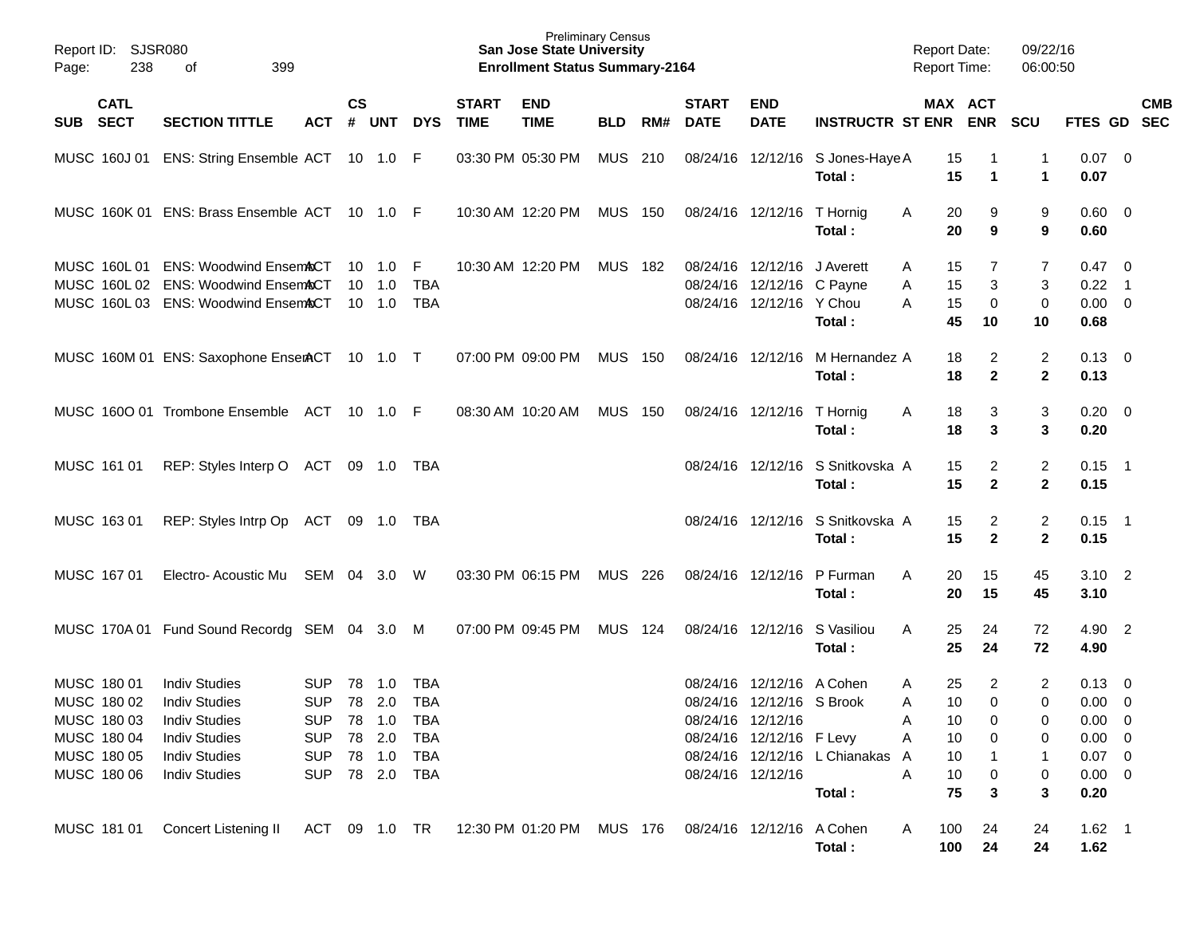Report ID: SJSR080
Page: 238 of 399

Preliminary Census
**San Jose State University**
**Enrollment Status Summary-2164**

Report Date: 09/22/16
Report Time: 06:00:50

| SUB | CATL SECT | SECTION TITTLE | ACT | CS # | UNT | DYS | START TIME | END TIME | BLD | RM# | START DATE | END DATE | INSTRUCTR | ST | MAX ENR | ACT ENR | SCU | FTES | GD | CMB SEC |
|---|---|---|---|---|---|---|---|---|---|---|---|---|---|---|---|---|---|---|---|---|
| MUSC | 160J 01 | ENS: String Ensemble | ACT | 10 | 1.0 | F | 03:30 PM | 05:30 PM | MUS | 210 | 08/24/16 | 12/12/16 | S Jones-Haye | A | 15 | 1 | 1 | 0.07 | 0 | |
| | | | | | | | | | | | | | **Total :** | | **15** | **1** | **1** | **0.07** | | |
| MUSC | 160K 01 | ENS: Brass Ensemble | ACT | 10 | 1.0 | F | 10:30 AM | 12:20 PM | MUS | 150 | 08/24/16 | 12/12/16 | T Hornig | A | 20 | 9 | 9 | 0.60 | 0 | |
| | | | | | | | | | | | | | **Total :** | | **20** | **9** | **9** | **0.60** | | |
| MUSC | 160L 01 | ENS: Woodwind Ensem | ACT | 10 | 1.0 | F | 10:30 AM | 12:20 PM | MUS | 182 | 08/24/16 | 12/12/16 | J Averett | A | 15 | 7 | 7 | 0.47 | 0 | |
| MUSC | 160L 02 | ENS: Woodwind Ensem | ACT | 10 | 1.0 | TBA | | | | | 08/24/16 | 12/12/16 | C Payne | A | 15 | 3 | 3 | 0.22 | 1 | |
| MUSC | 160L 03 | ENS: Woodwind Ensem | ACT | 10 | 1.0 | TBA | | | | | 08/24/16 | 12/12/16 | Y Chou | A | 15 | 0 | 0 | 0.00 | 0 | |
| | | | | | | | | | | | | | **Total :** | | **45** | **10** | **10** | **0.68** | | |
| MUSC | 160M 01 | ENS: Saxophone Ensem | ACT | 10 | 1.0 | T | 07:00 PM | 09:00 PM | MUS | 150 | 08/24/16 | 12/12/16 | M Hernandez | A | 18 | 2 | 2 | 0.13 | 0 | |
| | | | | | | | | | | | | | **Total :** | | **18** | **2** | **2** | **0.13** | | |
| MUSC | 160O 01 | Trombone Ensemble | ACT | 10 | 1.0 | F | 08:30 AM | 10:20 AM | MUS | 150 | 08/24/16 | 12/12/16 | T Hornig | A | 18 | 3 | 3 | 0.20 | 0 | |
| | | | | | | | | | | | | | **Total :** | | **18** | **3** | **3** | **0.20** | | |
| MUSC | 161 01 | REP: Styles Interp O | ACT | 09 | 1.0 | TBA | | | | | 08/24/16 | 12/12/16 | S Snitkovska | A | 15 | 2 | 2 | 0.15 | 1 | |
| | | | | | | | | | | | | | **Total :** | | **15** | **2** | **2** | **0.15** | | |
| MUSC | 163 01 | REP: Styles Intrp Op | ACT | 09 | 1.0 | TBA | | | | | 08/24/16 | 12/12/16 | S Snitkovska | A | 15 | 2 | 2 | 0.15 | 1 | |
| | | | | | | | | | | | | | **Total :** | | **15** | **2** | **2** | **0.15** | | |
| MUSC | 167 01 | Electro- Acoustic Mu | SEM | 04 | 3.0 | W | 03:30 PM | 06:15 PM | MUS | 226 | 08/24/16 | 12/12/16 | P Furman | A | 20 | 15 | 45 | 3.10 | 2 | |
| | | | | | | | | | | | | | **Total :** | | **20** | **15** | **45** | **3.10** | | |
| MUSC | 170A 01 | Fund Sound Recordg | SEM | 04 | 3.0 | M | 07:00 PM | 09:45 PM | MUS | 124 | 08/24/16 | 12/12/16 | S Vasiliou | A | 25 | 24 | 72 | 4.90 | 2 | |
| | | | | | | | | | | | | | **Total :** | | **25** | **24** | **72** | **4.90** | | |
| MUSC | 180 01 | Indiv Studies | SUP | 78 | 1.0 | TBA | | | | | 08/24/16 | 12/12/16 | A Cohen | A | 25 | 2 | 2 | 0.13 | 0 | |
| MUSC | 180 02 | Indiv Studies | SUP | 78 | 2.0 | TBA | | | | | 08/24/16 | 12/12/16 | S Brook | A | 10 | 0 | 0 | 0.00 | 0 | |
| MUSC | 180 03 | Indiv Studies | SUP | 78 | 1.0 | TBA | | | | | 08/24/16 | 12/12/16 | | A | 10 | 0 | 0 | 0.00 | 0 | |
| MUSC | 180 04 | Indiv Studies | SUP | 78 | 2.0 | TBA | | | | | 08/24/16 | 12/12/16 | F Levy | A | 10 | 0 | 0 | 0.00 | 0 | |
| MUSC | 180 05 | Indiv Studies | SUP | 78 | 1.0 | TBA | | | | | 08/24/16 | 12/12/16 | L Chianakas | A | 10 | 1 | 1 | 0.07 | 0 | |
| MUSC | 180 06 | Indiv Studies | SUP | 78 | 2.0 | TBA | | | | | 08/24/16 | 12/12/16 | | A | 10 | 0 | 0 | 0.00 | 0 | |
| | | | | | | | | | | | | | **Total :** | | **75** | **3** | **3** | **0.20** | | |
| MUSC | 181 01 | Concert Listening II | ACT | 09 | 1.0 | TR | 12:30 PM | 01:20 PM | MUS | 176 | 08/24/16 | 12/12/16 | A Cohen | A | 100 | 24 | 24 | 1.62 | 1 | |
| | | | | | | | | | | | | | **Total :** | | **100** | **24** | **24** | **1.62** | | |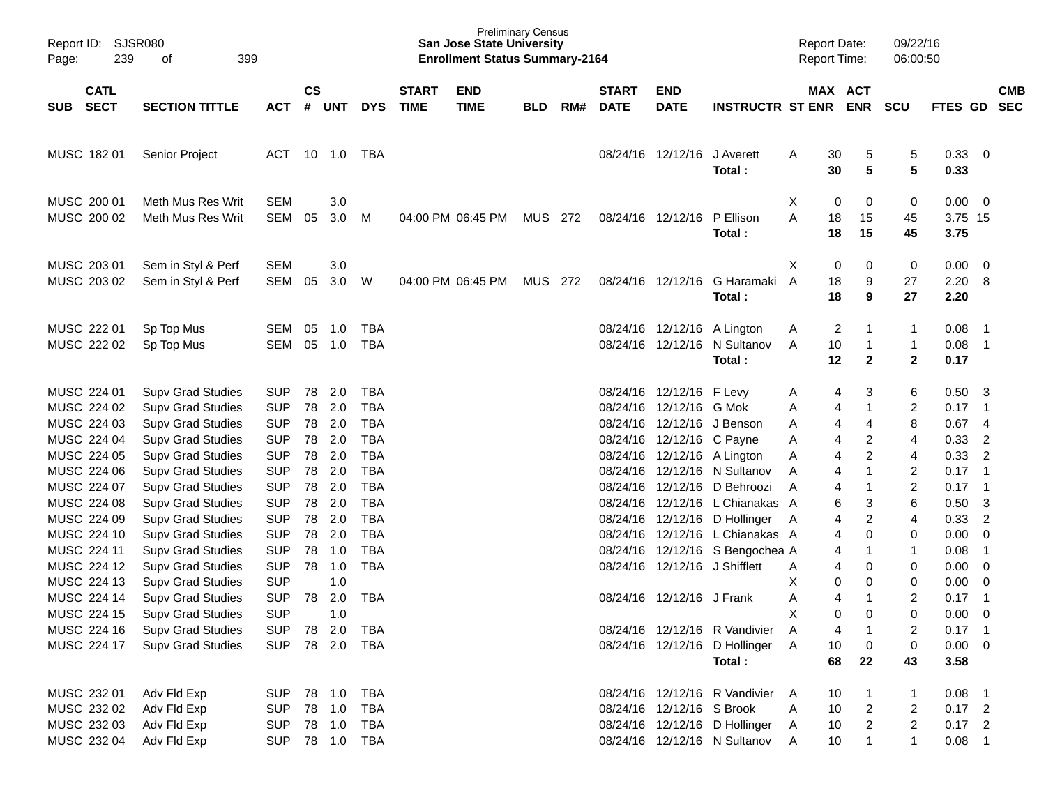Preliminary Census
**San Jose State University**
**Enrollment Status Summary-2164**

Report ID: SJSR080
Report Date: 09/22/16
Report Time: 06:00:50

| SUB | CATL SECT | SECTION TITTLE | ACT | CS # | UNT | DYS | START TIME | END TIME | BLD | RM# | START DATE | END DATE | INSTRUCTR | ST | MAX ENR | ACT ENR | SCU | FTES | GD | CMB SEC |
|---|---|---|---|---|---|---|---|---|---|---|---|---|---|---|---|---|---|---|---|---|
| MUSC | 182 01 | Senior Project | ACT | 10 | 1.0 | TBA | | | | | 08/24/16 | 12/12/16 | J Averett | A | 30 | 5 | 5 | 0.33 | 0 | |
| | | | | | | | | | | | | | **Total :** | | **30** | **5** | **5** | **0.33** | | |
| MUSC | 200 01 | Meth Mus Res Writ | SEM | | 3.0 | | | | | | | | | X | 0 | 0 | 0 | 0.00 | 0 | |
| MUSC | 200 02 | Meth Mus Res Writ | SEM | 05 | 3.0 | M | 04:00 PM | 06:45 PM | MUS | 272 | 08/24/16 | 12/12/16 | P Ellison | A | 18 | 15 | 45 | 3.75 | 15 | |
| | | | | | | | | | | | | | **Total :** | | **18** | **15** | **45** | **3.75** | | |
| MUSC | 203 01 | Sem in Styl & Perf | SEM | | 3.0 | | | | | | | | | X | 0 | 0 | 0 | 0.00 | 0 | |
| MUSC | 203 02 | Sem in Styl & Perf | SEM | 05 | 3.0 | W | 04:00 PM | 06:45 PM | MUS | 272 | 08/24/16 | 12/12/16 | G Haramaki | A | 18 | 9 | 27 | 2.20 | 8 | |
| | | | | | | | | | | | | | **Total :** | | **18** | **9** | **27** | **2.20** | | |
| MUSC | 222 01 | Sp Top Mus | SEM | 05 | 1.0 | TBA | | | | | 08/24/16 | 12/12/16 | A Lington | A | 2 | 1 | 1 | 0.08 | 1 | |
| MUSC | 222 02 | Sp Top Mus | SEM | 05 | 1.0 | TBA | | | | | 08/24/16 | 12/12/16 | N Sultanov | A | 10 | 1 | 1 | 0.08 | 1 | |
| | | | | | | | | | | | | | **Total :** | | **12** | **2** | **2** | **0.17** | | |
| MUSC | 224 01 | Supv Grad Studies | SUP | 78 | 2.0 | TBA | | | | | 08/24/16 | 12/12/16 | F Levy | A | 4 | 3 | 6 | 0.50 | 3 | |
| MUSC | 224 02 | Supv Grad Studies | SUP | 78 | 2.0 | TBA | | | | | 08/24/16 | 12/12/16 | G Mok | A | 4 | 1 | 2 | 0.17 | 1 | |
| MUSC | 224 03 | Supv Grad Studies | SUP | 78 | 2.0 | TBA | | | | | 08/24/16 | 12/12/16 | J Benson | A | 4 | 4 | 8 | 0.67 | 4 | |
| MUSC | 224 04 | Supv Grad Studies | SUP | 78 | 2.0 | TBA | | | | | 08/24/16 | 12/12/16 | C Payne | A | 4 | 2 | 4 | 0.33 | 2 | |
| MUSC | 224 05 | Supv Grad Studies | SUP | 78 | 2.0 | TBA | | | | | 08/24/16 | 12/12/16 | A Lington | A | 4 | 2 | 4 | 0.33 | 2 | |
| MUSC | 224 06 | Supv Grad Studies | SUP | 78 | 2.0 | TBA | | | | | 08/24/16 | 12/12/16 | N Sultanov | A | 4 | 1 | 2 | 0.17 | 1 | |
| MUSC | 224 07 | Supv Grad Studies | SUP | 78 | 2.0 | TBA | | | | | 08/24/16 | 12/12/16 | D Behroozi | A | 4 | 1 | 2 | 0.17 | 1 | |
| MUSC | 224 08 | Supv Grad Studies | SUP | 78 | 2.0 | TBA | | | | | 08/24/16 | 12/12/16 | L Chianakas | A | 6 | 3 | 6 | 0.50 | 3 | |
| MUSC | 224 09 | Supv Grad Studies | SUP | 78 | 2.0 | TBA | | | | | 08/24/16 | 12/12/16 | D Hollinger | A | 4 | 2 | 4 | 0.33 | 2 | |
| MUSC | 224 10 | Supv Grad Studies | SUP | 78 | 2.0 | TBA | | | | | 08/24/16 | 12/12/16 | L Chianakas | A | 4 | 0 | 0 | 0.00 | 0 | |
| MUSC | 224 11 | Supv Grad Studies | SUP | 78 | 1.0 | TBA | | | | | 08/24/16 | 12/12/16 | S Bengochea | A | 4 | 1 | 1 | 0.08 | 1 | |
| MUSC | 224 12 | Supv Grad Studies | SUP | 78 | 1.0 | TBA | | | | | 08/24/16 | 12/12/16 | J Shifflett | A | 4 | 0 | 0 | 0.00 | 0 | |
| MUSC | 224 13 | Supv Grad Studies | SUP | | 1.0 | | | | | | | | | X | 0 | 0 | 0 | 0.00 | 0 | |
| MUSC | 224 14 | Supv Grad Studies | SUP | 78 | 2.0 | TBA | | | | | 08/24/16 | 12/12/16 | J Frank | A | 4 | 1 | 2 | 0.17 | 1 | |
| MUSC | 224 15 | Supv Grad Studies | SUP | | 1.0 | | | | | | | | | X | 0 | 0 | 0 | 0.00 | 0 | |
| MUSC | 224 16 | Supv Grad Studies | SUP | 78 | 2.0 | TBA | | | | | 08/24/16 | 12/12/16 | R Vandivier | A | 4 | 1 | 2 | 0.17 | 1 | |
| MUSC | 224 17 | Supv Grad Studies | SUP | 78 | 2.0 | TBA | | | | | 08/24/16 | 12/12/16 | D Hollinger | A | 10 | 0 | 0 | 0.00 | 0 | |
| | | | | | | | | | | | | | **Total :** | | **68** | **22** | **43** | **3.58** | | |
| MUSC | 232 01 | Adv Fld Exp | SUP | 78 | 1.0 | TBA | | | | | 08/24/16 | 12/12/16 | R Vandivier | A | 10 | 1 | 1 | 0.08 | 1 | |
| MUSC | 232 02 | Adv Fld Exp | SUP | 78 | 1.0 | TBA | | | | | 08/24/16 | 12/12/16 | S Brook | A | 10 | 2 | 2 | 0.17 | 2 | |
| MUSC | 232 03 | Adv Fld Exp | SUP | 78 | 1.0 | TBA | | | | | 08/24/16 | 12/12/16 | D Hollinger | A | 10 | 2 | 2 | 0.17 | 2 | |
| MUSC | 232 04 | Adv Fld Exp | SUP | 78 | 1.0 | TBA | | | | | 08/24/16 | 12/12/16 | N Sultanov | A | 10 | 1 | 1 | 0.08 | 1 | |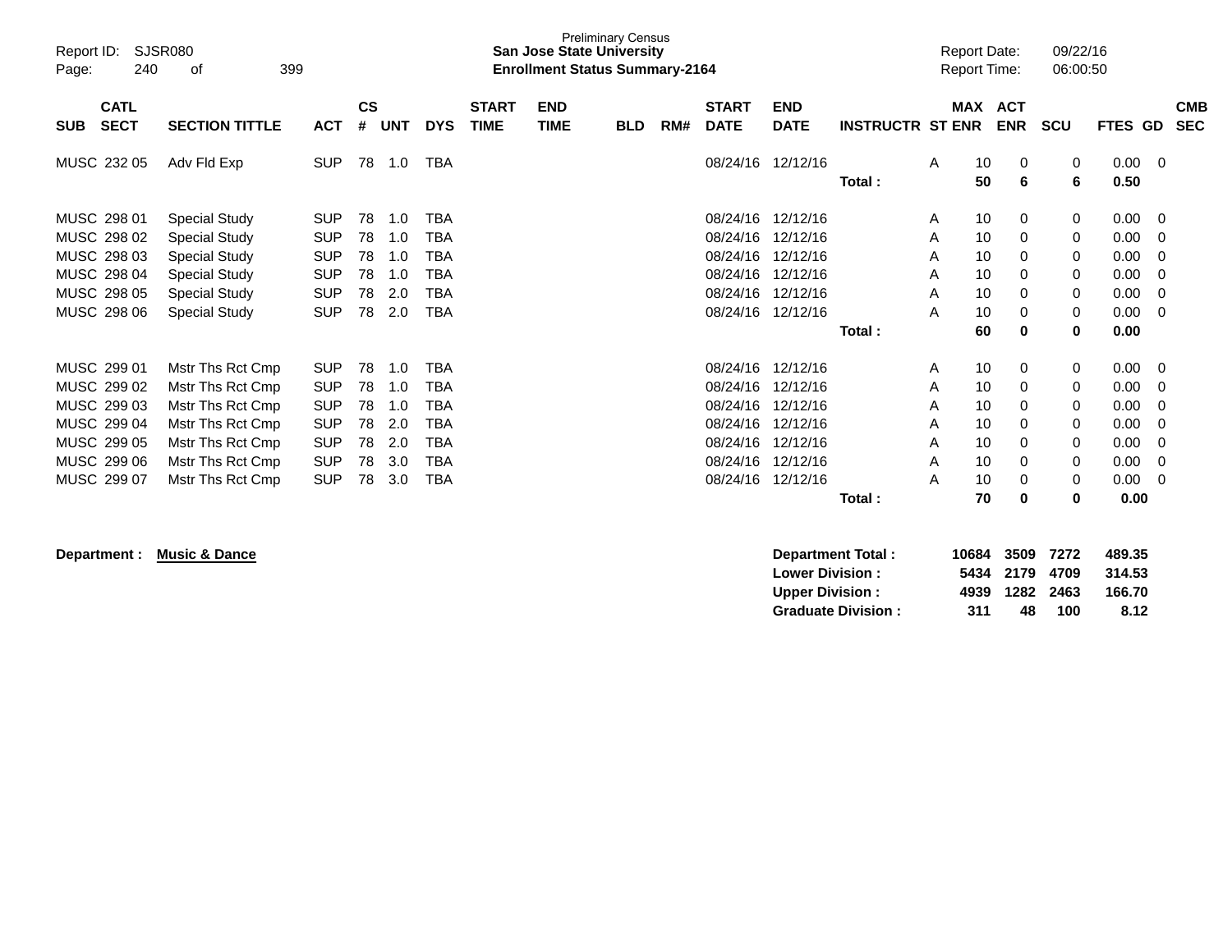Preliminary Census
**San Jose State University**
**Enrollment Status Summary-2164**

Report ID: SJSR080
Page: 240 of 399

Report Date: 09/22/16
Report Time: 06:00:50

| SUB | CATL SECT | SECTION TITTLE | ACT | CS # | UNT | DYS | START TIME | END TIME | BLD | RM# | START DATE | END DATE | INSTRUCTR | ST | MAX ENR | ACT ENR | SCU | FTES | GD | CMB SEC |
|---|---|---|---|---|---|---|---|---|---|---|---|---|---|---|---|---|---|---|---|---|
| MUSC | 232 05 | Adv Fld Exp | SUP | 78 | 1.0 | TBA | | | | | 08/24/16 | 12/12/16 | | A | 10 | 0 | 0 | 0.00 | 0 | |
| | | | | | | | | | | | | | **Total :** | | **50** | **6** | **6** | **0.50** | | |
| MUSC | 298 01 | Special Study | SUP | 78 | 1.0 | TBA | | | | | 08/24/16 | 12/12/16 | | A | 10 | 0 | 0 | 0.00 | 0 | |
| MUSC | 298 02 | Special Study | SUP | 78 | 1.0 | TBA | | | | | 08/24/16 | 12/12/16 | | A | 10 | 0 | 0 | 0.00 | 0 | |
| MUSC | 298 03 | Special Study | SUP | 78 | 1.0 | TBA | | | | | 08/24/16 | 12/12/16 | | A | 10 | 0 | 0 | 0.00 | 0 | |
| MUSC | 298 04 | Special Study | SUP | 78 | 1.0 | TBA | | | | | 08/24/16 | 12/12/16 | | A | 10 | 0 | 0 | 0.00 | 0 | |
| MUSC | 298 05 | Special Study | SUP | 78 | 2.0 | TBA | | | | | 08/24/16 | 12/12/16 | | A | 10 | 0 | 0 | 0.00 | 0 | |
| MUSC | 298 06 | Special Study | SUP | 78 | 2.0 | TBA | | | | | 08/24/16 | 12/12/16 | | A | 10 | 0 | 0 | 0.00 | 0 | |
| | | | | | | | | | | | | | **Total :** | | **60** | **0** | **0** | **0.00** | | |
| MUSC | 299 01 | Mstr Ths Rct Cmp | SUP | 78 | 1.0 | TBA | | | | | 08/24/16 | 12/12/16 | | A | 10 | 0 | 0 | 0.00 | 0 | |
| MUSC | 299 02 | Mstr Ths Rct Cmp | SUP | 78 | 1.0 | TBA | | | | | 08/24/16 | 12/12/16 | | A | 10 | 0 | 0 | 0.00 | 0 | |
| MUSC | 299 03 | Mstr Ths Rct Cmp | SUP | 78 | 1.0 | TBA | | | | | 08/24/16 | 12/12/16 | | A | 10 | 0 | 0 | 0.00 | 0 | |
| MUSC | 299 04 | Mstr Ths Rct Cmp | SUP | 78 | 2.0 | TBA | | | | | 08/24/16 | 12/12/16 | | A | 10 | 0 | 0 | 0.00 | 0 | |
| MUSC | 299 05 | Mstr Ths Rct Cmp | SUP | 78 | 2.0 | TBA | | | | | 08/24/16 | 12/12/16 | | A | 10 | 0 | 0 | 0.00 | 0 | |
| MUSC | 299 06 | Mstr Ths Rct Cmp | SUP | 78 | 3.0 | TBA | | | | | 08/24/16 | 12/12/16 | | A | 10 | 0 | 0 | 0.00 | 0 | |
| MUSC | 299 07 | Mstr Ths Rct Cmp | SUP | 78 | 3.0 | TBA | | | | | 08/24/16 | 12/12/16 | | A | 10 | 0 | 0 | 0.00 | 0 | |
| | | | | | | | | | | | | | **Total :** | | **70** | **0** | **0** | **0.00** | | |

**Department :** **Music & Dance**

| | MAX ENR | ACT ENR | SCU | FTES |
|---|---|---|---|---|
| **Department Total :** | **10684** | **3509** | **7272** | **489.35** |
| **Lower Division :** | **5434** | **2179** | **4709** | **314.53** |
| **Upper Division :** | **4939** | **1282** | **2463** | **166.70** |
| **Graduate Division :** | **311** | **48** | **100** | **8.12** |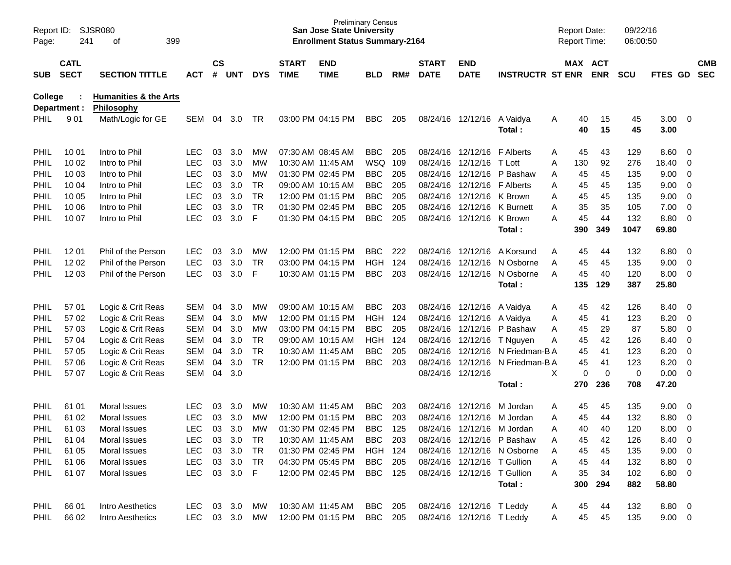Preliminary Census
**San Jose State University**
**Enrollment Status Summary-2164**

Report ID: SJSR080
Report Date: 09/22/16
Report Time: 06:00:50

**College : Humanities & the Arts**
**Department : Philosophy**

| SUB | CATL SECT | SECTION TITTLE | ACT | CS # | UNT | DYS | START TIME | END TIME | BLD | RM# | START DATE | END DATE | INSTRUCTR | ST | MAX ENR | ACT ENR | SCU | FTES | GD | CMB SEC |
|---|---|---|---|---|---|---|---|---|---|---|---|---|---|---|---|---|---|---|---|---|
| PHIL | 9 01 | Math/Logic for GE | SEM | 04 | 3.0 | TR | 03:00 PM | 04:15 PM | BBC | 205 | 08/24/16 | 12/12/16 | A Vaidya | A | 40 | 15 | 45 | 3.00 | 0 | |
| | | | | | | | | | | | | | **Total :** | | **40** | **15** | **45** | **3.00** | | |
| PHIL | 10 01 | Intro to Phil | LEC | 03 | 3.0 | MW | 07:30 AM | 08:45 AM | BBC | 205 | 08/24/16 | 12/12/16 | F Alberts | A | 45 | 43 | 129 | 8.60 | 0 | |
| PHIL | 10 02 | Intro to Phil | LEC | 03 | 3.0 | MW | 10:30 AM | 11:45 AM | WSQ | 109 | 08/24/16 | 12/12/16 | T Lott | A | 130 | 92 | 276 | 18.40 | 0 | |
| PHIL | 10 03 | Intro to Phil | LEC | 03 | 3.0 | MW | 01:30 PM | 02:45 PM | BBC | 205 | 08/24/16 | 12/12/16 | P Bashaw | A | 45 | 45 | 135 | 9.00 | 0 | |
| PHIL | 10 04 | Intro to Phil | LEC | 03 | 3.0 | TR | 09:00 AM | 10:15 AM | BBC | 205 | 08/24/16 | 12/12/16 | F Alberts | A | 45 | 45 | 135 | 9.00 | 0 | |
| PHIL | 10 05 | Intro to Phil | LEC | 03 | 3.0 | TR | 12:00 PM | 01:15 PM | BBC | 205 | 08/24/16 | 12/12/16 | K Brown | A | 45 | 45 | 135 | 9.00 | 0 | |
| PHIL | 10 06 | Intro to Phil | LEC | 03 | 3.0 | TR | 01:30 PM | 02:45 PM | BBC | 205 | 08/24/16 | 12/12/16 | K Burnett | A | 35 | 35 | 105 | 7.00 | 0 | |
| PHIL | 10 07 | Intro to Phil | LEC | 03 | 3.0 | F | 01:30 PM | 04:15 PM | BBC | 205 | 08/24/16 | 12/12/16 | K Brown | A | 45 | 44 | 132 | 8.80 | 0 | |
| | | | | | | | | | | | | | **Total :** | | **390** | **349** | **1047** | **69.80** | | |
| PHIL | 12 01 | Phil of the Person | LEC | 03 | 3.0 | MW | 12:00 PM | 01:15 PM | BBC | 222 | 08/24/16 | 12/12/16 | A Korsund | A | 45 | 44 | 132 | 8.80 | 0 | |
| PHIL | 12 02 | Phil of the Person | LEC | 03 | 3.0 | TR | 03:00 PM | 04:15 PM | HGH | 124 | 08/24/16 | 12/12/16 | N Osborne | A | 45 | 45 | 135 | 9.00 | 0 | |
| PHIL | 12 03 | Phil of the Person | LEC | 03 | 3.0 | F | 10:30 AM | 01:15 PM | BBC | 203 | 08/24/16 | 12/12/16 | N Osborne | A | 45 | 40 | 120 | 8.00 | 0 | |
| | | | | | | | | | | | | | **Total :** | | **135** | **129** | **387** | **25.80** | | |
| PHIL | 57 01 | Logic & Crit Reas | SEM | 04 | 3.0 | MW | 09:00 AM | 10:15 AM | BBC | 203 | 08/24/16 | 12/12/16 | A Vaidya | A | 45 | 42 | 126 | 8.40 | 0 | |
| PHIL | 57 02 | Logic & Crit Reas | SEM | 04 | 3.0 | MW | 12:00 PM | 01:15 PM | HGH | 124 | 08/24/16 | 12/12/16 | A Vaidya | A | 45 | 41 | 123 | 8.20 | 0 | |
| PHIL | 57 03 | Logic & Crit Reas | SEM | 04 | 3.0 | MW | 03:00 PM | 04:15 PM | BBC | 205 | 08/24/16 | 12/12/16 | P Bashaw | A | 45 | 29 | 87 | 5.80 | 0 | |
| PHIL | 57 04 | Logic & Crit Reas | SEM | 04 | 3.0 | TR | 09:00 AM | 10:15 AM | HGH | 124 | 08/24/16 | 12/12/16 | T Nguyen | A | 45 | 42 | 126 | 8.40 | 0 | |
| PHIL | 57 05 | Logic & Crit Reas | SEM | 04 | 3.0 | TR | 10:30 AM | 11:45 AM | BBC | 205 | 08/24/16 | 12/12/16 | N Friedman-B | A | 45 | 41 | 123 | 8.20 | 0 | |
| PHIL | 57 06 | Logic & Crit Reas | SEM | 04 | 3.0 | TR | 12:00 PM | 01:15 PM | BBC | 203 | 08/24/16 | 12/12/16 | N Friedman-B | A | 45 | 41 | 123 | 8.20 | 0 | |
| PHIL | 57 07 | Logic & Crit Reas | SEM | 04 | 3.0 | | | | | | 08/24/16 | 12/12/16 | | X | 0 | 0 | 0 | 0.00 | 0 | |
| | | | | | | | | | | | | | **Total :** | | **270** | **236** | **708** | **47.20** | | |
| PHIL | 61 01 | Moral Issues | LEC | 03 | 3.0 | MW | 10:30 AM | 11:45 AM | BBC | 203 | 08/24/16 | 12/12/16 | M Jordan | A | 45 | 45 | 135 | 9.00 | 0 | |
| PHIL | 61 02 | Moral Issues | LEC | 03 | 3.0 | MW | 12:00 PM | 01:15 PM | BBC | 203 | 08/24/16 | 12/12/16 | M Jordan | A | 45 | 44 | 132 | 8.80 | 0 | |
| PHIL | 61 03 | Moral Issues | LEC | 03 | 3.0 | MW | 01:30 PM | 02:45 PM | BBC | 125 | 08/24/16 | 12/12/16 | M Jordan | A | 40 | 40 | 120 | 8.00 | 0 | |
| PHIL | 61 04 | Moral Issues | LEC | 03 | 3.0 | TR | 10:30 AM | 11:45 AM | BBC | 203 | 08/24/16 | 12/12/16 | P Bashaw | A | 45 | 42 | 126 | 8.40 | 0 | |
| PHIL | 61 05 | Moral Issues | LEC | 03 | 3.0 | TR | 01:30 PM | 02:45 PM | HGH | 124 | 08/24/16 | 12/12/16 | N Osborne | A | 45 | 45 | 135 | 9.00 | 0 | |
| PHIL | 61 06 | Moral Issues | LEC | 03 | 3.0 | TR | 04:30 PM | 05:45 PM | BBC | 205 | 08/24/16 | 12/12/16 | T Gullion | A | 45 | 44 | 132 | 8.80 | 0 | |
| PHIL | 61 07 | Moral Issues | LEC | 03 | 3.0 | F | 12:00 PM | 02:45 PM | BBC | 125 | 08/24/16 | 12/12/16 | T Gullion | A | 35 | 34 | 102 | 6.80 | 0 | |
| | | | | | | | | | | | | | **Total :** | | **300** | **294** | **882** | **58.80** | | |
| PHIL | 66 01 | Intro Aesthetics | LEC | 03 | 3.0 | MW | 10:30 AM | 11:45 AM | BBC | 205 | 08/24/16 | 12/12/16 | T Leddy | A | 45 | 44 | 132 | 8.80 | 0 | |
| PHIL | 66 02 | Intro Aesthetics | LEC | 03 | 3.0 | MW | 12:00 PM | 01:15 PM | BBC | 205 | 08/24/16 | 12/12/16 | T Leddy | A | 45 | 45 | 135 | 9.00 | 0 | |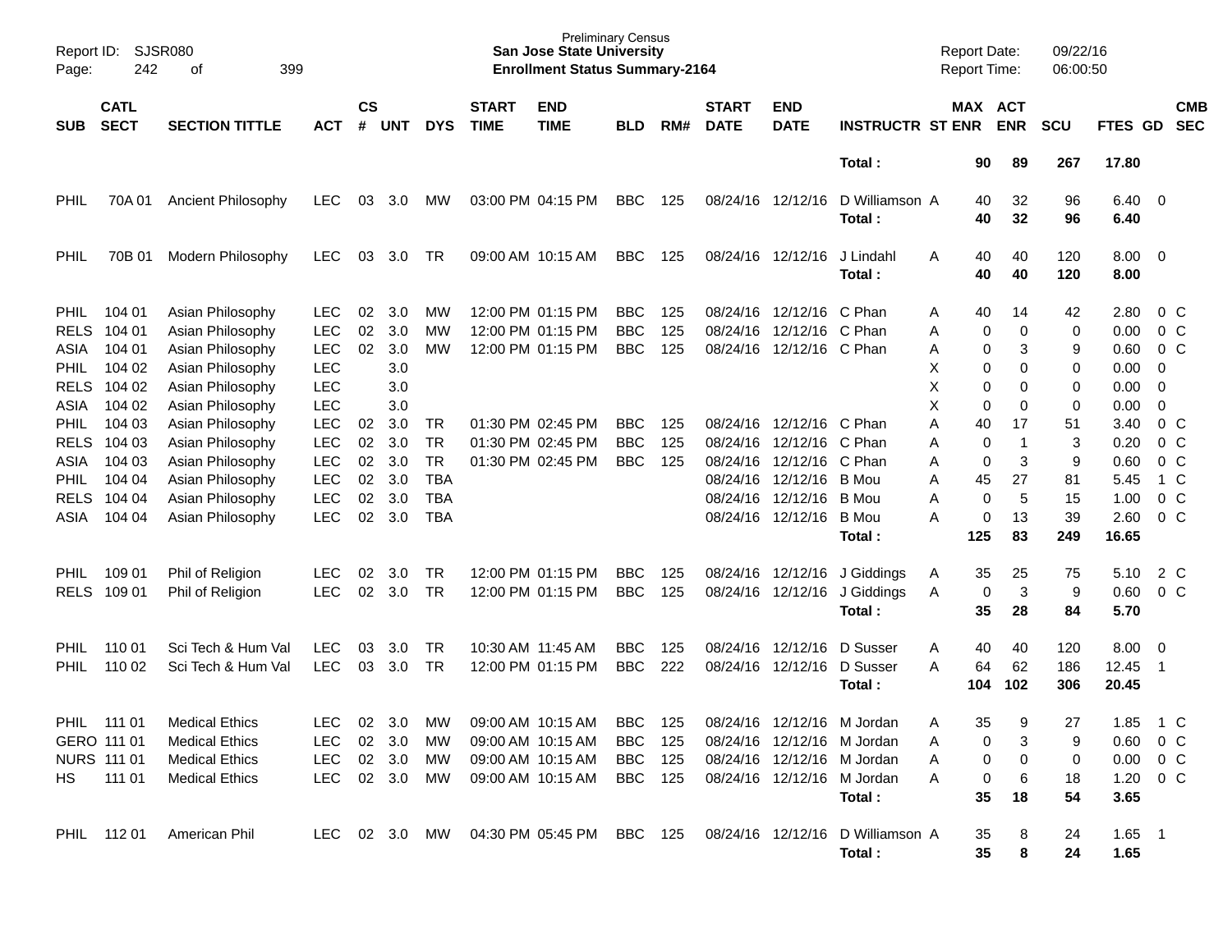Preliminary Census
**San Jose State University**
**Enrollment Status Summary-2164**

Report ID: SJSR080
Report Date: 09/22/16
Report Time: 06:00:50

| SUB | CATL SECT | SECTION TITTLE | ACT | CS # | UNT | DYS | START TIME | END TIME | BLD | RM# | START DATE | END DATE | INSTRUCTR | ST | MAX ENR | ACT ENR | SCU | FTES | GD | CMB SEC |
|---|---|---|---|---|---|---|---|---|---|---|---|---|---|---|---|---|---|---|---|---|
| | | | | | | | | | | | | | **Total :** | | **90** | **89** | **267** | **17.80** | | |
| PHIL | 70A 01 | Ancient Philosophy | LEC | 03 | 3.0 | MW | 03:00 PM | 04:15 PM | BBC | 125 | 08/24/16 | 12/12/16 | D Williamson | A | 40 | 32 | 96 | 6.40 | 0 | |
| | | | | | | | | | | | | | **Total :** | | **40** | **32** | **96** | **6.40** | | |
| PHIL | 70B 01 | Modern Philosophy | LEC | 03 | 3.0 | TR | 09:00 AM | 10:15 AM | BBC | 125 | 08/24/16 | 12/12/16 | J Lindahl | A | 40 | 40 | 120 | 8.00 | 0 | |
| | | | | | | | | | | | | | **Total :** | | **40** | **40** | **120** | **8.00** | | |
| PHIL | 104 01 | Asian Philosophy | LEC | 02 | 3.0 | MW | 12:00 PM | 01:15 PM | BBC | 125 | 08/24/16 | 12/12/16 | C Phan | A | 40 | 14 | 42 | 2.80 | 0 | C |
| RELS | 104 01 | Asian Philosophy | LEC | 02 | 3.0 | MW | 12:00 PM | 01:15 PM | BBC | 125 | 08/24/16 | 12/12/16 | C Phan | A | 0 | 0 | 0 | 0.00 | 0 | C |
| ASIA | 104 01 | Asian Philosophy | LEC | 02 | 3.0 | MW | 12:00 PM | 01:15 PM | BBC | 125 | 08/24/16 | 12/12/16 | C Phan | A | 0 | 3 | 9 | 0.60 | 0 | C |
| PHIL | 104 02 | Asian Philosophy | LEC | | 3.0 | | | | | | | | | X | 0 | 0 | 0 | 0.00 | 0 | |
| RELS | 104 02 | Asian Philosophy | LEC | | 3.0 | | | | | | | | | X | 0 | 0 | 0 | 0.00 | 0 | |
| ASIA | 104 02 | Asian Philosophy | LEC | | 3.0 | | | | | | | | | X | 0 | 0 | 0 | 0.00 | 0 | |
| PHIL | 104 03 | Asian Philosophy | LEC | 02 | 3.0 | TR | 01:30 PM | 02:45 PM | BBC | 125 | 08/24/16 | 12/12/16 | C Phan | A | 40 | 17 | 51 | 3.40 | 0 | C |
| RELS | 104 03 | Asian Philosophy | LEC | 02 | 3.0 | TR | 01:30 PM | 02:45 PM | BBC | 125 | 08/24/16 | 12/12/16 | C Phan | A | 0 | 1 | 3 | 0.20 | 0 | C |
| ASIA | 104 03 | Asian Philosophy | LEC | 02 | 3.0 | TR | 01:30 PM | 02:45 PM | BBC | 125 | 08/24/16 | 12/12/16 | C Phan | A | 0 | 3 | 9 | 0.60 | 0 | C |
| PHIL | 104 04 | Asian Philosophy | LEC | 02 | 3.0 | TBA | | | | | 08/24/16 | 12/12/16 | B Mou | A | 45 | 27 | 81 | 5.45 | 1 | C |
| RELS | 104 04 | Asian Philosophy | LEC | 02 | 3.0 | TBA | | | | | 08/24/16 | 12/12/16 | B Mou | A | 0 | 5 | 15 | 1.00 | 0 | C |
| ASIA | 104 04 | Asian Philosophy | LEC | 02 | 3.0 | TBA | | | | | 08/24/16 | 12/12/16 | B Mou | A | 0 | 13 | 39 | 2.60 | 0 | C |
| | | | | | | | | | | | | | **Total :** | | **125** | **83** | **249** | **16.65** | | |
| PHIL | 109 01 | Phil of Religion | LEC | 02 | 3.0 | TR | 12:00 PM | 01:15 PM | BBC | 125 | 08/24/16 | 12/12/16 | J Giddings | A | 35 | 25 | 75 | 5.10 | 2 | C |
| RELS | 109 01 | Phil of Religion | LEC | 02 | 3.0 | TR | 12:00 PM | 01:15 PM | BBC | 125 | 08/24/16 | 12/12/16 | J Giddings | A | 0 | 3 | 9 | 0.60 | 0 | C |
| | | | | | | | | | | | | | **Total :** | | **35** | **28** | **84** | **5.70** | | |
| PHIL | 110 01 | Sci Tech & Hum Val | LEC | 03 | 3.0 | TR | 10:30 AM | 11:45 AM | BBC | 125 | 08/24/16 | 12/12/16 | D Susser | A | 40 | 40 | 120 | 8.00 | 0 | |
| PHIL | 110 02 | Sci Tech & Hum Val | LEC | 03 | 3.0 | TR | 12:00 PM | 01:15 PM | BBC | 222 | 08/24/16 | 12/12/16 | D Susser | A | 64 | 62 | 186 | 12.45 | 1 | |
| | | | | | | | | | | | | | **Total :** | | **104** | **102** | **306** | **20.45** | | |
| PHIL | 111 01 | Medical Ethics | LEC | 02 | 3.0 | MW | 09:00 AM | 10:15 AM | BBC | 125 | 08/24/16 | 12/12/16 | M Jordan | A | 35 | 9 | 27 | 1.85 | 1 | C |
| GERO | 111 01 | Medical Ethics | LEC | 02 | 3.0 | MW | 09:00 AM | 10:15 AM | BBC | 125 | 08/24/16 | 12/12/16 | M Jordan | A | 0 | 3 | 9 | 0.60 | 0 | C |
| NURS | 111 01 | Medical Ethics | LEC | 02 | 3.0 | MW | 09:00 AM | 10:15 AM | BBC | 125 | 08/24/16 | 12/12/16 | M Jordan | A | 0 | 0 | 0 | 0.00 | 0 | C |
| HS | 111 01 | Medical Ethics | LEC | 02 | 3.0 | MW | 09:00 AM | 10:15 AM | BBC | 125 | 08/24/16 | 12/12/16 | M Jordan | A | 0 | 6 | 18 | 1.20 | 0 | C |
| | | | | | | | | | | | | | **Total :** | | **35** | **18** | **54** | **3.65** | | |
| PHIL | 112 01 | American Phil | LEC | 02 | 3.0 | MW | 04:30 PM | 05:45 PM | BBC | 125 | 08/24/16 | 12/12/16 | D Williamson | A | 35 | 8 | 24 | 1.65 | 1 | |
| | | | | | | | | | | | | | **Total :** | | **35** | **8** | **24** | **1.65** | | |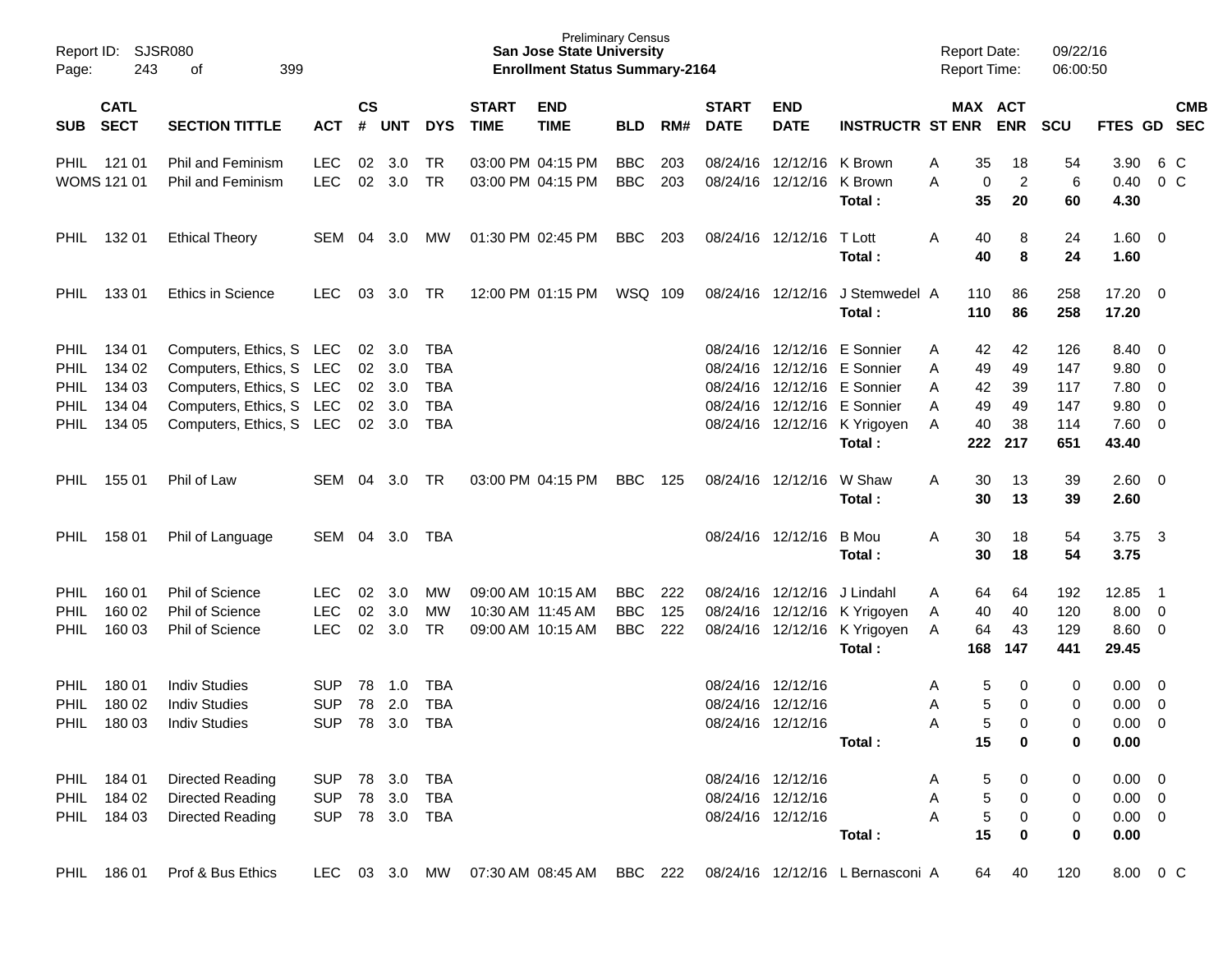Preliminary Census
**San Jose State University**
**Enrollment Status Summary-2164**

Report ID: SJSR080
Report Date: 09/22/16
Report Time: 06:00:50

| SUB | CATL SECT | SECTION TITTLE | ACT | CS # | UNT | DYS | START TIME | END TIME | BLD | RM# | START DATE | END DATE | INSTRUCTR | ST | MAX ENR | ACT ENR | SCU | FTES | GD | CMB SEC |
|---|---|---|---|---|---|---|---|---|---|---|---|---|---|---|---|---|---|---|---|---|
| PHIL | 121 01 | Phil and Feminism | LEC | 02 | 3.0 | TR | 03:00 PM | 04:15 PM | BBC | 203 | 08/24/16 | 12/12/16 | K Brown | A | 35 | 18 | 54 | 3.90 | 6 | C |
| WOMS | 121 01 | Phil and Feminism | LEC | 02 | 3.0 | TR | 03:00 PM | 04:15 PM | BBC | 203 | 08/24/16 | 12/12/16 | K Brown | A | 0 | 2 | 6 | 0.40 | 0 | C |
| | | | | | | | | | | | | | **Total :** | | **35** | **20** | **60** | **4.30** | | |
| PHIL | 132 01 | Ethical Theory | SEM | 04 | 3.0 | MW | 01:30 PM | 02:45 PM | BBC | 203 | 08/24/16 | 12/12/16 | T Lott | A | 40 | 8 | 24 | 1.60 | 0 | |
| | | | | | | | | | | | | | **Total :** | | **40** | **8** | **24** | **1.60** | | |
| PHIL | 133 01 | Ethics in Science | LEC | 03 | 3.0 | TR | 12:00 PM | 01:15 PM | WSQ | 109 | 08/24/16 | 12/12/16 | J Stemwedel | A | 110 | 86 | 258 | 17.20 | 0 | |
| | | | | | | | | | | | | | **Total :** | | **110** | **86** | **258** | **17.20** | | |
| PHIL | 134 01 | Computers, Ethics, S | LEC | 02 | 3.0 | TBA | | | | | 08/24/16 | 12/12/16 | E Sonnier | A | 42 | 42 | 126 | 8.40 | 0 | |
| PHIL | 134 02 | Computers, Ethics, S | LEC | 02 | 3.0 | TBA | | | | | 08/24/16 | 12/12/16 | E Sonnier | A | 49 | 49 | 147 | 9.80 | 0 | |
| PHIL | 134 03 | Computers, Ethics, S | LEC | 02 | 3.0 | TBA | | | | | 08/24/16 | 12/12/16 | E Sonnier | A | 42 | 39 | 117 | 7.80 | 0 | |
| PHIL | 134 04 | Computers, Ethics, S | LEC | 02 | 3.0 | TBA | | | | | 08/24/16 | 12/12/16 | E Sonnier | A | 49 | 49 | 147 | 9.80 | 0 | |
| PHIL | 134 05 | Computers, Ethics, S | LEC | 02 | 3.0 | TBA | | | | | 08/24/16 | 12/12/16 | K Yrigoyen | A | 40 | 38 | 114 | 7.60 | 0 | |
| | | | | | | | | | | | | | **Total :** | | **222** | **217** | **651** | **43.40** | | |
| PHIL | 155 01 | Phil of Law | SEM | 04 | 3.0 | TR | 03:00 PM | 04:15 PM | BBC | 125 | 08/24/16 | 12/12/16 | W Shaw | A | 30 | 13 | 39 | 2.60 | 0 | |
| | | | | | | | | | | | | | **Total :** | | **30** | **13** | **39** | **2.60** | | |
| PHIL | 158 01 | Phil of Language | SEM | 04 | 3.0 | TBA | | | | | 08/24/16 | 12/12/16 | B Mou | A | 30 | 18 | 54 | 3.75 | 3 | |
| | | | | | | | | | | | | | **Total :** | | **30** | **18** | **54** | **3.75** | | |
| PHIL | 160 01 | Phil of Science | LEC | 02 | 3.0 | MW | 09:00 AM | 10:15 AM | BBC | 222 | 08/24/16 | 12/12/16 | J Lindahl | A | 64 | 64 | 192 | 12.85 | 1 | |
| PHIL | 160 02 | Phil of Science | LEC | 02 | 3.0 | MW | 10:30 AM | 11:45 AM | BBC | 125 | 08/24/16 | 12/12/16 | K Yrigoyen | A | 40 | 40 | 120 | 8.00 | 0 | |
| PHIL | 160 03 | Phil of Science | LEC | 02 | 3.0 | TR | 09:00 AM | 10:15 AM | BBC | 222 | 08/24/16 | 12/12/16 | K Yrigoyen | A | 64 | 43 | 129 | 8.60 | 0 | |
| | | | | | | | | | | | | | **Total :** | | **168** | **147** | **441** | **29.45** | | |
| PHIL | 180 01 | Indiv Studies | SUP | 78 | 1.0 | TBA | | | | | 08/24/16 | 12/12/16 | | A | 5 | 0 | 0 | 0.00 | 0 | |
| PHIL | 180 02 | Indiv Studies | SUP | 78 | 2.0 | TBA | | | | | 08/24/16 | 12/12/16 | | A | 5 | 0 | 0 | 0.00 | 0 | |
| PHIL | 180 03 | Indiv Studies | SUP | 78 | 3.0 | TBA | | | | | 08/24/16 | 12/12/16 | | A | 5 | 0 | 0 | 0.00 | 0 | |
| | | | | | | | | | | | | | **Total :** | | **15** | **0** | **0** | **0.00** | | |
| PHIL | 184 01 | Directed Reading | SUP | 78 | 3.0 | TBA | | | | | 08/24/16 | 12/12/16 | | A | 5 | 0 | 0 | 0.00 | 0 | |
| PHIL | 184 02 | Directed Reading | SUP | 78 | 3.0 | TBA | | | | | 08/24/16 | 12/12/16 | | A | 5 | 0 | 0 | 0.00 | 0 | |
| PHIL | 184 03 | Directed Reading | SUP | 78 | 3.0 | TBA | | | | | 08/24/16 | 12/12/16 | | A | 5 | 0 | 0 | 0.00 | 0 | |
| | | | | | | | | | | | | | **Total :** | | **15** | **0** | **0** | **0.00** | | |
| PHIL | 186 01 | Prof & Bus Ethics | LEC | 03 | 3.0 | MW | 07:30 AM | 08:45 AM | BBC | 222 | 08/24/16 | 12/12/16 | L Bernasconi | A | 64 | 40 | 120 | 8.00 | 0 | C |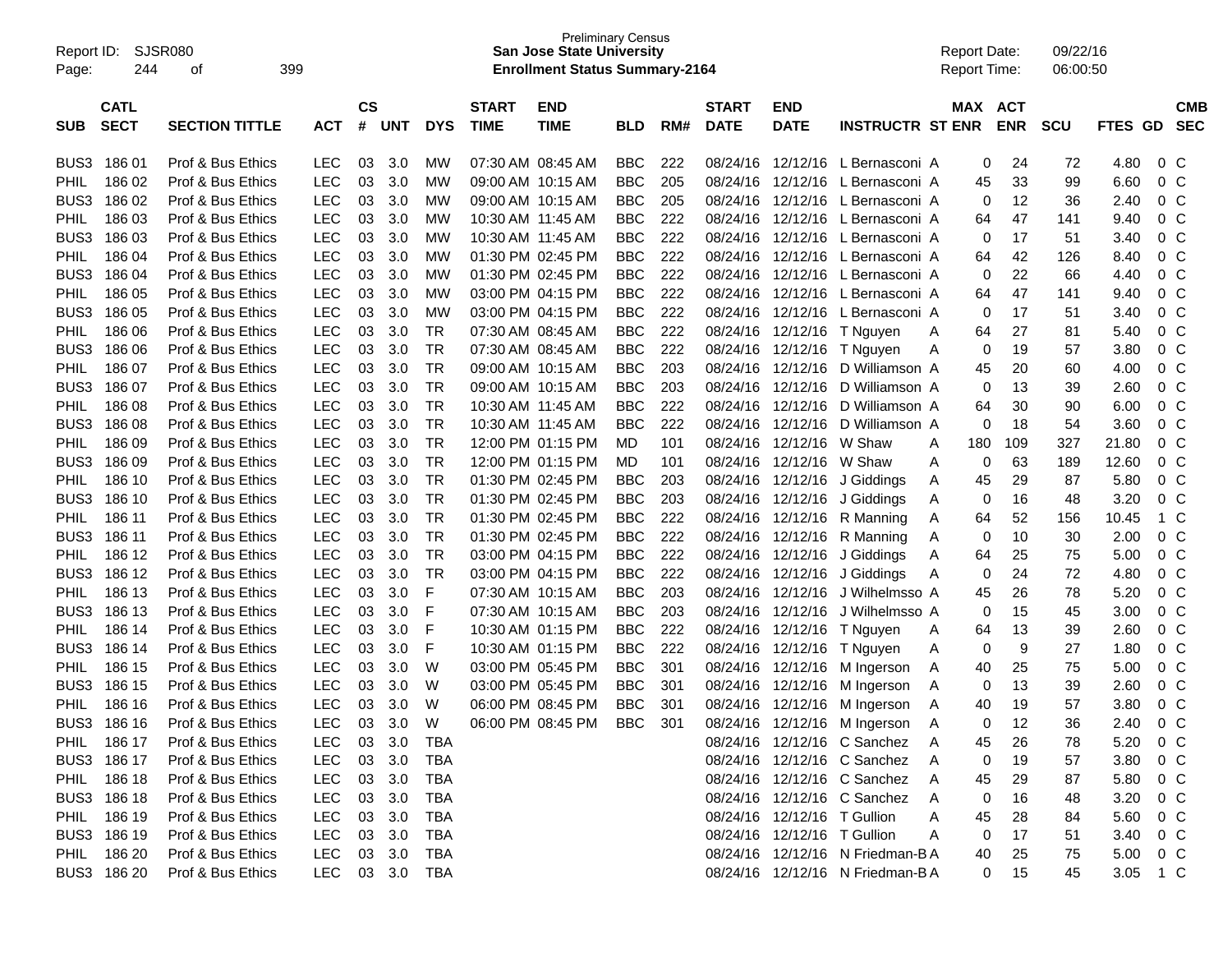Preliminary Census
**San Jose State University**
**Enrollment Status Summary-2164**

Report ID: SJSR080
Report Date: 09/22/16
Report Time: 06:00:50

| SUB | CATL SECT | SECTION TITTLE | ACT | CS # | UNT | DYS | START TIME | END TIME | BLD | RM# | START DATE | END DATE | INSTRUCTR | ST | MAX ENR | ACT ENR | SCU | FTES | GD | CMB SEC |
|---|---|---|---|---|---|---|---|---|---|---|---|---|---|---|---|---|---|---|---|---|
| BUS3 | 186 01 | Prof & Bus Ethics | LEC | 03 | 3.0 | MW | 07:30 AM | 08:45 AM | BBC | 222 | 08/24/16 | 12/12/16 | L Bernasconi | A | 0 | 24 | 72 | 4.80 | 0 | C |
| PHIL | 186 02 | Prof & Bus Ethics | LEC | 03 | 3.0 | MW | 09:00 AM | 10:15 AM | BBC | 205 | 08/24/16 | 12/12/16 | L Bernasconi | A | 45 | 33 | 99 | 6.60 | 0 | C |
| BUS3 | 186 02 | Prof & Bus Ethics | LEC | 03 | 3.0 | MW | 09:00 AM | 10:15 AM | BBC | 205 | 08/24/16 | 12/12/16 | L Bernasconi | A | 0 | 12 | 36 | 2.40 | 0 | C |
| PHIL | 186 03 | Prof & Bus Ethics | LEC | 03 | 3.0 | MW | 10:30 AM | 11:45 AM | BBC | 222 | 08/24/16 | 12/12/16 | L Bernasconi | A | 64 | 47 | 141 | 9.40 | 0 | C |
| BUS3 | 186 03 | Prof & Bus Ethics | LEC | 03 | 3.0 | MW | 10:30 AM | 11:45 AM | BBC | 222 | 08/24/16 | 12/12/16 | L Bernasconi | A | 0 | 17 | 51 | 3.40 | 0 | C |
| PHIL | 186 04 | Prof & Bus Ethics | LEC | 03 | 3.0 | MW | 01:30 PM | 02:45 PM | BBC | 222 | 08/24/16 | 12/12/16 | L Bernasconi | A | 64 | 42 | 126 | 8.40 | 0 | C |
| BUS3 | 186 04 | Prof & Bus Ethics | LEC | 03 | 3.0 | MW | 01:30 PM | 02:45 PM | BBC | 222 | 08/24/16 | 12/12/16 | L Bernasconi | A | 0 | 22 | 66 | 4.40 | 0 | C |
| PHIL | 186 05 | Prof & Bus Ethics | LEC | 03 | 3.0 | MW | 03:00 PM | 04:15 PM | BBC | 222 | 08/24/16 | 12/12/16 | L Bernasconi | A | 64 | 47 | 141 | 9.40 | 0 | C |
| BUS3 | 186 05 | Prof & Bus Ethics | LEC | 03 | 3.0 | MW | 03:00 PM | 04:15 PM | BBC | 222 | 08/24/16 | 12/12/16 | L Bernasconi | A | 0 | 17 | 51 | 3.40 | 0 | C |
| PHIL | 186 06 | Prof & Bus Ethics | LEC | 03 | 3.0 | TR | 07:30 AM | 08:45 AM | BBC | 222 | 08/24/16 | 12/12/16 | T Nguyen | A | 64 | 27 | 81 | 5.40 | 0 | C |
| BUS3 | 186 06 | Prof & Bus Ethics | LEC | 03 | 3.0 | TR | 07:30 AM | 08:45 AM | BBC | 222 | 08/24/16 | 12/12/16 | T Nguyen | A | 0 | 19 | 57 | 3.80 | 0 | C |
| PHIL | 186 07 | Prof & Bus Ethics | LEC | 03 | 3.0 | TR | 09:00 AM | 10:15 AM | BBC | 203 | 08/24/16 | 12/12/16 | D Williamson | A | 45 | 20 | 60 | 4.00 | 0 | C |
| BUS3 | 186 07 | Prof & Bus Ethics | LEC | 03 | 3.0 | TR | 09:00 AM | 10:15 AM | BBC | 203 | 08/24/16 | 12/12/16 | D Williamson | A | 0 | 13 | 39 | 2.60 | 0 | C |
| PHIL | 186 08 | Prof & Bus Ethics | LEC | 03 | 3.0 | TR | 10:30 AM | 11:45 AM | BBC | 222 | 08/24/16 | 12/12/16 | D Williamson | A | 64 | 30 | 90 | 6.00 | 0 | C |
| BUS3 | 186 08 | Prof & Bus Ethics | LEC | 03 | 3.0 | TR | 10:30 AM | 11:45 AM | BBC | 222 | 08/24/16 | 12/12/16 | D Williamson | A | 0 | 18 | 54 | 3.60 | 0 | C |
| PHIL | 186 09 | Prof & Bus Ethics | LEC | 03 | 3.0 | TR | 12:00 PM | 01:15 PM | MD | 101 | 08/24/16 | 12/12/16 | W Shaw | A | 180 | 109 | 327 | 21.80 | 0 | C |
| BUS3 | 186 09 | Prof & Bus Ethics | LEC | 03 | 3.0 | TR | 12:00 PM | 01:15 PM | MD | 101 | 08/24/16 | 12/12/16 | W Shaw | A | 0 | 63 | 189 | 12.60 | 0 | C |
| PHIL | 186 10 | Prof & Bus Ethics | LEC | 03 | 3.0 | TR | 01:30 PM | 02:45 PM | BBC | 203 | 08/24/16 | 12/12/16 | J Giddings | A | 45 | 29 | 87 | 5.80 | 0 | C |
| BUS3 | 186 10 | Prof & Bus Ethics | LEC | 03 | 3.0 | TR | 01:30 PM | 02:45 PM | BBC | 203 | 08/24/16 | 12/12/16 | J Giddings | A | 0 | 16 | 48 | 3.20 | 0 | C |
| PHIL | 186 11 | Prof & Bus Ethics | LEC | 03 | 3.0 | TR | 01:30 PM | 02:45 PM | BBC | 222 | 08/24/16 | 12/12/16 | R Manning | A | 64 | 52 | 156 | 10.45 | 1 | C |
| BUS3 | 186 11 | Prof & Bus Ethics | LEC | 03 | 3.0 | TR | 01:30 PM | 02:45 PM | BBC | 222 | 08/24/16 | 12/12/16 | R Manning | A | 0 | 10 | 30 | 2.00 | 0 | C |
| PHIL | 186 12 | Prof & Bus Ethics | LEC | 03 | 3.0 | TR | 03:00 PM | 04:15 PM | BBC | 222 | 08/24/16 | 12/12/16 | J Giddings | A | 64 | 25 | 75 | 5.00 | 0 | C |
| BUS3 | 186 12 | Prof & Bus Ethics | LEC | 03 | 3.0 | TR | 03:00 PM | 04:15 PM | BBC | 222 | 08/24/16 | 12/12/16 | J Giddings | A | 0 | 24 | 72 | 4.80 | 0 | C |
| PHIL | 186 13 | Prof & Bus Ethics | LEC | 03 | 3.0 | F | 07:30 AM | 10:15 AM | BBC | 203 | 08/24/16 | 12/12/16 | J Wilhelmsso | A | 45 | 26 | 78 | 5.20 | 0 | C |
| BUS3 | 186 13 | Prof & Bus Ethics | LEC | 03 | 3.0 | F | 07:30 AM | 10:15 AM | BBC | 203 | 08/24/16 | 12/12/16 | J Wilhelmsso | A | 0 | 15 | 45 | 3.00 | 0 | C |
| PHIL | 186 14 | Prof & Bus Ethics | LEC | 03 | 3.0 | F | 10:30 AM | 01:15 PM | BBC | 222 | 08/24/16 | 12/12/16 | T Nguyen | A | 64 | 13 | 39 | 2.60 | 0 | C |
| BUS3 | 186 14 | Prof & Bus Ethics | LEC | 03 | 3.0 | F | 10:30 AM | 01:15 PM | BBC | 222 | 08/24/16 | 12/12/16 | T Nguyen | A | 0 | 9 | 27 | 1.80 | 0 | C |
| PHIL | 186 15 | Prof & Bus Ethics | LEC | 03 | 3.0 | W | 03:00 PM | 05:45 PM | BBC | 301 | 08/24/16 | 12/12/16 | M Ingerson | A | 40 | 25 | 75 | 5.00 | 0 | C |
| BUS3 | 186 15 | Prof & Bus Ethics | LEC | 03 | 3.0 | W | 03:00 PM | 05:45 PM | BBC | 301 | 08/24/16 | 12/12/16 | M Ingerson | A | 0 | 13 | 39 | 2.60 | 0 | C |
| PHIL | 186 16 | Prof & Bus Ethics | LEC | 03 | 3.0 | W | 06:00 PM | 08:45 PM | BBC | 301 | 08/24/16 | 12/12/16 | M Ingerson | A | 40 | 19 | 57 | 3.80 | 0 | C |
| BUS3 | 186 16 | Prof & Bus Ethics | LEC | 03 | 3.0 | W | 06:00 PM | 08:45 PM | BBC | 301 | 08/24/16 | 12/12/16 | M Ingerson | A | 0 | 12 | 36 | 2.40 | 0 | C |
| PHIL | 186 17 | Prof & Bus Ethics | LEC | 03 | 3.0 | TBA | | | | | 08/24/16 | 12/12/16 | C Sanchez | A | 45 | 26 | 78 | 5.20 | 0 | C |
| BUS3 | 186 17 | Prof & Bus Ethics | LEC | 03 | 3.0 | TBA | | | | | 08/24/16 | 12/12/16 | C Sanchez | A | 0 | 19 | 57 | 3.80 | 0 | C |
| PHIL | 186 18 | Prof & Bus Ethics | LEC | 03 | 3.0 | TBA | | | | | 08/24/16 | 12/12/16 | C Sanchez | A | 45 | 29 | 87 | 5.80 | 0 | C |
| BUS3 | 186 18 | Prof & Bus Ethics | LEC | 03 | 3.0 | TBA | | | | | 08/24/16 | 12/12/16 | C Sanchez | A | 0 | 16 | 48 | 3.20 | 0 | C |
| PHIL | 186 19 | Prof & Bus Ethics | LEC | 03 | 3.0 | TBA | | | | | 08/24/16 | 12/12/16 | T Gullion | A | 45 | 28 | 84 | 5.60 | 0 | C |
| BUS3 | 186 19 | Prof & Bus Ethics | LEC | 03 | 3.0 | TBA | | | | | 08/24/16 | 12/12/16 | T Gullion | A | 0 | 17 | 51 | 3.40 | 0 | C |
| PHIL | 186 20 | Prof & Bus Ethics | LEC | 03 | 3.0 | TBA | | | | | 08/24/16 | 12/12/16 | N Friedman-B | A | 40 | 25 | 75 | 5.00 | 0 | C |
| BUS3 | 186 20 | Prof & Bus Ethics | LEC | 03 | 3.0 | TBA | | | | | 08/24/16 | 12/12/16 | N Friedman-B | A | 0 | 15 | 45 | 3.05 | 1 | C |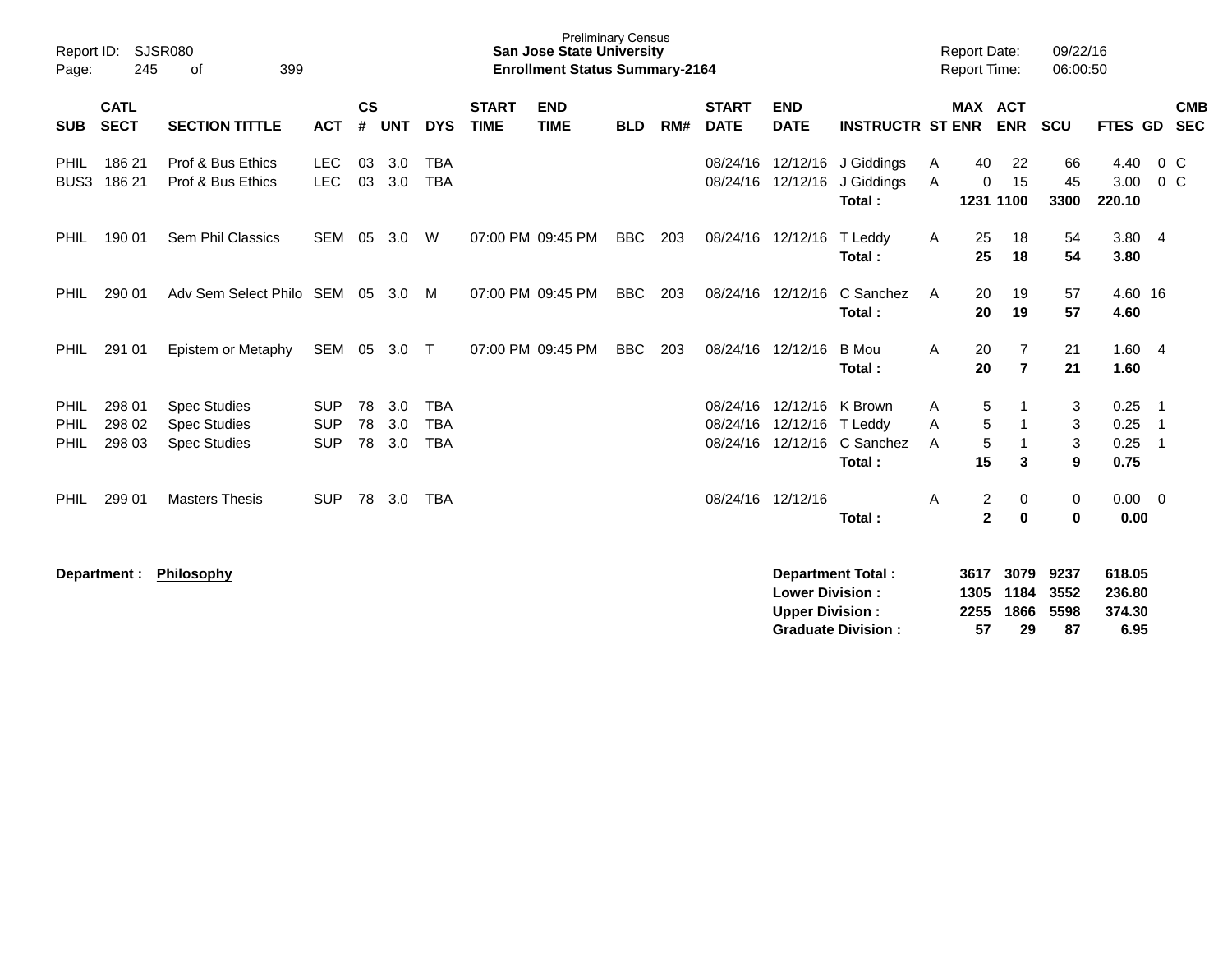Preliminary Census
**San Jose State University**
**Enrollment Status Summary-2164**

Report ID: SJSR080
Report Date: 09/22/16
Report Time: 06:00:50

| SUB | CATL SECT | SECTION TITTLE | ACT | CS # | UNT | DYS | START TIME | END TIME | BLD | RM# | START DATE | END DATE | INSTRUCTR | ST | MAX ENR | ACT ENR | SCU | FTES | GD | CMB SEC |
|---|---|---|---|---|---|---|---|---|---|---|---|---|---|---|---|---|---|---|---|---|
| PHIL | 186 21 | Prof & Bus Ethics | LEC | 03 | 3.0 | TBA | | | | | 08/24/16 | 12/12/16 | J Giddings | A | 40 | 22 | 66 | 4.40 | 0 | C |
| BUS3 | 186 21 | Prof & Bus Ethics | LEC | 03 | 3.0 | TBA | | | | | 08/24/16 | 12/12/16 | J Giddings | A | 0 | 15 | 45 | 3.00 | 0 | C |
| | | | | | | | | | | | | | **Total :** | | **1231** | **1100** | **3300** | **220.10** | | |
| PHIL | 190 01 | Sem Phil Classics | SEM | 05 | 3.0 | W | 07:00 PM | 09:45 PM | BBC | 203 | 08/24/16 | 12/12/16 | T Leddy | A | 25 | 18 | 54 | 3.80 | 4 | |
| | | | | | | | | | | | | | **Total :** | | **25** | **18** | **54** | **3.80** | | |
| PHIL | 290 01 | Adv Sem Select Philo | SEM | 05 | 3.0 | M | 07:00 PM | 09:45 PM | BBC | 203 | 08/24/16 | 12/12/16 | C Sanchez | A | 20 | 19 | 57 | 4.60 | 16 | |
| | | | | | | | | | | | | | **Total :** | | **20** | **19** | **57** | **4.60** | | |
| PHIL | 291 01 | Epistem or Metaphy | SEM | 05 | 3.0 | T | 07:00 PM | 09:45 PM | BBC | 203 | 08/24/16 | 12/12/16 | B Mou | A | 20 | 7 | 21 | 1.60 | 4 | |
| | | | | | | | | | | | | | **Total :** | | **20** | **7** | **21** | **1.60** | | |
| PHIL | 298 01 | Spec Studies | SUP | 78 | 3.0 | TBA | | | | | 08/24/16 | 12/12/16 | K Brown | A | 5 | 1 | 3 | 0.25 | 1 | |
| PHIL | 298 02 | Spec Studies | SUP | 78 | 3.0 | TBA | | | | | 08/24/16 | 12/12/16 | T Leddy | A | 5 | 1 | 3 | 0.25 | 1 | |
| PHIL | 298 03 | Spec Studies | SUP | 78 | 3.0 | TBA | | | | | 08/24/16 | 12/12/16 | C Sanchez | A | 5 | 1 | 3 | 0.25 | 1 | |
| | | | | | | | | | | | | | **Total :** | | **15** | **3** | **9** | **0.75** | | |
| PHIL | 299 01 | Masters Thesis | SUP | 78 | 3.0 | TBA | | | | | 08/24/16 | 12/12/16 | | A | 2 | 0 | 0 | 0.00 | 0 | |
| | | | | | | | | | | | | | **Total :** | | **2** | **0** | **0** | **0.00** | | |

**Department :** **Philosophy**

| | MAX ENR | ACT ENR | SCU | FTES |
|---|---|---|---|---|
| **Department Total :** | **3617** | **3079** | **9237** | **618.05** |
| **Lower Division :** | **1305** | **1184** | **3552** | **236.80** |
| **Upper Division :** | **2255** | **1866** | **5598** | **374.30** |
| **Graduate Division :** | **57** | **29** | **87** | **6.95** |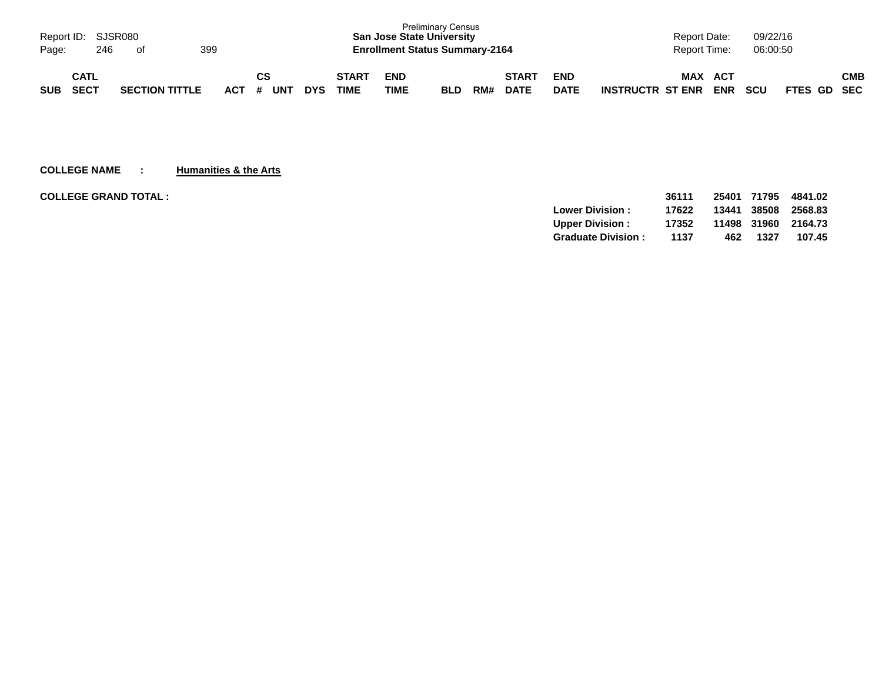Preliminary Census
**San Jose State University**
**Enrollment Status Summary-2164**

Report ID: SJSR080
Report Date: 09/22/16
Report Time: 06:00:50

| SUB | CATL SECT | SECTION TITTLE | ACT | CS # | UNT | DYS | START TIME | END TIME | BLD | RM# | START DATE | END DATE | INSTRUCTR | MAX ST ENR | ACT ENR | SCU | FTES | GD | CMB SEC |
|---|---|---|---|---|---|---|---|---|---|---|---|---|---|---|---|---|---|---|---|

**COLLEGE NAME : Humanities & the Arts**

**COLLEGE GRAND TOTAL :**

| | MAX ST ENR | ACT ENR | SCU | FTES |
|---|---|---|---|---|
| | **36111** | **25401** | **71795** | **4841.02** |
| **Lower Division :** | **17622** | **13441** | **38508** | **2568.83** |
| **Upper Division :** | **17352** | **11498** | **31960** | **2164.73** |
| **Graduate Division :** | **1137** | **462** | **1327** | **107.45** |